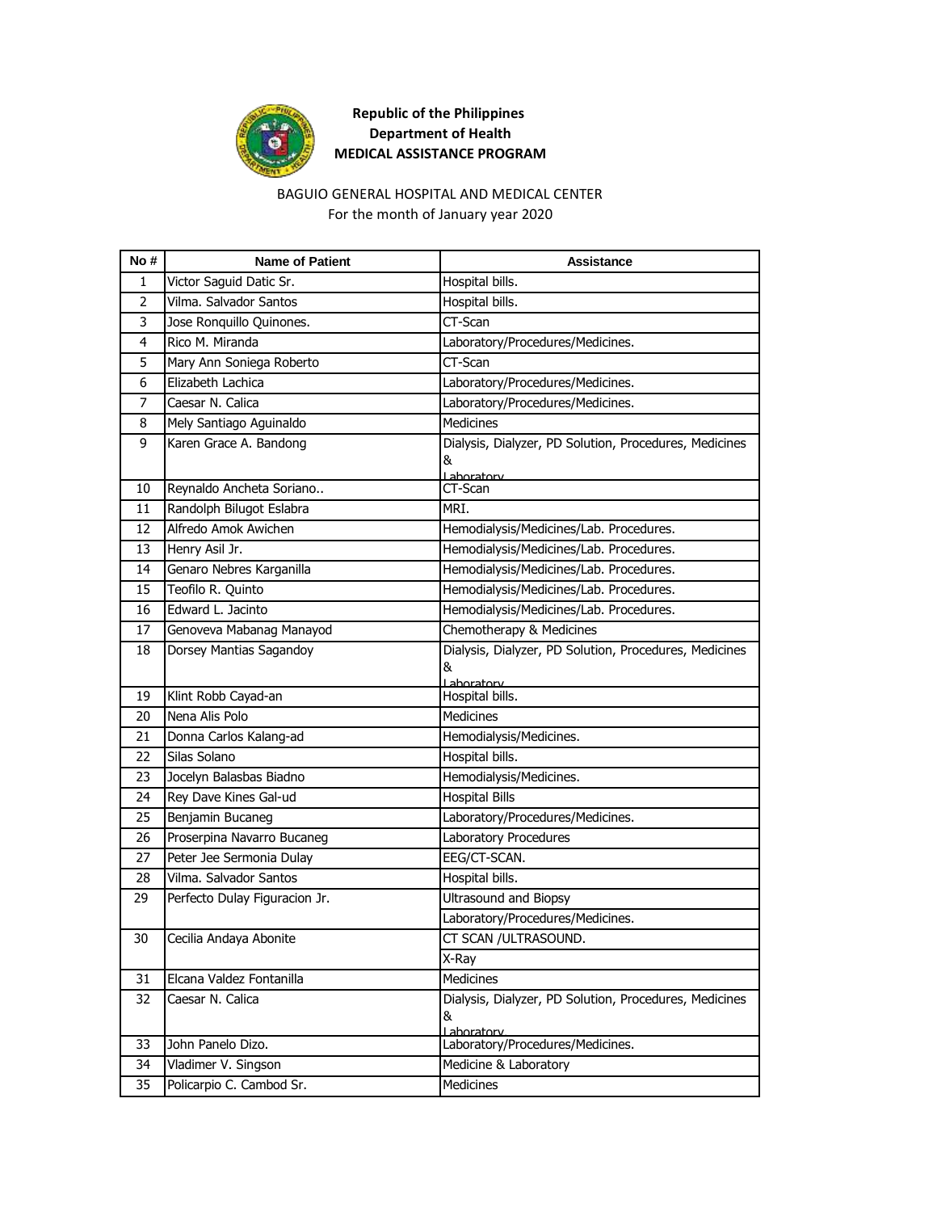**Republic of the Philippines**
**Department of Health**
**MEDICAL ASSISTANCE PROGRAM**

BAGUIO GENERAL HOSPITAL AND MEDICAL CENTER
For the month of January year 2020

| No # | Name of Patient | Assistance |
|---|---|---|
| 1 | Victor Saguid Datic Sr. | Hospital bills. |
| 2 | Vilma. Salvador Santos | Hospital bills. |
| 3 | Jose Ronquillo Quinones. | CT-Scan |
| 4 | Rico M. Miranda | Laboratory/Procedures/Medicines. |
| 5 | Mary Ann Soniega Roberto | CT-Scan |
| 6 | Elizabeth Lachica | Laboratory/Procedures/Medicines. |
| 7 | Caesar N. Calica | Laboratory/Procedures/Medicines. |
| 8 | Mely Santiago Aguinaldo | Medicines |
| 9 | Karen Grace A. Bandong | Dialysis, Dialyzer, PD Solution, Procedures, Medicines & Laboratory |
| 10 | Reynaldo Ancheta Soriano.. | CT-Scan |
| 11 | Randolph Bilugot Eslabra | MRI. |
| 12 | Alfredo Amok Awichen | Hemodialysis/Medicines/Lab. Procedures. |
| 13 | Henry Asil Jr. | Hemodialysis/Medicines/Lab. Procedures. |
| 14 | Genaro Nebres Karganilla | Hemodialysis/Medicines/Lab. Procedures. |
| 15 | Teofilo R. Quinto | Hemodialysis/Medicines/Lab. Procedures. |
| 16 | Edward L. Jacinto | Hemodialysis/Medicines/Lab. Procedures. |
| 17 | Genoveva Mabanag Manayod | Chemotherapy & Medicines |
| 18 | Dorsey Mantias Sagandoy | Dialysis, Dialyzer, PD Solution, Procedures, Medicines & Laboratory |
| 19 | Klint Robb Cayad-an | Hospital bills. |
| 20 | Nena Alis Polo | Medicines |
| 21 | Donna Carlos Kalang-ad | Hemodialysis/Medicines. |
| 22 | Silas Solano | Hospital bills. |
| 23 | Jocelyn Balasbas Biadno | Hemodialysis/Medicines. |
| 24 | Rey Dave Kines Gal-ud | Hospital Bills |
| 25 | Benjamin Bucaneg | Laboratory/Procedures/Medicines. |
| 26 | Proserpina Navarro Bucaneg | Laboratory Procedures |
| 27 | Peter Jee Sermonia Dulay | EEG/CT-SCAN. |
| 28 | Vilma. Salvador Santos | Hospital bills. |
| 29 | Perfecto Dulay Figuracion Jr. | Ultrasound and Biopsy |
| | | Laboratory/Procedures/Medicines. |
| 30 | Cecilia Andaya Abonite | CT SCAN /ULTRASOUND. |
| | | X-Ray |
| 31 | Elcana Valdez Fontanilla | Medicines |
| 32 | Caesar N. Calica | Dialysis, Dialyzer, PD Solution, Procedures, Medicines & Laboratory |
| 33 | John Panelo Dizo. | Laboratory/Procedures/Medicines. |
| 34 | Vladimer V. Singson | Medicine & Laboratory |
| 35 | Policarpio C. Cambod Sr. | Medicines |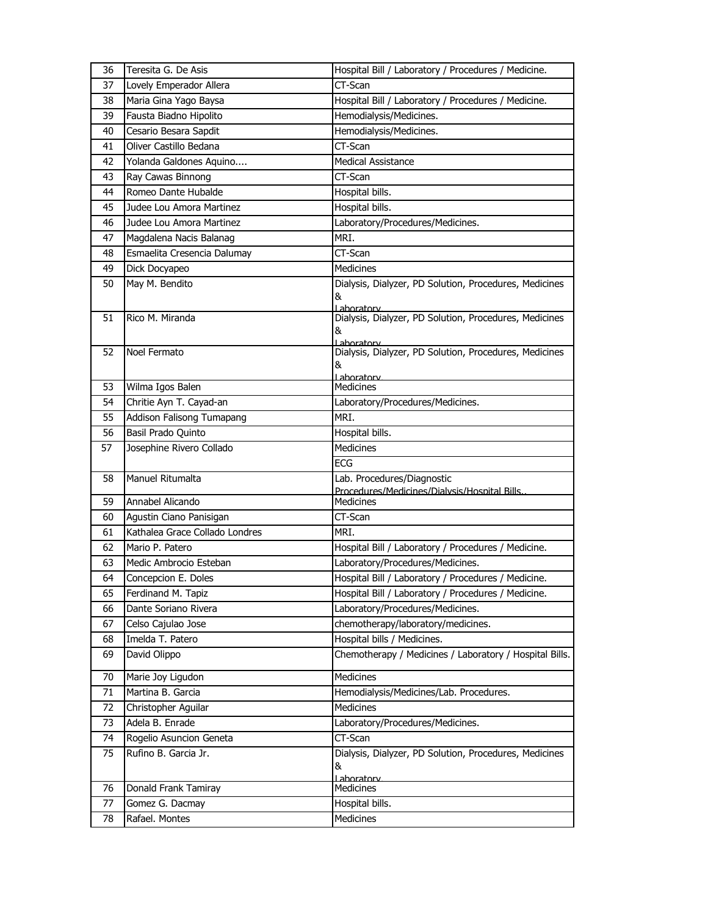| 36 | Teresita G. De Asis | Hospital Bill / Laboratory / Procedures / Medicine. |
|---|---|---|
| 37 | Lovely Emperador Allera | CT-Scan |
| 38 | Maria Gina Yago Baysa | Hospital Bill / Laboratory / Procedures / Medicine. |
| 39 | Fausta Biadno Hipolito | Hemodialysis/Medicines. |
| 40 | Cesario Besara Sapdit | Hemodialysis/Medicines. |
| 41 | Oliver Castillo Bedana | CT-Scan |
| 42 | Yolanda Galdones Aquino.... | Medical Assistance |
| 43 | Ray Cawas Binnong | CT-Scan |
| 44 | Romeo Dante Hubalde | Hospital bills. |
| 45 | Judee Lou Amora Martinez | Hospital bills. |
| 46 | Judee Lou Amora Martinez | Laboratory/Procedures/Medicines. |
| 47 | Magdalena Nacis Balanag | MRI. |
| 48 | Esmaelita Cresencia Dalumay | CT-Scan |
| 49 | Dick Docyapeo | Medicines |
| 50 | May M. Bendito | Dialysis, Dialyzer, PD Solution, Procedures, Medicines & Laboratory |
| 51 | Rico M. Miranda | Dialysis, Dialyzer, PD Solution, Procedures, Medicines & Laboratory |
| 52 | Noel Fermato | Dialysis, Dialyzer, PD Solution, Procedures, Medicines & Laboratory |
| 53 | Wilma Igos Balen | Medicines |
| 54 | Chritie Ayn T. Cayad-an | Laboratory/Procedures/Medicines. |
| 55 | Addison Falisong Tumapang | MRI. |
| 56 | Basil Prado Quinto | Hospital bills. |
| 57 | Josephine Rivero Collado | Medicines |
| | | ECG |
| 58 | Manuel Ritumalta | Lab. Procedures/Diagnostic Procedures/Medicines/Dialysis/Hospital Bills.. |
| 59 | Annabel Alicando | Medicines |
| 60 | Agustin Ciano Panisigan | CT-Scan |
| 61 | Kathalea Grace Collado Londres | MRI. |
| 62 | Mario P. Patero | Hospital Bill / Laboratory / Procedures / Medicine. |
| 63 | Medic Ambrocio Esteban | Laboratory/Procedures/Medicines. |
| 64 | Concepcion E. Doles | Hospital Bill / Laboratory / Procedures / Medicine. |
| 65 | Ferdinand M. Tapiz | Hospital Bill / Laboratory / Procedures / Medicine. |
| 66 | Dante Soriano Rivera | Laboratory/Procedures/Medicines. |
| 67 | Celso Cajulao Jose | chemotherapy/laboratory/medicines. |
| 68 | Imelda T. Patero | Hospital bills / Medicines. |
| 69 | David Olippo | Chemotherapy / Medicines / Laboratory / Hospital Bills. |
| 70 | Marie Joy Ligudon | Medicines |
| 71 | Martina B. Garcia | Hemodialysis/Medicines/Lab. Procedures. |
| 72 | Christopher Aguilar | Medicines |
| 73 | Adela B. Enrade | Laboratory/Procedures/Medicines. |
| 74 | Rogelio Asuncion Geneta | CT-Scan |
| 75 | Rufino B. Garcia Jr. | Dialysis, Dialyzer, PD Solution, Procedures, Medicines & Laboratory |
| 76 | Donald Frank Tamiray | Medicines |
| 77 | Gomez G. Dacmay | Hospital bills. |
| 78 | Rafael. Montes | Medicines |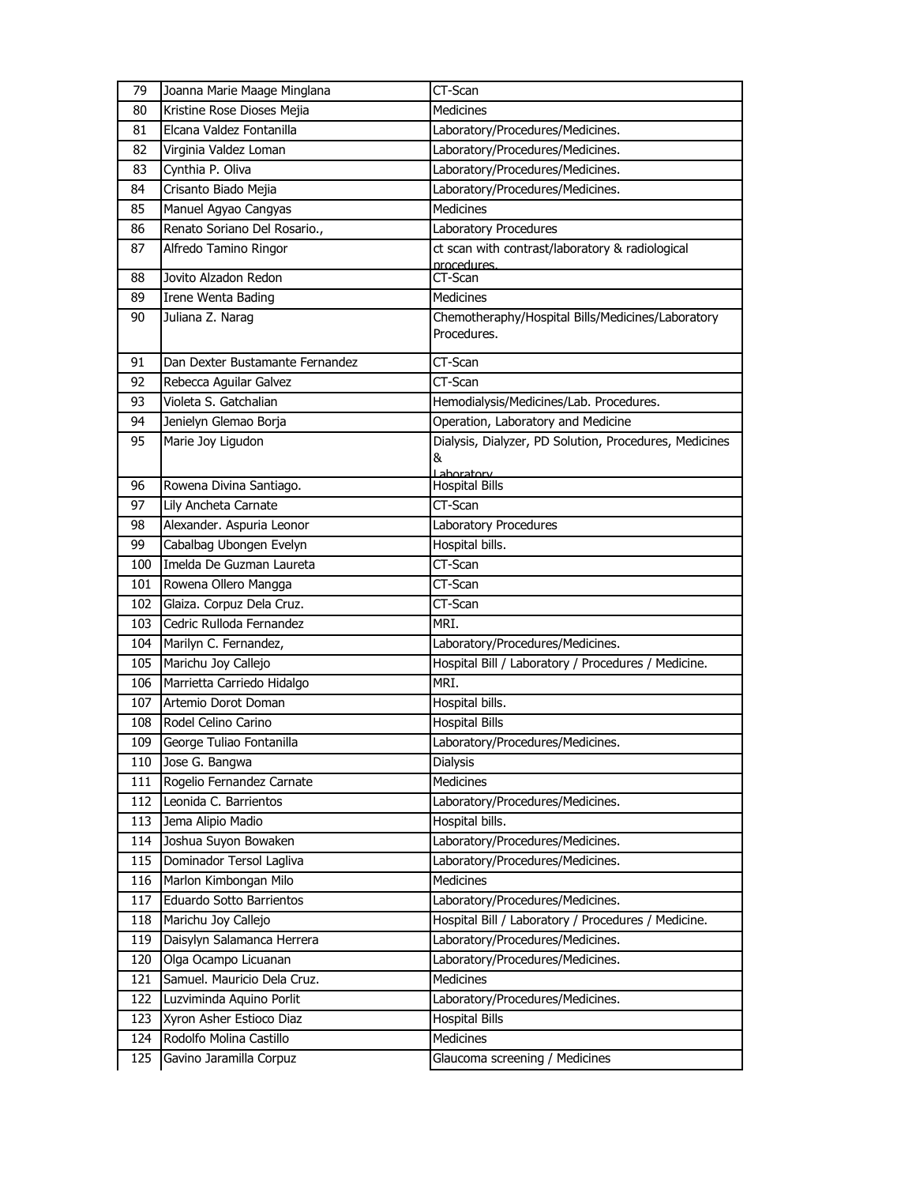| 79 | Joanna Marie Maage Minglana | CT-Scan |
|---|---|---|
| 80 | Kristine Rose Dioses Mejia | Medicines |
| 81 | Elcana Valdez Fontanilla | Laboratory/Procedures/Medicines. |
| 82 | Virginia Valdez Loman | Laboratory/Procedures/Medicines. |
| 83 | Cynthia P. Oliva | Laboratory/Procedures/Medicines. |
| 84 | Crisanto Biado Mejia | Laboratory/Procedures/Medicines. |
| 85 | Manuel Agyao Cangyas | Medicines |
| 86 | Renato Soriano Del Rosario., | Laboratory Procedures |
| 87 | Alfredo Tamino Ringor | ct scan with contrast/laboratory & radiological procedures. |
| 88 | Jovito Alzadon Redon | CT-Scan |
| 89 | Irene Wenta Bading | Medicines |
| 90 | Juliana Z. Narag | Chemotheraphy/Hospital Bills/Medicines/Laboratory Procedures. |
| 91 | Dan Dexter Bustamante Fernandez | CT-Scan |
| 92 | Rebecca Aguilar Galvez | CT-Scan |
| 93 | Violeta S. Gatchalian | Hemodialysis/Medicines/Lab. Procedures. |
| 94 | Jenielyn Glemao Borja | Operation, Laboratory and Medicine |
| 95 | Marie Joy Ligudon | Dialysis, Dialyzer, PD Solution, Procedures, Medicines & Laboratory |
| 96 | Rowena Divina Santiago. | Hospital Bills |
| 97 | Lily Ancheta Carnate | CT-Scan |
| 98 | Alexander. Aspuria Leonor | Laboratory Procedures |
| 99 | Cabalbag Ubongen Evelyn | Hospital bills. |
| 100 | Imelda De Guzman Laureta | CT-Scan |
| 101 | Rowena Ollero Mangga | CT-Scan |
| 102 | Glaiza. Corpuz Dela Cruz. | CT-Scan |
| 103 | Cedric Rulloda Fernandez | MRI. |
| 104 | Marilyn C. Fernandez, | Laboratory/Procedures/Medicines. |
| 105 | Marichu Joy Callejo | Hospital Bill / Laboratory / Procedures / Medicine. |
| 106 | Marrietta Carriedo Hidalgo | MRI. |
| 107 | Artemio Dorot Doman | Hospital bills. |
| 108 | Rodel Celino Carino | Hospital Bills |
| 109 | George Tuliao Fontanilla | Laboratory/Procedures/Medicines. |
| 110 | Jose G. Bangwa | Dialysis |
| 111 | Rogelio Fernandez Carnate | Medicines |
| 112 | Leonida C. Barrientos | Laboratory/Procedures/Medicines. |
| 113 | Jema Alipio Madio | Hospital bills. |
| 114 | Joshua Suyon Bowaken | Laboratory/Procedures/Medicines. |
| 115 | Dominador Tersol Lagliva | Laboratory/Procedures/Medicines. |
| 116 | Marlon Kimbongan Milo | Medicines |
| 117 | Eduardo Sotto Barrientos | Laboratory/Procedures/Medicines. |
| 118 | Marichu Joy Callejo | Hospital Bill / Laboratory / Procedures / Medicine. |
| 119 | Daisylyn Salamanca Herrera | Laboratory/Procedures/Medicines. |
| 120 | Olga Ocampo Licuanan | Laboratory/Procedures/Medicines. |
| 121 | Samuel. Mauricio Dela Cruz. | Medicines |
| 122 | Luzviminda Aquino Porlit | Laboratory/Procedures/Medicines. |
| 123 | Xyron Asher Estioco Diaz | Hospital Bills |
| 124 | Rodolfo Molina Castillo | Medicines |
| 125 | Gavino Jaramilla Corpuz | Glaucoma screening / Medicines |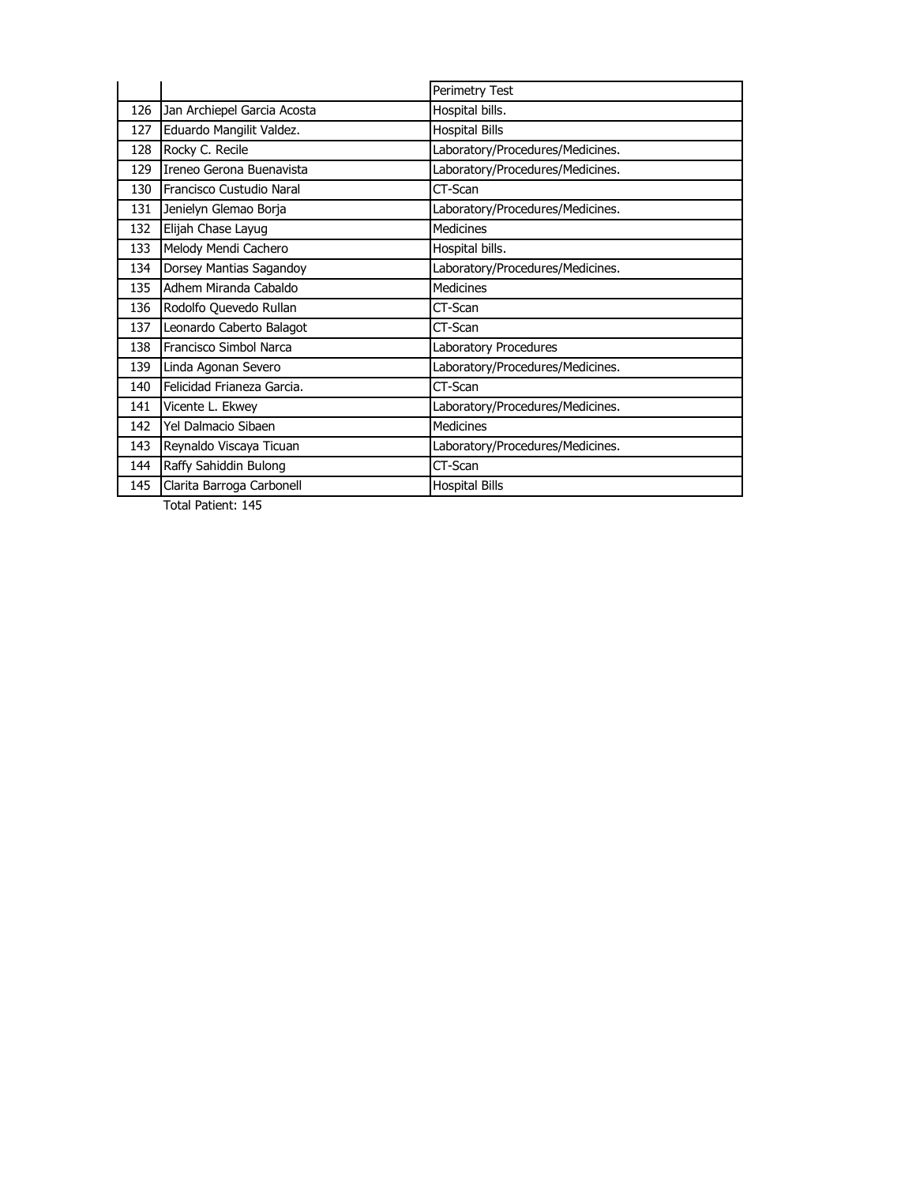| | | |
|---|---|---|
| | | Perimetry Test |
| 126 | Jan Archiepel Garcia Acosta | Hospital bills. |
| 127 | Eduardo Mangilit Valdez. | Hospital Bills |
| 128 | Rocky C. Recile | Laboratory/Procedures/Medicines. |
| 129 | Ireneo Gerona Buenavista | Laboratory/Procedures/Medicines. |
| 130 | Francisco Custudio Naral | CT-Scan |
| 131 | Jenielyn Glemao Borja | Laboratory/Procedures/Medicines. |
| 132 | Elijah Chase Layug | Medicines |
| 133 | Melody Mendi Cachero | Hospital bills. |
| 134 | Dorsey Mantias Sagandoy | Laboratory/Procedures/Medicines. |
| 135 | Adhem Miranda Cabaldo | Medicines |
| 136 | Rodolfo Quevedo Rullan | CT-Scan |
| 137 | Leonardo Caberto Balagot | CT-Scan |
| 138 | Francisco Simbol Narca | Laboratory Procedures |
| 139 | Linda Agonan Severo | Laboratory/Procedures/Medicines. |
| 140 | Felicidad Frianeza Garcia. | CT-Scan |
| 141 | Vicente L. Ekwey | Laboratory/Procedures/Medicines. |
| 142 | Yel Dalmacio Sibaen | Medicines |
| 143 | Reynaldo Viscaya Ticuan | Laboratory/Procedures/Medicines. |
| 144 | Raffy Sahiddin Bulong | CT-Scan |
| 145 | Clarita Barroga Carbonell | Hospital Bills |

Total Patient: 145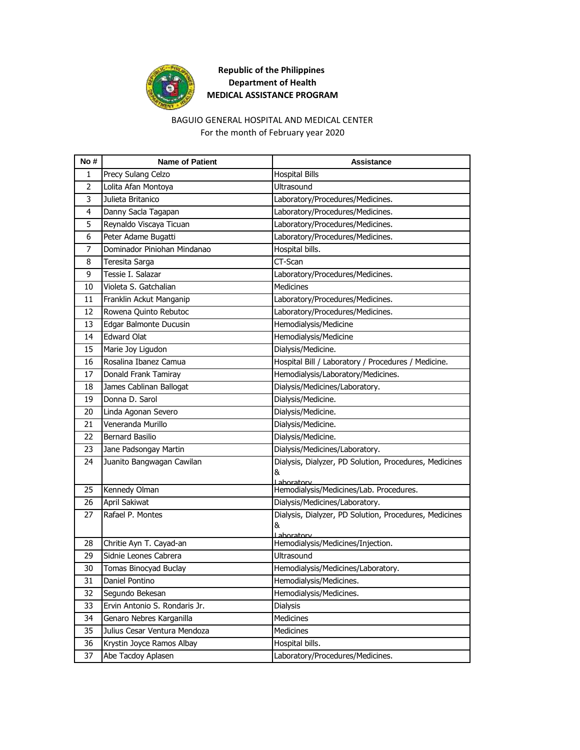**Republic of the Philippines**
**Department of Health**
**MEDICAL ASSISTANCE PROGRAM**

BAGUIO GENERAL HOSPITAL AND MEDICAL CENTER
For the month of February year 2020

| No # | Name of Patient | Assistance |
|---|---|---|
| 1 | Precy Sulang Celzo | Hospital Bills |
| 2 | Lolita Afan Montoya | Ultrasound |
| 3 | Julieta Britanico | Laboratory/Procedures/Medicines. |
| 4 | Danny Sacla Tagapan | Laboratory/Procedures/Medicines. |
| 5 | Reynaldo Viscaya Ticuan | Laboratory/Procedures/Medicines. |
| 6 | Peter Adame Bugatti | Laboratory/Procedures/Medicines. |
| 7 | Dominador Piniohan Mindanao | Hospital bills. |
| 8 | Teresita Sarga | CT-Scan |
| 9 | Tessie I. Salazar | Laboratory/Procedures/Medicines. |
| 10 | Violeta S. Gatchalian | Medicines |
| 11 | Franklin Ackut Manganip | Laboratory/Procedures/Medicines. |
| 12 | Rowena Quinto Rebutoc | Laboratory/Procedures/Medicines. |
| 13 | Edgar Balmonte Ducusin | Hemodialysis/Medicine |
| 14 | Edward Olat | Hemodialysis/Medicine |
| 15 | Marie Joy Ligudon | Dialysis/Medicine. |
| 16 | Rosalina Ibanez Camua | Hospital Bill / Laboratory / Procedures / Medicine. |
| 17 | Donald Frank Tamiray | Hemodialysis/Laboratory/Medicines. |
| 18 | James Cablinan Ballogat | Dialysis/Medicines/Laboratory. |
| 19 | Donna D. Sarol | Dialysis/Medicine. |
| 20 | Linda Agonan Severo | Dialysis/Medicine. |
| 21 | Veneranda Murillo | Dialysis/Medicine. |
| 22 | Bernard Basilio | Dialysis/Medicine. |
| 23 | Jane Padsongay Martin | Dialysis/Medicines/Laboratory. |
| 24 | Juanito Bangwagan Cawilan | Dialysis, Dialyzer, PD Solution, Procedures, Medicines & Laboratory |
| 25 | Kennedy Olman | Hemodialysis/Medicines/Lab. Procedures. |
| 26 | April Sakiwat | Dialysis/Medicines/Laboratory. |
| 27 | Rafael P. Montes | Dialysis, Dialyzer, PD Solution, Procedures, Medicines & Laboratory |
| 28 | Chritie Ayn T. Cayad-an | Hemodialysis/Medicines/Injection. |
| 29 | Sidnie Leones Cabrera | Ultrasound |
| 30 | Tomas Binocyad Buclay | Hemodialysis/Medicines/Laboratory. |
| 31 | Daniel Pontino | Hemodialysis/Medicines. |
| 32 | Segundo Bekesan | Hemodialysis/Medicines. |
| 33 | Ervin Antonio S. Rondaris Jr. | Dialysis |
| 34 | Genaro Nebres Karganilla | Medicines |
| 35 | Julius Cesar Ventura Mendoza | Medicines |
| 36 | Krystin Joyce Ramos Albay | Hospital bills. |
| 37 | Abe Tacdoy Aplasen | Laboratory/Procedures/Medicines. |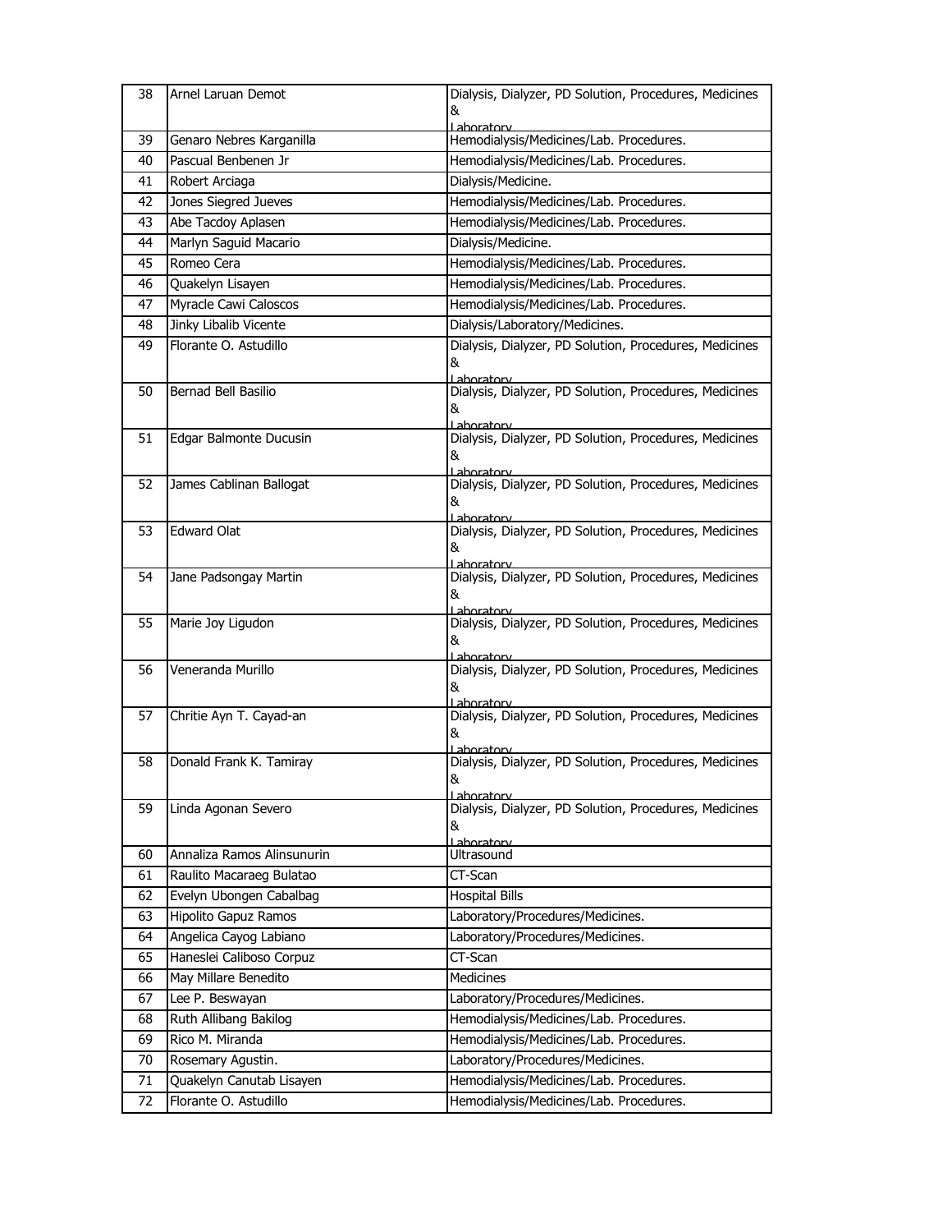| 38 | Arnel Laruan Demot | Dialysis, Dialyzer, PD Solution, Procedures, Medicines & Laboratory |
|---|---|---|
| 39 | Genaro Nebres Karganilla | Hemodialysis/Medicines/Lab. Procedures. |
| 40 | Pascual Benbenen Jr | Hemodialysis/Medicines/Lab. Procedures. |
| 41 | Robert Arciaga | Dialysis/Medicine. |
| 42 | Jones Siegred Jueves | Hemodialysis/Medicines/Lab. Procedures. |
| 43 | Abe Tacdoy Aplasen | Hemodialysis/Medicines/Lab. Procedures. |
| 44 | Marlyn Saguid Macario | Dialysis/Medicine. |
| 45 | Romeo Cera | Hemodialysis/Medicines/Lab. Procedures. |
| 46 | Quakelyn Lisayen | Hemodialysis/Medicines/Lab. Procedures. |
| 47 | Myracle Cawi Caloscos | Hemodialysis/Medicines/Lab. Procedures. |
| 48 | Jinky Libalib Vicente | Dialysis/Laboratory/Medicines. |
| 49 | Florante O. Astudillo | Dialysis, Dialyzer, PD Solution, Procedures, Medicines & Laboratory |
| 50 | Bernad Bell Basilio | Dialysis, Dialyzer, PD Solution, Procedures, Medicines & Laboratory |
| 51 | Edgar Balmonte Ducusin | Dialysis, Dialyzer, PD Solution, Procedures, Medicines & Laboratory |
| 52 | James Cablinan Ballogat | Dialysis, Dialyzer, PD Solution, Procedures, Medicines & Laboratory |
| 53 | Edward Olat | Dialysis, Dialyzer, PD Solution, Procedures, Medicines & Laboratory |
| 54 | Jane Padsongay Martin | Dialysis, Dialyzer, PD Solution, Procedures, Medicines & Laboratory |
| 55 | Marie Joy Ligudon | Dialysis, Dialyzer, PD Solution, Procedures, Medicines & Laboratory |
| 56 | Veneranda Murillo | Dialysis, Dialyzer, PD Solution, Procedures, Medicines & Laboratory |
| 57 | Chritie Ayn T. Cayad-an | Dialysis, Dialyzer, PD Solution, Procedures, Medicines & Laboratory |
| 58 | Donald Frank K. Tamiray | Dialysis, Dialyzer, PD Solution, Procedures, Medicines & Laboratory |
| 59 | Linda Agonan Severo | Dialysis, Dialyzer, PD Solution, Procedures, Medicines & Laboratory |
| 60 | Annaliza Ramos Alinsunurin | Ultrasound |
| 61 | Raulito Macaraeg Bulatao | CT-Scan |
| 62 | Evelyn Ubongen Cabalbag | Hospital Bills |
| 63 | Hipolito Gapuz Ramos | Laboratory/Procedures/Medicines. |
| 64 | Angelica Cayog Labiano | Laboratory/Procedures/Medicines. |
| 65 | Haneslei Caliboso Corpuz | CT-Scan |
| 66 | May Millare Benedito | Medicines |
| 67 | Lee P. Beswayan | Laboratory/Procedures/Medicines. |
| 68 | Ruth Allibang Bakilog | Hemodialysis/Medicines/Lab. Procedures. |
| 69 | Rico M. Miranda | Hemodialysis/Medicines/Lab. Procedures. |
| 70 | Rosemary Agustin. | Laboratory/Procedures/Medicines. |
| 71 | Quakelyn Canutab Lisayen | Hemodialysis/Medicines/Lab. Procedures. |
| 72 | Florante O. Astudillo | Hemodialysis/Medicines/Lab. Procedures. |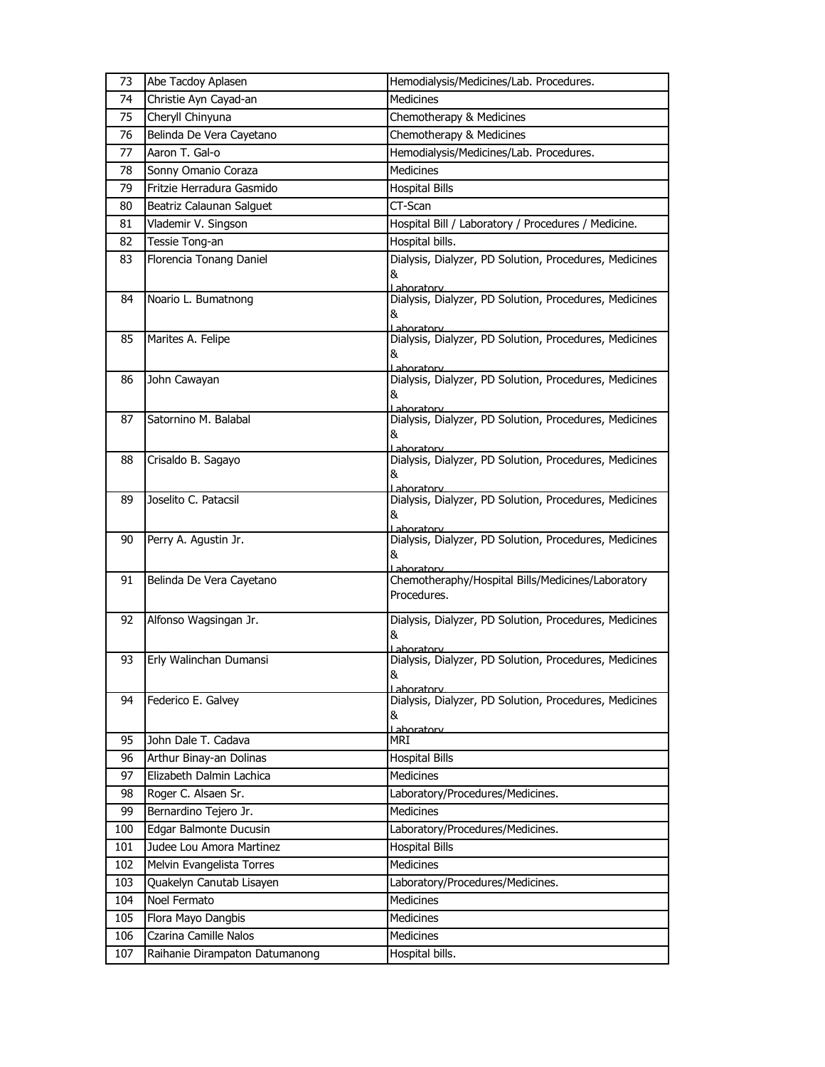| 73 | Abe Tacdoy Aplasen | Hemodialysis/Medicines/Lab. Procedures. |
|---|---|---|
| 74 | Christie Ayn Cayad-an | Medicines |
| 75 | Cheryll Chinyuna | Chemotherapy & Medicines |
| 76 | Belinda De Vera Cayetano | Chemotherapy & Medicines |
| 77 | Aaron T. Gal-o | Hemodialysis/Medicines/Lab. Procedures. |
| 78 | Sonny Omanio Coraza | Medicines |
| 79 | Fritzie Herradura Gasmido | Hospital Bills |
| 80 | Beatriz Calaunan Salguet | CT-Scan |
| 81 | Vlademir V. Singson | Hospital Bill / Laboratory / Procedures / Medicine. |
| 82 | Tessie Tong-an | Hospital bills. |
| 83 | Florencia Tonang Daniel | Dialysis, Dialyzer, PD Solution, Procedures, Medicines & Laboratory |
| 84 | Noario L. Bumatnong | Dialysis, Dialyzer, PD Solution, Procedures, Medicines & Laboratory |
| 85 | Marites A. Felipe | Dialysis, Dialyzer, PD Solution, Procedures, Medicines & Laboratory |
| 86 | John Cawayan | Dialysis, Dialyzer, PD Solution, Procedures, Medicines & Laboratory |
| 87 | Satornino M. Balabal | Dialysis, Dialyzer, PD Solution, Procedures, Medicines & Laboratory |
| 88 | Crisaldo B. Sagayo | Dialysis, Dialyzer, PD Solution, Procedures, Medicines & Laboratory |
| 89 | Joselito C. Patacsil | Dialysis, Dialyzer, PD Solution, Procedures, Medicines & Laboratory |
| 90 | Perry A. Agustin Jr. | Dialysis, Dialyzer, PD Solution, Procedures, Medicines & Laboratory |
| 91 | Belinda De Vera Cayetano | Chemotheraphy/Hospital Bills/Medicines/Laboratory Procedures. |
| 92 | Alfonso Wagsingan Jr. | Dialysis, Dialyzer, PD Solution, Procedures, Medicines & Laboratory |
| 93 | Erly Walinchan Dumansi | Dialysis, Dialyzer, PD Solution, Procedures, Medicines & Laboratory |
| 94 | Federico E. Galvey | Dialysis, Dialyzer, PD Solution, Procedures, Medicines & Laboratory |
| 95 | John Dale T. Cadava | MRI |
| 96 | Arthur Binay-an Dolinas | Hospital Bills |
| 97 | Elizabeth Dalmin Lachica | Medicines |
| 98 | Roger C. Alsaen Sr. | Laboratory/Procedures/Medicines. |
| 99 | Bernardino Tejero Jr. | Medicines |
| 100 | Edgar Balmonte Ducusin | Laboratory/Procedures/Medicines. |
| 101 | Judee Lou Amora Martinez | Hospital Bills |
| 102 | Melvin Evangelista Torres | Medicines |
| 103 | Quakelyn Canutab Lisayen | Laboratory/Procedures/Medicines. |
| 104 | Noel Fermato | Medicines |
| 105 | Flora Mayo Dangbis | Medicines |
| 106 | Czarina Camille Nalos | Medicines |
| 107 | Raihanie Dirampaton Datumanong | Hospital bills. |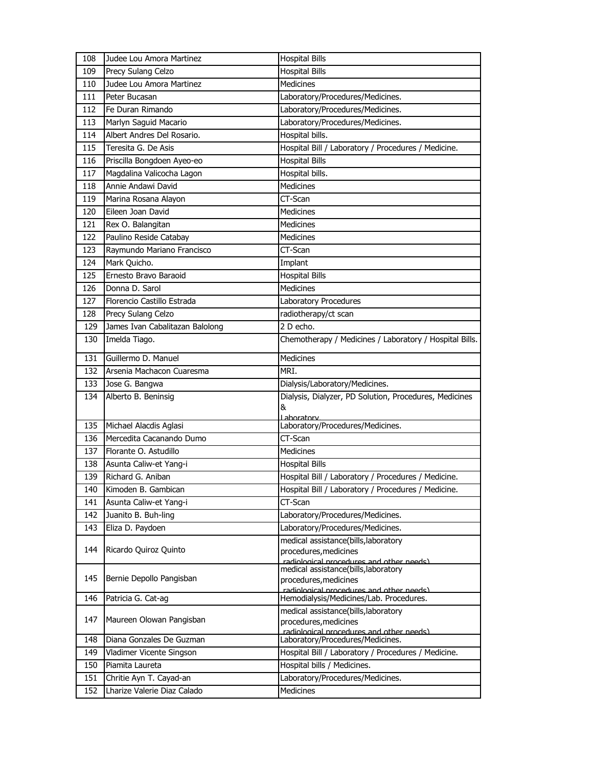| 108 | Judee Lou Amora Martinez | Hospital Bills |
|---|---|---|
| 109 | Precy Sulang Celzo | Hospital Bills |
| 110 | Judee Lou Amora Martinez | Medicines |
| 111 | Peter Bucasan | Laboratory/Procedures/Medicines. |
| 112 | Fe Duran Rimando | Laboratory/Procedures/Medicines. |
| 113 | Marlyn Saguid Macario | Laboratory/Procedures/Medicines. |
| 114 | Albert Andres Del Rosario. | Hospital bills. |
| 115 | Teresita G. De Asis | Hospital Bill / Laboratory / Procedures / Medicine. |
| 116 | Priscilla Bongdoen Ayeo-eo | Hospital Bills |
| 117 | Magdalina Valicocha Lagon | Hospital bills. |
| 118 | Annie Andawi David | Medicines |
| 119 | Marina Rosana Alayon | CT-Scan |
| 120 | Eileen Joan David | Medicines |
| 121 | Rex O. Balangitan | Medicines |
| 122 | Paulino Reside Catabay | Medicines |
| 123 | Raymundo Mariano Francisco | CT-Scan |
| 124 | Mark Quicho. | Implant |
| 125 | Ernesto Bravo Baraoid | Hospital Bills |
| 126 | Donna D. Sarol | Medicines |
| 127 | Florencio Castillo Estrada | Laboratory Procedures |
| 128 | Precy Sulang Celzo | radiotherapy/ct scan |
| 129 | James Ivan Cabalitazan Balolong | 2 D echo. |
| 130 | Imelda Tiago. | Chemotherapy / Medicines / Laboratory / Hospital Bills. |
| 131 | Guillermo D. Manuel | Medicines |
| 132 | Arsenia Machacon Cuaresma | MRI. |
| 133 | Jose G. Bangwa | Dialysis/Laboratory/Medicines. |
| 134 | Alberto B. Beninsig | Dialysis, Dialyzer, PD Solution, Procedures, Medicines & Laboratory |
| 135 | Michael Alacdis Aglasi | Laboratory/Procedures/Medicines. |
| 136 | Mercedita Cacanando Dumo | CT-Scan |
| 137 | Florante O. Astudillo | Medicines |
| 138 | Asunta Caliw-et Yang-i | Hospital Bills |
| 139 | Richard G. Aniban | Hospital Bill / Laboratory / Procedures / Medicine. |
| 140 | Kimoden B. Gambican | Hospital Bill / Laboratory / Procedures / Medicine. |
| 141 | Asunta Caliw-et Yang-i | CT-Scan |
| 142 | Juanito B. Buh-ling | Laboratory/Procedures/Medicines. |
| 143 | Eliza D. Paydoen | Laboratory/Procedures/Medicines. |
| 144 | Ricardo Quiroz Quinto | medical assistance(bills,laboratory procedures,medicines ,radiological procedures and other needs) |
| 145 | Bernie Depollo Pangisban | medical assistance(bills,laboratory procedures,medicines ,radiological procedures and other needs) |
| 146 | Patricia G. Cat-ag | Hemodialysis/Medicines/Lab. Procedures. |
| 147 | Maureen Olowan Pangisban | medical assistance(bills,laboratory procedures,medicines ,radiological procedures and other needs) |
| 148 | Diana Gonzales De Guzman | Laboratory/Procedures/Medicines. |
| 149 | Vladimer Vicente Singson | Hospital Bill / Laboratory / Procedures / Medicine. |
| 150 | Piamita Laureta | Hospital bills / Medicines. |
| 151 | Chritie Ayn T. Cayad-an | Laboratory/Procedures/Medicines. |
| 152 | Lharize Valerie Diaz Calado | Medicines |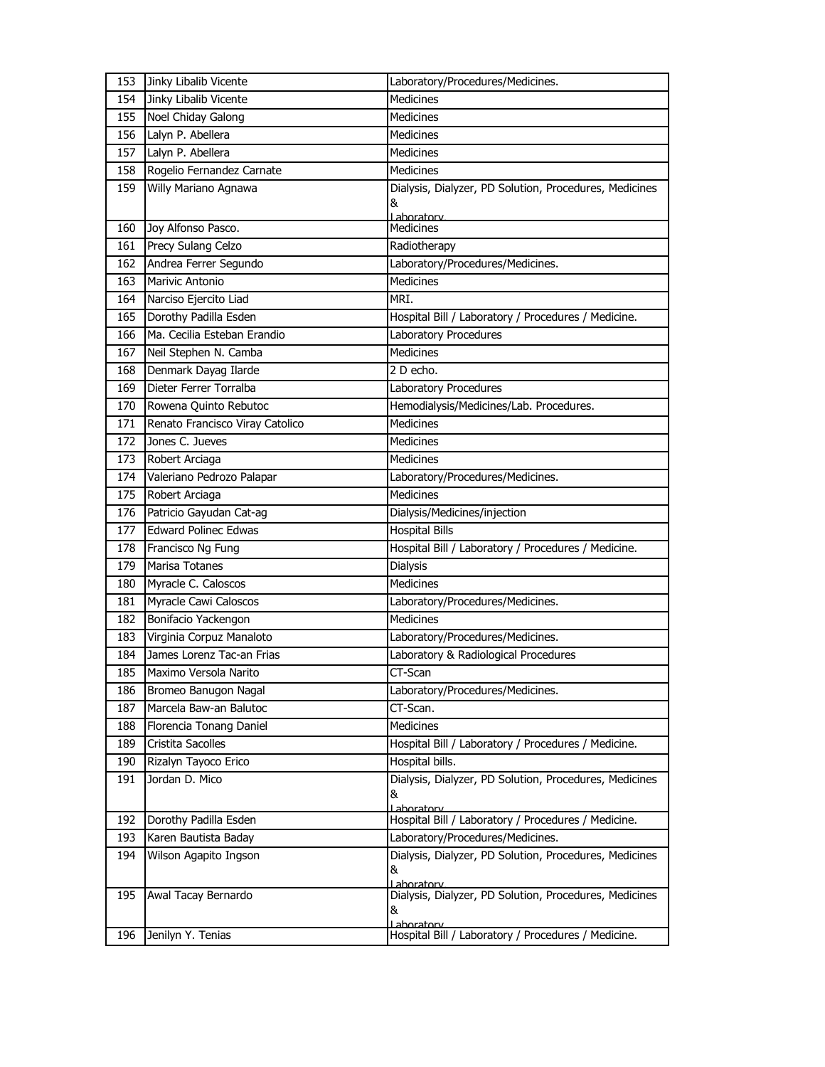| 153 | Jinky Libalib Vicente | Laboratory/Procedures/Medicines. |
|---|---|---|
| 154 | Jinky Libalib Vicente | Medicines |
| 155 | Noel Chiday Galong | Medicines |
| 156 | Lalyn P. Abellera | Medicines |
| 157 | Lalyn P. Abellera | Medicines |
| 158 | Rogelio Fernandez Carnate | Medicines |
| 159 | Willy Mariano Agnawa | Dialysis, Dialyzer, PD Solution, Procedures, Medicines & Laboratory |
| 160 | Joy Alfonso Pasco. | Medicines |
| 161 | Precy Sulang Celzo | Radiotherapy |
| 162 | Andrea Ferrer Segundo | Laboratory/Procedures/Medicines. |
| 163 | Marivic Antonio | Medicines |
| 164 | Narciso Ejercito Liad | MRI. |
| 165 | Dorothy Padilla Esden | Hospital Bill / Laboratory / Procedures / Medicine. |
| 166 | Ma. Cecilia Esteban Erandio | Laboratory Procedures |
| 167 | Neil Stephen N. Camba | Medicines |
| 168 | Denmark Dayag Ilarde | 2 D echo. |
| 169 | Dieter Ferrer Torralba | Laboratory Procedures |
| 170 | Rowena Quinto Rebutoc | Hemodialysis/Medicines/Lab. Procedures. |
| 171 | Renato Francisco Viray Catolico | Medicines |
| 172 | Jones C. Jueves | Medicines |
| 173 | Robert Arciaga | Medicines |
| 174 | Valeriano Pedrozo Palapar | Laboratory/Procedures/Medicines. |
| 175 | Robert Arciaga | Medicines |
| 176 | Patricio Gayudan Cat-ag | Dialysis/Medicines/injection |
| 177 | Edward Polinec Edwas | Hospital Bills |
| 178 | Francisco Ng Fung | Hospital Bill / Laboratory / Procedures / Medicine. |
| 179 | Marisa Totanes | Dialysis |
| 180 | Myracle C. Caloscos | Medicines |
| 181 | Myracle Cawi Caloscos | Laboratory/Procedures/Medicines. |
| 182 | Bonifacio Yackengon | Medicines |
| 183 | Virginia Corpuz Manaloto | Laboratory/Procedures/Medicines. |
| 184 | James Lorenz Tac-an Frias | Laboratory & Radiological Procedures |
| 185 | Maximo Versola Narito | CT-Scan |
| 186 | Bromeo Banugon Nagal | Laboratory/Procedures/Medicines. |
| 187 | Marcela Baw-an Balutoc | CT-Scan. |
| 188 | Florencia Tonang Daniel | Medicines |
| 189 | Cristita Sacolles | Hospital Bill / Laboratory / Procedures / Medicine. |
| 190 | Rizalyn Tayoco Erico | Hospital bills. |
| 191 | Jordan D. Mico | Dialysis, Dialyzer, PD Solution, Procedures, Medicines & Laboratory |
| 192 | Dorothy Padilla Esden | Hospital Bill / Laboratory / Procedures / Medicine. |
| 193 | Karen Bautista Baday | Laboratory/Procedures/Medicines. |
| 194 | Wilson Agapito Ingson | Dialysis, Dialyzer, PD Solution, Procedures, Medicines & Laboratory |
| 195 | Awal Tacay Bernardo | Dialysis, Dialyzer, PD Solution, Procedures, Medicines & Laboratory |
| 196 | Jenilyn Y. Tenias | Hospital Bill / Laboratory / Procedures / Medicine. |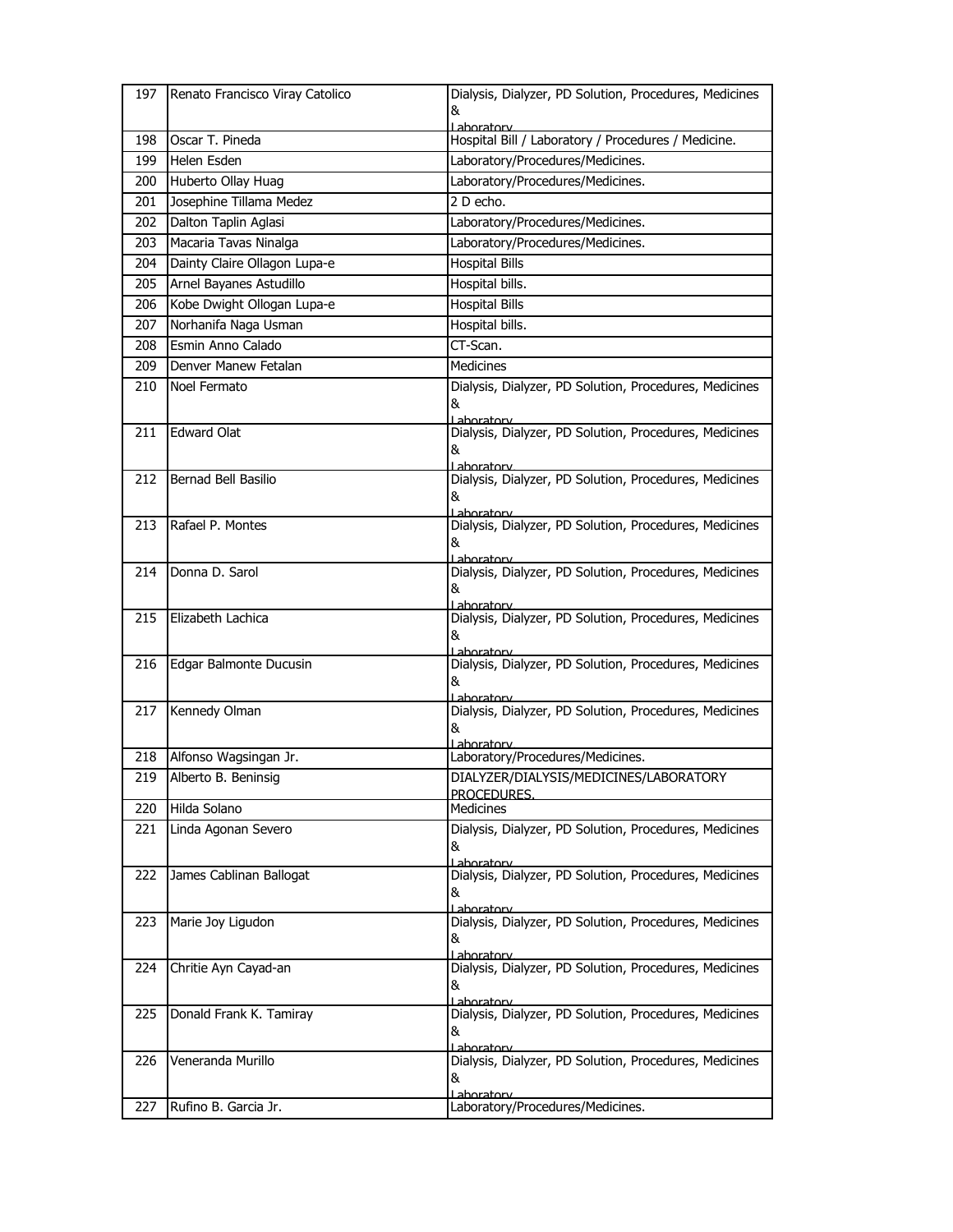| | | |
|---|---|---|
| 197 | Renato Francisco Viray Catolico | Dialysis, Dialyzer, PD Solution, Procedures, Medicines & Laboratory |
| 198 | Oscar T. Pineda | Hospital Bill / Laboratory / Procedures / Medicine. |
| 199 | Helen Esden | Laboratory/Procedures/Medicines. |
| 200 | Huberto Ollay Huag | Laboratory/Procedures/Medicines. |
| 201 | Josephine Tillama Medez | 2 D echo. |
| 202 | Dalton Taplin Aglasi | Laboratory/Procedures/Medicines. |
| 203 | Macaria Tavas Ninalga | Laboratory/Procedures/Medicines. |
| 204 | Dainty Claire Ollagon Lupa-e | Hospital Bills |
| 205 | Arnel Bayanes Astudillo | Hospital bills. |
| 206 | Kobe Dwight Ollogan Lupa-e | Hospital Bills |
| 207 | Norhanifa Naga Usman | Hospital bills. |
| 208 | Esmin Anno Calado | CT-Scan. |
| 209 | Denver Manew Fetalan | Medicines |
| 210 | Noel Fermato | Dialysis, Dialyzer, PD Solution, Procedures, Medicines & Laboratory |
| 211 | Edward Olat | Dialysis, Dialyzer, PD Solution, Procedures, Medicines & Laboratory |
| 212 | Bernad Bell Basilio | Dialysis, Dialyzer, PD Solution, Procedures, Medicines & Laboratory |
| 213 | Rafael P. Montes | Dialysis, Dialyzer, PD Solution, Procedures, Medicines & Laboratory |
| 214 | Donna D. Sarol | Dialysis, Dialyzer, PD Solution, Procedures, Medicines & Laboratory |
| 215 | Elizabeth Lachica | Dialysis, Dialyzer, PD Solution, Procedures, Medicines & Laboratory |
| 216 | Edgar Balmonte Ducusin | Dialysis, Dialyzer, PD Solution, Procedures, Medicines & Laboratory |
| 217 | Kennedy Olman | Dialysis, Dialyzer, PD Solution, Procedures, Medicines & Laboratory |
| 218 | Alfonso Wagsingan Jr. | Laboratory/Procedures/Medicines. |
| 219 | Alberto B. Beninsig | DIALYZER/DIALYSIS/MEDICINES/LABORATORY PROCEDURES. |
| 220 | Hilda Solano | Medicines |
| 221 | Linda Agonan Severo | Dialysis, Dialyzer, PD Solution, Procedures, Medicines & Laboratory |
| 222 | James Cablinan Ballogat | Dialysis, Dialyzer, PD Solution, Procedures, Medicines & Laboratory |
| 223 | Marie Joy Ligudon | Dialysis, Dialyzer, PD Solution, Procedures, Medicines & Laboratory |
| 224 | Chritie Ayn Cayad-an | Dialysis, Dialyzer, PD Solution, Procedures, Medicines & Laboratory |
| 225 | Donald Frank K. Tamiray | Dialysis, Dialyzer, PD Solution, Procedures, Medicines & Laboratory |
| 226 | Veneranda Murillo | Dialysis, Dialyzer, PD Solution, Procedures, Medicines & Laboratory |
| 227 | Rufino B. Garcia Jr. | Laboratory/Procedures/Medicines. |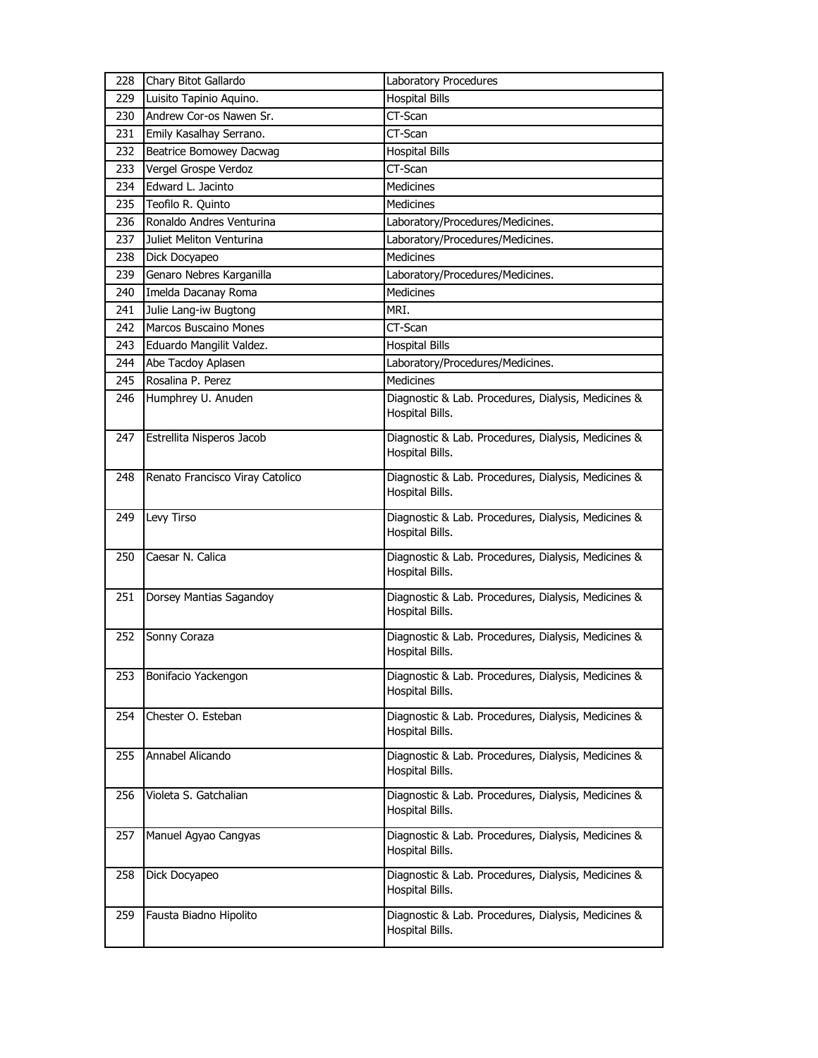| 228 | Chary Bitot Gallardo | Laboratory Procedures |
|---|---|---|
| 229 | Luisito Tapinio Aquino. | Hospital Bills |
| 230 | Andrew Cor-os Nawen Sr. | CT-Scan |
| 231 | Emily Kasalhay Serrano. | CT-Scan |
| 232 | Beatrice Bomowey Dacwag | Hospital Bills |
| 233 | Vergel Grospe Verdoz | CT-Scan |
| 234 | Edward L. Jacinto | Medicines |
| 235 | Teofilo R. Quinto | Medicines |
| 236 | Ronaldo Andres Venturina | Laboratory/Procedures/Medicines. |
| 237 | Juliet Meliton Venturina | Laboratory/Procedures/Medicines. |
| 238 | Dick Docyapeo | Medicines |
| 239 | Genaro Nebres Karganilla | Laboratory/Procedures/Medicines. |
| 240 | Imelda Dacanay Roma | Medicines |
| 241 | Julie Lang-iw Bugtong | MRI. |
| 242 | Marcos Buscaino Mones | CT-Scan |
| 243 | Eduardo Mangilit Valdez. | Hospital Bills |
| 244 | Abe Tacdoy Aplasen | Laboratory/Procedures/Medicines. |
| 245 | Rosalina P. Perez | Medicines |
| 246 | Humphrey U. Anuden | Diagnostic & Lab. Procedures, Dialysis, Medicines & Hospital Bills. |
| 247 | Estrellita Nisperos Jacob | Diagnostic & Lab. Procedures, Dialysis, Medicines & Hospital Bills. |
| 248 | Renato Francisco Viray Catolico | Diagnostic & Lab. Procedures, Dialysis, Medicines & Hospital Bills. |
| 249 | Levy Tirso | Diagnostic & Lab. Procedures, Dialysis, Medicines & Hospital Bills. |
| 250 | Caesar N. Calica | Diagnostic & Lab. Procedures, Dialysis, Medicines & Hospital Bills. |
| 251 | Dorsey Mantias Sagandoy | Diagnostic & Lab. Procedures, Dialysis, Medicines & Hospital Bills. |
| 252 | Sonny Coraza | Diagnostic & Lab. Procedures, Dialysis, Medicines & Hospital Bills. |
| 253 | Bonifacio Yackengon | Diagnostic & Lab. Procedures, Dialysis, Medicines & Hospital Bills. |
| 254 | Chester O. Esteban | Diagnostic & Lab. Procedures, Dialysis, Medicines & Hospital Bills. |
| 255 | Annabel Alicando | Diagnostic & Lab. Procedures, Dialysis, Medicines & Hospital Bills. |
| 256 | Violeta S. Gatchalian | Diagnostic & Lab. Procedures, Dialysis, Medicines & Hospital Bills. |
| 257 | Manuel Agyao Cangyas | Diagnostic & Lab. Procedures, Dialysis, Medicines & Hospital Bills. |
| 258 | Dick Docyapeo | Diagnostic & Lab. Procedures, Dialysis, Medicines & Hospital Bills. |
| 259 | Fausta Biadno Hipolito | Diagnostic & Lab. Procedures, Dialysis, Medicines & Hospital Bills. |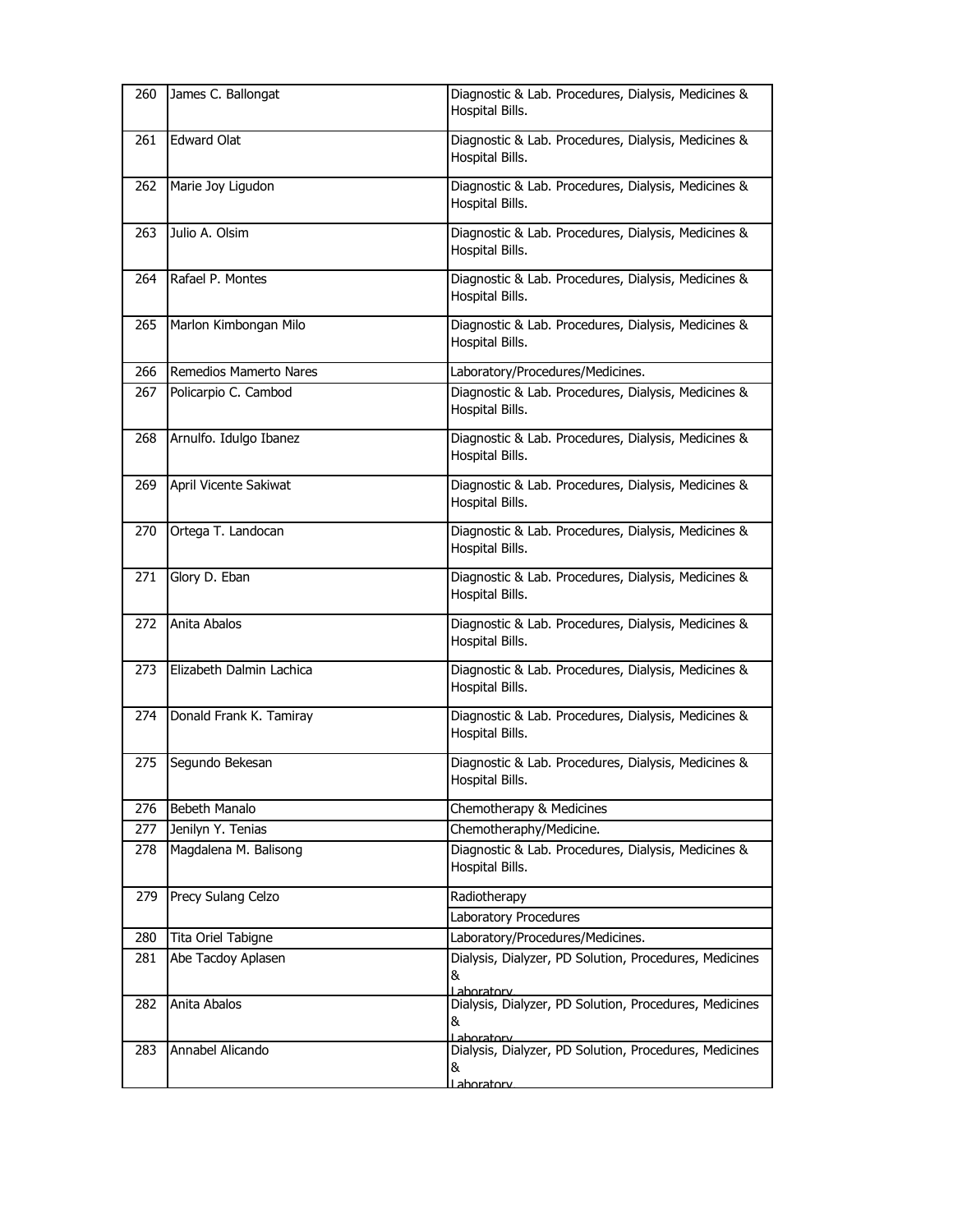| 260 | James C. Ballongat | Diagnostic & Lab. Procedures, Dialysis, Medicines & Hospital Bills. |
|---|---|---|
| 261 | Edward Olat | Diagnostic & Lab. Procedures, Dialysis, Medicines & Hospital Bills. |
| 262 | Marie Joy Ligudon | Diagnostic & Lab. Procedures, Dialysis, Medicines & Hospital Bills. |
| 263 | Julio A. Olsim | Diagnostic & Lab. Procedures, Dialysis, Medicines & Hospital Bills. |
| 264 | Rafael P. Montes | Diagnostic & Lab. Procedures, Dialysis, Medicines & Hospital Bills. |
| 265 | Marlon Kimbongan Milo | Diagnostic & Lab. Procedures, Dialysis, Medicines & Hospital Bills. |
| 266 | Remedios Mamerto Nares | Laboratory/Procedures/Medicines. |
| 267 | Policarpio C. Cambod | Diagnostic & Lab. Procedures, Dialysis, Medicines & Hospital Bills. |
| 268 | Arnulfo. Idulgo Ibanez | Diagnostic & Lab. Procedures, Dialysis, Medicines & Hospital Bills. |
| 269 | April Vicente Sakiwat | Diagnostic & Lab. Procedures, Dialysis, Medicines & Hospital Bills. |
| 270 | Ortega T. Landocan | Diagnostic & Lab. Procedures, Dialysis, Medicines & Hospital Bills. |
| 271 | Glory D. Eban | Diagnostic & Lab. Procedures, Dialysis, Medicines & Hospital Bills. |
| 272 | Anita Abalos | Diagnostic & Lab. Procedures, Dialysis, Medicines & Hospital Bills. |
| 273 | Elizabeth Dalmin Lachica | Diagnostic & Lab. Procedures, Dialysis, Medicines & Hospital Bills. |
| 274 | Donald Frank K. Tamiray | Diagnostic & Lab. Procedures, Dialysis, Medicines & Hospital Bills. |
| 275 | Segundo Bekesan | Diagnostic & Lab. Procedures, Dialysis, Medicines & Hospital Bills. |
| 276 | Bebeth Manalo | Chemotherapy & Medicines |
| 277 | Jenilyn Y. Tenias | Chemotheraphy/Medicine. |
| 278 | Magdalena M. Balisong | Diagnostic & Lab. Procedures, Dialysis, Medicines & Hospital Bills. |
| 279 | Precy Sulang Celzo | Radiotherapy |
| | | Laboratory Procedures |
| 280 | Tita Oriel Tabigne | Laboratory/Procedures/Medicines. |
| 281 | Abe Tacdoy Aplasen | Dialysis, Dialyzer, PD Solution, Procedures, Medicines & Laboratory |
| 282 | Anita Abalos | Dialysis, Dialyzer, PD Solution, Procedures, Medicines & Laboratory |
| 283 | Annabel Alicando | Dialysis, Dialyzer, PD Solution, Procedures, Medicines & Laboratory |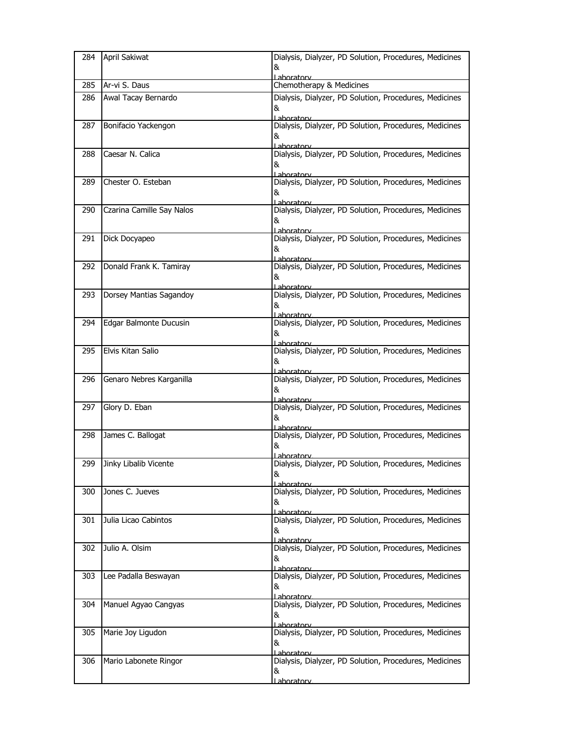| 284 | April Sakiwat | Dialysis, Dialyzer, PD Solution, Procedures, Medicines & Laboratory |
|---|---|---|
| 285 | Ar-vi S. Daus | Chemotherapy & Medicines |
| 286 | Awal Tacay Bernardo | Dialysis, Dialyzer, PD Solution, Procedures, Medicines & Laboratory |
| 287 | Bonifacio Yackengon | Dialysis, Dialyzer, PD Solution, Procedures, Medicines & Laboratory |
| 288 | Caesar N. Calica | Dialysis, Dialyzer, PD Solution, Procedures, Medicines & Laboratory |
| 289 | Chester O. Esteban | Dialysis, Dialyzer, PD Solution, Procedures, Medicines & Laboratory |
| 290 | Czarina Camille Say Nalos | Dialysis, Dialyzer, PD Solution, Procedures, Medicines & Laboratory |
| 291 | Dick Docyapeo | Dialysis, Dialyzer, PD Solution, Procedures, Medicines & Laboratory |
| 292 | Donald Frank K. Tamiray | Dialysis, Dialyzer, PD Solution, Procedures, Medicines & Laboratory |
| 293 | Dorsey Mantias Sagandoy | Dialysis, Dialyzer, PD Solution, Procedures, Medicines & Laboratory |
| 294 | Edgar Balmonte Ducusin | Dialysis, Dialyzer, PD Solution, Procedures, Medicines & Laboratory |
| 295 | Elvis Kitan Salio | Dialysis, Dialyzer, PD Solution, Procedures, Medicines & Laboratory |
| 296 | Genaro Nebres Karganilla | Dialysis, Dialyzer, PD Solution, Procedures, Medicines & Laboratory |
| 297 | Glory D. Eban | Dialysis, Dialyzer, PD Solution, Procedures, Medicines & Laboratory |
| 298 | James C. Ballogat | Dialysis, Dialyzer, PD Solution, Procedures, Medicines & Laboratory |
| 299 | Jinky Libalib Vicente | Dialysis, Dialyzer, PD Solution, Procedures, Medicines & Laboratory |
| 300 | Jones C. Jueves | Dialysis, Dialyzer, PD Solution, Procedures, Medicines & Laboratory |
| 301 | Julia Licao Cabintos | Dialysis, Dialyzer, PD Solution, Procedures, Medicines & Laboratory |
| 302 | Julio A. Olsim | Dialysis, Dialyzer, PD Solution, Procedures, Medicines & Laboratory |
| 303 | Lee Padalla Beswayan | Dialysis, Dialyzer, PD Solution, Procedures, Medicines & Laboratory |
| 304 | Manuel Agyao Cangyas | Dialysis, Dialyzer, PD Solution, Procedures, Medicines & Laboratory |
| 305 | Marie Joy Ligudon | Dialysis, Dialyzer, PD Solution, Procedures, Medicines & Laboratory |
| 306 | Mario Labonete Ringor | Dialysis, Dialyzer, PD Solution, Procedures, Medicines & Laboratory |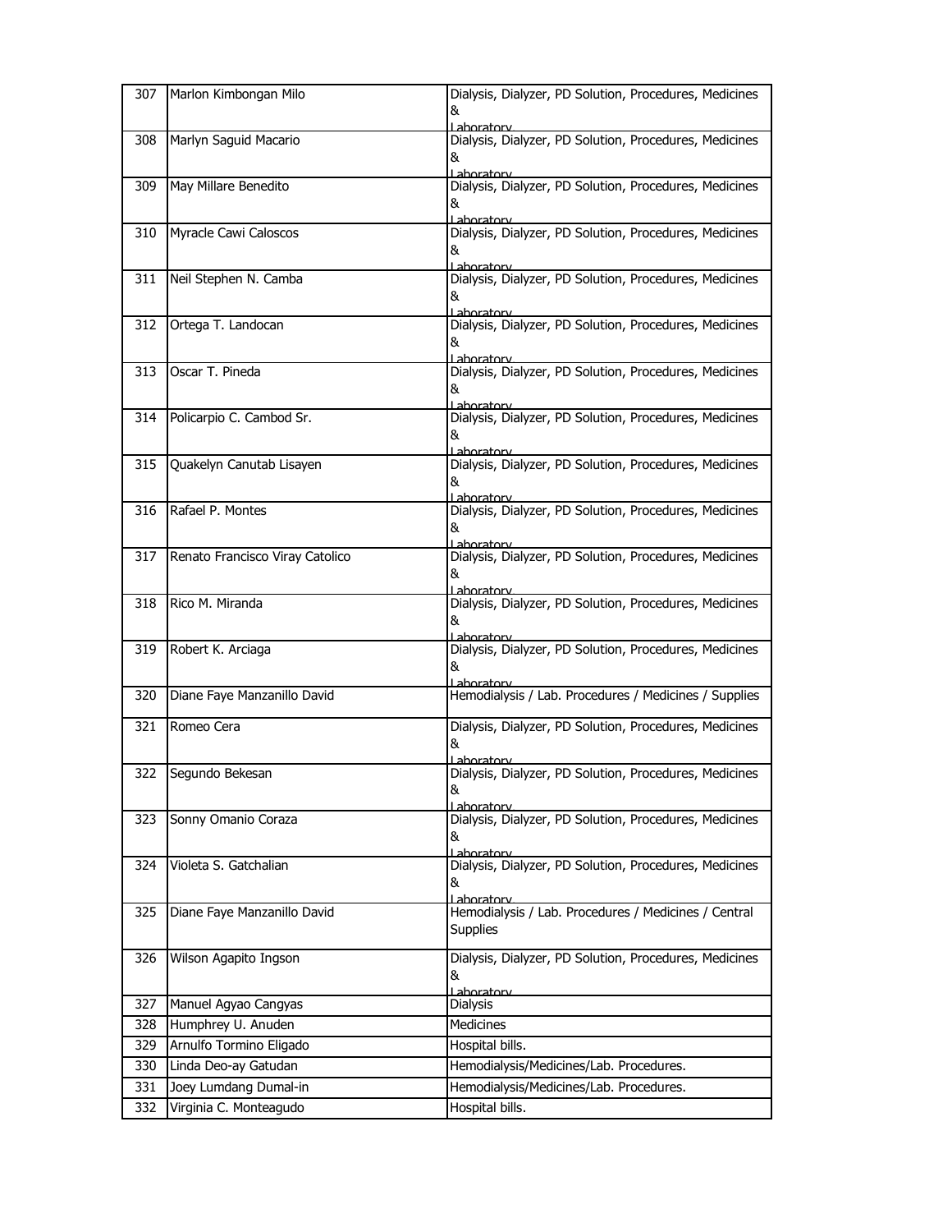| 307 | Marlon Kimbongan Milo | Dialysis, Dialyzer, PD Solution, Procedures, Medicines & Laboratory |
|---|---|---|
| 308 | Marlyn Saguid Macario | Dialysis, Dialyzer, PD Solution, Procedures, Medicines & Laboratory |
| 309 | May Millare Benedito | Dialysis, Dialyzer, PD Solution, Procedures, Medicines & Laboratory |
| 310 | Myracle Cawi Caloscos | Dialysis, Dialyzer, PD Solution, Procedures, Medicines & Laboratory |
| 311 | Neil Stephen N. Camba | Dialysis, Dialyzer, PD Solution, Procedures, Medicines & Laboratory |
| 312 | Ortega T. Landocan | Dialysis, Dialyzer, PD Solution, Procedures, Medicines & Laboratory |
| 313 | Oscar T. Pineda | Dialysis, Dialyzer, PD Solution, Procedures, Medicines & Laboratory |
| 314 | Policarpio C. Cambod Sr. | Dialysis, Dialyzer, PD Solution, Procedures, Medicines & Laboratory |
| 315 | Quakelyn Canutab Lisayen | Dialysis, Dialyzer, PD Solution, Procedures, Medicines & Laboratory |
| 316 | Rafael P. Montes | Dialysis, Dialyzer, PD Solution, Procedures, Medicines & Laboratory |
| 317 | Renato Francisco Viray Catolico | Dialysis, Dialyzer, PD Solution, Procedures, Medicines & Laboratory |
| 318 | Rico M. Miranda | Dialysis, Dialyzer, PD Solution, Procedures, Medicines & Laboratory |
| 319 | Robert K. Arciaga | Dialysis, Dialyzer, PD Solution, Procedures, Medicines & Laboratory |
| 320 | Diane Faye Manzanillo David | Hemodialysis / Lab. Procedures / Medicines / Supplies |
| 321 | Romeo Cera | Dialysis, Dialyzer, PD Solution, Procedures, Medicines & Laboratory |
| 322 | Segundo Bekesan | Dialysis, Dialyzer, PD Solution, Procedures, Medicines & Laboratory |
| 323 | Sonny Omanio Coraza | Dialysis, Dialyzer, PD Solution, Procedures, Medicines & Laboratory |
| 324 | Violeta S. Gatchalian | Dialysis, Dialyzer, PD Solution, Procedures, Medicines & Laboratory |
| 325 | Diane Faye Manzanillo David | Hemodialysis / Lab. Procedures / Medicines / Central Supplies |
| 326 | Wilson Agapito Ingson | Dialysis, Dialyzer, PD Solution, Procedures, Medicines & Laboratory |
| 327 | Manuel Agyao Cangyas | Dialysis |
| 328 | Humphrey U. Anuden | Medicines |
| 329 | Arnulfo Tormino Eligado | Hospital bills. |
| 330 | Linda Deo-ay Gatudan | Hemodialysis/Medicines/Lab. Procedures. |
| 331 | Joey Lumdang Dumal-in | Hemodialysis/Medicines/Lab. Procedures. |
| 332 | Virginia C. Monteagudo | Hospital bills. |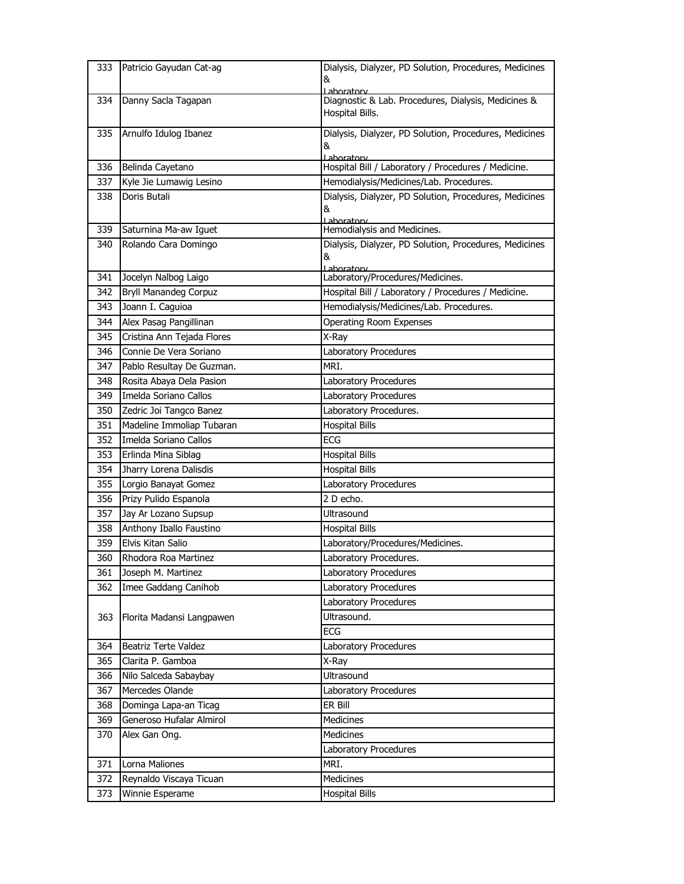| 333 | Patricio Gayudan Cat-ag | Dialysis, Dialyzer, PD Solution, Procedures, Medicines & Laboratory |
|---|---|---|
| 334 | Danny Sacla Tagapan | Diagnostic & Lab. Procedures, Dialysis, Medicines & Hospital Bills. |
| 335 | Arnulfo Idulog Ibanez | Dialysis, Dialyzer, PD Solution, Procedures, Medicines & Laboratory |
| 336 | Belinda Cayetano | Hospital Bill / Laboratory / Procedures / Medicine. |
| 337 | Kyle Jie Lumawig Lesino | Hemodialysis/Medicines/Lab. Procedures. |
| 338 | Doris Butali | Dialysis, Dialyzer, PD Solution, Procedures, Medicines & Laboratory |
| 339 | Saturnina Ma-aw Iguet | Hemodialysis and Medicines. |
| 340 | Rolando Cara Domingo | Dialysis, Dialyzer, PD Solution, Procedures, Medicines & Laboratory |
| 341 | Jocelyn Nalbog Laigo | Laboratory/Procedures/Medicines. |
| 342 | Bryll Manandeg Corpuz | Hospital Bill / Laboratory / Procedures / Medicine. |
| 343 | Joann I. Caguioa | Hemodialysis/Medicines/Lab. Procedures. |
| 344 | Alex Pasag Pangillinan | Operating Room Expenses |
| 345 | Cristina Ann Tejada Flores | X-Ray |
| 346 | Connie De Vera Soriano | Laboratory Procedures |
| 347 | Pablo Resultay De Guzman. | MRI. |
| 348 | Rosita Abaya Dela Pasion | Laboratory Procedures |
| 349 | Imelda Soriano Callos | Laboratory Procedures |
| 350 | Zedric Joi Tangco Banez | Laboratory Procedures. |
| 351 | Madeline Immoliap Tubaran | Hospital Bills |
| 352 | Imelda Soriano Callos | ECG |
| 353 | Erlinda Mina Siblag | Hospital Bills |
| 354 | Jharry Lorena Dalisdis | Hospital Bills |
| 355 | Lorgio Banayat Gomez | Laboratory Procedures |
| 356 | Prizy Pulido Espanola | 2 D echo. |
| 357 | Jay Ar Lozano Supsup | Ultrasound |
| 358 | Anthony Iballo Faustino | Hospital Bills |
| 359 | Elvis Kitan Salio | Laboratory/Procedures/Medicines. |
| 360 | Rhodora Roa Martinez | Laboratory Procedures. |
| 361 | Joseph M. Martinez | Laboratory Procedures |
| 362 | Imee Gaddang Canihob | Laboratory Procedures |
| 363 | Florita Madansi Langpawen | Laboratory Procedures |
| | | Ultrasound. |
| | | ECG |
| 364 | Beatriz Terte Valdez | Laboratory Procedures |
| 365 | Clarita P. Gamboa | X-Ray |
| 366 | Nilo Salceda Sabaybay | Ultrasound |
| 367 | Mercedes Olande | Laboratory Procedures |
| 368 | Dominga Lapa-an Ticag | ER Bill |
| 369 | Generoso Hufalar Almirol | Medicines |
| 370 | Alex Gan Ong. | Medicines |
| | | Laboratory Procedures |
| 371 | Lorna Maliones | MRI. |
| 372 | Reynaldo Viscaya Ticuan | Medicines |
| 373 | Winnie Esperame | Hospital Bills |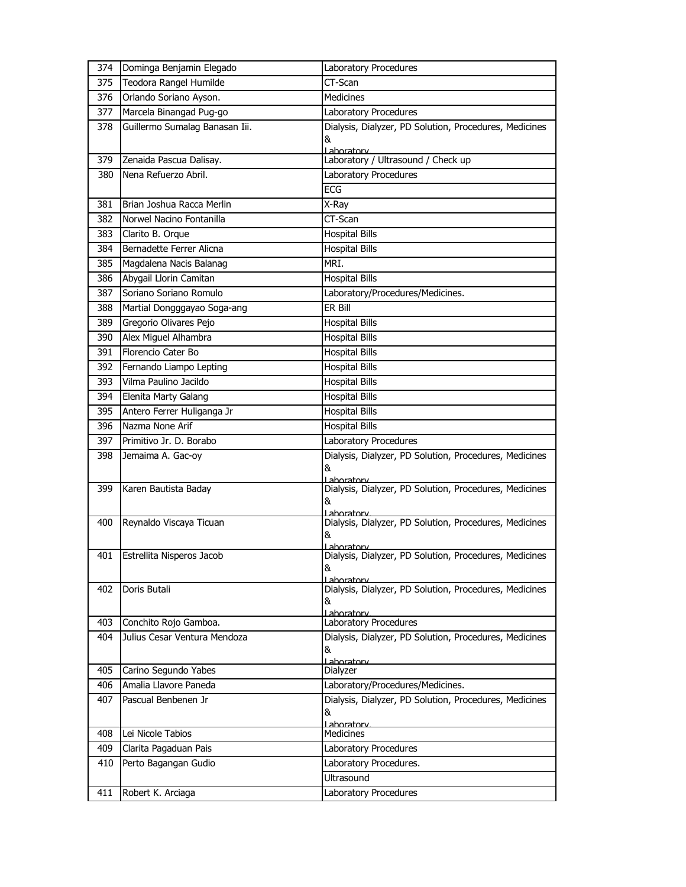| 374 | Dominga Benjamin Elegado | Laboratory Procedures |
|---|---|---|
| 375 | Teodora Rangel Humilde | CT-Scan |
| 376 | Orlando Soriano Ayson. | Medicines |
| 377 | Marcela Binangad Pug-go | Laboratory Procedures |
| 378 | Guillermo Sumalag Banasan Iii. | Dialysis, Dialyzer, PD Solution, Procedures, Medicines & Laboratory |
| 379 | Zenaida Pascua Dalisay. | Laboratory / Ultrasound / Check up |
| 380 | Nena Refuerzo Abril. | Laboratory Procedures |
| | | ECG |
| 381 | Brian Joshua Racca Merlin | X-Ray |
| 382 | Norwel Nacino Fontanilla | CT-Scan |
| 383 | Clarito B. Orque | Hospital Bills |
| 384 | Bernadette Ferrer Alicna | Hospital Bills |
| 385 | Magdalena Nacis Balanag | MRI. |
| 386 | Abygail Llorin Camitan | Hospital Bills |
| 387 | Soriano Soriano Romulo | Laboratory/Procedures/Medicines. |
| 388 | Martial Dongggayao Soga-ang | ER Bill |
| 389 | Gregorio Olivares Pejo | Hospital Bills |
| 390 | Alex Miguel Alhambra | Hospital Bills |
| 391 | Florencio Cater Bo | Hospital Bills |
| 392 | Fernando Liampo Lepting | Hospital Bills |
| 393 | Vilma Paulino Jacildo | Hospital Bills |
| 394 | Elenita Marty Galang | Hospital Bills |
| 395 | Antero Ferrer Huliganga Jr | Hospital Bills |
| 396 | Nazma None Arif | Hospital Bills |
| 397 | Primitivo Jr. D. Borabo | Laboratory Procedures |
| 398 | Jemaima A. Gac-oy | Dialysis, Dialyzer, PD Solution, Procedures, Medicines & Laboratory |
| 399 | Karen Bautista Baday | Dialysis, Dialyzer, PD Solution, Procedures, Medicines & Laboratory |
| 400 | Reynaldo Viscaya Ticuan | Dialysis, Dialyzer, PD Solution, Procedures, Medicines & Laboratory |
| 401 | Estrellita Nisperos Jacob | Dialysis, Dialyzer, PD Solution, Procedures, Medicines & Laboratory |
| 402 | Doris Butali | Dialysis, Dialyzer, PD Solution, Procedures, Medicines & Laboratory |
| 403 | Conchito Rojo Gamboa. | Laboratory Procedures |
| 404 | Julius Cesar Ventura Mendoza | Dialysis, Dialyzer, PD Solution, Procedures, Medicines & Laboratory |
| 405 | Carino Segundo Yabes | Dialyzer |
| 406 | Amalia Llavore Paneda | Laboratory/Procedures/Medicines. |
| 407 | Pascual Benbenen Jr | Dialysis, Dialyzer, PD Solution, Procedures, Medicines & Laboratory |
| 408 | Lei Nicole Tabios | Medicines |
| 409 | Clarita Pagaduan Pais | Laboratory Procedures |
| 410 | Perto Bagangan Gudio | Laboratory Procedures. |
| | | Ultrasound |
| 411 | Robert K. Arciaga | Laboratory Procedures |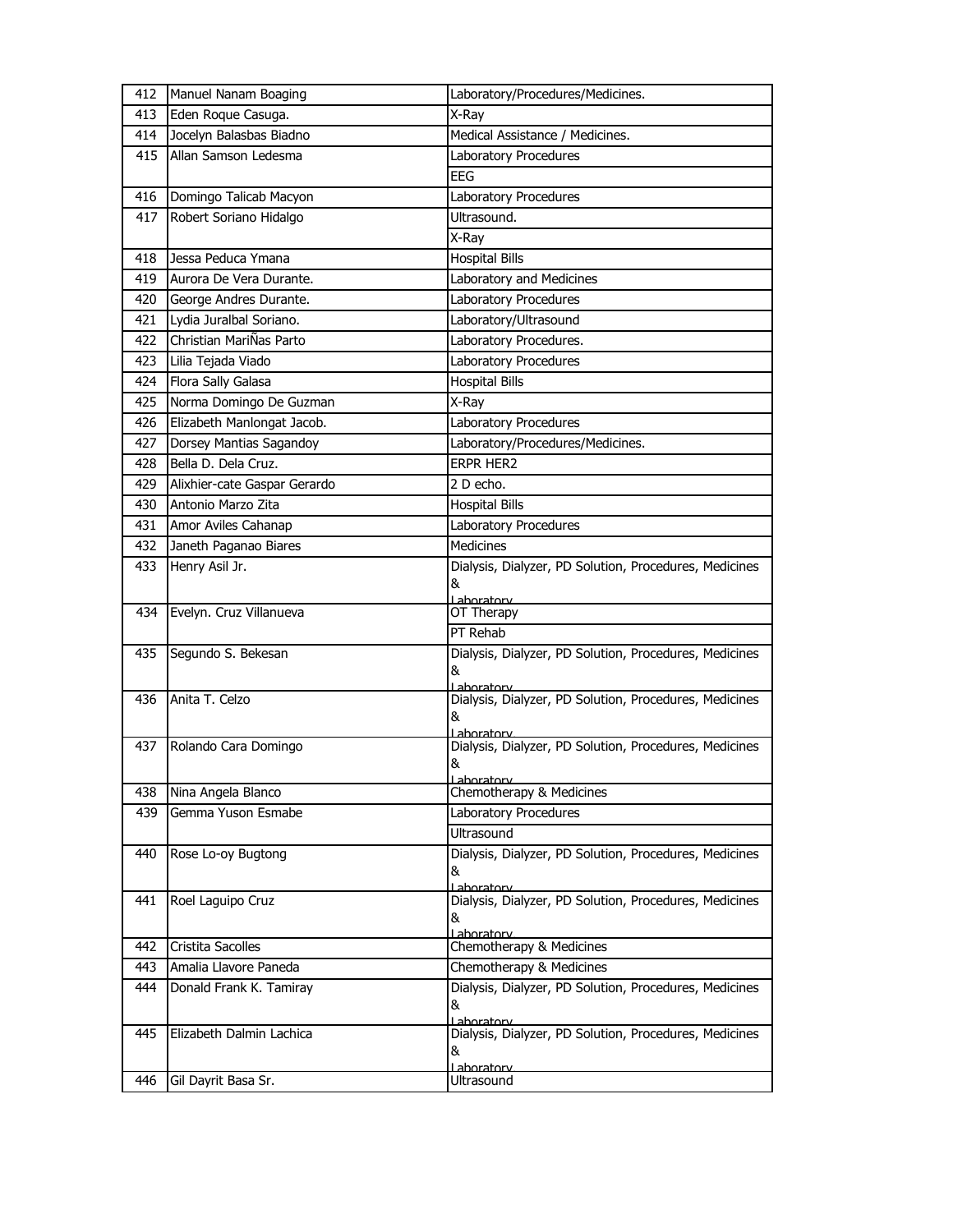| 412 | Manuel Nanam Boaging | Laboratory/Procedures/Medicines. |
|---|---|---|
| 413 | Eden Roque Casuga. | X-Ray |
| 414 | Jocelyn Balasbas Biadno | Medical Assistance / Medicines. |
| 415 | Allan Samson Ledesma | Laboratory Procedures |
| | | EEG |
| 416 | Domingo Talicab Macyon | Laboratory Procedures |
| 417 | Robert Soriano Hidalgo | Ultrasound. |
| | | X-Ray |
| 418 | Jessa Peduca Ymana | Hospital Bills |
| 419 | Aurora De Vera Durante. | Laboratory and Medicines |
| 420 | George Andres Durante. | Laboratory Procedures |
| 421 | Lydia Juralbal Soriano. | Laboratory/Ultrasound |
| 422 | Christian MariÑas Parto | Laboratory Procedures. |
| 423 | Lilia Tejada Viado | Laboratory Procedures |
| 424 | Flora Sally Galasa | Hospital Bills |
| 425 | Norma Domingo De Guzman | X-Ray |
| 426 | Elizabeth Manlongat Jacob. | Laboratory Procedures |
| 427 | Dorsey Mantias Sagandoy | Laboratory/Procedures/Medicines. |
| 428 | Bella D. Dela Cruz. | ERPR HER2 |
| 429 | Alixhier-cate Gaspar Gerardo | 2 D echo. |
| 430 | Antonio Marzo Zita | Hospital Bills |
| 431 | Amor Aviles Cahanap | Laboratory Procedures |
| 432 | Janeth Paganao Biares | Medicines |
| 433 | Henry Asil Jr. | Dialysis, Dialyzer, PD Solution, Procedures, Medicines & Laboratory |
| 434 | Evelyn. Cruz Villanueva | OT Therapy |
| | | PT Rehab |
| 435 | Segundo S. Bekesan | Dialysis, Dialyzer, PD Solution, Procedures, Medicines & Laboratory |
| 436 | Anita T. Celzo | Dialysis, Dialyzer, PD Solution, Procedures, Medicines & Laboratory |
| 437 | Rolando Cara Domingo | Dialysis, Dialyzer, PD Solution, Procedures, Medicines & Laboratory |
| 438 | Nina Angela Blanco | Chemotherapy & Medicines |
| 439 | Gemma Yuson Esmabe | Laboratory Procedures |
| | | Ultrasound |
| 440 | Rose Lo-oy Bugtong | Dialysis, Dialyzer, PD Solution, Procedures, Medicines & Laboratory |
| 441 | Roel Laguipo Cruz | Dialysis, Dialyzer, PD Solution, Procedures, Medicines & Laboratory |
| 442 | Cristita Sacolles | Chemotherapy & Medicines |
| 443 | Amalia Llavore Paneda | Chemotherapy & Medicines |
| 444 | Donald Frank K. Tamiray | Dialysis, Dialyzer, PD Solution, Procedures, Medicines & Laboratory |
| 445 | Elizabeth Dalmin Lachica | Dialysis, Dialyzer, PD Solution, Procedures, Medicines & Laboratory |
| 446 | Gil Dayrit Basa Sr. | Ultrasound |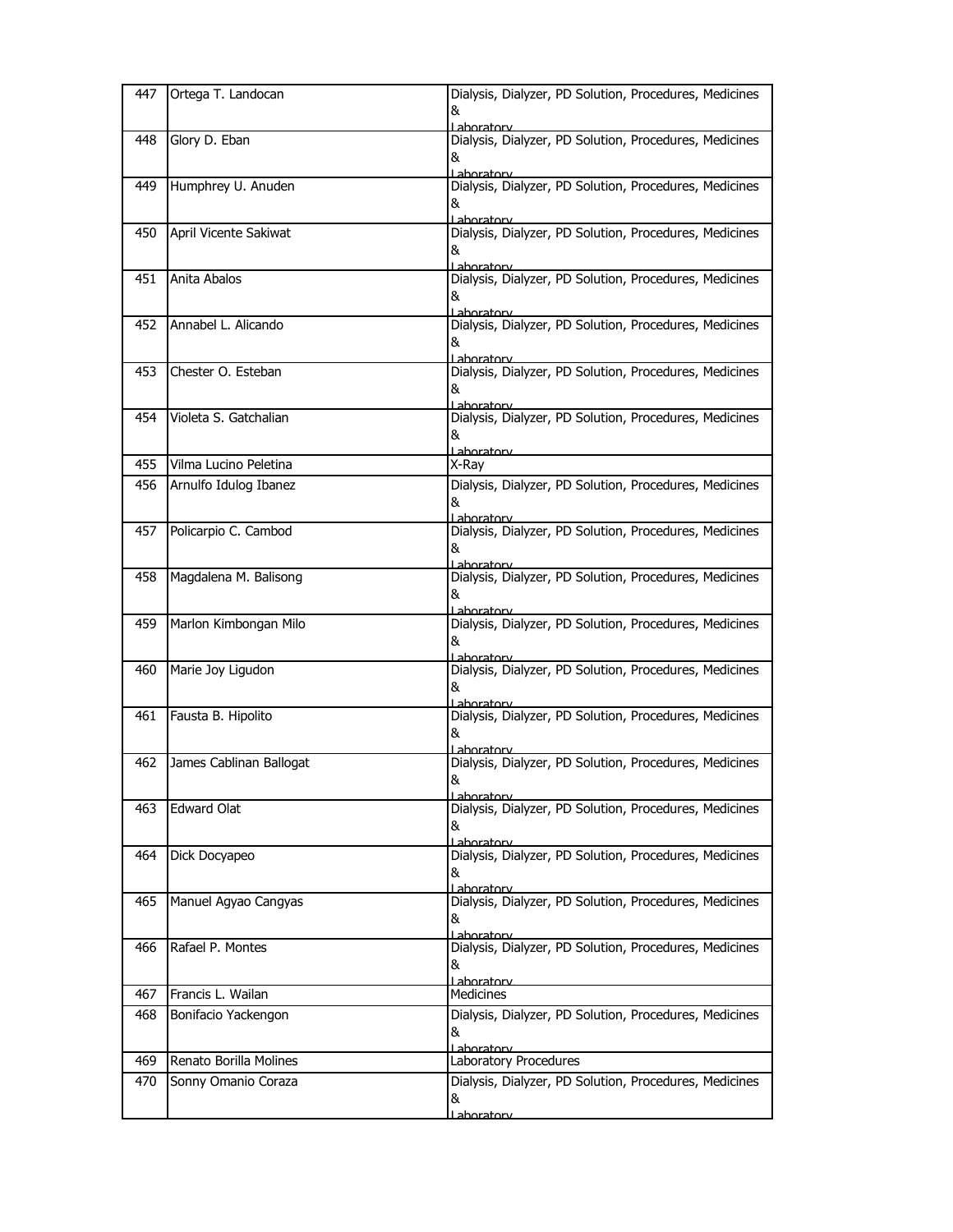| 447 | Ortega T. Landocan | Dialysis, Dialyzer, PD Solution, Procedures, Medicines & Laboratory |
|---|---|---|
| 448 | Glory D. Eban | Dialysis, Dialyzer, PD Solution, Procedures, Medicines & Laboratory |
| 449 | Humphrey U. Anuden | Dialysis, Dialyzer, PD Solution, Procedures, Medicines & Laboratory |
| 450 | April Vicente Sakiwat | Dialysis, Dialyzer, PD Solution, Procedures, Medicines & Laboratory |
| 451 | Anita Abalos | Dialysis, Dialyzer, PD Solution, Procedures, Medicines & Laboratory |
| 452 | Annabel L. Alicando | Dialysis, Dialyzer, PD Solution, Procedures, Medicines & Laboratory |
| 453 | Chester O. Esteban | Dialysis, Dialyzer, PD Solution, Procedures, Medicines & Laboratory |
| 454 | Violeta S. Gatchalian | Dialysis, Dialyzer, PD Solution, Procedures, Medicines & Laboratory |
| 455 | Vilma Lucino Peletina | X-Ray |
| 456 | Arnulfo Idulog Ibanez | Dialysis, Dialyzer, PD Solution, Procedures, Medicines & Laboratory |
| 457 | Policarpio C. Cambod | Dialysis, Dialyzer, PD Solution, Procedures, Medicines & Laboratory |
| 458 | Magdalena M. Balisong | Dialysis, Dialyzer, PD Solution, Procedures, Medicines & Laboratory |
| 459 | Marlon Kimbongan Milo | Dialysis, Dialyzer, PD Solution, Procedures, Medicines & Laboratory |
| 460 | Marie Joy Ligudon | Dialysis, Dialyzer, PD Solution, Procedures, Medicines & Laboratory |
| 461 | Fausta B. Hipolito | Dialysis, Dialyzer, PD Solution, Procedures, Medicines & Laboratory |
| 462 | James Cablinan Ballogat | Dialysis, Dialyzer, PD Solution, Procedures, Medicines & Laboratory |
| 463 | Edward Olat | Dialysis, Dialyzer, PD Solution, Procedures, Medicines & Laboratory |
| 464 | Dick Docyapeo | Dialysis, Dialyzer, PD Solution, Procedures, Medicines & Laboratory |
| 465 | Manuel Agyao Cangyas | Dialysis, Dialyzer, PD Solution, Procedures, Medicines & Laboratory |
| 466 | Rafael P. Montes | Dialysis, Dialyzer, PD Solution, Procedures, Medicines & Laboratory |
| 467 | Francis L. Wailan | Medicines |
| 468 | Bonifacio Yackengon | Dialysis, Dialyzer, PD Solution, Procedures, Medicines & Laboratory |
| 469 | Renato Borilla Molines | Laboratory Procedures |
| 470 | Sonny Omanio Coraza | Dialysis, Dialyzer, PD Solution, Procedures, Medicines & Laboratory |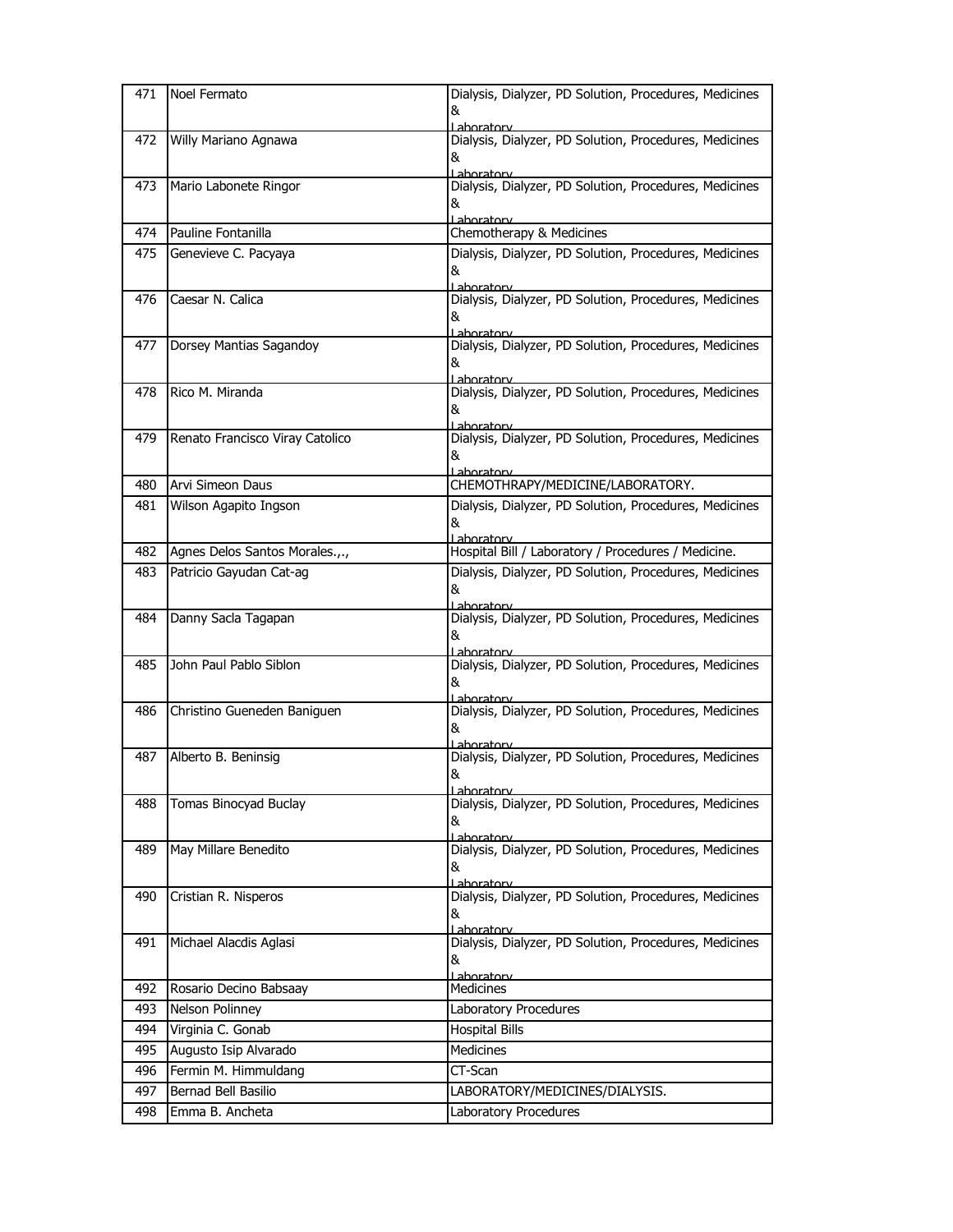| 471 | Noel Fermato | Dialysis, Dialyzer, PD Solution, Procedures, Medicines & Laboratory |
|---|---|---|
| 472 | Willy Mariano Agnawa | Dialysis, Dialyzer, PD Solution, Procedures, Medicines & Laboratory |
| 473 | Mario Labonete Ringor | Dialysis, Dialyzer, PD Solution, Procedures, Medicines & Laboratory |
| 474 | Pauline Fontanilla | Chemotherapy & Medicines |
| 475 | Genevieve C. Pacyaya | Dialysis, Dialyzer, PD Solution, Procedures, Medicines & Laboratory |
| 476 | Caesar N. Calica | Dialysis, Dialyzer, PD Solution, Procedures, Medicines & Laboratory |
| 477 | Dorsey Mantias Sagandoy | Dialysis, Dialyzer, PD Solution, Procedures, Medicines & Laboratory |
| 478 | Rico M. Miranda | Dialysis, Dialyzer, PD Solution, Procedures, Medicines & Laboratory |
| 479 | Renato Francisco Viray Catolico | Dialysis, Dialyzer, PD Solution, Procedures, Medicines & Laboratory |
| 480 | Arvi Simeon Daus | CHEMOTHRAPY/MEDICINE/LABORATORY. |
| 481 | Wilson Agapito Ingson | Dialysis, Dialyzer, PD Solution, Procedures, Medicines & Laboratory |
| 482 | Agnes Delos Santos Morales.,., | Hospital Bill / Laboratory / Procedures / Medicine. |
| 483 | Patricio Gayudan Cat-ag | Dialysis, Dialyzer, PD Solution, Procedures, Medicines & Laboratory |
| 484 | Danny Sacla Tagapan | Dialysis, Dialyzer, PD Solution, Procedures, Medicines & Laboratory |
| 485 | John Paul Pablo Siblon | Dialysis, Dialyzer, PD Solution, Procedures, Medicines & Laboratory |
| 486 | Christino Gueneden Baniguen | Dialysis, Dialyzer, PD Solution, Procedures, Medicines & Laboratory |
| 487 | Alberto B. Beninsig | Dialysis, Dialyzer, PD Solution, Procedures, Medicines & Laboratory |
| 488 | Tomas Binocyad Buclay | Dialysis, Dialyzer, PD Solution, Procedures, Medicines & Laboratory |
| 489 | May Millare Benedito | Dialysis, Dialyzer, PD Solution, Procedures, Medicines & Laboratory |
| 490 | Cristian R. Nisperos | Dialysis, Dialyzer, PD Solution, Procedures, Medicines & Laboratory |
| 491 | Michael Alacdis Aglasi | Dialysis, Dialyzer, PD Solution, Procedures, Medicines & Laboratory |
| 492 | Rosario Decino Babsaay | Medicines |
| 493 | Nelson Polinney | Laboratory Procedures |
| 494 | Virginia C. Gonab | Hospital Bills |
| 495 | Augusto Isip Alvarado | Medicines |
| 496 | Fermin M. Himmuldang | CT-Scan |
| 497 | Bernad Bell Basilio | LABORATORY/MEDICINES/DIALYSIS. |
| 498 | Emma B. Ancheta | Laboratory Procedures |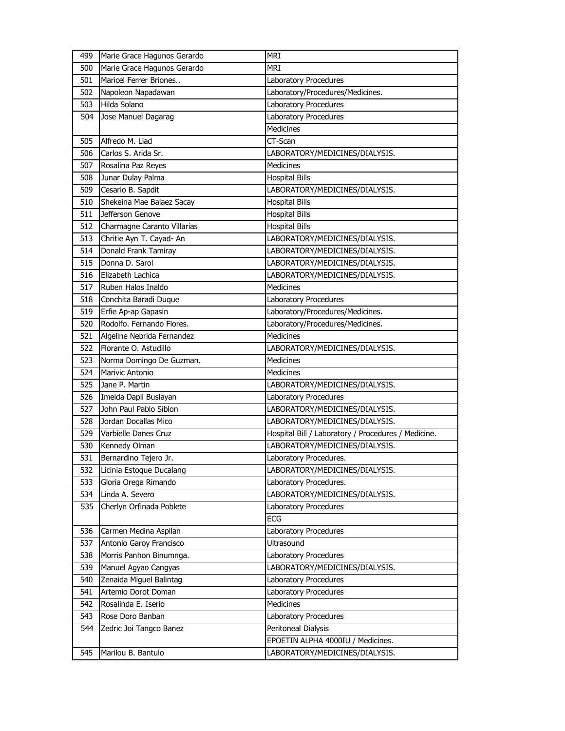| 499 | Marie Grace Hagunos Gerardo | MRI |
|---|---|---|
| 500 | Marie Grace Hagunos Gerardo | MRI |
| 501 | Maricel Ferrer Briones.. | Laboratory Procedures |
| 502 | Napoleon Napadawan | Laboratory/Procedures/Medicines. |
| 503 | Hilda Solano | Laboratory Procedures |
| 504 | Jose Manuel Dagarag | Laboratory Procedures |
| | | Medicines |
| 505 | Alfredo M. Liad | CT-Scan |
| 506 | Carlos S. Arida Sr. | LABORATORY/MEDICINES/DIALYSIS. |
| 507 | Rosalina Paz Reyes | Medicines |
| 508 | Junar Dulay Palma | Hospital Bills |
| 509 | Cesario B. Sapdit | LABORATORY/MEDICINES/DIALYSIS. |
| 510 | Shekeina Mae Balaez Sacay | Hospital Bills |
| 511 | Jefferson Genove | Hospital Bills |
| 512 | Charmagne Caranto Villarias | Hospital Bills |
| 513 | Chritie Ayn T. Cayad- An | LABORATORY/MEDICINES/DIALYSIS. |
| 514 | Donald Frank Tamiray | LABORATORY/MEDICINES/DIALYSIS. |
| 515 | Donna D. Sarol | LABORATORY/MEDICINES/DIALYSIS. |
| 516 | Elizabeth Lachica | LABORATORY/MEDICINES/DIALYSIS. |
| 517 | Ruben Halos Inaldo | Medicines |
| 518 | Conchita Baradi Duque | Laboratory Procedures |
| 519 | Erfie Ap-ap Gapasin | Laboratory/Procedures/Medicines. |
| 520 | Rodolfo. Fernando Flores. | Laboratory/Procedures/Medicines. |
| 521 | Algeline Nebrida Fernandez | Medicines |
| 522 | Florante O. Astudillo | LABORATORY/MEDICINES/DIALYSIS. |
| 523 | Norma Domingo De Guzman. | Medicines |
| 524 | Marivic Antonio | Medicines |
| 525 | Jane P. Martin | LABORATORY/MEDICINES/DIALYSIS. |
| 526 | Imelda Dapli Buslayan | Laboratory Procedures |
| 527 | John Paul Pablo Siblon | LABORATORY/MEDICINES/DIALYSIS. |
| 528 | Jordan Docallas Mico | LABORATORY/MEDICINES/DIALYSIS. |
| 529 | Varbielle Danes Cruz | Hospital Bill / Laboratory / Procedures / Medicine. |
| 530 | Kennedy Olman | LABORATORY/MEDICINES/DIALYSIS. |
| 531 | Bernardino Tejero Jr. | Laboratory Procedures. |
| 532 | Licinia Estoque Ducalang | LABORATORY/MEDICINES/DIALYSIS. |
| 533 | Gloria Orega Rimando | Laboratory Procedures. |
| 534 | Linda A. Severo | LABORATORY/MEDICINES/DIALYSIS. |
| 535 | Cherlyn Orfinada Poblete | Laboratory Procedures |
| | | ECG |
| 536 | Carmen Medina Aspilan | Laboratory Procedures |
| 537 | Antonio Garoy Francisco | Ultrasound |
| 538 | Morris Panhon Binumnga. | Laboratory Procedures |
| 539 | Manuel Agyao Cangyas | LABORATORY/MEDICINES/DIALYSIS. |
| 540 | Zenaida Miguel Balintag | Laboratory Procedures |
| 541 | Artemio Dorot Doman | Laboratory Procedures |
| 542 | Rosalinda E. Iserio | Medicines |
| 543 | Rose Doro Banban | Laboratory Procedures |
| 544 | Zedric Joi Tangco Banez | Peritoneal Dialysis |
| | | EPOETIN ALPHA 4000IU / Medicines. |
| 545 | Marilou B. Bantulo | LABORATORY/MEDICINES/DIALYSIS. |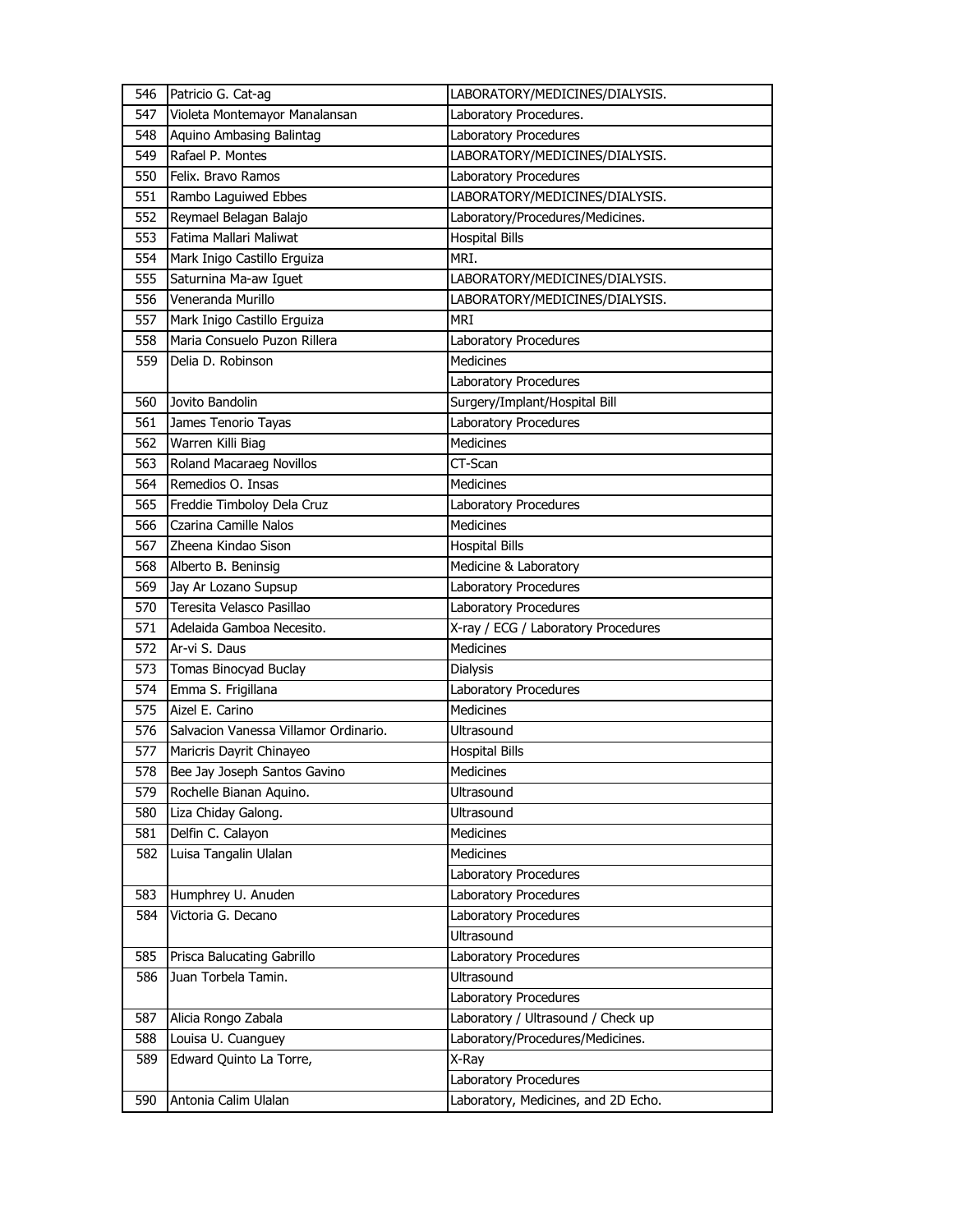| 546 | Patricio G. Cat-ag | LABORATORY/MEDICINES/DIALYSIS. |
|---|---|---|
| 547 | Violeta Montemayor Manalansan | Laboratory Procedures. |
| 548 | Aquino Ambasing Balintag | Laboratory Procedures |
| 549 | Rafael P. Montes | LABORATORY/MEDICINES/DIALYSIS. |
| 550 | Felix. Bravo Ramos | Laboratory Procedures |
| 551 | Rambo Laguiwed Ebbes | LABORATORY/MEDICINES/DIALYSIS. |
| 552 | Reymael Belagan Balajo | Laboratory/Procedures/Medicines. |
| 553 | Fatima Mallari Maliwat | Hospital Bills |
| 554 | Mark Inigo Castillo Erguiza | MRI. |
| 555 | Saturnina Ma-aw Iguet | LABORATORY/MEDICINES/DIALYSIS. |
| 556 | Veneranda Murillo | LABORATORY/MEDICINES/DIALYSIS. |
| 557 | Mark Inigo Castillo Erguiza | MRI |
| 558 | Maria Consuelo Puzon Rillera | Laboratory Procedures |
| 559 | Delia D. Robinson | Medicines |
| | | Laboratory Procedures |
| 560 | Jovito Bandolin | Surgery/Implant/Hospital Bill |
| 561 | James Tenorio Tayas | Laboratory Procedures |
| 562 | Warren Killi Biag | Medicines |
| 563 | Roland Macaraeg Novillos | CT-Scan |
| 564 | Remedios O. Insas | Medicines |
| 565 | Freddie Timboloy Dela Cruz | Laboratory Procedures |
| 566 | Czarina Camille Nalos | Medicines |
| 567 | Zheena Kindao Sison | Hospital Bills |
| 568 | Alberto B. Beninsig | Medicine & Laboratory |
| 569 | Jay Ar Lozano Supsup | Laboratory Procedures |
| 570 | Teresita Velasco Pasillao | Laboratory Procedures |
| 571 | Adelaida Gamboa Necesito. | X-ray / ECG / Laboratory Procedures |
| 572 | Ar-vi S. Daus | Medicines |
| 573 | Tomas Binocyad Buclay | Dialysis |
| 574 | Emma S. Frigillana | Laboratory Procedures |
| 575 | Aizel E. Carino | Medicines |
| 576 | Salvacion Vanessa Villamor Ordinario. | Ultrasound |
| 577 | Maricris Dayrit Chinayeo | Hospital Bills |
| 578 | Bee Jay Joseph Santos Gavino | Medicines |
| 579 | Rochelle Bianan Aquino. | Ultrasound |
| 580 | Liza Chiday Galong. | Ultrasound |
| 581 | Delfin C. Calayon | Medicines |
| 582 | Luisa Tangalin Ulalan | Medicines |
| | | Laboratory Procedures |
| 583 | Humphrey U. Anuden | Laboratory Procedures |
| 584 | Victoria G. Decano | Laboratory Procedures |
| | | Ultrasound |
| 585 | Prisca Balucating Gabrillo | Laboratory Procedures |
| 586 | Juan Torbela Tamin. | Ultrasound |
| | | Laboratory Procedures |
| 587 | Alicia Rongo Zabala | Laboratory / Ultrasound / Check up |
| 588 | Louisa U. Cuanguey | Laboratory/Procedures/Medicines. |
| 589 | Edward Quinto La Torre, | X-Ray |
| | | Laboratory Procedures |
| 590 | Antonia Calim Ulalan | Laboratory, Medicines, and 2D Echo. |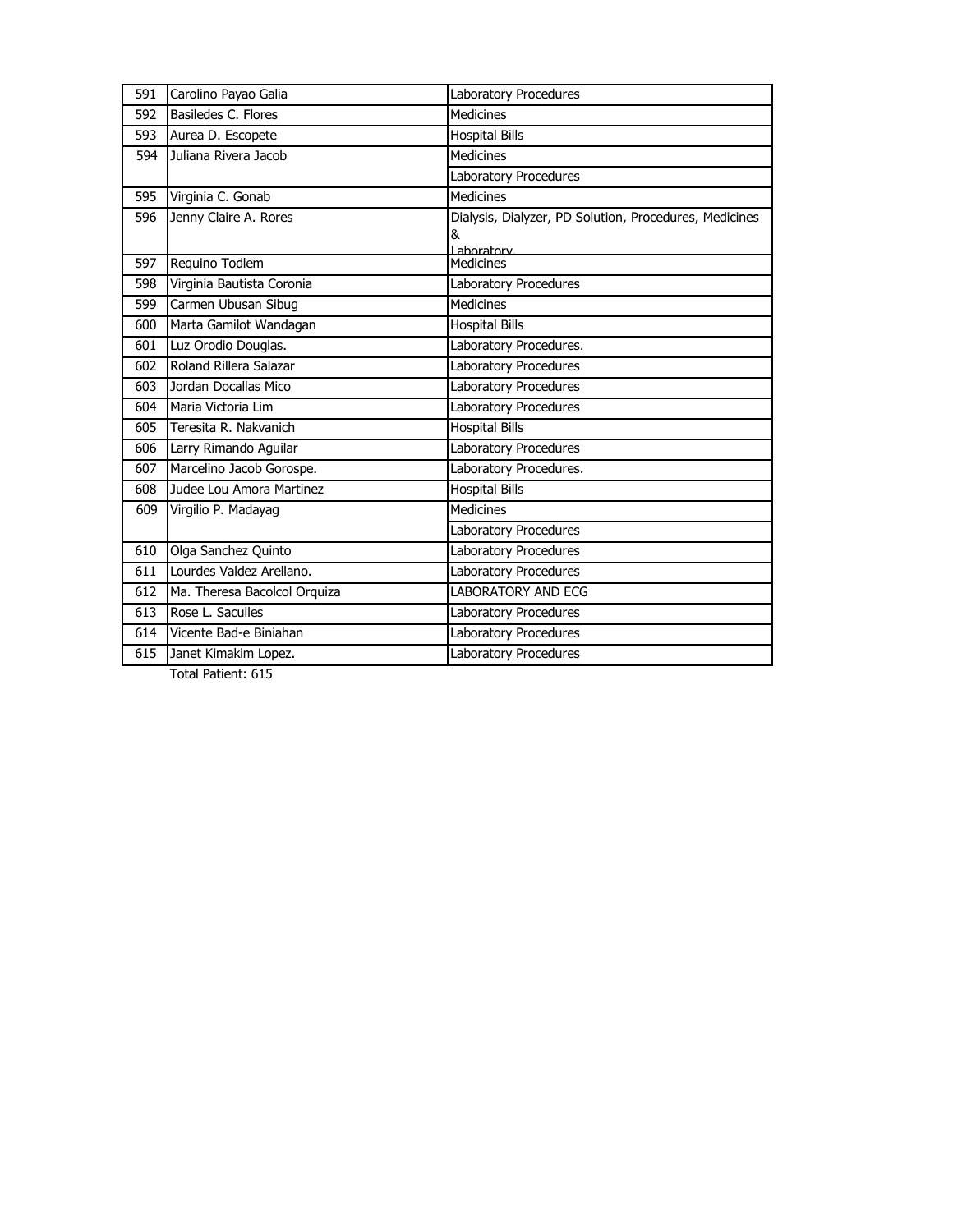| | | |
|---|---|---|
| 591 | Carolino Payao Galia | Laboratory Procedures |
| 592 | Basiledes C. Flores | Medicines |
| 593 | Aurea D. Escopete | Hospital Bills |
| 594 | Juliana Rivera Jacob | Medicines |
| | | Laboratory Procedures |
| 595 | Virginia C. Gonab | Medicines |
| 596 | Jenny Claire A. Rores | Dialysis, Dialyzer, PD Solution, Procedures, Medicines & Laboratory |
| 597 | Requino Todlem | Medicines |
| 598 | Virginia Bautista Coronia | Laboratory Procedures |
| 599 | Carmen Ubusan Sibug | Medicines |
| 600 | Marta Gamilot Wandagan | Hospital Bills |
| 601 | Luz Orodio Douglas. | Laboratory Procedures. |
| 602 | Roland Rillera Salazar | Laboratory Procedures |
| 603 | Jordan Docallas Mico | Laboratory Procedures |
| 604 | Maria Victoria Lim | Laboratory Procedures |
| 605 | Teresita R. Nakvanich | Hospital Bills |
| 606 | Larry Rimando Aguilar | Laboratory Procedures |
| 607 | Marcelino Jacob Gorospe. | Laboratory Procedures. |
| 608 | Judee Lou Amora Martinez | Hospital Bills |
| 609 | Virgilio P. Madayag | Medicines |
| | | Laboratory Procedures |
| 610 | Olga Sanchez Quinto | Laboratory Procedures |
| 611 | Lourdes Valdez Arellano. | Laboratory Procedures |
| 612 | Ma. Theresa Bacolcol Orquiza | LABORATORY AND ECG |
| 613 | Rose L. Saculles | Laboratory Procedures |
| 614 | Vicente Bad-e Biniahan | Laboratory Procedures |
| 615 | Janet Kimakim Lopez. | Laboratory Procedures |

Total Patient: 615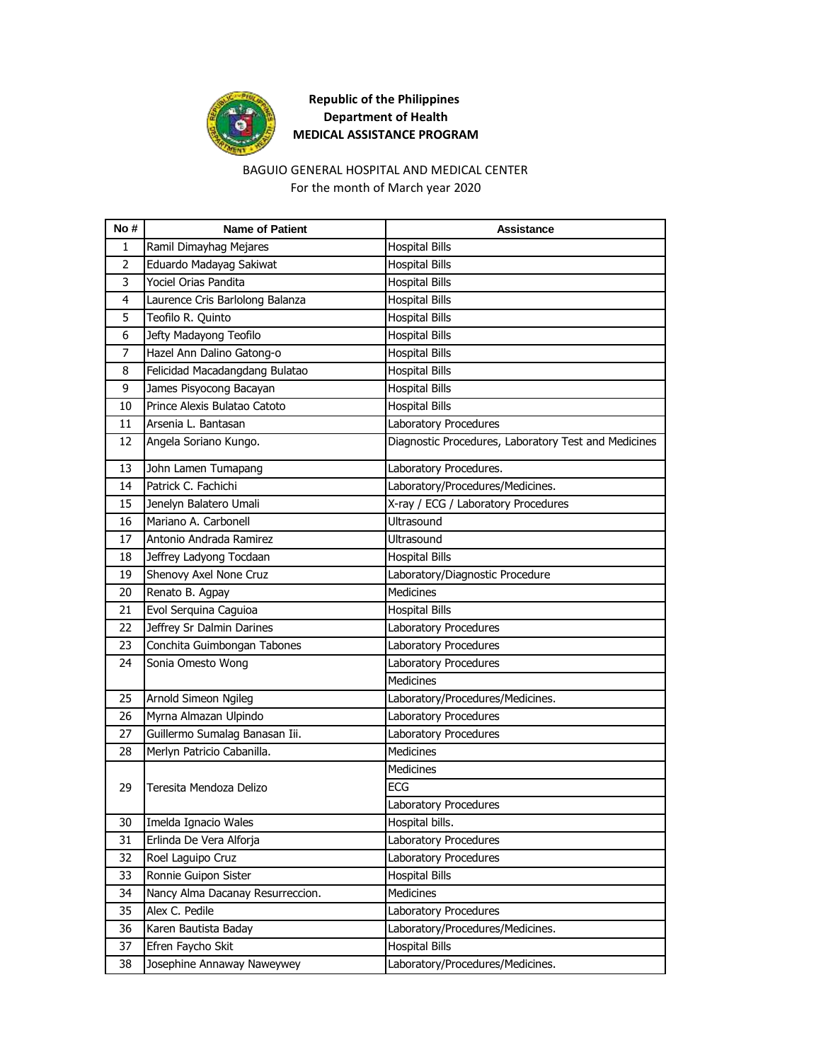**Republic of the Philippines**
**Department of Health**
**MEDICAL ASSISTANCE PROGRAM**

BAGUIO GENERAL HOSPITAL AND MEDICAL CENTER
For the month of March year 2020

| No # | Name of Patient | Assistance |
|---|---|---|
| 1 | Ramil Dimayhag Mejares | Hospital Bills |
| 2 | Eduardo Madayag Sakiwat | Hospital Bills |
| 3 | Yociel Orias Pandita | Hospital Bills |
| 4 | Laurence Cris Barlolong Balanza | Hospital Bills |
| 5 | Teofilo R. Quinto | Hospital Bills |
| 6 | Jefty Madayong Teofilo | Hospital Bills |
| 7 | Hazel Ann Dalino Gatong-o | Hospital Bills |
| 8 | Felicidad Macadangdang Bulatao | Hospital Bills |
| 9 | James Pisyocong Bacayan | Hospital Bills |
| 10 | Prince Alexis Bulatao Catoto | Hospital Bills |
| 11 | Arsenia L. Bantasan | Laboratory Procedures |
| 12 | Angela Soriano Kungo. | Diagnostic Procedures, Laboratory Test and Medicines |
| 13 | John Lamen Tumapang | Laboratory Procedures. |
| 14 | Patrick C. Fachichi | Laboratory/Procedures/Medicines. |
| 15 | Jenelyn Balatero Umali | X-ray / ECG / Laboratory Procedures |
| 16 | Mariano A. Carbonell | Ultrasound |
| 17 | Antonio Andrada Ramirez | Ultrasound |
| 18 | Jeffrey Ladyong Tocdaan | Hospital Bills |
| 19 | Shenovy Axel None Cruz | Laboratory/Diagnostic Procedure |
| 20 | Renato B. Agpay | Medicines |
| 21 | Evol Serquina Caguioa | Hospital Bills |
| 22 | Jeffrey Sr Dalmin Darines | Laboratory Procedures |
| 23 | Conchita Guimbongan Tabones | Laboratory Procedures |
| 24 | Sonia Omesto Wong | Laboratory Procedures |
| | | Medicines |
| 25 | Arnold Simeon Ngileg | Laboratory/Procedures/Medicines. |
| 26 | Myrna Almazan Ulpindo | Laboratory Procedures |
| 27 | Guillermo Sumalag Banasan Iii. | Laboratory Procedures |
| 28 | Merlyn Patricio Cabanilla. | Medicines |
| 29 | Teresita Mendoza Delizo | Medicines |
| | | ECG |
| | | Laboratory Procedures |
| 30 | Imelda Ignacio Wales | Hospital bills. |
| 31 | Erlinda De Vera Alforja | Laboratory Procedures |
| 32 | Roel Laguipo Cruz | Laboratory Procedures |
| 33 | Ronnie Guipon Sister | Hospital Bills |
| 34 | Nancy Alma Dacanay Resurreccion. | Medicines |
| 35 | Alex C. Pedile | Laboratory Procedures |
| 36 | Karen Bautista Baday | Laboratory/Procedures/Medicines. |
| 37 | Efren Faycho Skit | Hospital Bills |
| 38 | Josephine Annaway Naweywey | Laboratory/Procedures/Medicines. |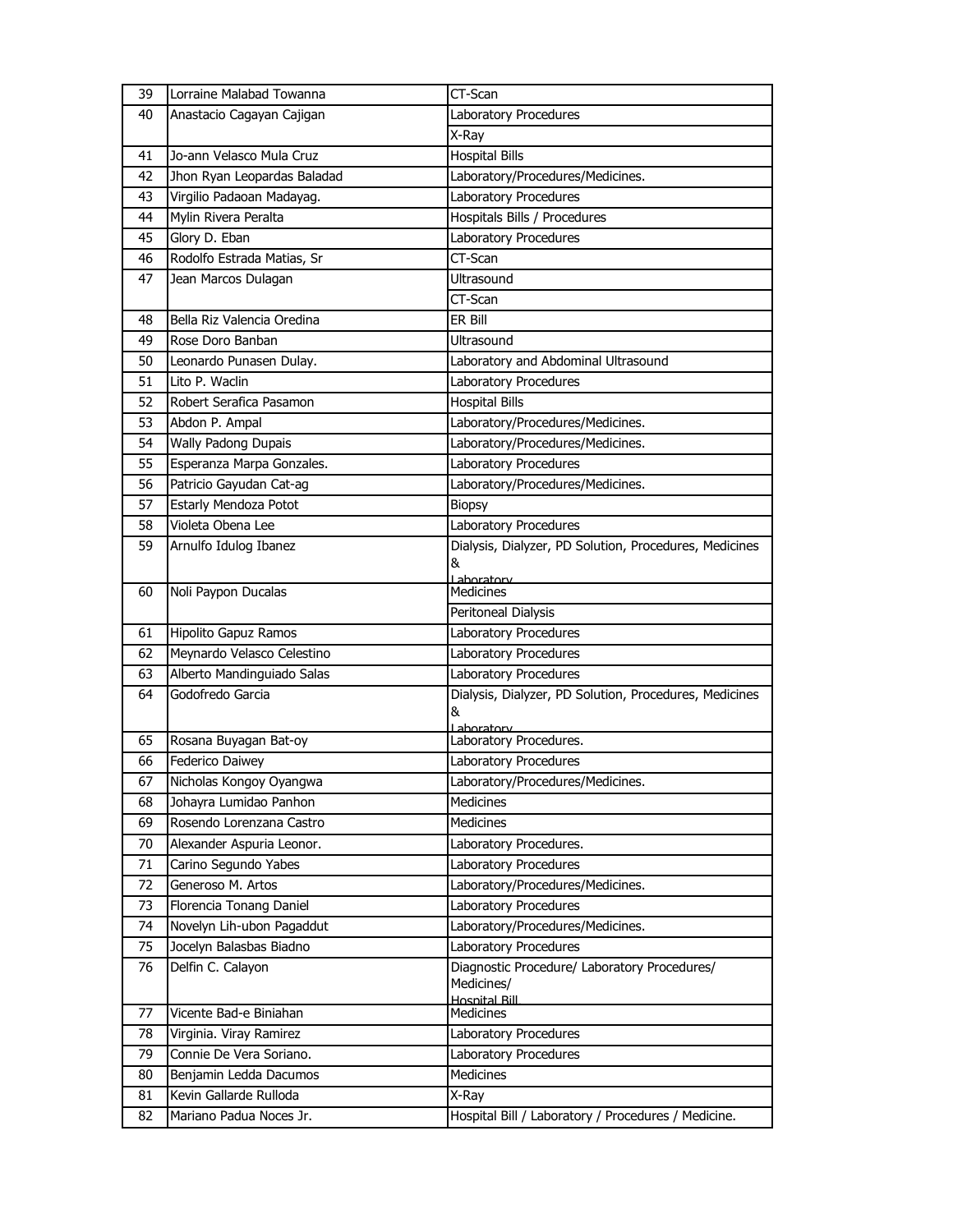| 39 | Lorraine Malabad Towanna | CT-Scan |
|---|---|---|
| 40 | Anastacio Cagayan Cajigan | Laboratory Procedures |
| | | X-Ray |
| 41 | Jo-ann Velasco Mula Cruz | Hospital Bills |
| 42 | Jhon Ryan Leopardas Baladad | Laboratory/Procedures/Medicines. |
| 43 | Virgilio Padaoan Madayag. | Laboratory Procedures |
| 44 | Mylin Rivera Peralta | Hospitals Bills / Procedures |
| 45 | Glory D. Eban | Laboratory Procedures |
| 46 | Rodolfo Estrada Matias, Sr | CT-Scan |
| 47 | Jean Marcos Dulagan | Ultrasound |
| | | CT-Scan |
| 48 | Bella Riz Valencia Oredina | ER Bill |
| 49 | Rose Doro Banban | Ultrasound |
| 50 | Leonardo Punasen Dulay. | Laboratory and Abdominal Ultrasound |
| 51 | Lito P. Waclin | Laboratory Procedures |
| 52 | Robert Serafica Pasamon | Hospital Bills |
| 53 | Abdon P. Ampal | Laboratory/Procedures/Medicines. |
| 54 | Wally Padong Dupais | Laboratory/Procedures/Medicines. |
| 55 | Esperanza Marpa Gonzales. | Laboratory Procedures |
| 56 | Patricio Gayudan Cat-ag | Laboratory/Procedures/Medicines. |
| 57 | Estarly Mendoza Potot | Biopsy |
| 58 | Violeta Obena Lee | Laboratory Procedures |
| 59 | Arnulfo Idulog Ibanez | Dialysis, Dialyzer, PD Solution, Procedures, Medicines & Laboratory |
| 60 | Noli Paypon Ducalas | Medicines |
| | | Peritoneal Dialysis |
| 61 | Hipolito Gapuz Ramos | Laboratory Procedures |
| 62 | Meynardo Velasco Celestino | Laboratory Procedures |
| 63 | Alberto Mandinguiado Salas | Laboratory Procedures |
| 64 | Godofredo Garcia | Dialysis, Dialyzer, PD Solution, Procedures, Medicines & Laboratory |
| 65 | Rosana Buyagan Bat-oy | Laboratory Procedures. |
| 66 | Federico Daiwey | Laboratory Procedures |
| 67 | Nicholas Kongoy Oyangwa | Laboratory/Procedures/Medicines. |
| 68 | Johayra Lumidao Panhon | Medicines |
| 69 | Rosendo Lorenzana Castro | Medicines |
| 70 | Alexander Aspuria Leonor. | Laboratory Procedures. |
| 71 | Carino Segundo Yabes | Laboratory Procedures |
| 72 | Generoso M. Artos | Laboratory/Procedures/Medicines. |
| 73 | Florencia Tonang Daniel | Laboratory Procedures |
| 74 | Novelyn Lih-ubon Pagaddut | Laboratory/Procedures/Medicines. |
| 75 | Jocelyn Balasbas Biadno | Laboratory Procedures |
| 76 | Delfin C. Calayon | Diagnostic Procedure/ Laboratory Procedures/ Medicines/ Hospital Bill |
| 77 | Vicente Bad-e Biniahan | Medicines |
| 78 | Virginia. Viray Ramirez | Laboratory Procedures |
| 79 | Connie De Vera Soriano. | Laboratory Procedures |
| 80 | Benjamin Ledda Dacumos | Medicines |
| 81 | Kevin Gallarde Rulloda | X-Ray |
| 82 | Mariano Padua Noces Jr. | Hospital Bill / Laboratory / Procedures / Medicine. |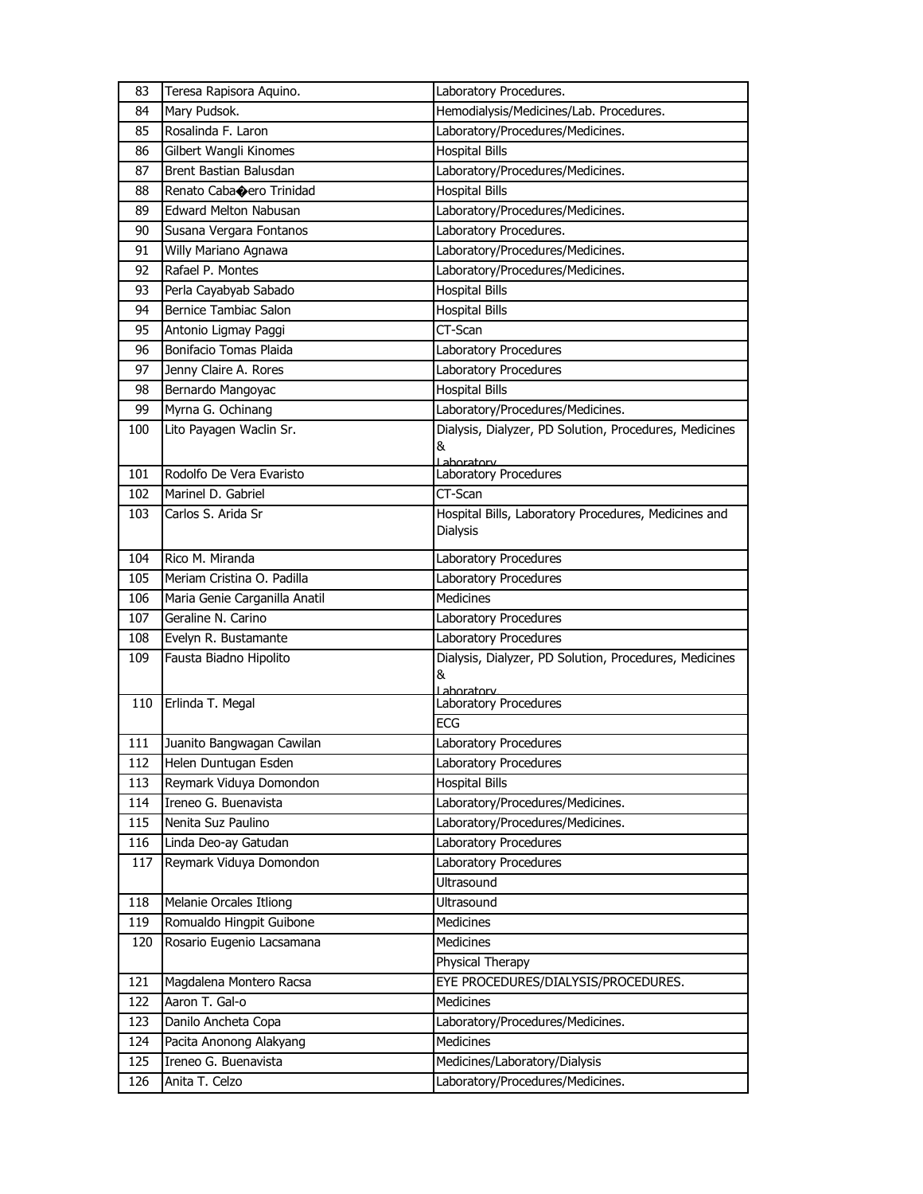| 83 | Teresa Rapisora Aquino. | Laboratory Procedures. |
|---|---|---|
| 84 | Mary Pudsok. | Hemodialysis/Medicines/Lab. Procedures. |
| 85 | Rosalinda F. Laron | Laboratory/Procedures/Medicines. |
| 86 | Gilbert Wangli Kinomes | Hospital Bills |
| 87 | Brent Bastian Balusdan | Laboratory/Procedures/Medicines. |
| 88 | Renato Caba�ero Trinidad | Hospital Bills |
| 89 | Edward Melton Nabusan | Laboratory/Procedures/Medicines. |
| 90 | Susana Vergara Fontanos | Laboratory Procedures. |
| 91 | Willy Mariano Agnawa | Laboratory/Procedures/Medicines. |
| 92 | Rafael P. Montes | Laboratory/Procedures/Medicines. |
| 93 | Perla Cayabyab Sabado | Hospital Bills |
| 94 | Bernice Tambiac Salon | Hospital Bills |
| 95 | Antonio Ligmay Paggi | CT-Scan |
| 96 | Bonifacio Tomas Plaida | Laboratory Procedures |
| 97 | Jenny Claire A. Rores | Laboratory Procedures |
| 98 | Bernardo Mangoyac | Hospital Bills |
| 99 | Myrna G. Ochinang | Laboratory/Procedures/Medicines. |
| 100 | Lito Payagen Waclin Sr. | Dialysis, Dialyzer, PD Solution, Procedures, Medicines & Laboratory |
| 101 | Rodolfo De Vera Evaristo | Laboratory Procedures |
| 102 | Marinel D. Gabriel | CT-Scan |
| 103 | Carlos S. Arida Sr | Hospital Bills, Laboratory Procedures, Medicines and Dialysis |
| 104 | Rico M. Miranda | Laboratory Procedures |
| 105 | Meriam Cristina O. Padilla | Laboratory Procedures |
| 106 | Maria Genie Carganilla Anatil | Medicines |
| 107 | Geraline N. Carino | Laboratory Procedures |
| 108 | Evelyn R. Bustamante | Laboratory Procedures |
| 109 | Fausta Biadno Hipolito | Dialysis, Dialyzer, PD Solution, Procedures, Medicines & Laboratory |
| 110 | Erlinda T. Megal | Laboratory Procedures |
| | | ECG |
| 111 | Juanito Bangwagan Cawilan | Laboratory Procedures |
| 112 | Helen Duntugan Esden | Laboratory Procedures |
| 113 | Reymark Viduya Domondon | Hospital Bills |
| 114 | Ireneo G. Buenavista | Laboratory/Procedures/Medicines. |
| 115 | Nenita Suz Paulino | Laboratory/Procedures/Medicines. |
| 116 | Linda Deo-ay Gatudan | Laboratory Procedures |
| 117 | Reymark Viduya Domondon | Laboratory Procedures |
| | | Ultrasound |
| 118 | Melanie Orcales Itliong | Ultrasound |
| 119 | Romualdo Hingpit Guibone | Medicines |
| 120 | Rosario Eugenio Lacsamana | Medicines |
| | | Physical Therapy |
| 121 | Magdalena Montero Racsa | EYE PROCEDURES/DIALYSIS/PROCEDURES. |
| 122 | Aaron T. Gal-o | Medicines |
| 123 | Danilo Ancheta Copa | Laboratory/Procedures/Medicines. |
| 124 | Pacita Anonong Alakyang | Medicines |
| 125 | Ireneo G. Buenavista | Medicines/Laboratory/Dialysis |
| 126 | Anita T. Celzo | Laboratory/Procedures/Medicines. |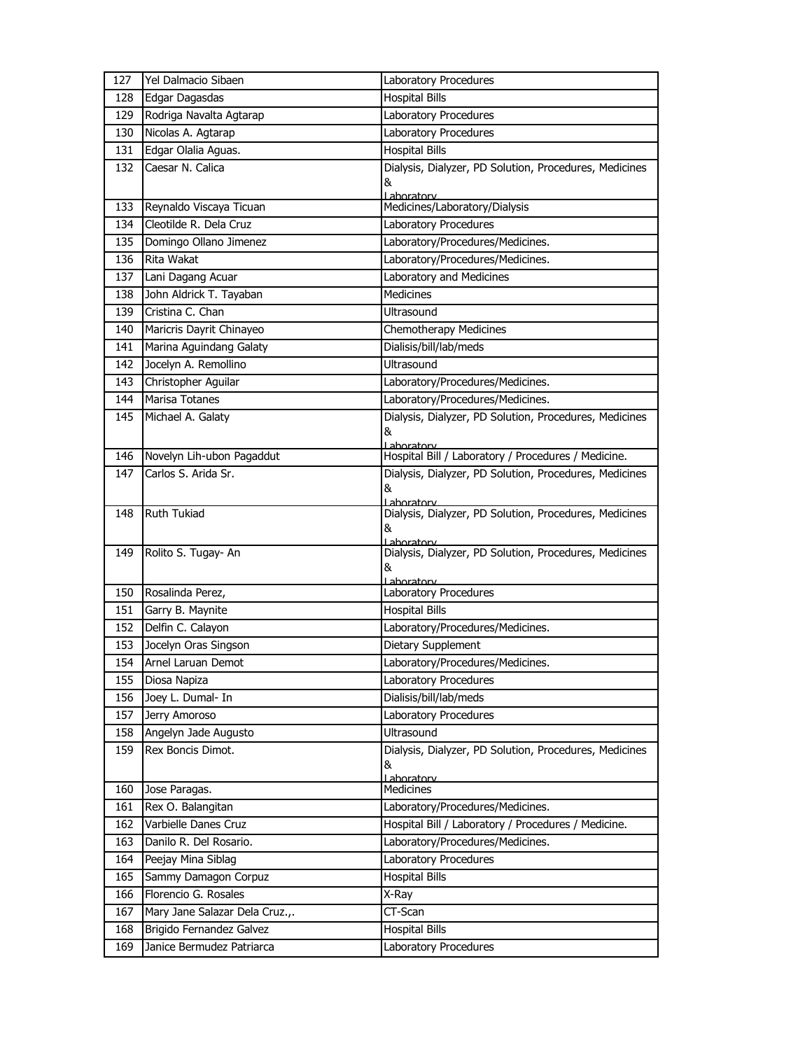| 127 | Yel Dalmacio Sibaen | Laboratory Procedures |
|---|---|---|
| 128 | Edgar Dagasdas | Hospital Bills |
| 129 | Rodriga Navalta Agtarap | Laboratory Procedures |
| 130 | Nicolas A. Agtarap | Laboratory Procedures |
| 131 | Edgar Olalia Aguas. | Hospital Bills |
| 132 | Caesar N. Calica | Dialysis, Dialyzer, PD Solution, Procedures, Medicines & Laboratory |
| 133 | Reynaldo Viscaya Ticuan | Medicines/Laboratory/Dialysis |
| 134 | Cleotilde R. Dela Cruz | Laboratory Procedures |
| 135 | Domingo Ollano Jimenez | Laboratory/Procedures/Medicines. |
| 136 | Rita Wakat | Laboratory/Procedures/Medicines. |
| 137 | Lani Dagang Acuar | Laboratory and Medicines |
| 138 | John Aldrick T. Tayaban | Medicines |
| 139 | Cristina C. Chan | Ultrasound |
| 140 | Maricris Dayrit Chinayeo | Chemotherapy Medicines |
| 141 | Marina Aguindang Galaty | Dialisis/bill/lab/meds |
| 142 | Jocelyn A. Remollino | Ultrasound |
| 143 | Christopher Aguilar | Laboratory/Procedures/Medicines. |
| 144 | Marisa Totanes | Laboratory/Procedures/Medicines. |
| 145 | Michael A. Galaty | Dialysis, Dialyzer, PD Solution, Procedures, Medicines & Laboratory |
| 146 | Novelyn Lih-ubon Pagaddut | Hospital Bill / Laboratory / Procedures / Medicine. |
| 147 | Carlos S. Arida Sr. | Dialysis, Dialyzer, PD Solution, Procedures, Medicines & Laboratory |
| 148 | Ruth Tukiad | Dialysis, Dialyzer, PD Solution, Procedures, Medicines & Laboratory |
| 149 | Rolito S. Tugay- An | Dialysis, Dialyzer, PD Solution, Procedures, Medicines & Laboratory |
| 150 | Rosalinda Perez, | Laboratory Procedures |
| 151 | Garry B. Maynite | Hospital Bills |
| 152 | Delfin C. Calayon | Laboratory/Procedures/Medicines. |
| 153 | Jocelyn Oras Singson | Dietary Supplement |
| 154 | Arnel Laruan Demot | Laboratory/Procedures/Medicines. |
| 155 | Diosa Napiza | Laboratory Procedures |
| 156 | Joey L. Dumal- In | Dialisis/bill/lab/meds |
| 157 | Jerry Amoroso | Laboratory Procedures |
| 158 | Angelyn Jade Augusto | Ultrasound |
| 159 | Rex Boncis Dimot. | Dialysis, Dialyzer, PD Solution, Procedures, Medicines & Laboratory |
| 160 | Jose Paragas. | Medicines |
| 161 | Rex O. Balangitan | Laboratory/Procedures/Medicines. |
| 162 | Varbielle Danes Cruz | Hospital Bill / Laboratory / Procedures / Medicine. |
| 163 | Danilo R. Del Rosario. | Laboratory/Procedures/Medicines. |
| 164 | Peejay Mina Siblag | Laboratory Procedures |
| 165 | Sammy Damagon Corpuz | Hospital Bills |
| 166 | Florencio G. Rosales | X-Ray |
| 167 | Mary Jane Salazar Dela Cruz.,. | CT-Scan |
| 168 | Brigido Fernandez Galvez | Hospital Bills |
| 169 | Janice Bermudez Patriarca | Laboratory Procedures |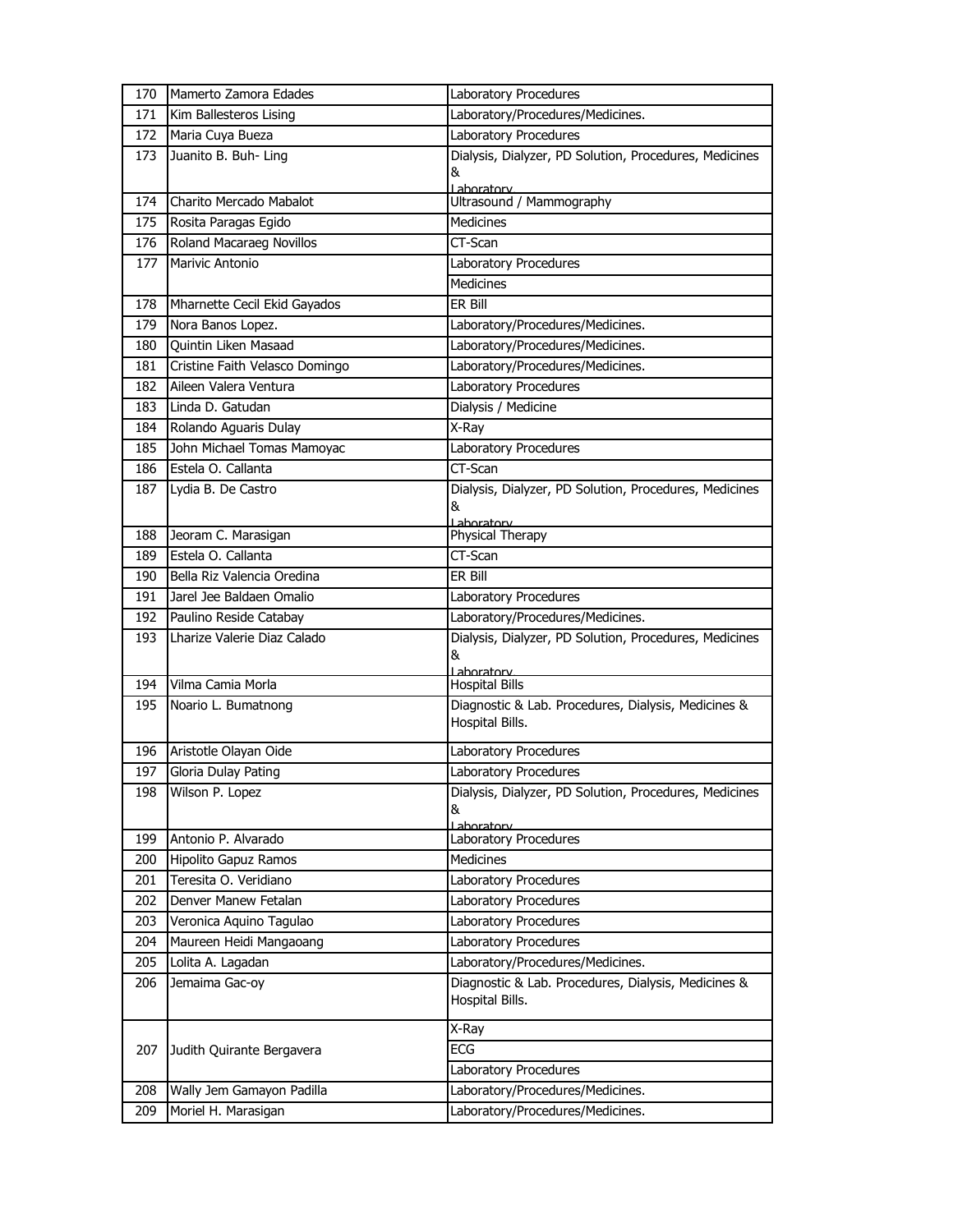| 170 | Mamerto Zamora Edades | Laboratory Procedures |
|---|---|---|
| 171 | Kim Ballesteros Lising | Laboratory/Procedures/Medicines. |
| 172 | Maria Cuya Bueza | Laboratory Procedures |
| 173 | Juanito B. Buh- Ling | Dialysis, Dialyzer, PD Solution, Procedures, Medicines & Laboratory |
| 174 | Charito Mercado Mabalot | Ultrasound / Mammography |
| 175 | Rosita Paragas Egido | Medicines |
| 176 | Roland Macaraeg Novillos | CT-Scan |
| 177 | Marivic Antonio | Laboratory Procedures |
| | | Medicines |
| 178 | Mharnette Cecil Ekid Gayados | ER Bill |
| 179 | Nora Banos Lopez. | Laboratory/Procedures/Medicines. |
| 180 | Quintin Liken Masaad | Laboratory/Procedures/Medicines. |
| 181 | Cristine Faith Velasco Domingo | Laboratory/Procedures/Medicines. |
| 182 | Aileen Valera Ventura | Laboratory Procedures |
| 183 | Linda D. Gatudan | Dialysis / Medicine |
| 184 | Rolando Aguaris Dulay | X-Ray |
| 185 | John Michael Tomas Mamoyac | Laboratory Procedures |
| 186 | Estela O. Callanta | CT-Scan |
| 187 | Lydia B. De Castro | Dialysis, Dialyzer, PD Solution, Procedures, Medicines & Laboratory |
| 188 | Jeoram C. Marasigan | Physical Therapy |
| 189 | Estela O. Callanta | CT-Scan |
| 190 | Bella Riz Valencia Oredina | ER Bill |
| 191 | Jarel Jee Baldaen Omalio | Laboratory Procedures |
| 192 | Paulino Reside Catabay | Laboratory/Procedures/Medicines. |
| 193 | Lharize Valerie Diaz Calado | Dialysis, Dialyzer, PD Solution, Procedures, Medicines & Laboratory |
| 194 | Vilma Camia Morla | Hospital Bills |
| 195 | Noario L. Bumatnong | Diagnostic & Lab. Procedures, Dialysis, Medicines & Hospital Bills. |
| 196 | Aristotle Olayan Oide | Laboratory Procedures |
| 197 | Gloria Dulay Pating | Laboratory Procedures |
| 198 | Wilson P. Lopez | Dialysis, Dialyzer, PD Solution, Procedures, Medicines & Laboratory |
| 199 | Antonio P. Alvarado | Laboratory Procedures |
| 200 | Hipolito Gapuz Ramos | Medicines |
| 201 | Teresita O. Veridiano | Laboratory Procedures |
| 202 | Denver Manew Fetalan | Laboratory Procedures |
| 203 | Veronica Aquino Tagulao | Laboratory Procedures |
| 204 | Maureen Heidi Mangaoang | Laboratory Procedures |
| 205 | Lolita A. Lagadan | Laboratory/Procedures/Medicines. |
| 206 | Jemaima Gac-oy | Diagnostic & Lab. Procedures, Dialysis, Medicines & Hospital Bills. |
| 207 | Judith Quirante Bergavera | X-Ray |
| | | ECG |
| | | Laboratory Procedures |
| 208 | Wally Jem Gamayon Padilla | Laboratory/Procedures/Medicines. |
| 209 | Moriel H. Marasigan | Laboratory/Procedures/Medicines. |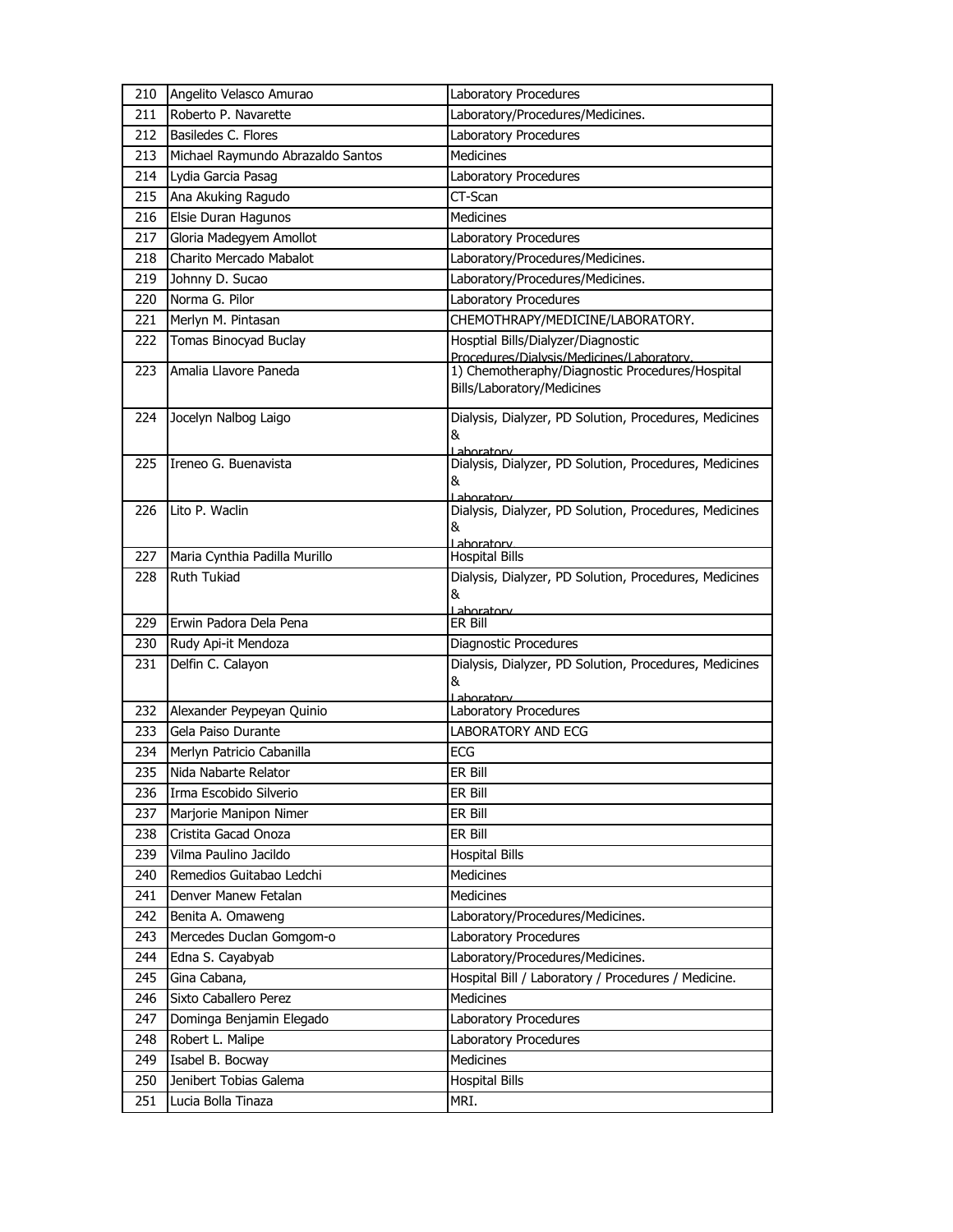| 210 | Angelito Velasco Amurao | Laboratory Procedures |
|---|---|---|
| 211 | Roberto P. Navarette | Laboratory/Procedures/Medicines. |
| 212 | Basiledes C. Flores | Laboratory Procedures |
| 213 | Michael Raymundo Abrazaldo Santos | Medicines |
| 214 | Lydia Garcia Pasag | Laboratory Procedures |
| 215 | Ana Akuking Ragudo | CT-Scan |
| 216 | Elsie Duran Hagunos | Medicines |
| 217 | Gloria Madegyem Amollot | Laboratory Procedures |
| 218 | Charito Mercado Mabalot | Laboratory/Procedures/Medicines. |
| 219 | Johnny D. Sucao | Laboratory/Procedures/Medicines. |
| 220 | Norma G. Pilor | Laboratory Procedures |
| 221 | Merlyn M. Pintasan | CHEMOTHRAPY/MEDICINE/LABORATORY. |
| 222 | Tomas Binocyad Buclay | Hosptial Bills/Dialyzer/Diagnostic Procedures/Dialysis/Medicines/Laboratory. |
| 223 | Amalia Llavore Paneda | 1) Chemotheraphy/Diagnostic Procedures/Hospital Bills/Laboratory/Medicines |
| 224 | Jocelyn Nalbog Laigo | Dialysis, Dialyzer, PD Solution, Procedures, Medicines & Laboratory |
| 225 | Ireneo G. Buenavista | Dialysis, Dialyzer, PD Solution, Procedures, Medicines & Laboratory |
| 226 | Lito P. Waclin | Dialysis, Dialyzer, PD Solution, Procedures, Medicines & Laboratory |
| 227 | Maria Cynthia Padilla Murillo | Hospital Bills |
| 228 | Ruth Tukiad | Dialysis, Dialyzer, PD Solution, Procedures, Medicines & Laboratory |
| 229 | Erwin Padora Dela Pena | ER Bill |
| 230 | Rudy Api-it Mendoza | Diagnostic Procedures |
| 231 | Delfin C. Calayon | Dialysis, Dialyzer, PD Solution, Procedures, Medicines & Laboratory |
| 232 | Alexander Peypeyan Quinio | Laboratory Procedures |
| 233 | Gela Paiso Durante | LABORATORY AND ECG |
| 234 | Merlyn Patricio Cabanilla | ECG |
| 235 | Nida Nabarte Relator | ER Bill |
| 236 | Irma Escobido Silverio | ER Bill |
| 237 | Marjorie Manipon Nimer | ER Bill |
| 238 | Cristita Gacad Onoza | ER Bill |
| 239 | Vilma Paulino Jacildo | Hospital Bills |
| 240 | Remedios Guitabao Ledchi | Medicines |
| 241 | Denver Manew Fetalan | Medicines |
| 242 | Benita A. Omaweng | Laboratory/Procedures/Medicines. |
| 243 | Mercedes Duclan Gomgom-o | Laboratory Procedures |
| 244 | Edna S. Cayabyab | Laboratory/Procedures/Medicines. |
| 245 | Gina Cabana, | Hospital Bill / Laboratory / Procedures / Medicine. |
| 246 | Sixto Caballero Perez | Medicines |
| 247 | Dominga Benjamin Elegado | Laboratory Procedures |
| 248 | Robert L. Malipe | Laboratory Procedures |
| 249 | Isabel B. Bocway | Medicines |
| 250 | Jenibert Tobias Galema | Hospital Bills |
| 251 | Lucia Bolla Tinaza | MRI. |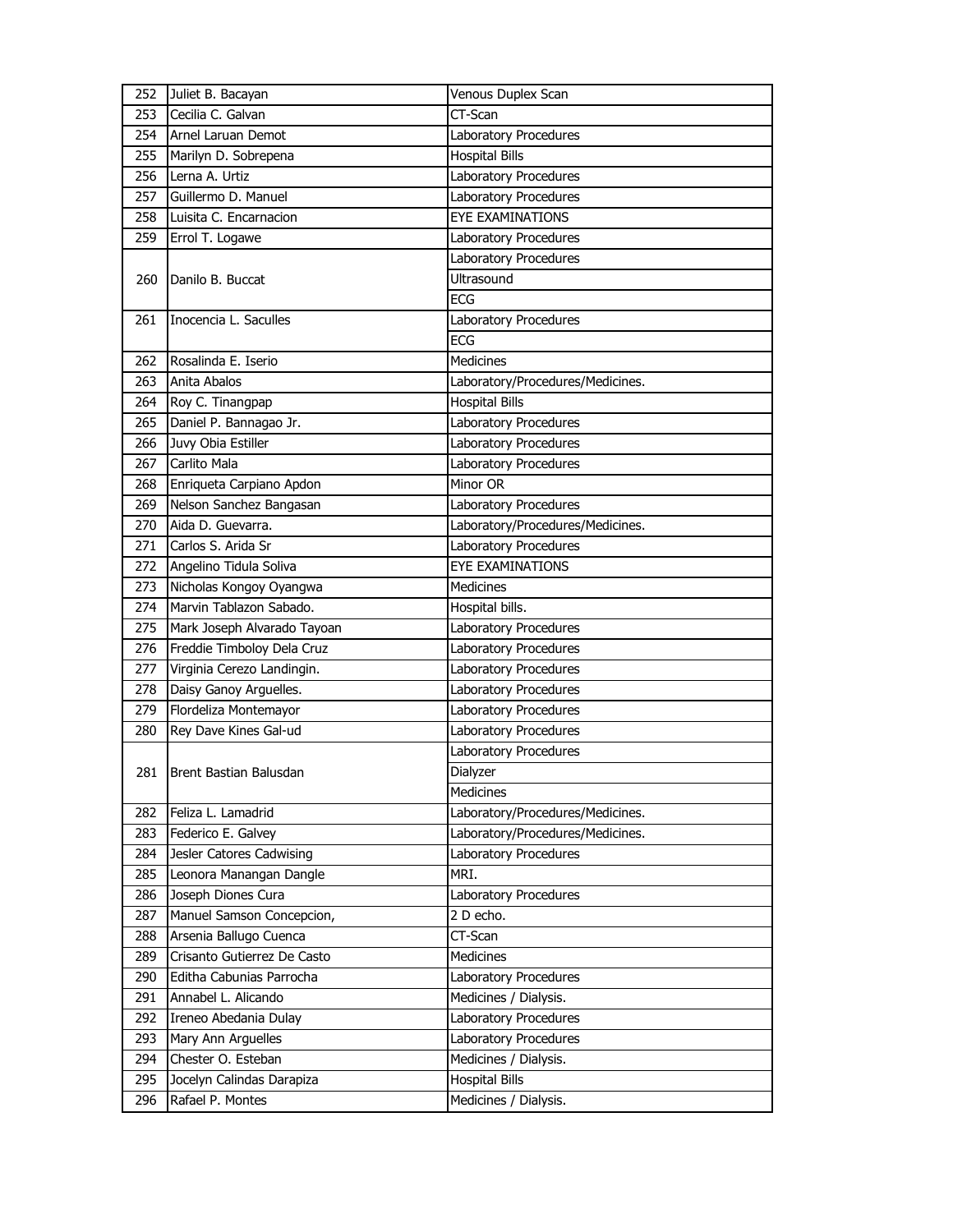| | | |
|---|---|---|
| 252 | Juliet B. Bacayan | Venous Duplex Scan |
| 253 | Cecilia C. Galvan | CT-Scan |
| 254 | Arnel Laruan Demot | Laboratory Procedures |
| 255 | Marilyn D. Sobrepena | Hospital Bills |
| 256 | Lerna A. Urtiz | Laboratory Procedures |
| 257 | Guillermo D. Manuel | Laboratory Procedures |
| 258 | Luisita C. Encarnacion | EYE EXAMINATIONS |
| 259 | Errol T. Logawe | Laboratory Procedures |
| 260 | Danilo B. Buccat | Laboratory Procedures |
| | | Ultrasound |
| | | ECG |
| 261 | Inocencia L. Saculles | Laboratory Procedures |
| | | ECG |
| 262 | Rosalinda E. Iserio | Medicines |
| 263 | Anita Abalos | Laboratory/Procedures/Medicines. |
| 264 | Roy C. Tinangpap | Hospital Bills |
| 265 | Daniel P. Bannagao Jr. | Laboratory Procedures |
| 266 | Juvy Obia Estiller | Laboratory Procedures |
| 267 | Carlito Mala | Laboratory Procedures |
| 268 | Enriqueta Carpiano Apdon | Minor OR |
| 269 | Nelson Sanchez Bangasan | Laboratory Procedures |
| 270 | Aida D. Guevarra. | Laboratory/Procedures/Medicines. |
| 271 | Carlos S. Arida Sr | Laboratory Procedures |
| 272 | Angelino Tidula Soliva | EYE EXAMINATIONS |
| 273 | Nicholas Kongoy Oyangwa | Medicines |
| 274 | Marvin Tablazon Sabado. | Hospital bills. |
| 275 | Mark Joseph Alvarado Tayoan | Laboratory Procedures |
| 276 | Freddie Timboloy Dela Cruz | Laboratory Procedures |
| 277 | Virginia Cerezo Landingin. | Laboratory Procedures |
| 278 | Daisy Ganoy Arguelles. | Laboratory Procedures |
| 279 | Flordeliza Montemayor | Laboratory Procedures |
| 280 | Rey Dave Kines Gal-ud | Laboratory Procedures |
| 281 | Brent Bastian Balusdan | Laboratory Procedures |
| | | Dialyzer |
| | | Medicines |
| 282 | Feliza L. Lamadrid | Laboratory/Procedures/Medicines. |
| 283 | Federico E. Galvey | Laboratory/Procedures/Medicines. |
| 284 | Jesler Catores Cadwising | Laboratory Procedures |
| 285 | Leonora Manangan Dangle | MRI. |
| 286 | Joseph Diones Cura | Laboratory Procedures |
| 287 | Manuel Samson Concepcion, | 2 D echo. |
| 288 | Arsenia Ballugo Cuenca | CT-Scan |
| 289 | Crisanto Gutierrez De Casto | Medicines |
| 290 | Editha Cabunias Parrocha | Laboratory Procedures |
| 291 | Annabel L. Alicando | Medicines / Dialysis. |
| 292 | Ireneo Abedania Dulay | Laboratory Procedures |
| 293 | Mary Ann Arguelles | Laboratory Procedures |
| 294 | Chester O. Esteban | Medicines / Dialysis. |
| 295 | Jocelyn Calindas Darapiza | Hospital Bills |
| 296 | Rafael P. Montes | Medicines / Dialysis. |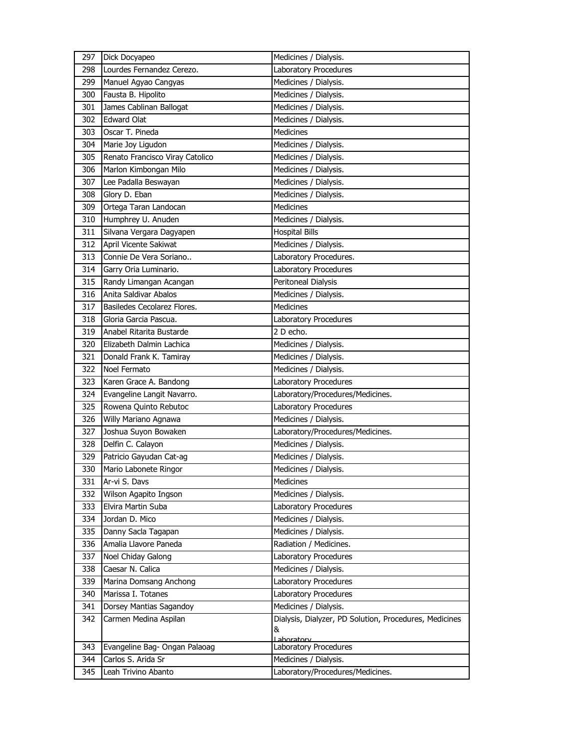| 297 | Dick Docyapeo | Medicines / Dialysis. |
|---|---|---|
| 298 | Lourdes Fernandez Cerezo. | Laboratory Procedures |
| 299 | Manuel Agyao Cangyas | Medicines / Dialysis. |
| 300 | Fausta B. Hipolito | Medicines / Dialysis. |
| 301 | James Cablinan Ballogat | Medicines / Dialysis. |
| 302 | Edward Olat | Medicines / Dialysis. |
| 303 | Oscar T. Pineda | Medicines |
| 304 | Marie Joy Ligudon | Medicines / Dialysis. |
| 305 | Renato Francisco Viray Catolico | Medicines / Dialysis. |
| 306 | Marlon Kimbongan Milo | Medicines / Dialysis. |
| 307 | Lee Padalla Beswayan | Medicines / Dialysis. |
| 308 | Glory D. Eban | Medicines / Dialysis. |
| 309 | Ortega Taran Landocan | Medicines |
| 310 | Humphrey U. Anuden | Medicines / Dialysis. |
| 311 | Silvana Vergara Dagyapen | Hospital Bills |
| 312 | April Vicente Sakiwat | Medicines / Dialysis. |
| 313 | Connie De Vera Soriano.. | Laboratory Procedures. |
| 314 | Garry Oria Luminario. | Laboratory Procedures |
| 315 | Randy Limangan Acangan | Peritoneal Dialysis |
| 316 | Anita Saldivar Abalos | Medicines / Dialysis. |
| 317 | Basiledes Cecolarez Flores. | Medicines |
| 318 | Gloria Garcia Pascua. | Laboratory Procedures |
| 319 | Anabel Ritarita Bustarde | 2 D echo. |
| 320 | Elizabeth Dalmin Lachica | Medicines / Dialysis. |
| 321 | Donald Frank K. Tamiray | Medicines / Dialysis. |
| 322 | Noel Fermato | Medicines / Dialysis. |
| 323 | Karen Grace A. Bandong | Laboratory Procedures |
| 324 | Evangeline Langit Navarro. | Laboratory/Procedures/Medicines. |
| 325 | Rowena Quinto Rebutoc | Laboratory Procedures |
| 326 | Willy Mariano Agnawa | Medicines / Dialysis. |
| 327 | Joshua Suyon Bowaken | Laboratory/Procedures/Medicines. |
| 328 | Delfin C. Calayon | Medicines / Dialysis. |
| 329 | Patricio Gayudan Cat-ag | Medicines / Dialysis. |
| 330 | Mario Labonete Ringor | Medicines / Dialysis. |
| 331 | Ar-vi S. Davs | Medicines |
| 332 | Wilson Agapito Ingson | Medicines / Dialysis. |
| 333 | Elvira Martin Suba | Laboratory Procedures |
| 334 | Jordan D. Mico | Medicines / Dialysis. |
| 335 | Danny Sacla Tagapan | Medicines / Dialysis. |
| 336 | Amalia Llavore Paneda | Radiation / Medicines. |
| 337 | Noel Chiday Galong | Laboratory Procedures |
| 338 | Caesar N. Calica | Medicines / Dialysis. |
| 339 | Marina Domsang Anchong | Laboratory Procedures |
| 340 | Marissa I. Totanes | Laboratory Procedures |
| 341 | Dorsey Mantias Sagandoy | Medicines / Dialysis. |
| 342 | Carmen Medina Aspilan | Dialysis, Dialyzer, PD Solution, Procedures, Medicines & Laboratory |
| 343 | Evangeline Bag- Ongan Palaoag | Laboratory Procedures |
| 344 | Carlos S. Arida Sr | Medicines / Dialysis. |
| 345 | Leah Trivino Abanto | Laboratory/Procedures/Medicines. |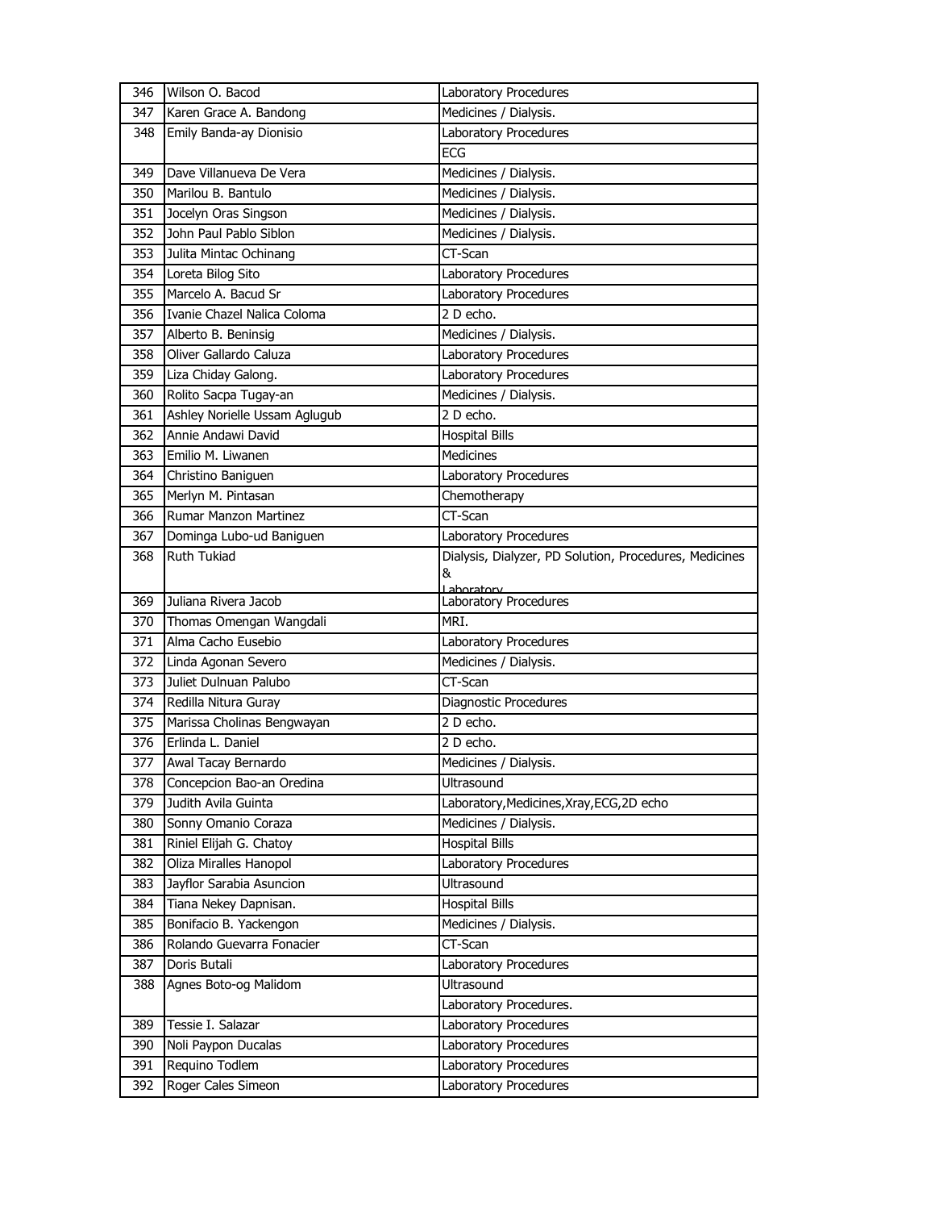| 346 | Wilson O. Bacod | Laboratory Procedures |
|---|---|---|
| 347 | Karen Grace A. Bandong | Medicines / Dialysis. |
| 348 | Emily Banda-ay Dionisio | Laboratory Procedures |
| | | ECG |
| 349 | Dave Villanueva De Vera | Medicines / Dialysis. |
| 350 | Marilou B. Bantulo | Medicines / Dialysis. |
| 351 | Jocelyn Oras Singson | Medicines / Dialysis. |
| 352 | John Paul Pablo Siblon | Medicines / Dialysis. |
| 353 | Julita Mintac Ochinang | CT-Scan |
| 354 | Loreta Bilog Sito | Laboratory Procedures |
| 355 | Marcelo A. Bacud Sr | Laboratory Procedures |
| 356 | Ivanie Chazel Nalica Coloma | 2 D echo. |
| 357 | Alberto B. Beninsig | Medicines / Dialysis. |
| 358 | Oliver Gallardo Caluza | Laboratory Procedures |
| 359 | Liza Chiday Galong. | Laboratory Procedures |
| 360 | Rolito Sacpa Tugay-an | Medicines / Dialysis. |
| 361 | Ashley Norielle Ussam Aglugub | 2 D echo. |
| 362 | Annie Andawi David | Hospital Bills |
| 363 | Emilio M. Liwanen | Medicines |
| 364 | Christino Baniguen | Laboratory Procedures |
| 365 | Merlyn M. Pintasan | Chemotherapy |
| 366 | Rumar Manzon Martinez | CT-Scan |
| 367 | Dominga Lubo-ud Baniguen | Laboratory Procedures |
| 368 | Ruth Tukiad | Dialysis, Dialyzer, PD Solution, Procedures, Medicines & Laboratory |
| 369 | Juliana Rivera Jacob | Laboratory Procedures |
| 370 | Thomas Omengan Wangdali | MRI. |
| 371 | Alma Cacho Eusebio | Laboratory Procedures |
| 372 | Linda Agonan Severo | Medicines / Dialysis. |
| 373 | Juliet Dulnuan Palubo | CT-Scan |
| 374 | Redilla Nitura Guray | Diagnostic Procedures |
| 375 | Marissa Cholinas Bengwayan | 2 D echo. |
| 376 | Erlinda L. Daniel | 2 D echo. |
| 377 | Awal Tacay Bernardo | Medicines / Dialysis. |
| 378 | Concepcion Bao-an Oredina | Ultrasound |
| 379 | Judith Avila Guinta | Laboratory,Medicines,Xray,ECG,2D echo |
| 380 | Sonny Omanio Coraza | Medicines / Dialysis. |
| 381 | Riniel Elijah G. Chatoy | Hospital Bills |
| 382 | Oliza Miralles Hanopol | Laboratory Procedures |
| 383 | Jayflor Sarabia Asuncion | Ultrasound |
| 384 | Tiana Nekey Dapnisan. | Hospital Bills |
| 385 | Bonifacio B. Yackengon | Medicines / Dialysis. |
| 386 | Rolando Guevarra Fonacier | CT-Scan |
| 387 | Doris Butali | Laboratory Procedures |
| 388 | Agnes Boto-og Malidom | Ultrasound |
| | | Laboratory Procedures. |
| 389 | Tessie I. Salazar | Laboratory Procedures |
| 390 | Noli Paypon Ducalas | Laboratory Procedures |
| 391 | Requino Todlem | Laboratory Procedures |
| 392 | Roger Cales Simeon | Laboratory Procedures |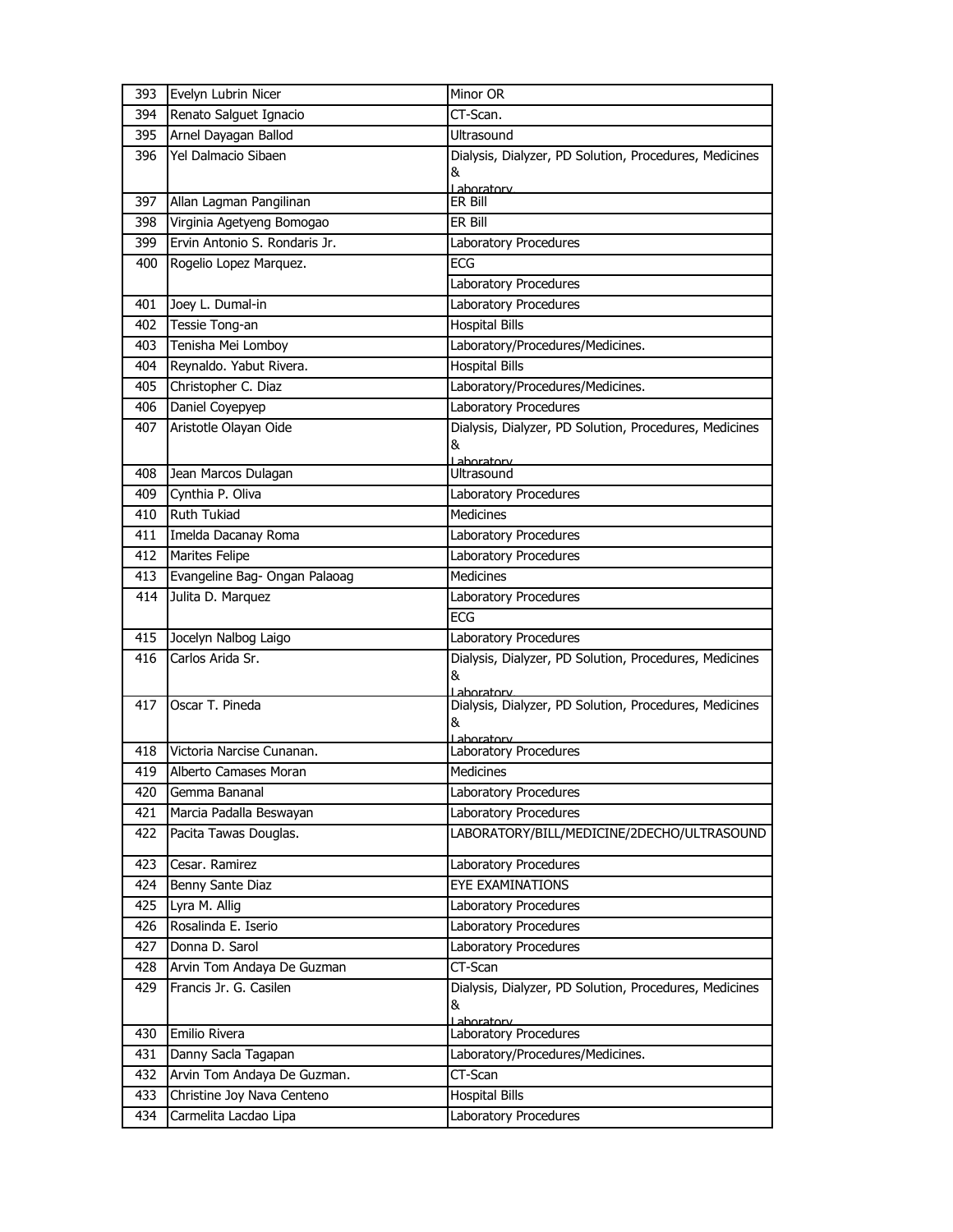| | | |
|---|---|---|
| 393 | Evelyn Lubrin Nicer | Minor OR |
| 394 | Renato Salguet Ignacio | CT-Scan. |
| 395 | Arnel Dayagan Ballod | Ultrasound |
| 396 | Yel Dalmacio Sibaen | Dialysis, Dialyzer, PD Solution, Procedures, Medicines & Laboratory |
| 397 | Allan Lagman Pangilinan | ER Bill |
| 398 | Virginia Agetyeng Bomogao | ER Bill |
| 399 | Ervin Antonio S. Rondaris Jr. | Laboratory Procedures |
| 400 | Rogelio Lopez Marquez. | ECG |
| | | Laboratory Procedures |
| 401 | Joey L. Dumal-in | Laboratory Procedures |
| 402 | Tessie Tong-an | Hospital Bills |
| 403 | Tenisha Mei Lomboy | Laboratory/Procedures/Medicines. |
| 404 | Reynaldo. Yabut Rivera. | Hospital Bills |
| 405 | Christopher C. Diaz | Laboratory/Procedures/Medicines. |
| 406 | Daniel Coyepyep | Laboratory Procedures |
| 407 | Aristotle Olayan Oide | Dialysis, Dialyzer, PD Solution, Procedures, Medicines & Laboratory |
| 408 | Jean Marcos Dulagan | Ultrasound |
| 409 | Cynthia P. Oliva | Laboratory Procedures |
| 410 | Ruth Tukiad | Medicines |
| 411 | Imelda Dacanay Roma | Laboratory Procedures |
| 412 | Marites Felipe | Laboratory Procedures |
| 413 | Evangeline Bag- Ongan Palaoag | Medicines |
| 414 | Julita D. Marquez | Laboratory Procedures |
| | | ECG |
| 415 | Jocelyn Nalbog Laigo | Laboratory Procedures |
| 416 | Carlos Arida Sr. | Dialysis, Dialyzer, PD Solution, Procedures, Medicines & Laboratory |
| 417 | Oscar T. Pineda | Dialysis, Dialyzer, PD Solution, Procedures, Medicines & Laboratory |
| 418 | Victoria Narcise Cunanan. | Laboratory Procedures |
| 419 | Alberto Camases Moran | Medicines |
| 420 | Gemma Bananal | Laboratory Procedures |
| 421 | Marcia Padalla Beswayan | Laboratory Procedures |
| 422 | Pacita Tawas Douglas. | LABORATORY/BILL/MEDICINE/2DECHO/ULTRASOUND |
| 423 | Cesar. Ramirez | Laboratory Procedures |
| 424 | Benny Sante Diaz | EYE EXAMINATIONS |
| 425 | Lyra M. Allig | Laboratory Procedures |
| 426 | Rosalinda E. Iserio | Laboratory Procedures |
| 427 | Donna D. Sarol | Laboratory Procedures |
| 428 | Arvin Tom Andaya De Guzman | CT-Scan |
| 429 | Francis Jr. G. Casilen | Dialysis, Dialyzer, PD Solution, Procedures, Medicines & Laboratory |
| 430 | Emilio Rivera | Laboratory Procedures |
| 431 | Danny Sacla Tagapan | Laboratory/Procedures/Medicines. |
| 432 | Arvin Tom Andaya De Guzman. | CT-Scan |
| 433 | Christine Joy Nava Centeno | Hospital Bills |
| 434 | Carmelita Lacdao Lipa | Laboratory Procedures |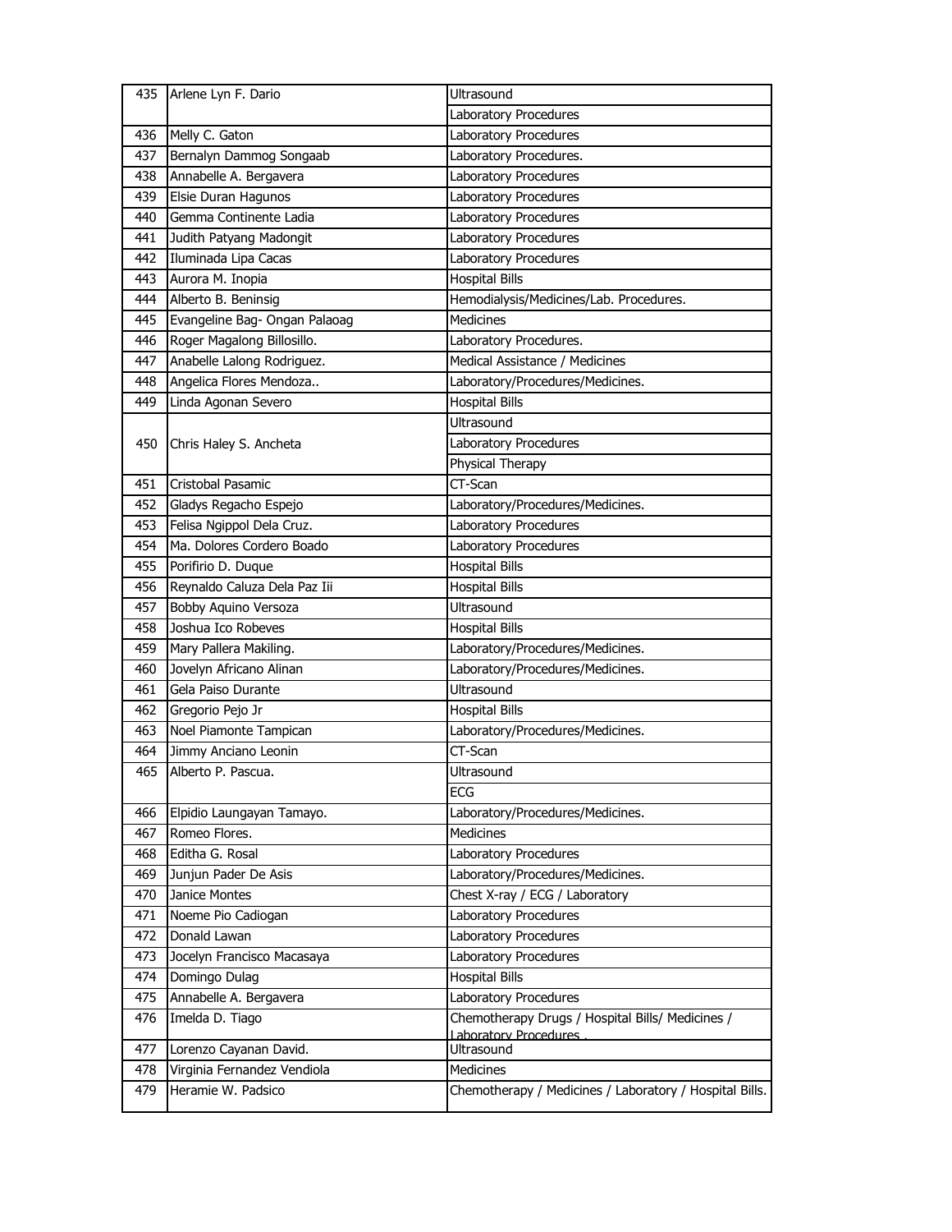| | | |
|---|---|---|
| 435 | Arlene Lyn F. Dario | Ultrasound |
| | | Laboratory Procedures |
| 436 | Melly C. Gaton | Laboratory Procedures |
| 437 | Bernalyn Dammog Songaab | Laboratory Procedures. |
| 438 | Annabelle A. Bergavera | Laboratory Procedures |
| 439 | Elsie Duran Hagunos | Laboratory Procedures |
| 440 | Gemma Continente Ladia | Laboratory Procedures |
| 441 | Judith Patyang Madongit | Laboratory Procedures |
| 442 | Iluminada Lipa Cacas | Laboratory Procedures |
| 443 | Aurora M. Inopia | Hospital Bills |
| 444 | Alberto B. Beninsig | Hemodialysis/Medicines/Lab. Procedures. |
| 445 | Evangeline Bag- Ongan Palaoag | Medicines |
| 446 | Roger Magalong Billosillo. | Laboratory Procedures. |
| 447 | Anabelle Lalong Rodriguez. | Medical Assistance / Medicines |
| 448 | Angelica Flores Mendoza.. | Laboratory/Procedures/Medicines. |
| 449 | Linda Agonan Severo | Hospital Bills |
| 450 | Chris Haley S. Ancheta | Ultrasound |
| | | Laboratory Procedures |
| | | Physical Therapy |
| 451 | Cristobal Pasamic | CT-Scan |
| 452 | Gladys Regacho Espejo | Laboratory/Procedures/Medicines. |
| 453 | Felisa Ngippol Dela Cruz. | Laboratory Procedures |
| 454 | Ma. Dolores Cordero Boado | Laboratory Procedures |
| 455 | Porifirio D. Duque | Hospital Bills |
| 456 | Reynaldo Caluza Dela Paz Iii | Hospital Bills |
| 457 | Bobby Aquino Versoza | Ultrasound |
| 458 | Joshua Ico Robeves | Hospital Bills |
| 459 | Mary Pallera Makiling. | Laboratory/Procedures/Medicines. |
| 460 | Jovelyn Africano Alinan | Laboratory/Procedures/Medicines. |
| 461 | Gela Paiso Durante | Ultrasound |
| 462 | Gregorio Pejo Jr | Hospital Bills |
| 463 | Noel Piamonte Tampican | Laboratory/Procedures/Medicines. |
| 464 | Jimmy Anciano Leonin | CT-Scan |
| 465 | Alberto P. Pascua. | Ultrasound |
| | | ECG |
| 466 | Elpidio Laungayan Tamayo. | Laboratory/Procedures/Medicines. |
| 467 | Romeo Flores. | Medicines |
| 468 | Editha G. Rosal | Laboratory Procedures |
| 469 | Junjun Pader De Asis | Laboratory/Procedures/Medicines. |
| 470 | Janice Montes | Chest X-ray / ECG / Laboratory |
| 471 | Noeme Pio Cadiogan | Laboratory Procedures |
| 472 | Donald Lawan | Laboratory Procedures |
| 473 | Jocelyn Francisco Macasaya | Laboratory Procedures |
| 474 | Domingo Dulag | Hospital Bills |
| 475 | Annabelle A. Bergavera | Laboratory Procedures |
| 476 | Imelda D. Tiago | Chemotherapy Drugs / Hospital Bills/ Medicines / Laboratory Procedures . |
| 477 | Lorenzo Cayanan David. | Ultrasound |
| 478 | Virginia Fernandez Vendiola | Medicines |
| 479 | Heramie W. Padsico | Chemotherapy / Medicines / Laboratory / Hospital Bills. |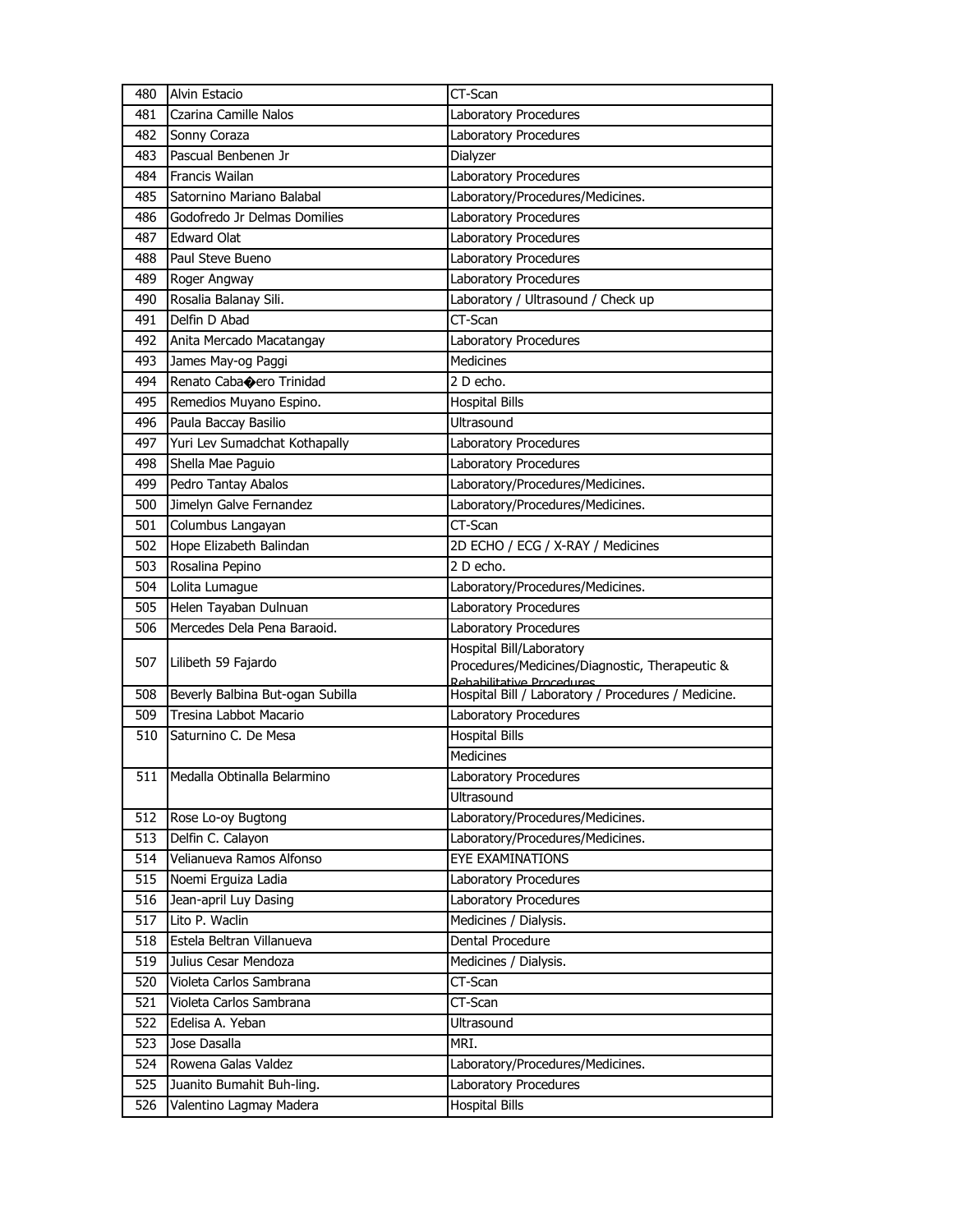| 480 | Alvin Estacio | CT-Scan |
|---|---|---|
| 481 | Czarina Camille Nalos | Laboratory Procedures |
| 482 | Sonny Coraza | Laboratory Procedures |
| 483 | Pascual Benbenen Jr | Dialyzer |
| 484 | Francis Wailan | Laboratory Procedures |
| 485 | Satornino Mariano Balabal | Laboratory/Procedures/Medicines. |
| 486 | Godofredo Jr Delmas Domilies | Laboratory Procedures |
| 487 | Edward Olat | Laboratory Procedures |
| 488 | Paul Steve Bueno | Laboratory Procedures |
| 489 | Roger Angway | Laboratory Procedures |
| 490 | Rosalia Balanay Sili. | Laboratory / Ultrasound / Check up |
| 491 | Delfin D Abad | CT-Scan |
| 492 | Anita Mercado Macatangay | Laboratory Procedures |
| 493 | James May-og Paggi | Medicines |
| 494 | Renato Caba�ero Trinidad | 2 D echo. |
| 495 | Remedios Muyano Espino. | Hospital Bills |
| 496 | Paula Baccay Basilio | Ultrasound |
| 497 | Yuri Lev Sumadchat Kothapally | Laboratory Procedures |
| 498 | Shella Mae Paguio | Laboratory Procedures |
| 499 | Pedro Tantay Abalos | Laboratory/Procedures/Medicines. |
| 500 | Jimelyn Galve Fernandez | Laboratory/Procedures/Medicines. |
| 501 | Columbus Langayan | CT-Scan |
| 502 | Hope Elizabeth Balindan | 2D ECHO / ECG / X-RAY / Medicines |
| 503 | Rosalina Pepino | 2 D echo. |
| 504 | Lolita Lumague | Laboratory/Procedures/Medicines. |
| 505 | Helen Tayaban Dulnuan | Laboratory Procedures |
| 506 | Mercedes Dela Pena Baraoid. | Laboratory Procedures |
| 507 | Lilibeth 59 Fajardo | Hospital Bill/Laboratory Procedures/Medicines/Diagnostic, Therapeutic & Rehabilitative Procedures |
| 508 | Beverly Balbina But-ogan Subilla | Hospital Bill / Laboratory / Procedures / Medicine. |
| 509 | Tresina Labbot Macario | Laboratory Procedures |
| 510 | Saturnino C. De Mesa | Hospital Bills |
| | | Medicines |
| 511 | Medalla Obtinalla Belarmino | Laboratory Procedures |
| | | Ultrasound |
| 512 | Rose Lo-oy Bugtong | Laboratory/Procedures/Medicines. |
| 513 | Delfin C. Calayon | Laboratory/Procedures/Medicines. |
| 514 | Velianueva Ramos Alfonso | EYE EXAMINATIONS |
| 515 | Noemi Erguiza Ladia | Laboratory Procedures |
| 516 | Jean-april Luy Dasing | Laboratory Procedures |
| 517 | Lito P. Waclin | Medicines / Dialysis. |
| 518 | Estela Beltran Villanueva | Dental Procedure |
| 519 | Julius Cesar Mendoza | Medicines / Dialysis. |
| 520 | Violeta Carlos Sambrana | CT-Scan |
| 521 | Violeta Carlos Sambrana | CT-Scan |
| 522 | Edelisa A. Yeban | Ultrasound |
| 523 | Jose Dasalla | MRI. |
| 524 | Rowena Galas Valdez | Laboratory/Procedures/Medicines. |
| 525 | Juanito Bumahit Buh-ling. | Laboratory Procedures |
| 526 | Valentino Lagmay Madera | Hospital Bills |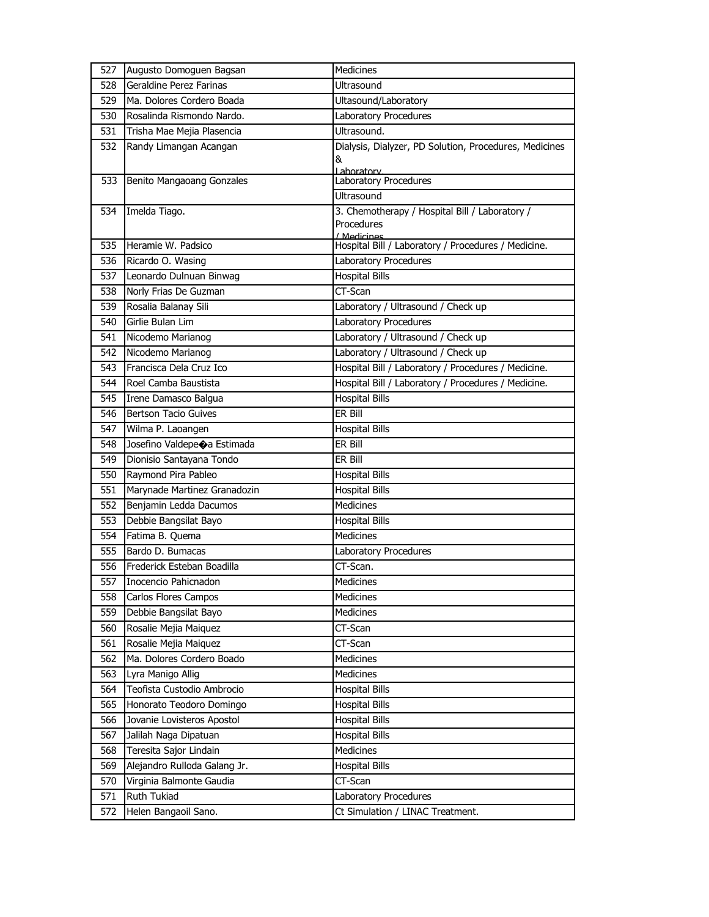| 527 | Augusto Domoguen Bagsan | Medicines |
|---|---|---|
| 528 | Geraldine Perez Farinas | Ultrasound |
| 529 | Ma. Dolores Cordero Boada | Ultasound/Laboratory |
| 530 | Rosalinda Rismondo Nardo. | Laboratory Procedures |
| 531 | Trisha Mae Mejia Plasencia | Ultrasound. |
| 532 | Randy Limangan Acangan | Dialysis, Dialyzer, PD Solution, Procedures, Medicines & Laboratory |
| 533 | Benito Mangaoang Gonzales | Laboratory Procedures |
| | | Ultrasound |
| 534 | Imelda Tiago. | 3. Chemotherapy / Hospital Bill / Laboratory / Procedures / Medicines |
| 535 | Heramie W. Padsico | Hospital Bill / Laboratory / Procedures / Medicine. |
| 536 | Ricardo O. Wasing | Laboratory Procedures |
| 537 | Leonardo Dulnuan Binwag | Hospital Bills |
| 538 | Norly Frias De Guzman | CT-Scan |
| 539 | Rosalia Balanay Sili | Laboratory / Ultrasound / Check up |
| 540 | Girlie Bulan Lim | Laboratory Procedures |
| 541 | Nicodemo Marianog | Laboratory / Ultrasound / Check up |
| 542 | Nicodemo Marianog | Laboratory / Ultrasound / Check up |
| 543 | Francisca Dela Cruz Ico | Hospital Bill / Laboratory / Procedures / Medicine. |
| 544 | Roel Camba Baustista | Hospital Bill / Laboratory / Procedures / Medicine. |
| 545 | Irene Damasco Balgua | Hospital Bills |
| 546 | Bertson Tacio Guives | ER Bill |
| 547 | Wilma P. Laoangen | Hospital Bills |
| 548 | Josefino Valdepe�a Estimada | ER Bill |
| 549 | Dionisio Santayana Tondo | ER Bill |
| 550 | Raymond Pira Pableo | Hospital Bills |
| 551 | Marynade Martinez Granadozin | Hospital Bills |
| 552 | Benjamin Ledda Dacumos | Medicines |
| 553 | Debbie Bangsilat Bayo | Hospital Bills |
| 554 | Fatima B. Quema | Medicines |
| 555 | Bardo D. Bumacas | Laboratory Procedures |
| 556 | Frederick Esteban Boadilla | CT-Scan. |
| 557 | Inocencio Pahicnadon | Medicines |
| 558 | Carlos Flores Campos | Medicines |
| 559 | Debbie Bangsilat Bayo | Medicines |
| 560 | Rosalie Mejia Maiquez | CT-Scan |
| 561 | Rosalie Mejia Maiquez | CT-Scan |
| 562 | Ma. Dolores Cordero Boado | Medicines |
| 563 | Lyra Manigo Allig | Medicines |
| 564 | Teofista Custodio Ambrocio | Hospital Bills |
| 565 | Honorato Teodoro Domingo | Hospital Bills |
| 566 | Jovanie Lovisteros Apostol | Hospital Bills |
| 567 | Jalilah Naga Dipatuan | Hospital Bills |
| 568 | Teresita Sajor Lindain | Medicines |
| 569 | Alejandro Rulloda Galang Jr. | Hospital Bills |
| 570 | Virginia Balmonte Gaudia | CT-Scan |
| 571 | Ruth Tukiad | Laboratory Procedures |
| 572 | Helen Bangaoil Sano. | Ct Simulation / LINAC Treatment. |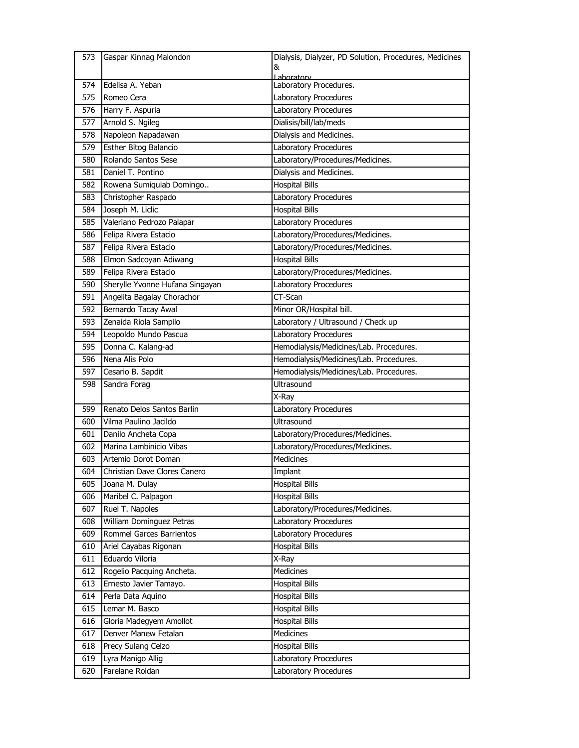| 573 | Gaspar Kinnag Malondon | Dialysis, Dialyzer, PD Solution, Procedures, Medicines & Laboratory |
|---|---|---|
| 574 | Edelisa A. Yeban | Laboratory Procedures. |
| 575 | Romeo Cera | Laboratory Procedures |
| 576 | Harry F. Aspuria | Laboratory Procedures |
| 577 | Arnold S. Ngileg | Dialisis/bill/lab/meds |
| 578 | Napoleon Napadawan | Dialysis and Medicines. |
| 579 | Esther Bitog Balancio | Laboratory Procedures |
| 580 | Rolando Santos Sese | Laboratory/Procedures/Medicines. |
| 581 | Daniel T. Pontino | Dialysis and Medicines. |
| 582 | Rowena Sumiquiab Domingo.. | Hospital Bills |
| 583 | Christopher Raspado | Laboratory Procedures |
| 584 | Joseph M. Liclic | Hospital Bills |
| 585 | Valeriano Pedrozo Palapar | Laboratory Procedures |
| 586 | Felipa Rivera Estacio | Laboratory/Procedures/Medicines. |
| 587 | Felipa Rivera Estacio | Laboratory/Procedures/Medicines. |
| 588 | Elmon Sadcoyan Adiwang | Hospital Bills |
| 589 | Felipa Rivera Estacio | Laboratory/Procedures/Medicines. |
| 590 | Sherylle Yvonne Hufana Singayan | Laboratory Procedures |
| 591 | Angelita Bagalay Chorachor | CT-Scan |
| 592 | Bernardo Tacay Awal | Minor OR/Hospital bill. |
| 593 | Zenaida Riola Sampilo | Laboratory / Ultrasound / Check up |
| 594 | Leopoldo Mundo Pascua | Laboratory Procedures |
| 595 | Donna C. Kalang-ad | Hemodialysis/Medicines/Lab. Procedures. |
| 596 | Nena Alis Polo | Hemodialysis/Medicines/Lab. Procedures. |
| 597 | Cesario B. Sapdit | Hemodialysis/Medicines/Lab. Procedures. |
| 598 | Sandra Forag | Ultrasound |
| | | X-Ray |
| 599 | Renato Delos Santos Barlin | Laboratory Procedures |
| 600 | Vilma Paulino Jacildo | Ultrasound |
| 601 | Danilo Ancheta Copa | Laboratory/Procedures/Medicines. |
| 602 | Marina Lambinicio Vibas | Laboratory/Procedures/Medicines. |
| 603 | Artemio Dorot Doman | Medicines |
| 604 | Christian Dave Clores Canero | Implant |
| 605 | Joana M. Dulay | Hospital Bills |
| 606 | Maribel C. Palpagon | Hospital Bills |
| 607 | Ruel T. Napoles | Laboratory/Procedures/Medicines. |
| 608 | William Dominguez Petras | Laboratory Procedures |
| 609 | Rommel Garces Barrientos | Laboratory Procedures |
| 610 | Ariel Cayabas Rigonan | Hospital Bills |
| 611 | Eduardo Viloria | X-Ray |
| 612 | Rogelio Pacquing Ancheta. | Medicines |
| 613 | Ernesto Javier Tamayo. | Hospital Bills |
| 614 | Perla Data Aquino | Hospital Bills |
| 615 | Lemar M. Basco | Hospital Bills |
| 616 | Gloria Madegyem Amollot | Hospital Bills |
| 617 | Denver Manew Fetalan | Medicines |
| 618 | Precy Sulang Celzo | Hospital Bills |
| 619 | Lyra Manigo Allig | Laboratory Procedures |
| 620 | Farelane Roldan | Laboratory Procedures |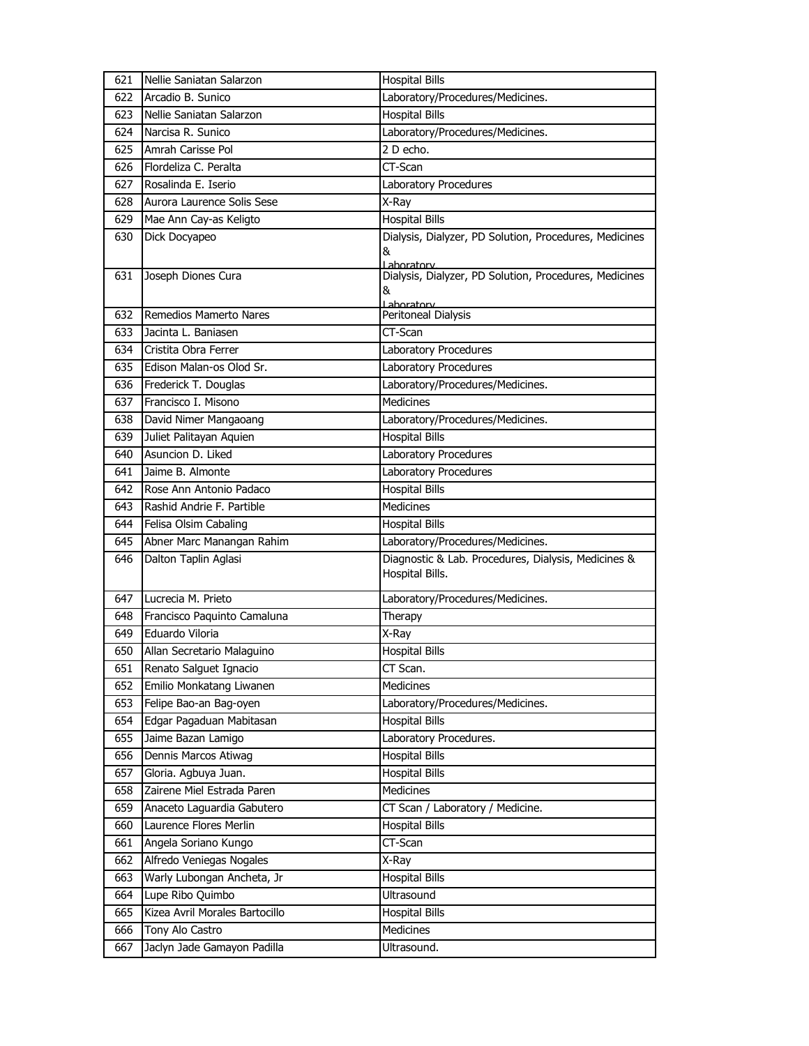| 621 | Nellie Saniatan Salarzon | Hospital Bills |
|---|---|---|
| 622 | Arcadio B. Sunico | Laboratory/Procedures/Medicines. |
| 623 | Nellie Saniatan Salarzon | Hospital Bills |
| 624 | Narcisa R. Sunico | Laboratory/Procedures/Medicines. |
| 625 | Amrah Carisse Pol | 2 D echo. |
| 626 | Flordeliza C. Peralta | CT-Scan |
| 627 | Rosalinda E. Iserio | Laboratory Procedures |
| 628 | Aurora Laurence Solis Sese | X-Ray |
| 629 | Mae Ann Cay-as Keligto | Hospital Bills |
| 630 | Dick Docyapeo | Dialysis, Dialyzer, PD Solution, Procedures, Medicines & Laboratory |
| 631 | Joseph Diones Cura | Dialysis, Dialyzer, PD Solution, Procedures, Medicines & Laboratory |
| 632 | Remedios Mamerto Nares | Peritoneal Dialysis |
| 633 | Jacinta L. Baniasen | CT-Scan |
| 634 | Cristita Obra Ferrer | Laboratory Procedures |
| 635 | Edison Malan-os Olod Sr. | Laboratory Procedures |
| 636 | Frederick T. Douglas | Laboratory/Procedures/Medicines. |
| 637 | Francisco I. Misono | Medicines |
| 638 | David Nimer Mangaoang | Laboratory/Procedures/Medicines. |
| 639 | Juliet Palitayan Aquien | Hospital Bills |
| 640 | Asuncion D. Liked | Laboratory Procedures |
| 641 | Jaime B. Almonte | Laboratory Procedures |
| 642 | Rose Ann Antonio Padaco | Hospital Bills |
| 643 | Rashid Andrie F. Partible | Medicines |
| 644 | Felisa Olsim Cabaling | Hospital Bills |
| 645 | Abner Marc Manangan Rahim | Laboratory/Procedures/Medicines. |
| 646 | Dalton Taplin Aglasi | Diagnostic & Lab. Procedures, Dialysis, Medicines & Hospital Bills. |
| 647 | Lucrecia M. Prieto | Laboratory/Procedures/Medicines. |
| 648 | Francisco Paquinto Camaluna | Therapy |
| 649 | Eduardo Viloria | X-Ray |
| 650 | Allan Secretario Malaguino | Hospital Bills |
| 651 | Renato Salguet Ignacio | CT Scan. |
| 652 | Emilio Monkatang Liwanen | Medicines |
| 653 | Felipe Bao-an Bag-oyen | Laboratory/Procedures/Medicines. |
| 654 | Edgar Pagaduan Mabitasan | Hospital Bills |
| 655 | Jaime Bazan Lamigo | Laboratory Procedures. |
| 656 | Dennis Marcos Atiwag | Hospital Bills |
| 657 | Gloria. Agbuya Juan. | Hospital Bills |
| 658 | Zairene Miel Estrada Paren | Medicines |
| 659 | Anaceto Laguardia Gabutero | CT Scan / Laboratory / Medicine. |
| 660 | Laurence Flores Merlin | Hospital Bills |
| 661 | Angela Soriano Kungo | CT-Scan |
| 662 | Alfredo Veniegas Nogales | X-Ray |
| 663 | Warly Lubongan Ancheta, Jr | Hospital Bills |
| 664 | Lupe Ribo Quimbo | Ultrasound |
| 665 | Kizea Avril Morales Bartocillo | Hospital Bills |
| 666 | Tony Alo Castro | Medicines |
| 667 | Jaclyn Jade Gamayon Padilla | Ultrasound. |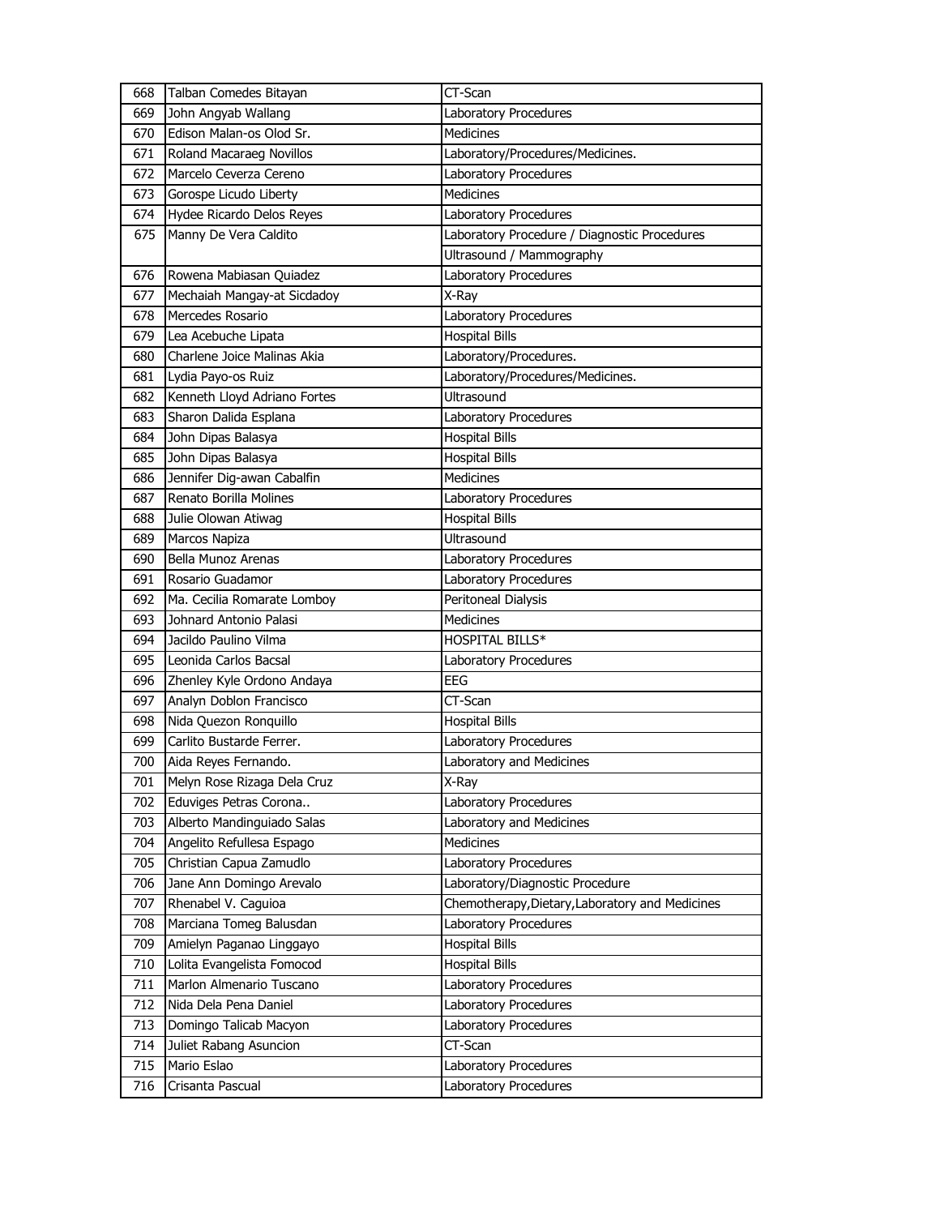| | | |
|---|---|---|
| 668 | Talban Comedes Bitayan | CT-Scan |
| 669 | John Angyab Wallang | Laboratory Procedures |
| 670 | Edison Malan-os Olod Sr. | Medicines |
| 671 | Roland Macaraeg Novillos | Laboratory/Procedures/Medicines. |
| 672 | Marcelo Ceverza Cereno | Laboratory Procedures |
| 673 | Gorospe Licudo Liberty | Medicines |
| 674 | Hydee Ricardo Delos Reyes | Laboratory Procedures |
| 675 | Manny De Vera Caldito | Laboratory Procedure / Diagnostic Procedures |
| | | Ultrasound / Mammography |
| 676 | Rowena Mabiasan Quiadez | Laboratory Procedures |
| 677 | Mechaiah Mangay-at Sicdadoy | X-Ray |
| 678 | Mercedes Rosario | Laboratory Procedures |
| 679 | Lea Acebuche Lipata | Hospital Bills |
| 680 | Charlene Joice Malinas Akia | Laboratory/Procedures. |
| 681 | Lydia Payo-os Ruiz | Laboratory/Procedures/Medicines. |
| 682 | Kenneth Lloyd Adriano Fortes | Ultrasound |
| 683 | Sharon Dalida Esplana | Laboratory Procedures |
| 684 | John Dipas Balasya | Hospital Bills |
| 685 | John Dipas Balasya | Hospital Bills |
| 686 | Jennifer Dig-awan Cabalfin | Medicines |
| 687 | Renato Borilla Molines | Laboratory Procedures |
| 688 | Julie Olowan Atiwag | Hospital Bills |
| 689 | Marcos Napiza | Ultrasound |
| 690 | Bella Munoz Arenas | Laboratory Procedures |
| 691 | Rosario Guadamor | Laboratory Procedures |
| 692 | Ma. Cecilia Romarate Lomboy | Peritoneal Dialysis |
| 693 | Johnard Antonio Palasi | Medicines |
| 694 | Jacildo Paulino Vilma | HOSPITAL BILLS* |
| 695 | Leonida Carlos Bacsal | Laboratory Procedures |
| 696 | Zhenley Kyle Ordono Andaya | EEG |
| 697 | Analyn Doblon Francisco | CT-Scan |
| 698 | Nida Quezon Ronquillo | Hospital Bills |
| 699 | Carlito Bustarde Ferrer. | Laboratory Procedures |
| 700 | Aida Reyes Fernando. | Laboratory and Medicines |
| 701 | Melyn Rose Rizaga Dela Cruz | X-Ray |
| 702 | Eduviges Petras Corona.. | Laboratory Procedures |
| 703 | Alberto Mandinguiado Salas | Laboratory and Medicines |
| 704 | Angelito Refullesa Espago | Medicines |
| 705 | Christian Capua Zamudlo | Laboratory Procedures |
| 706 | Jane Ann Domingo Arevalo | Laboratory/Diagnostic Procedure |
| 707 | Rhenabel V. Caguioa | Chemotherapy,Dietary,Laboratory and Medicines |
| 708 | Marciana Tomeg Balusdan | Laboratory Procedures |
| 709 | Amielyn Paganao Linggayo | Hospital Bills |
| 710 | Lolita Evangelista Fomocod | Hospital Bills |
| 711 | Marlon Almenario Tuscano | Laboratory Procedures |
| 712 | Nida Dela Pena Daniel | Laboratory Procedures |
| 713 | Domingo Talicab Macyon | Laboratory Procedures |
| 714 | Juliet Rabang Asuncion | CT-Scan |
| 715 | Mario Eslao | Laboratory Procedures |
| 716 | Crisanta Pascual | Laboratory Procedures |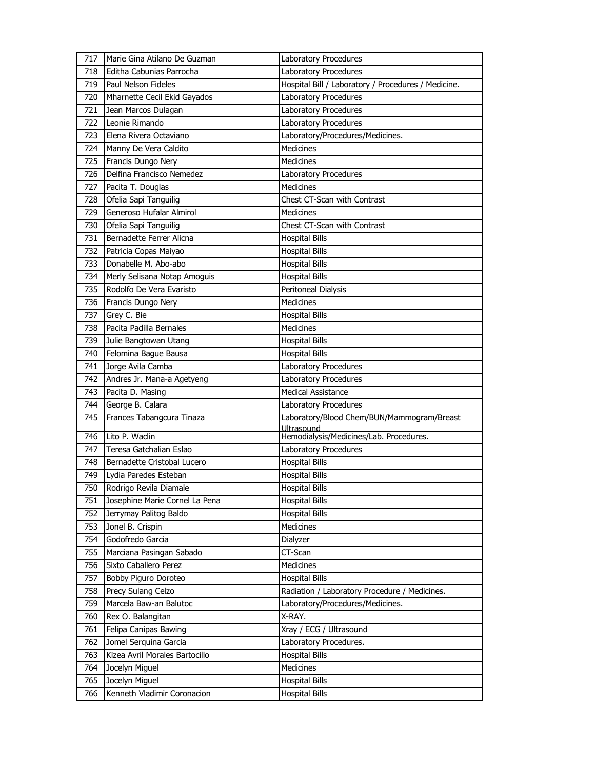| 717 | Marie Gina Atilano De Guzman | Laboratory Procedures |
|---|---|---|
| 718 | Editha Cabunias Parrocha | Laboratory Procedures |
| 719 | Paul Nelson Fideles | Hospital Bill / Laboratory / Procedures / Medicine. |
| 720 | Mharnette Cecil Ekid Gayados | Laboratory Procedures |
| 721 | Jean Marcos Dulagan | Laboratory Procedures |
| 722 | Leonie Rimando | Laboratory Procedures |
| 723 | Elena Rivera Octaviano | Laboratory/Procedures/Medicines. |
| 724 | Manny De Vera Caldito | Medicines |
| 725 | Francis Dungo Nery | Medicines |
| 726 | Delfina Francisco Nemedez | Laboratory Procedures |
| 727 | Pacita T. Douglas | Medicines |
| 728 | Ofelia Sapi Tanguilig | Chest CT-Scan with Contrast |
| 729 | Generoso Hufalar Almirol | Medicines |
| 730 | Ofelia Sapi Tanguilig | Chest CT-Scan with Contrast |
| 731 | Bernadette Ferrer Alicna | Hospital Bills |
| 732 | Patricia Copas Maiyao | Hospital Bills |
| 733 | Donabelle M. Abo-abo | Hospital Bills |
| 734 | Merly Selisana Notap Amoguis | Hospital Bills |
| 735 | Rodolfo De Vera Evaristo | Peritoneal Dialysis |
| 736 | Francis Dungo Nery | Medicines |
| 737 | Grey C. Bie | Hospital Bills |
| 738 | Pacita Padilla Bernales | Medicines |
| 739 | Julie Bangtowan Utang | Hospital Bills |
| 740 | Felomina Bague Bausa | Hospital Bills |
| 741 | Jorge Avila Camba | Laboratory Procedures |
| 742 | Andres Jr. Mana-a Agetyeng | Laboratory Procedures |
| 743 | Pacita D. Masing | Medical Assistance |
| 744 | George B. Calara | Laboratory Procedures |
| 745 | Frances Tabangcura Tinaza | Laboratory/Blood Chem/BUN/Mammogram/Breast Ultrasound |
| 746 | Lito P. Waclin | Hemodialysis/Medicines/Lab. Procedures. |
| 747 | Teresa Gatchalian Eslao | Laboratory Procedures |
| 748 | Bernadette Cristobal Lucero | Hospital Bills |
| 749 | Lydia Paredes Esteban | Hospital Bills |
| 750 | Rodrigo Revila Diamale | Hospital Bills |
| 751 | Josephine Marie Cornel La Pena | Hospital Bills |
| 752 | Jerrymay Palitog Baldo | Hospital Bills |
| 753 | Jonel B. Crispin | Medicines |
| 754 | Godofredo Garcia | Dialyzer |
| 755 | Marciana Pasingan Sabado | CT-Scan |
| 756 | Sixto Caballero Perez | Medicines |
| 757 | Bobby Piguro Doroteo | Hospital Bills |
| 758 | Precy Sulang Celzo | Radiation / Laboratory Procedure / Medicines. |
| 759 | Marcela Baw-an Balutoc | Laboratory/Procedures/Medicines. |
| 760 | Rex O. Balangitan | X-RAY. |
| 761 | Felipa Canipas Bawing | Xray / ECG / Ultrasound |
| 762 | Jomel Serquina Garcia | Laboratory Procedures. |
| 763 | Kizea Avril Morales Bartocillo | Hospital Bills |
| 764 | Jocelyn Miguel | Medicines |
| 765 | Jocelyn Miguel | Hospital Bills |
| 766 | Kenneth Vladimir Coronacion | Hospital Bills |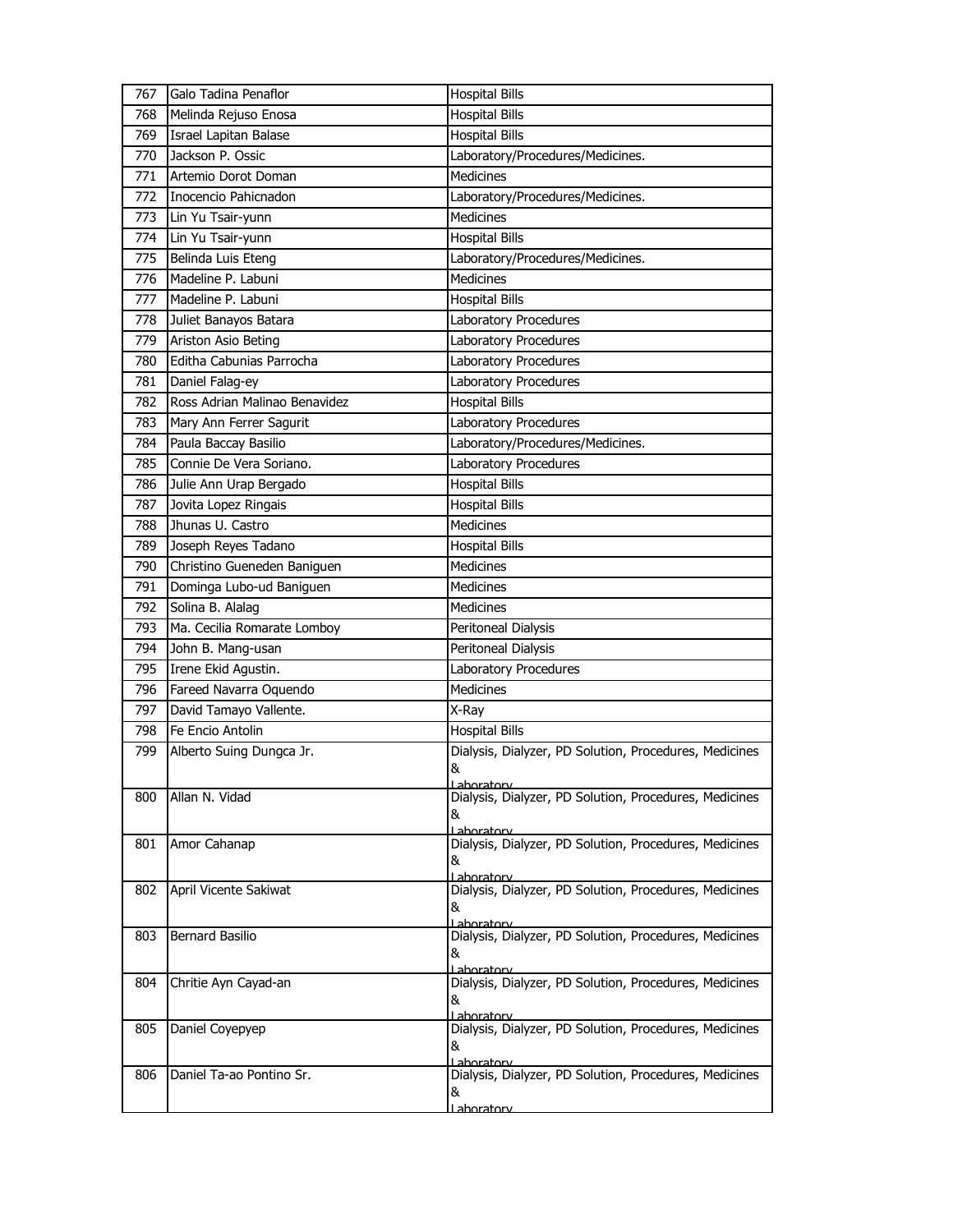| 767 | Galo Tadina Penaflor | Hospital Bills |
|---|---|---|
| 768 | Melinda Rejuso Enosa | Hospital Bills |
| 769 | Israel Lapitan Balase | Hospital Bills |
| 770 | Jackson P. Ossic | Laboratory/Procedures/Medicines. |
| 771 | Artemio Dorot Doman | Medicines |
| 772 | Inocencio Pahicnadon | Laboratory/Procedures/Medicines. |
| 773 | Lin Yu Tsair-yunn | Medicines |
| 774 | Lin Yu Tsair-yunn | Hospital Bills |
| 775 | Belinda Luis Eteng | Laboratory/Procedures/Medicines. |
| 776 | Madeline P. Labuni | Medicines |
| 777 | Madeline P. Labuni | Hospital Bills |
| 778 | Juliet Banayos Batara | Laboratory Procedures |
| 779 | Ariston Asio Beting | Laboratory Procedures |
| 780 | Editha Cabunias Parrocha | Laboratory Procedures |
| 781 | Daniel Falag-ey | Laboratory Procedures |
| 782 | Ross Adrian Malinao Benavidez | Hospital Bills |
| 783 | Mary Ann Ferrer Sagurit | Laboratory Procedures |
| 784 | Paula Baccay Basilio | Laboratory/Procedures/Medicines. |
| 785 | Connie De Vera Soriano. | Laboratory Procedures |
| 786 | Julie Ann Urap Bergado | Hospital Bills |
| 787 | Jovita Lopez Ringais | Hospital Bills |
| 788 | Jhunas U. Castro | Medicines |
| 789 | Joseph Reyes Tadano | Hospital Bills |
| 790 | Christino Gueneden Baniguen | Medicines |
| 791 | Dominga Lubo-ud Baniguen | Medicines |
| 792 | Solina B. Alalag | Medicines |
| 793 | Ma. Cecilia Romarate Lomboy | Peritoneal Dialysis |
| 794 | John B. Mang-usan | Peritoneal Dialysis |
| 795 | Irene Ekid Agustin. | Laboratory Procedures |
| 796 | Fareed Navarra Oquendo | Medicines |
| 797 | David Tamayo Vallente. | X-Ray |
| 798 | Fe Encio Antolin | Hospital Bills |
| 799 | Alberto Suing Dungca Jr. | Dialysis, Dialyzer, PD Solution, Procedures, Medicines & Laboratory |
| 800 | Allan N. Vidad | Dialysis, Dialyzer, PD Solution, Procedures, Medicines & Laboratory |
| 801 | Amor Cahanap | Dialysis, Dialyzer, PD Solution, Procedures, Medicines & Laboratory |
| 802 | April Vicente Sakiwat | Dialysis, Dialyzer, PD Solution, Procedures, Medicines & Laboratory |
| 803 | Bernard Basilio | Dialysis, Dialyzer, PD Solution, Procedures, Medicines & Laboratory |
| 804 | Chritie Ayn Cayad-an | Dialysis, Dialyzer, PD Solution, Procedures, Medicines & Laboratory |
| 805 | Daniel Coyepyep | Dialysis, Dialyzer, PD Solution, Procedures, Medicines & Laboratory |
| 806 | Daniel Ta-ao Pontino Sr. | Dialysis, Dialyzer, PD Solution, Procedures, Medicines & Laboratory |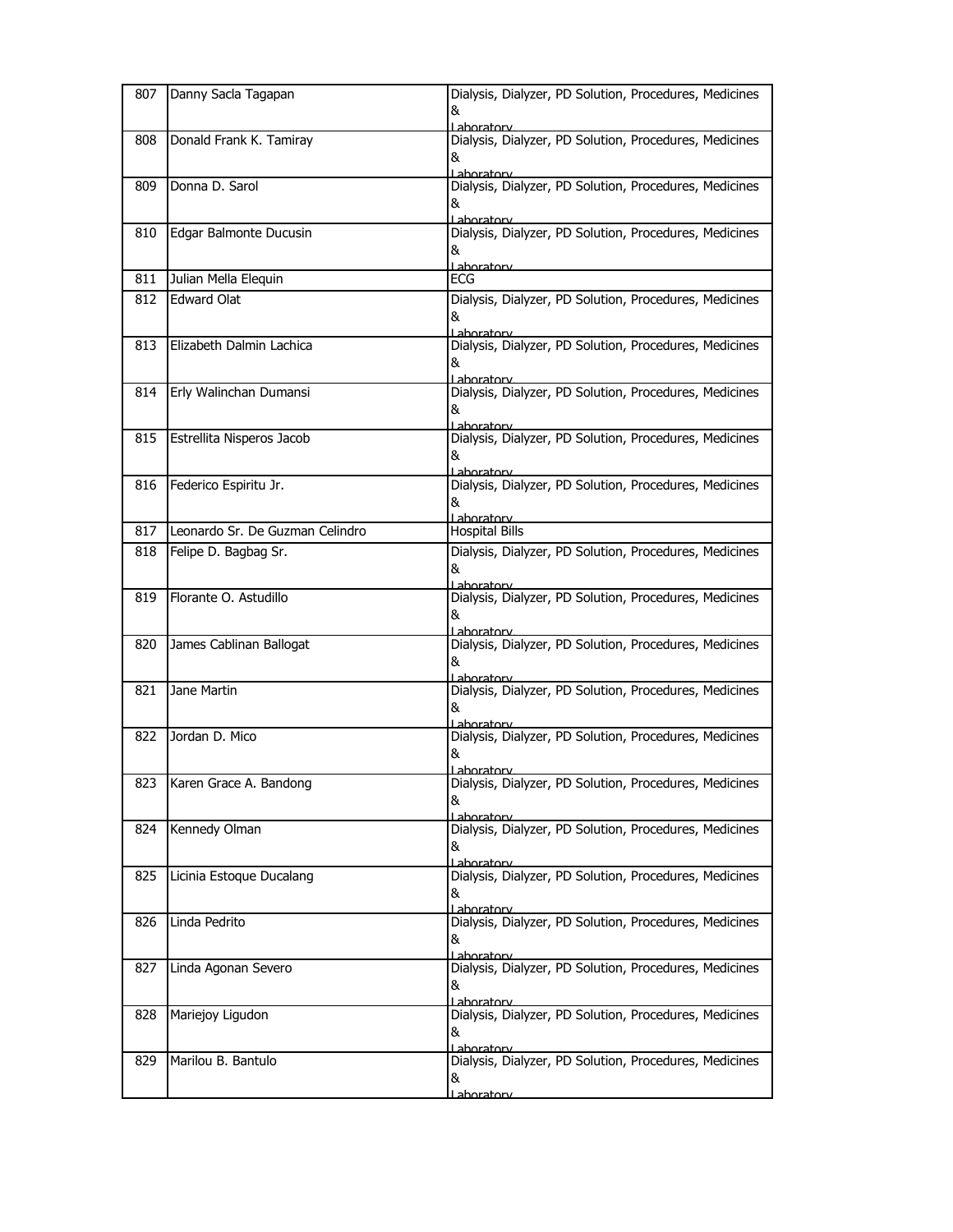| 807 | Danny Sacla Tagapan | Dialysis, Dialyzer, PD Solution, Procedures, Medicines & Laboratory |
|---|---|---|
| 808 | Donald Frank K. Tamiray | Dialysis, Dialyzer, PD Solution, Procedures, Medicines & Laboratory |
| 809 | Donna D. Sarol | Dialysis, Dialyzer, PD Solution, Procedures, Medicines & Laboratory |
| 810 | Edgar Balmonte Ducusin | Dialysis, Dialyzer, PD Solution, Procedures, Medicines & Laboratory |
| 811 | Julian Mella Elequin | ECG |
| 812 | Edward Olat | Dialysis, Dialyzer, PD Solution, Procedures, Medicines & Laboratory |
| 813 | Elizabeth Dalmin Lachica | Dialysis, Dialyzer, PD Solution, Procedures, Medicines & Laboratory |
| 814 | Erly Walinchan Dumansi | Dialysis, Dialyzer, PD Solution, Procedures, Medicines & Laboratory |
| 815 | Estrellita Nisperos Jacob | Dialysis, Dialyzer, PD Solution, Procedures, Medicines & Laboratory |
| 816 | Federico Espiritu Jr. | Dialysis, Dialyzer, PD Solution, Procedures, Medicines & Laboratory |
| 817 | Leonardo Sr. De Guzman Celindro | Hospital Bills |
| 818 | Felipe D. Bagbag Sr. | Dialysis, Dialyzer, PD Solution, Procedures, Medicines & Laboratory |
| 819 | Florante O. Astudillo | Dialysis, Dialyzer, PD Solution, Procedures, Medicines & Laboratory |
| 820 | James Cablinan Ballogat | Dialysis, Dialyzer, PD Solution, Procedures, Medicines & Laboratory |
| 821 | Jane Martin | Dialysis, Dialyzer, PD Solution, Procedures, Medicines & Laboratory |
| 822 | Jordan D. Mico | Dialysis, Dialyzer, PD Solution, Procedures, Medicines & Laboratory |
| 823 | Karen Grace A. Bandong | Dialysis, Dialyzer, PD Solution, Procedures, Medicines & Laboratory |
| 824 | Kennedy Olman | Dialysis, Dialyzer, PD Solution, Procedures, Medicines & Laboratory |
| 825 | Licinia Estoque Ducalang | Dialysis, Dialyzer, PD Solution, Procedures, Medicines & Laboratory |
| 826 | Linda Pedrito | Dialysis, Dialyzer, PD Solution, Procedures, Medicines & Laboratory |
| 827 | Linda Agonan Severo | Dialysis, Dialyzer, PD Solution, Procedures, Medicines & Laboratory |
| 828 | Mariejoy Ligudon | Dialysis, Dialyzer, PD Solution, Procedures, Medicines & Laboratory |
| 829 | Marilou B. Bantulo | Dialysis, Dialyzer, PD Solution, Procedures, Medicines & Laboratory |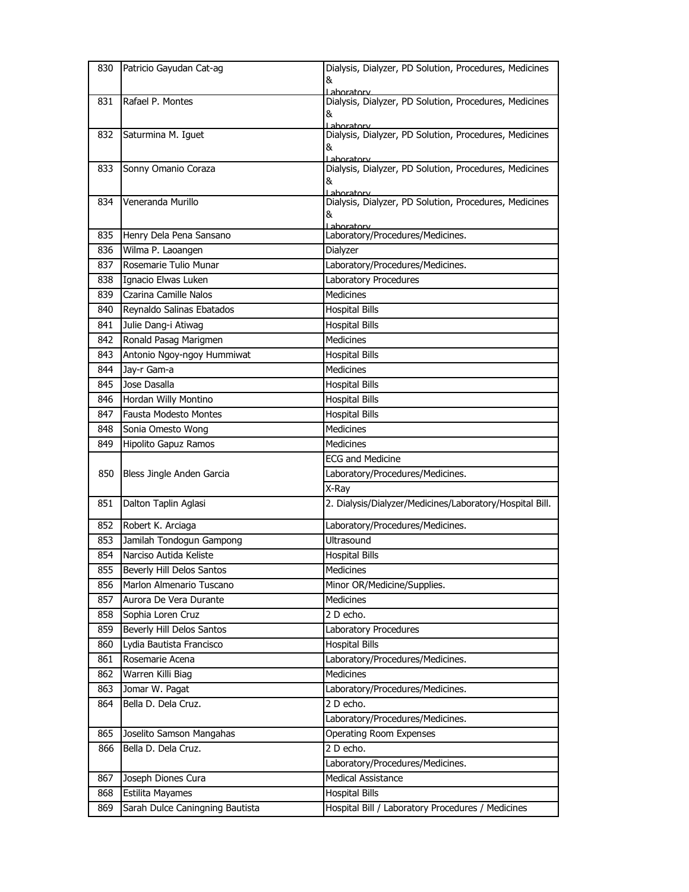| 830 | Patricio Gayudan Cat-ag | Dialysis, Dialyzer, PD Solution, Procedures, Medicines & Laboratory |
|---|---|---|
| 831 | Rafael P. Montes | Dialysis, Dialyzer, PD Solution, Procedures, Medicines & Laboratory |
| 832 | Saturmina M. Iguet | Dialysis, Dialyzer, PD Solution, Procedures, Medicines & Laboratory |
| 833 | Sonny Omanio Coraza | Dialysis, Dialyzer, PD Solution, Procedures, Medicines & Laboratory |
| 834 | Veneranda Murillo | Dialysis, Dialyzer, PD Solution, Procedures, Medicines & Laboratory |
| 835 | Henry Dela Pena Sansano | Laboratory/Procedures/Medicines. |
| 836 | Wilma P. Laoangen | Dialyzer |
| 837 | Rosemarie Tulio Munar | Laboratory/Procedures/Medicines. |
| 838 | Ignacio Elwas Luken | Laboratory Procedures |
| 839 | Czarina Camille Nalos | Medicines |
| 840 | Reynaldo Salinas Ebatados | Hospital Bills |
| 841 | Julie Dang-i Atiwag | Hospital Bills |
| 842 | Ronald Pasag Marigmen | Medicines |
| 843 | Antonio Ngoy-ngoy Hummiwat | Hospital Bills |
| 844 | Jay-r Gam-a | Medicines |
| 845 | Jose Dasalla | Hospital Bills |
| 846 | Hordan Willy Montino | Hospital Bills |
| 847 | Fausta Modesto Montes | Hospital Bills |
| 848 | Sonia Omesto Wong | Medicines |
| 849 | Hipolito Gapuz Ramos | Medicines |
| 850 | Bless Jingle Anden Garcia | ECG and Medicine |
| | | Laboratory/Procedures/Medicines. |
| | | X-Ray |
| 851 | Dalton Taplin Aglasi | 2. Dialysis/Dialyzer/Medicines/Laboratory/Hospital Bill. |
| 852 | Robert K. Arciaga | Laboratory/Procedures/Medicines. |
| 853 | Jamilah Tondogun Gampong | Ultrasound |
| 854 | Narciso Autida Keliste | Hospital Bills |
| 855 | Beverly Hill Delos Santos | Medicines |
| 856 | Marlon Almenario Tuscano | Minor OR/Medicine/Supplies. |
| 857 | Aurora De Vera Durante | Medicines |
| 858 | Sophia Loren Cruz | 2 D echo. |
| 859 | Beverly Hill Delos Santos | Laboratory Procedures |
| 860 | Lydia Bautista Francisco | Hospital Bills |
| 861 | Rosemarie Acena | Laboratory/Procedures/Medicines. |
| 862 | Warren Killi Biag | Medicines |
| 863 | Jomar W. Pagat | Laboratory/Procedures/Medicines. |
| 864 | Bella D. Dela Cruz. | 2 D echo. |
| | | Laboratory/Procedures/Medicines. |
| 865 | Joselito Samson Mangahas | Operating Room Expenses |
| 866 | Bella D. Dela Cruz. | 2 D echo. |
| | | Laboratory/Procedures/Medicines. |
| 867 | Joseph Diones Cura | Medical Assistance |
| 868 | Estilita Mayames | Hospital Bills |
| 869 | Sarah Dulce Caningning Bautista | Hospital Bill / Laboratory Procedures / Medicines |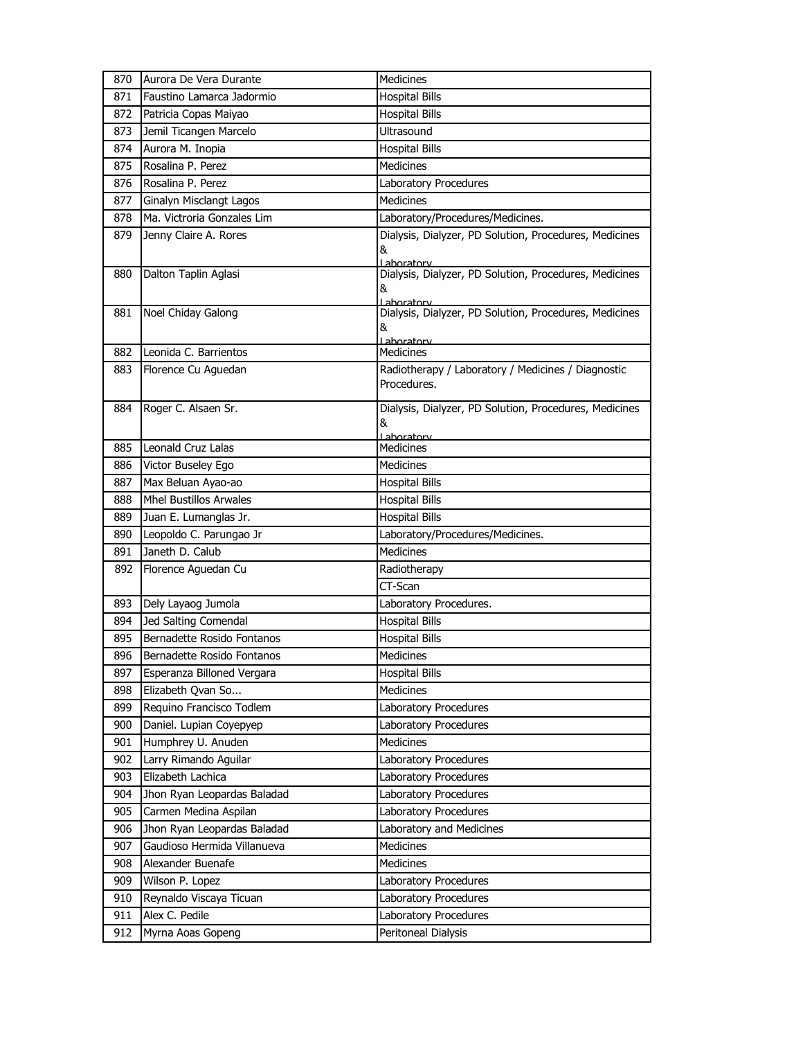| | | |
|---|---|---|
| 870 | Aurora De Vera Durante | Medicines |
| 871 | Faustino Lamarca Jadormio | Hospital Bills |
| 872 | Patricia Copas Maiyao | Hospital Bills |
| 873 | Jemil Ticangen Marcelo | Ultrasound |
| 874 | Aurora M. Inopia | Hospital Bills |
| 875 | Rosalina P. Perez | Medicines |
| 876 | Rosalina P. Perez | Laboratory Procedures |
| 877 | Ginalyn Misclangt Lagos | Medicines |
| 878 | Ma. Victroria Gonzales Lim | Laboratory/Procedures/Medicines. |
| 879 | Jenny Claire A. Rores | Dialysis, Dialyzer, PD Solution, Procedures, Medicines & Laboratory |
| 880 | Dalton Taplin Aglasi | Dialysis, Dialyzer, PD Solution, Procedures, Medicines & Laboratory |
| 881 | Noel Chiday Galong | Dialysis, Dialyzer, PD Solution, Procedures, Medicines & Laboratory |
| 882 | Leonida C. Barrientos | Medicines |
| 883 | Florence Cu Aguedan | Radiotherapy / Laboratory / Medicines / Diagnostic Procedures. |
| 884 | Roger C. Alsaen Sr. | Dialysis, Dialyzer, PD Solution, Procedures, Medicines & Laboratory |
| 885 | Leonald Cruz Lalas | Medicines |
| 886 | Victor Buseley Ego | Medicines |
| 887 | Max Beluan Ayao-ao | Hospital Bills |
| 888 | Mhel Bustillos Arwales | Hospital Bills |
| 889 | Juan E. Lumanglas Jr. | Hospital Bills |
| 890 | Leopoldo C. Parungao Jr | Laboratory/Procedures/Medicines. |
| 891 | Janeth D. Calub | Medicines |
| 892 | Florence Aguedan Cu | Radiotherapy |
| | | CT-Scan |
| 893 | Dely Layaog Jumola | Laboratory Procedures. |
| 894 | Jed Salting Comendal | Hospital Bills |
| 895 | Bernadette Rosido Fontanos | Hospital Bills |
| 896 | Bernadette Rosido Fontanos | Medicines |
| 897 | Esperanza Billoned Vergara | Hospital Bills |
| 898 | Elizabeth Qvan So... | Medicines |
| 899 | Requino Francisco Todlem | Laboratory Procedures |
| 900 | Daniel. Lupian Coyepyep | Laboratory Procedures |
| 901 | Humphrey U. Anuden | Medicines |
| 902 | Larry Rimando Aguilar | Laboratory Procedures |
| 903 | Elizabeth Lachica | Laboratory Procedures |
| 904 | Jhon Ryan Leopardas Baladad | Laboratory Procedures |
| 905 | Carmen Medina Aspilan | Laboratory Procedures |
| 906 | Jhon Ryan Leopardas Baladad | Laboratory and Medicines |
| 907 | Gaudioso Hermida Villanueva | Medicines |
| 908 | Alexander Buenafe | Medicines |
| 909 | Wilson P. Lopez | Laboratory Procedures |
| 910 | Reynaldo Viscaya Ticuan | Laboratory Procedures |
| 911 | Alex C. Pedile | Laboratory Procedures |
| 912 | Myrna Aoas Gopeng | Peritoneal Dialysis |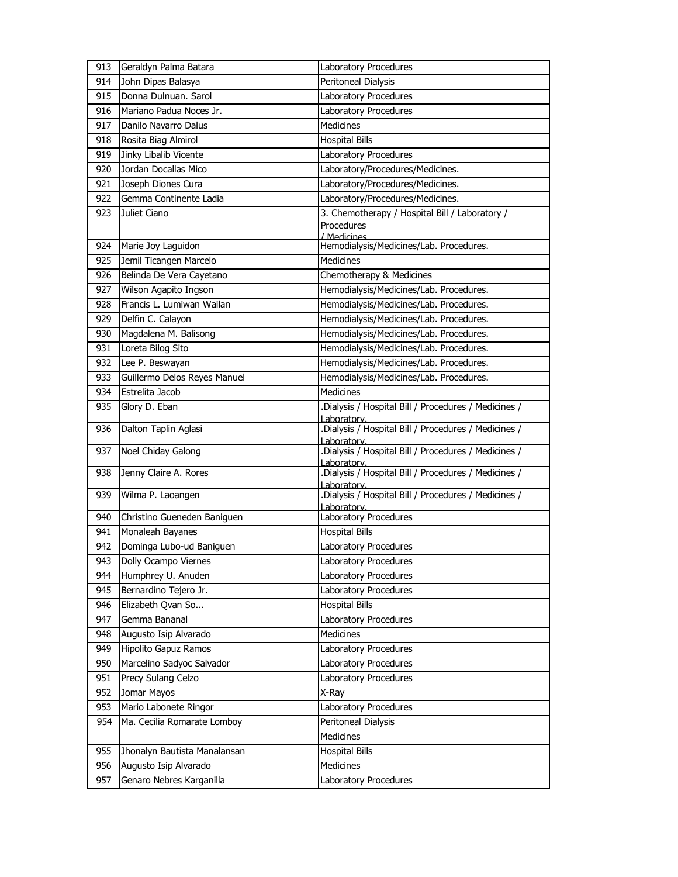| 913 | Geraldyn Palma Batara | Laboratory Procedures |
|---|---|---|
| 914 | John Dipas Balasya | Peritoneal Dialysis |
| 915 | Donna Dulnuan. Sarol | Laboratory Procedures |
| 916 | Mariano Padua Noces Jr. | Laboratory Procedures |
| 917 | Danilo Navarro Dalus | Medicines |
| 918 | Rosita Biag Almirol | Hospital Bills |
| 919 | Jinky Libalib Vicente | Laboratory Procedures |
| 920 | Jordan Docallas Mico | Laboratory/Procedures/Medicines. |
| 921 | Joseph Diones Cura | Laboratory/Procedures/Medicines. |
| 922 | Gemma Continente Ladia | Laboratory/Procedures/Medicines. |
| 923 | Juliet Ciano | 3. Chemotherapy / Hospital Bill / Laboratory / Procedures / Medicines |
| 924 | Marie Joy Laguidon | Hemodialysis/Medicines/Lab. Procedures. |
| 925 | Jemil Ticangen Marcelo | Medicines |
| 926 | Belinda De Vera Cayetano | Chemotherapy & Medicines |
| 927 | Wilson Agapito Ingson | Hemodialysis/Medicines/Lab. Procedures. |
| 928 | Francis L. Lumiwan Wailan | Hemodialysis/Medicines/Lab. Procedures. |
| 929 | Delfin C. Calayon | Hemodialysis/Medicines/Lab. Procedures. |
| 930 | Magdalena M. Balisong | Hemodialysis/Medicines/Lab. Procedures. |
| 931 | Loreta Bilog Sito | Hemodialysis/Medicines/Lab. Procedures. |
| 932 | Lee P. Beswayan | Hemodialysis/Medicines/Lab. Procedures. |
| 933 | Guillermo Delos Reyes Manuel | Hemodialysis/Medicines/Lab. Procedures. |
| 934 | Estrelita Jacob | Medicines |
| 935 | Glory D. Eban | .Dialysis / Hospital Bill / Procedures / Medicines / Laboratory. |
| 936 | Dalton Taplin Aglasi | .Dialysis / Hospital Bill / Procedures / Medicines / Laboratory. |
| 937 | Noel Chiday Galong | .Dialysis / Hospital Bill / Procedures / Medicines / Laboratory. |
| 938 | Jenny Claire A. Rores | .Dialysis / Hospital Bill / Procedures / Medicines / Laboratory. |
| 939 | Wilma P. Laoangen | .Dialysis / Hospital Bill / Procedures / Medicines / Laboratory. |
| 940 | Christino Gueneden Baniguen | Laboratory Procedures |
| 941 | Monaleah Bayanes | Hospital Bills |
| 942 | Dominga Lubo-ud Baniguen | Laboratory Procedures |
| 943 | Dolly Ocampo Viernes | Laboratory Procedures |
| 944 | Humphrey U. Anuden | Laboratory Procedures |
| 945 | Bernardino Tejero Jr. | Laboratory Procedures |
| 946 | Elizabeth Qvan So... | Hospital Bills |
| 947 | Gemma Bananal | Laboratory Procedures |
| 948 | Augusto Isip Alvarado | Medicines |
| 949 | Hipolito Gapuz Ramos | Laboratory Procedures |
| 950 | Marcelino Sadyoc Salvador | Laboratory Procedures |
| 951 | Precy Sulang Celzo | Laboratory Procedures |
| 952 | Jomar Mayos | X-Ray |
| 953 | Mario Labonete Ringor | Laboratory Procedures |
| 954 | Ma. Cecilia Romarate Lomboy | Peritoneal Dialysis |
| | | Medicines |
| 955 | Jhonalyn Bautista Manalansan | Hospital Bills |
| 956 | Augusto Isip Alvarado | Medicines |
| 957 | Genaro Nebres Karganilla | Laboratory Procedures |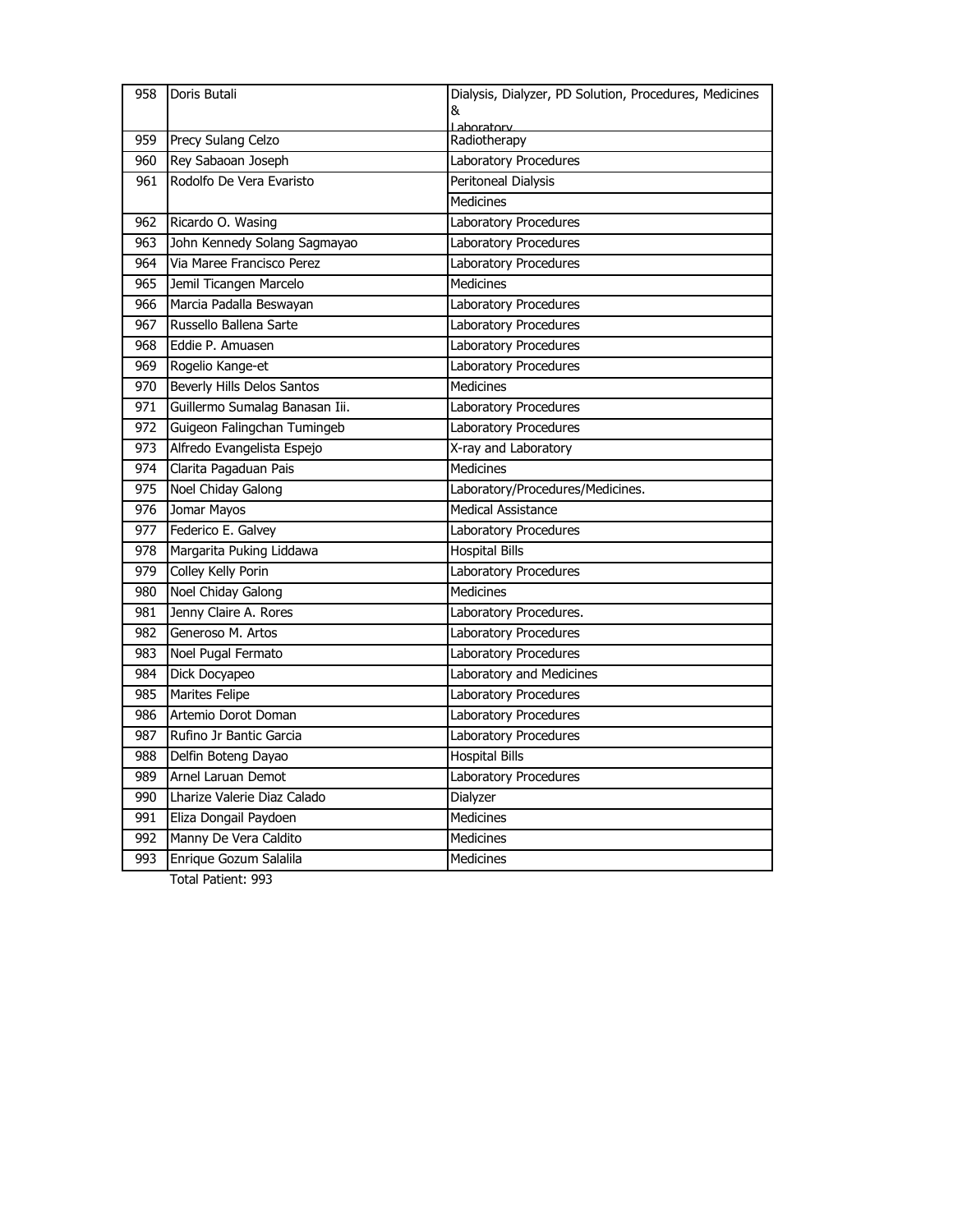| | | |
|---|---|---|
| 958 | Doris Butali | Dialysis, Dialyzer, PD Solution, Procedures, Medicines & Laboratory |
| 959 | Precy Sulang Celzo | Radiotherapy |
| 960 | Rey Sabaoan Joseph | Laboratory Procedures |
| 961 | Rodolfo De Vera Evaristo | Peritoneal Dialysis |
| | | Medicines |
| 962 | Ricardo O. Wasing | Laboratory Procedures |
| 963 | John Kennedy Solang Sagmayao | Laboratory Procedures |
| 964 | Via Maree Francisco Perez | Laboratory Procedures |
| 965 | Jemil Ticangen Marcelo | Medicines |
| 966 | Marcia Padalla Beswayan | Laboratory Procedures |
| 967 | Russello Ballena Sarte | Laboratory Procedures |
| 968 | Eddie P. Amuasen | Laboratory Procedures |
| 969 | Rogelio Kange-et | Laboratory Procedures |
| 970 | Beverly Hills Delos Santos | Medicines |
| 971 | Guillermo Sumalag Banasan Iii. | Laboratory Procedures |
| 972 | Guigeon Falingchan Tumingeb | Laboratory Procedures |
| 973 | Alfredo Evangelista Espejo | X-ray and Laboratory |
| 974 | Clarita Pagaduan Pais | Medicines |
| 975 | Noel Chiday Galong | Laboratory/Procedures/Medicines. |
| 976 | Jomar Mayos | Medical Assistance |
| 977 | Federico E. Galvey | Laboratory Procedures |
| 978 | Margarita Puking Liddawa | Hospital Bills |
| 979 | Colley Kelly Porin | Laboratory Procedures |
| 980 | Noel Chiday Galong | Medicines |
| 981 | Jenny Claire A. Rores | Laboratory Procedures. |
| 982 | Generoso M. Artos | Laboratory Procedures |
| 983 | Noel Pugal Fermato | Laboratory Procedures |
| 984 | Dick Docyapeo | Laboratory and Medicines |
| 985 | Marites Felipe | Laboratory Procedures |
| 986 | Artemio Dorot Doman | Laboratory Procedures |
| 987 | Rufino Jr Bantic Garcia | Laboratory Procedures |
| 988 | Delfin Boteng Dayao | Hospital Bills |
| 989 | Arnel Laruan Demot | Laboratory Procedures |
| 990 | Lharize Valerie Diaz Calado | Dialyzer |
| 991 | Eliza Dongail Paydoen | Medicines |
| 992 | Manny De Vera Caldito | Medicines |
| 993 | Enrique Gozum Salalila | Medicines |

Total Patient: 993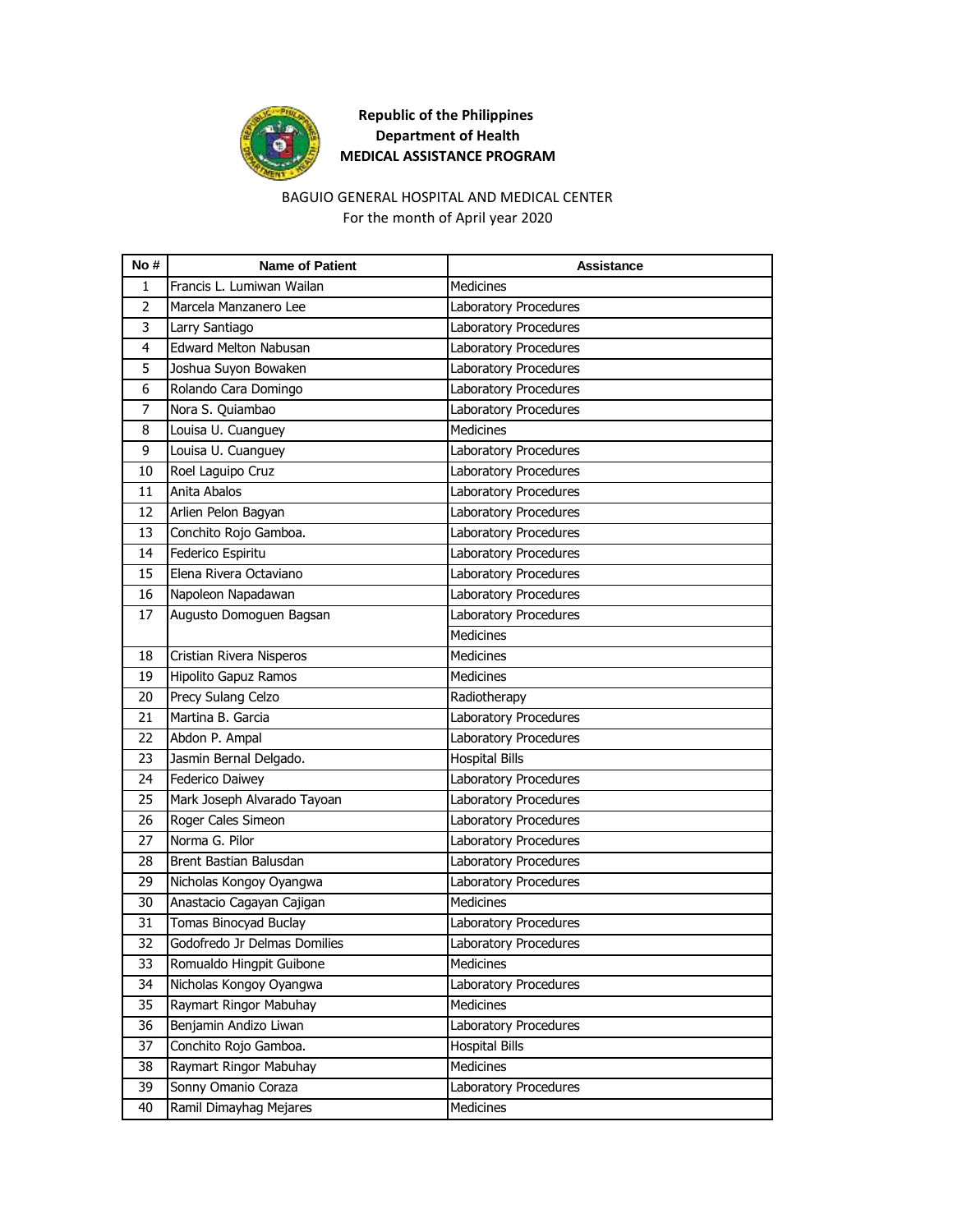**Republic of the Philippines**
**Department of Health**
**MEDICAL ASSISTANCE PROGRAM**

BAGUIO GENERAL HOSPITAL AND MEDICAL CENTER
For the month of April year 2020

| No # | Name of Patient | Assistance |
|---|---|---|
| 1 | Francis L. Lumiwan Wailan | Medicines |
| 2 | Marcela Manzanero Lee | Laboratory Procedures |
| 3 | Larry Santiago | Laboratory Procedures |
| 4 | Edward Melton Nabusan | Laboratory Procedures |
| 5 | Joshua Suyon Bowaken | Laboratory Procedures |
| 6 | Rolando Cara Domingo | Laboratory Procedures |
| 7 | Nora S. Quiambao | Laboratory Procedures |
| 8 | Louisa U. Cuanguey | Medicines |
| 9 | Louisa U. Cuanguey | Laboratory Procedures |
| 10 | Roel Laguipo Cruz | Laboratory Procedures |
| 11 | Anita Abalos | Laboratory Procedures |
| 12 | Arlien Pelon Bagyan | Laboratory Procedures |
| 13 | Conchito Rojo Gamboa. | Laboratory Procedures |
| 14 | Federico Espiritu | Laboratory Procedures |
| 15 | Elena Rivera Octaviano | Laboratory Procedures |
| 16 | Napoleon Napadawan | Laboratory Procedures |
| 17 | Augusto Domoguen Bagsan | Laboratory Procedures |
| | | Medicines |
| 18 | Cristian Rivera Nisperos | Medicines |
| 19 | Hipolito Gapuz Ramos | Medicines |
| 20 | Precy Sulang Celzo | Radiotherapy |
| 21 | Martina B. Garcia | Laboratory Procedures |
| 22 | Abdon P. Ampal | Laboratory Procedures |
| 23 | Jasmin Bernal Delgado. | Hospital Bills |
| 24 | Federico Daiwey | Laboratory Procedures |
| 25 | Mark Joseph Alvarado Tayoan | Laboratory Procedures |
| 26 | Roger Cales Simeon | Laboratory Procedures |
| 27 | Norma G. Pilor | Laboratory Procedures |
| 28 | Brent Bastian Balusdan | Laboratory Procedures |
| 29 | Nicholas Kongoy Oyangwa | Laboratory Procedures |
| 30 | Anastacio Cagayan Cajigan | Medicines |
| 31 | Tomas Binocyad Buclay | Laboratory Procedures |
| 32 | Godofredo Jr Delmas Domilies | Laboratory Procedures |
| 33 | Romualdo Hingpit Guibone | Medicines |
| 34 | Nicholas Kongoy Oyangwa | Laboratory Procedures |
| 35 | Raymart Ringor Mabuhay | Medicines |
| 36 | Benjamin Andizo Liwan | Laboratory Procedures |
| 37 | Conchito Rojo Gamboa. | Hospital Bills |
| 38 | Raymart Ringor Mabuhay | Medicines |
| 39 | Sonny Omanio Coraza | Laboratory Procedures |
| 40 | Ramil Dimayhag Mejares | Medicines |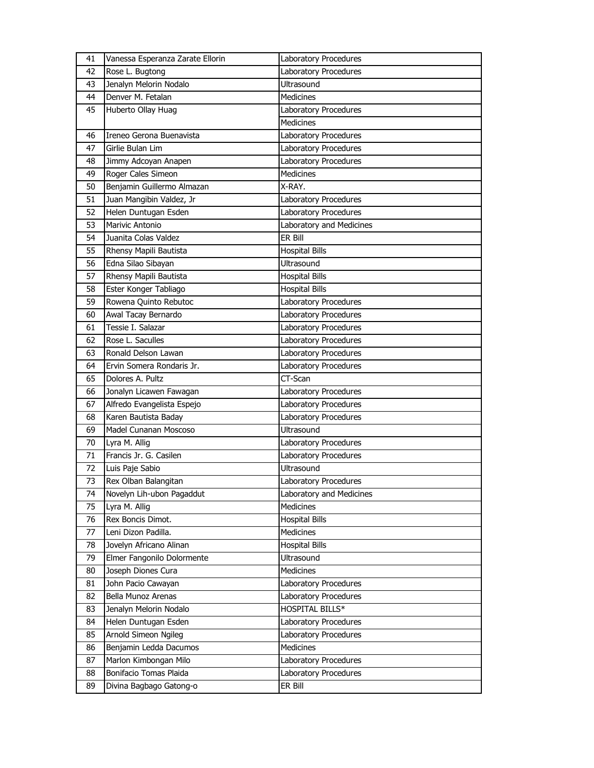| 41 | Vanessa Esperanza Zarate Ellorin | Laboratory Procedures |
|---|---|---|
| 42 | Rose L. Bugtong | Laboratory Procedures |
| 43 | Jenalyn Melorin Nodalo | Ultrasound |
| 44 | Denver M. Fetalan | Medicines |
| 45 | Huberto Ollay Huag | Laboratory Procedures |
| | | Medicines |
| 46 | Ireneo Gerona Buenavista | Laboratory Procedures |
| 47 | Girlie Bulan Lim | Laboratory Procedures |
| 48 | Jimmy Adcoyan Anapen | Laboratory Procedures |
| 49 | Roger Cales Simeon | Medicines |
| 50 | Benjamin Guillermo Almazan | X-RAY. |
| 51 | Juan Mangibin Valdez, Jr | Laboratory Procedures |
| 52 | Helen Duntugan Esden | Laboratory Procedures |
| 53 | Marivic Antonio | Laboratory and Medicines |
| 54 | Juanita Colas Valdez | ER Bill |
| 55 | Rhensy Mapili Bautista | Hospital Bills |
| 56 | Edna Silao Sibayan | Ultrasound |
| 57 | Rhensy Mapili Bautista | Hospital Bills |
| 58 | Ester Konger Tabliago | Hospital Bills |
| 59 | Rowena Quinto Rebutoc | Laboratory Procedures |
| 60 | Awal Tacay Bernardo | Laboratory Procedures |
| 61 | Tessie I. Salazar | Laboratory Procedures |
| 62 | Rose L. Saculles | Laboratory Procedures |
| 63 | Ronald Delson Lawan | Laboratory Procedures |
| 64 | Ervin Somera Rondaris Jr. | Laboratory Procedures |
| 65 | Dolores A. Pultz | CT-Scan |
| 66 | Jonalyn Licawen Fawagan | Laboratory Procedures |
| 67 | Alfredo Evangelista Espejo | Laboratory Procedures |
| 68 | Karen Bautista Baday | Laboratory Procedures |
| 69 | Madel Cunanan Moscoso | Ultrasound |
| 70 | Lyra M. Allig | Laboratory Procedures |
| 71 | Francis Jr. G. Casilen | Laboratory Procedures |
| 72 | Luis Paje Sabio | Ultrasound |
| 73 | Rex Olban Balangitan | Laboratory Procedures |
| 74 | Novelyn Lih-ubon Pagaddut | Laboratory and Medicines |
| 75 | Lyra M. Allig | Medicines |
| 76 | Rex Boncis Dimot. | Hospital Bills |
| 77 | Leni Dizon Padilla. | Medicines |
| 78 | Jovelyn Africano Alinan | Hospital Bills |
| 79 | Elmer Fangonilo Dolormente | Ultrasound |
| 80 | Joseph Diones Cura | Medicines |
| 81 | John Pacio Cawayan | Laboratory Procedures |
| 82 | Bella Munoz Arenas | Laboratory Procedures |
| 83 | Jenalyn Melorin Nodalo | HOSPITAL BILLS* |
| 84 | Helen Duntugan Esden | Laboratory Procedures |
| 85 | Arnold Simeon Ngileg | Laboratory Procedures |
| 86 | Benjamin Ledda Dacumos | Medicines |
| 87 | Marlon Kimbongan Milo | Laboratory Procedures |
| 88 | Bonifacio Tomas Plaida | Laboratory Procedures |
| 89 | Divina Bagbago Gatong-o | ER Bill |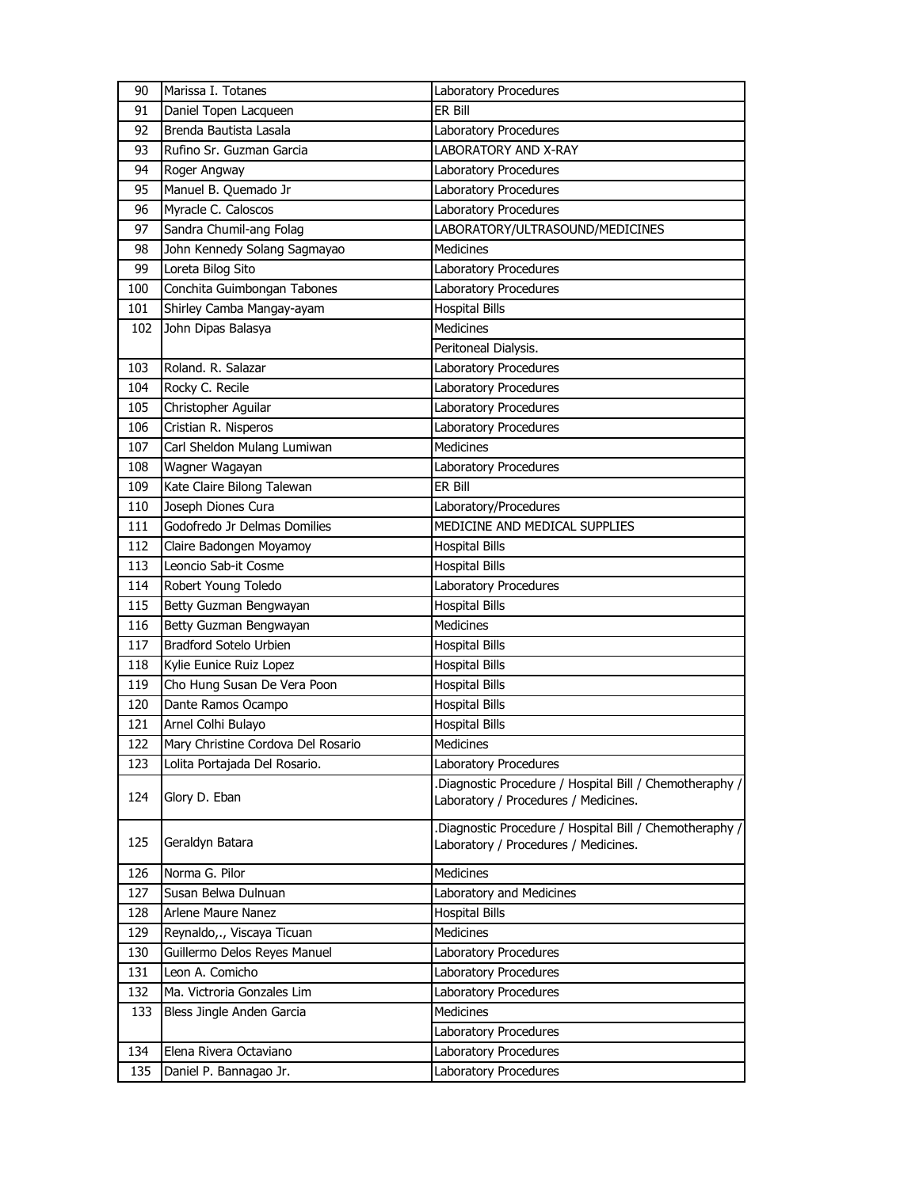| 90 | Marissa I. Totanes | Laboratory Procedures |
|---|---|---|
| 91 | Daniel Topen Lacqueen | ER Bill |
| 92 | Brenda Bautista Lasala | Laboratory Procedures |
| 93 | Rufino Sr. Guzman Garcia | LABORATORY AND X-RAY |
| 94 | Roger Angway | Laboratory Procedures |
| 95 | Manuel B. Quemado Jr | Laboratory Procedures |
| 96 | Myracle C. Caloscos | Laboratory Procedures |
| 97 | Sandra Chumil-ang Folag | LABORATORY/ULTRASOUND/MEDICINES |
| 98 | John Kennedy Solang Sagmayao | Medicines |
| 99 | Loreta Bilog Sito | Laboratory Procedures |
| 100 | Conchita Guimbongan Tabones | Laboratory Procedures |
| 101 | Shirley Camba Mangay-ayam | Hospital Bills |
| 102 | John Dipas Balasya | Medicines |
| | | Peritoneal Dialysis. |
| 103 | Roland. R. Salazar | Laboratory Procedures |
| 104 | Rocky C. Recile | Laboratory Procedures |
| 105 | Christopher Aguilar | Laboratory Procedures |
| 106 | Cristian R. Nisperos | Laboratory Procedures |
| 107 | Carl Sheldon Mulang Lumiwan | Medicines |
| 108 | Wagner Wagayan | Laboratory Procedures |
| 109 | Kate Claire Bilong Talewan | ER Bill |
| 110 | Joseph Diones Cura | Laboratory/Procedures |
| 111 | Godofredo Jr Delmas Domilies | MEDICINE AND MEDICAL SUPPLIES |
| 112 | Claire Badongen Moyamoy | Hospital Bills |
| 113 | Leoncio Sab-it Cosme | Hospital Bills |
| 114 | Robert Young Toledo | Laboratory Procedures |
| 115 | Betty Guzman Bengwayan | Hospital Bills |
| 116 | Betty Guzman Bengwayan | Medicines |
| 117 | Bradford Sotelo Urbien | Hospital Bills |
| 118 | Kylie Eunice Ruiz Lopez | Hospital Bills |
| 119 | Cho Hung Susan De Vera Poon | Hospital Bills |
| 120 | Dante Ramos Ocampo | Hospital Bills |
| 121 | Arnel Colhi Bulayo | Hospital Bills |
| 122 | Mary Christine Cordova Del Rosario | Medicines |
| 123 | Lolita Portajada Del Rosario. | Laboratory Procedures |
| 124 | Glory D. Eban | .Diagnostic Procedure / Hospital Bill / Chemotheraphy / Laboratory / Procedures / Medicines. |
| 125 | Geraldyn Batara | .Diagnostic Procedure / Hospital Bill / Chemotheraphy / Laboratory / Procedures / Medicines. |
| 126 | Norma G. Pilor | Medicines |
| 127 | Susan Belwa Dulnuan | Laboratory and Medicines |
| 128 | Arlene Maure Nanez | Hospital Bills |
| 129 | Reynaldo,., Viscaya Ticuan | Medicines |
| 130 | Guillermo Delos Reyes Manuel | Laboratory Procedures |
| 131 | Leon A. Comicho | Laboratory Procedures |
| 132 | Ma. Victroria Gonzales Lim | Laboratory Procedures |
| 133 | Bless Jingle Anden Garcia | Medicines |
| | | Laboratory Procedures |
| 134 | Elena Rivera Octaviano | Laboratory Procedures |
| 135 | Daniel P. Bannagao Jr. | Laboratory Procedures |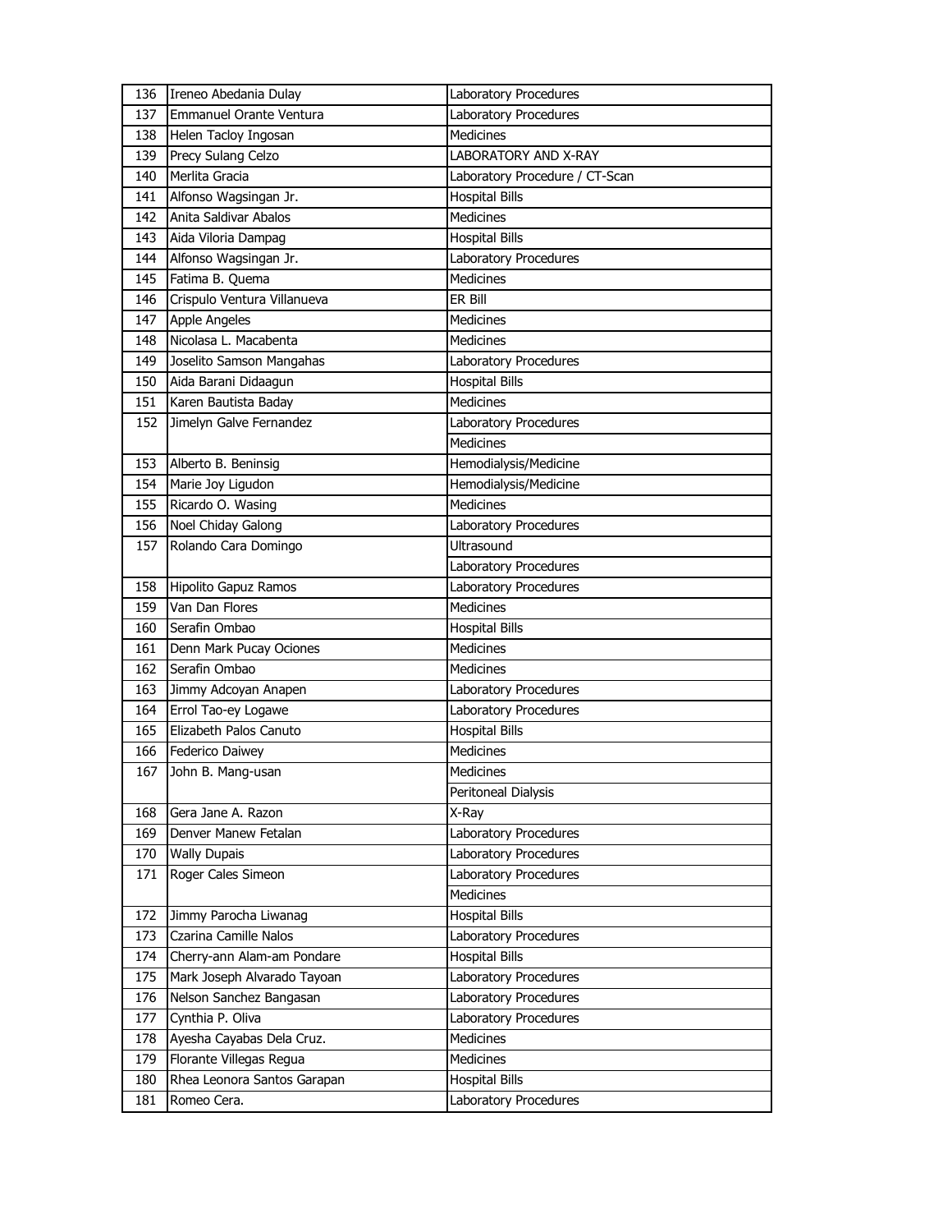| 136 | Ireneo Abedania Dulay | Laboratory Procedures |
|---|---|---|
| 137 | Emmanuel Orante Ventura | Laboratory Procedures |
| 138 | Helen Tacloy Ingosan | Medicines |
| 139 | Precy Sulang Celzo | LABORATORY AND X-RAY |
| 140 | Merlita Gracia | Laboratory Procedure / CT-Scan |
| 141 | Alfonso Wagsingan Jr. | Hospital Bills |
| 142 | Anita Saldivar Abalos | Medicines |
| 143 | Aida Viloria Dampag | Hospital Bills |
| 144 | Alfonso Wagsingan Jr. | Laboratory Procedures |
| 145 | Fatima B. Quema | Medicines |
| 146 | Crispulo Ventura Villanueva | ER Bill |
| 147 | Apple Angeles | Medicines |
| 148 | Nicolasa L. Macabenta | Medicines |
| 149 | Joselito Samson Mangahas | Laboratory Procedures |
| 150 | Aida Barani Didaagun | Hospital Bills |
| 151 | Karen Bautista Baday | Medicines |
| 152 | Jimelyn Galve Fernandez | Laboratory Procedures |
| | | Medicines |
| 153 | Alberto B. Beninsig | Hemodialysis/Medicine |
| 154 | Marie Joy Ligudon | Hemodialysis/Medicine |
| 155 | Ricardo O. Wasing | Medicines |
| 156 | Noel Chiday Galong | Laboratory Procedures |
| 157 | Rolando Cara Domingo | Ultrasound |
| | | Laboratory Procedures |
| 158 | Hipolito Gapuz Ramos | Laboratory Procedures |
| 159 | Van Dan Flores | Medicines |
| 160 | Serafin Ombao | Hospital Bills |
| 161 | Denn Mark Pucay Ociones | Medicines |
| 162 | Serafin Ombao | Medicines |
| 163 | Jimmy Adcoyan Anapen | Laboratory Procedures |
| 164 | Errol Tao-ey Logawe | Laboratory Procedures |
| 165 | Elizabeth Palos Canuto | Hospital Bills |
| 166 | Federico Daiwey | Medicines |
| 167 | John B. Mang-usan | Medicines |
| | | Peritoneal Dialysis |
| 168 | Gera Jane A. Razon | X-Ray |
| 169 | Denver Manew Fetalan | Laboratory Procedures |
| 170 | Wally Dupais | Laboratory Procedures |
| 171 | Roger Cales Simeon | Laboratory Procedures |
| | | Medicines |
| 172 | Jimmy Parocha Liwanag | Hospital Bills |
| 173 | Czarina Camille Nalos | Laboratory Procedures |
| 174 | Cherry-ann Alam-am Pondare | Hospital Bills |
| 175 | Mark Joseph Alvarado Tayoan | Laboratory Procedures |
| 176 | Nelson Sanchez Bangasan | Laboratory Procedures |
| 177 | Cynthia P. Oliva | Laboratory Procedures |
| 178 | Ayesha Cayabas Dela Cruz. | Medicines |
| 179 | Florante Villegas Regua | Medicines |
| 180 | Rhea Leonora Santos Garapan | Hospital Bills |
| 181 | Romeo Cera. | Laboratory Procedures |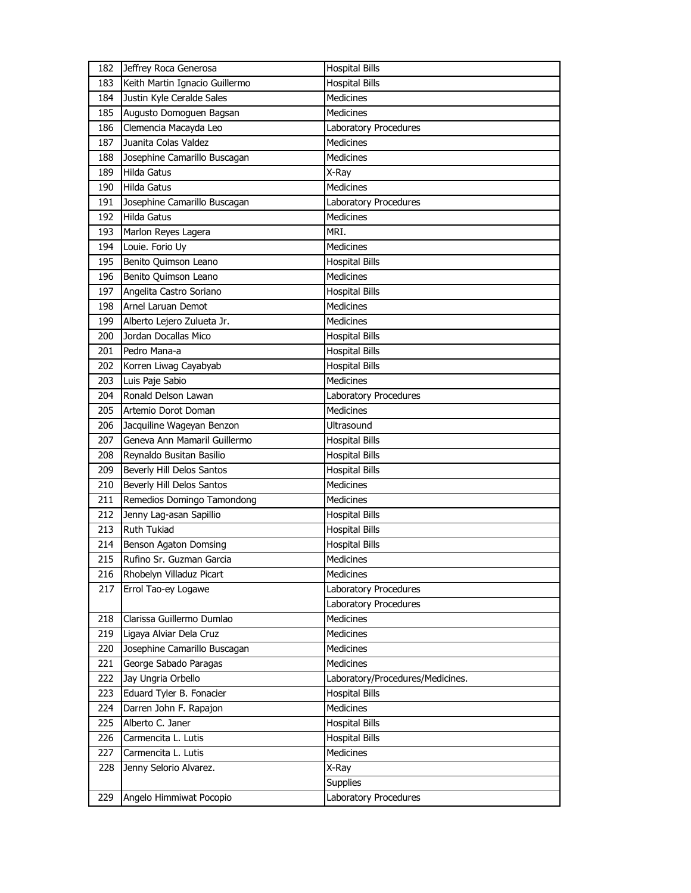| | | |
|---|---|---|
| 182 | Jeffrey Roca Generosa | Hospital Bills |
| 183 | Keith Martin Ignacio Guillermo | Hospital Bills |
| 184 | Justin Kyle Ceralde Sales | Medicines |
| 185 | Augusto Domoguen Bagsan | Medicines |
| 186 | Clemencia Macayda Leo | Laboratory Procedures |
| 187 | Juanita Colas Valdez | Medicines |
| 188 | Josephine Camarillo Buscagan | Medicines |
| 189 | Hilda Gatus | X-Ray |
| 190 | Hilda Gatus | Medicines |
| 191 | Josephine Camarillo Buscagan | Laboratory Procedures |
| 192 | Hilda Gatus | Medicines |
| 193 | Marlon Reyes Lagera | MRI. |
| 194 | Louie. Forio Uy | Medicines |
| 195 | Benito Quimson Leano | Hospital Bills |
| 196 | Benito Quimson Leano | Medicines |
| 197 | Angelita Castro Soriano | Hospital Bills |
| 198 | Arnel Laruan Demot | Medicines |
| 199 | Alberto Lejero Zulueta Jr. | Medicines |
| 200 | Jordan Docallas Mico | Hospital Bills |
| 201 | Pedro Mana-a | Hospital Bills |
| 202 | Korren Liwag Cayabyab | Hospital Bills |
| 203 | Luis Paje Sabio | Medicines |
| 204 | Ronald Delson Lawan | Laboratory Procedures |
| 205 | Artemio Dorot Doman | Medicines |
| 206 | Jacquiline Wageyan Benzon | Ultrasound |
| 207 | Geneva Ann Mamaril Guillermo | Hospital Bills |
| 208 | Reynaldo Busitan Basilio | Hospital Bills |
| 209 | Beverly Hill Delos Santos | Hospital Bills |
| 210 | Beverly Hill Delos Santos | Medicines |
| 211 | Remedios Domingo Tamondong | Medicines |
| 212 | Jenny Lag-asan Sapillio | Hospital Bills |
| 213 | Ruth Tukiad | Hospital Bills |
| 214 | Benson Agaton Domsing | Hospital Bills |
| 215 | Rufino Sr. Guzman Garcia | Medicines |
| 216 | Rhobelyn Villaduz Picart | Medicines |
| 217 | Errol Tao-ey Logawe | Laboratory Procedures |
| | | Laboratory Procedures |
| 218 | Clarissa Guillermo Dumlao | Medicines |
| 219 | Ligaya Alviar Dela Cruz | Medicines |
| 220 | Josephine Camarillo Buscagan | Medicines |
| 221 | George Sabado Paragas | Medicines |
| 222 | Jay Ungria Orbello | Laboratory/Procedures/Medicines. |
| 223 | Eduard Tyler B. Fonacier | Hospital Bills |
| 224 | Darren John F. Rapajon | Medicines |
| 225 | Alberto C. Janer | Hospital Bills |
| 226 | Carmencita L. Lutis | Hospital Bills |
| 227 | Carmencita L. Lutis | Medicines |
| 228 | Jenny Selorio Alvarez. | X-Ray |
| | | Supplies |
| 229 | Angelo Himmiwat Pocopio | Laboratory Procedures |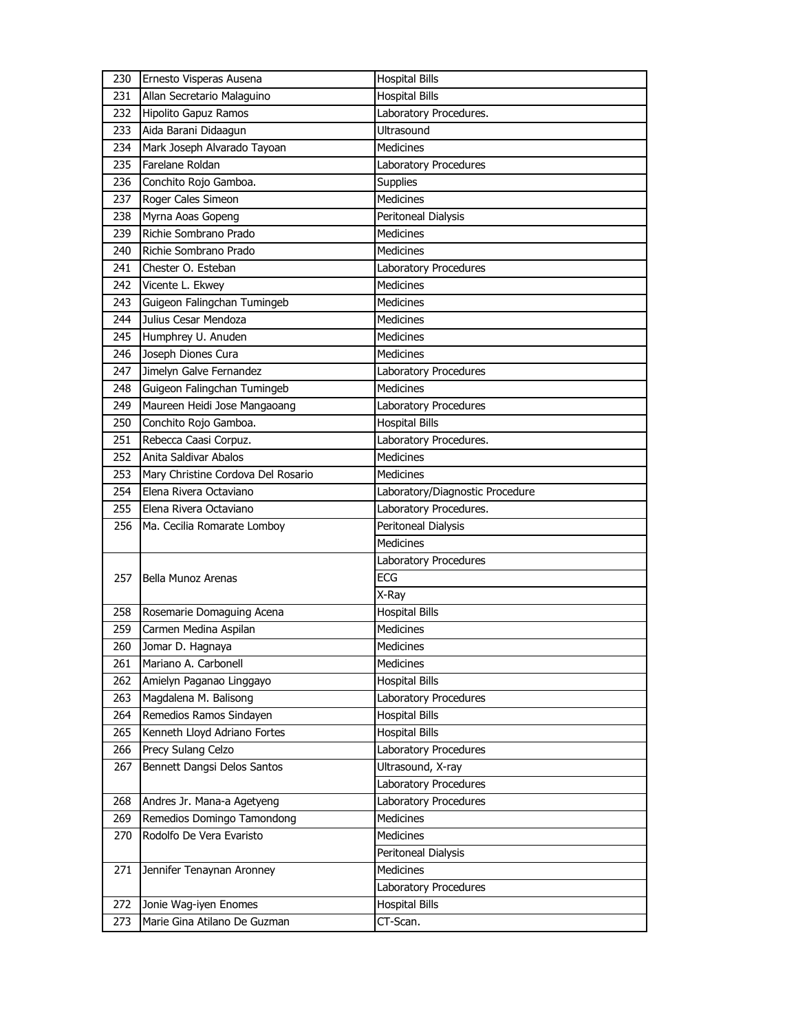| | | |
|---|---|---|
| 230 | Ernesto Visperas Ausena | Hospital Bills |
| 231 | Allan Secretario Malaguino | Hospital Bills |
| 232 | Hipolito Gapuz Ramos | Laboratory Procedures. |
| 233 | Aida Barani Didaagun | Ultrasound |
| 234 | Mark Joseph Alvarado Tayoan | Medicines |
| 235 | Farelane Roldan | Laboratory Procedures |
| 236 | Conchito Rojo Gamboa. | Supplies |
| 237 | Roger Cales Simeon | Medicines |
| 238 | Myrna Aoas Gopeng | Peritoneal Dialysis |
| 239 | Richie Sombrano Prado | Medicines |
| 240 | Richie Sombrano Prado | Medicines |
| 241 | Chester O. Esteban | Laboratory Procedures |
| 242 | Vicente L. Ekwey | Medicines |
| 243 | Guigeon Falingchan Tumingeb | Medicines |
| 244 | Julius Cesar Mendoza | Medicines |
| 245 | Humphrey U. Anuden | Medicines |
| 246 | Joseph Diones Cura | Medicines |
| 247 | Jimelyn Galve Fernandez | Laboratory Procedures |
| 248 | Guigeon Falingchan Tumingeb | Medicines |
| 249 | Maureen Heidi Jose Mangaoang | Laboratory Procedures |
| 250 | Conchito Rojo Gamboa. | Hospital Bills |
| 251 | Rebecca Caasi Corpuz. | Laboratory Procedures. |
| 252 | Anita Saldivar Abalos | Medicines |
| 253 | Mary Christine Cordova Del Rosario | Medicines |
| 254 | Elena Rivera Octaviano | Laboratory/Diagnostic Procedure |
| 255 | Elena Rivera Octaviano | Laboratory Procedures. |
| 256 | Ma. Cecilia Romarate Lomboy | Peritoneal Dialysis |
| | | Medicines |
| 257 | Bella Munoz Arenas | Laboratory Procedures |
| | | ECG |
| | | X-Ray |
| 258 | Rosemarie Domaguing Acena | Hospital Bills |
| 259 | Carmen Medina Aspilan | Medicines |
| 260 | Jomar D. Hagnaya | Medicines |
| 261 | Mariano A. Carbonell | Medicines |
| 262 | Amielyn Paganao Linggayo | Hospital Bills |
| 263 | Magdalena M. Balisong | Laboratory Procedures |
| 264 | Remedios Ramos Sindayen | Hospital Bills |
| 265 | Kenneth Lloyd Adriano Fortes | Hospital Bills |
| 266 | Precy Sulang Celzo | Laboratory Procedures |
| 267 | Bennett Dangsi Delos Santos | Ultrasound, X-ray |
| | | Laboratory Procedures |
| 268 | Andres Jr. Mana-a Agetyeng | Laboratory Procedures |
| 269 | Remedios Domingo Tamondong | Medicines |
| 270 | Rodolfo De Vera Evaristo | Medicines |
| | | Peritoneal Dialysis |
| 271 | Jennifer Tenaynan Aronney | Medicines |
| | | Laboratory Procedures |
| 272 | Jonie Wag-iyen Enomes | Hospital Bills |
| 273 | Marie Gina Atilano De Guzman | CT-Scan. |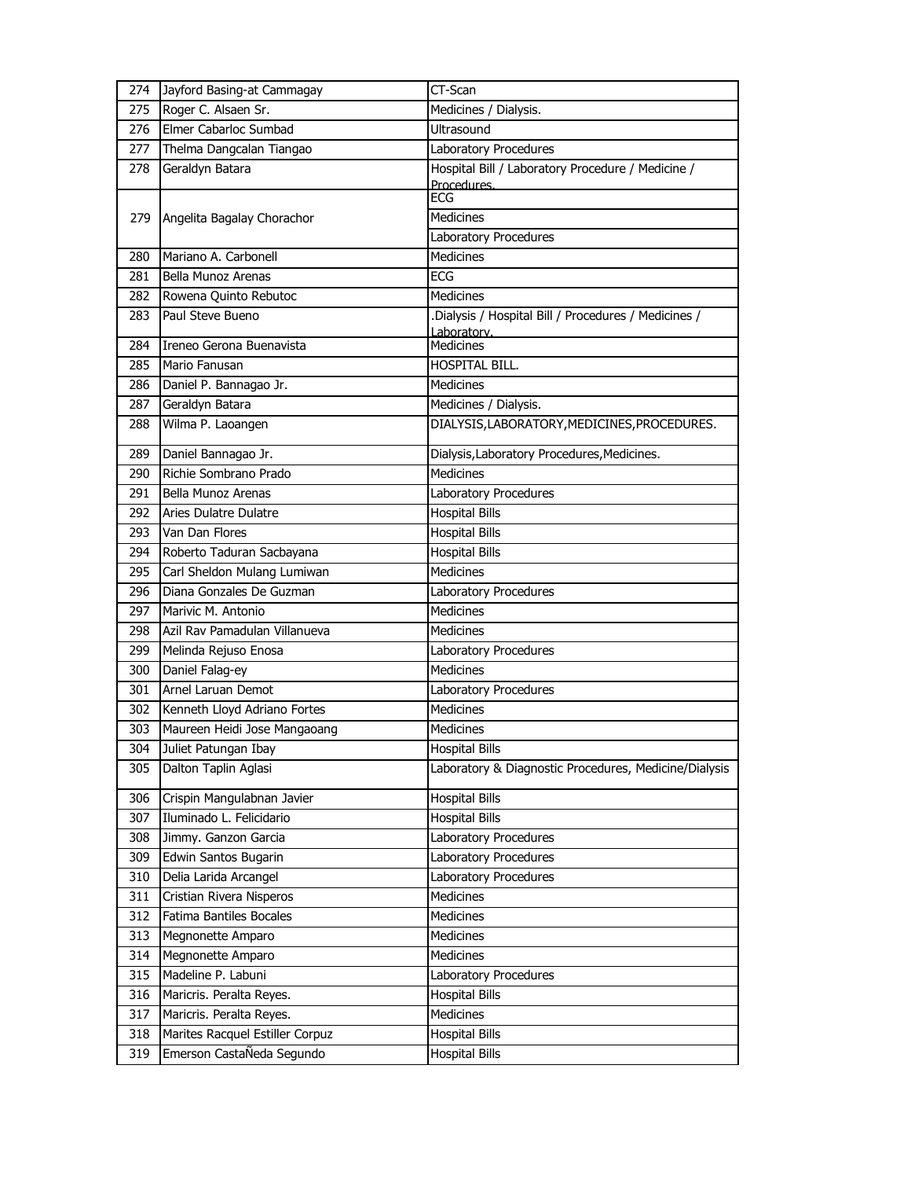| 274 | Jayford Basing-at Cammagay | CT-Scan |
|---|---|---|
| 275 | Roger C. Alsaen Sr. | Medicines / Dialysis. |
| 276 | Elmer Cabarloc Sumbad | Ultrasound |
| 277 | Thelma Dangcalan Tiangao | Laboratory Procedures |
| 278 | Geraldyn Batara | Hospital Bill / Laboratory Procedure / Medicine / Procedures. |
| 279 | Angelita Bagalay Chorachor | ECG |
| | | Medicines |
| | | Laboratory Procedures |
| 280 | Mariano A. Carbonell | Medicines |
| 281 | Bella Munoz Arenas | ECG |
| 282 | Rowena Quinto Rebutoc | Medicines |
| 283 | Paul Steve Bueno | .Dialysis / Hospital Bill / Procedures / Medicines / Laboratory. |
| 284 | Ireneo Gerona Buenavista | Medicines |
| 285 | Mario Fanusan | HOSPITAL BILL. |
| 286 | Daniel P. Bannagao Jr. | Medicines |
| 287 | Geraldyn Batara | Medicines / Dialysis. |
| 288 | Wilma P. Laoangen | DIALYSIS,LABORATORY,MEDICINES,PROCEDURES. |
| 289 | Daniel Bannagao Jr. | Dialysis,Laboratory Procedures,Medicines. |
| 290 | Richie Sombrano Prado | Medicines |
| 291 | Bella Munoz Arenas | Laboratory Procedures |
| 292 | Aries Dulatre Dulatre | Hospital Bills |
| 293 | Van Dan Flores | Hospital Bills |
| 294 | Roberto Taduran Sacbayana | Hospital Bills |
| 295 | Carl Sheldon Mulang Lumiwan | Medicines |
| 296 | Diana Gonzales De Guzman | Laboratory Procedures |
| 297 | Marivic M. Antonio | Medicines |
| 298 | Azil Rav Pamadulan Villanueva | Medicines |
| 299 | Melinda Rejuso Enosa | Laboratory Procedures |
| 300 | Daniel Falag-ey | Medicines |
| 301 | Arnel Laruan Demot | Laboratory Procedures |
| 302 | Kenneth Lloyd Adriano Fortes | Medicines |
| 303 | Maureen Heidi Jose Mangaoang | Medicines |
| 304 | Juliet Patungan Ibay | Hospital Bills |
| 305 | Dalton Taplin Aglasi | Laboratory & Diagnostic Procedures, Medicine/Dialysis |
| 306 | Crispin Mangulabnan Javier | Hospital Bills |
| 307 | Iluminado L. Felicidario | Hospital Bills |
| 308 | Jimmy. Ganzon Garcia | Laboratory Procedures |
| 309 | Edwin Santos Bugarin | Laboratory Procedures |
| 310 | Delia Larida Arcangel | Laboratory Procedures |
| 311 | Cristian Rivera Nisperos | Medicines |
| 312 | Fatima Bantiles Bocales | Medicines |
| 313 | Megnonette Amparo | Medicines |
| 314 | Megnonette Amparo | Medicines |
| 315 | Madeline P. Labuni | Laboratory Procedures |
| 316 | Maricris. Peralta Reyes. | Hospital Bills |
| 317 | Maricris. Peralta Reyes. | Medicines |
| 318 | Marites Racquel Estiller Corpuz | Hospital Bills |
| 319 | Emerson CastaÑeda Segundo | Hospital Bills |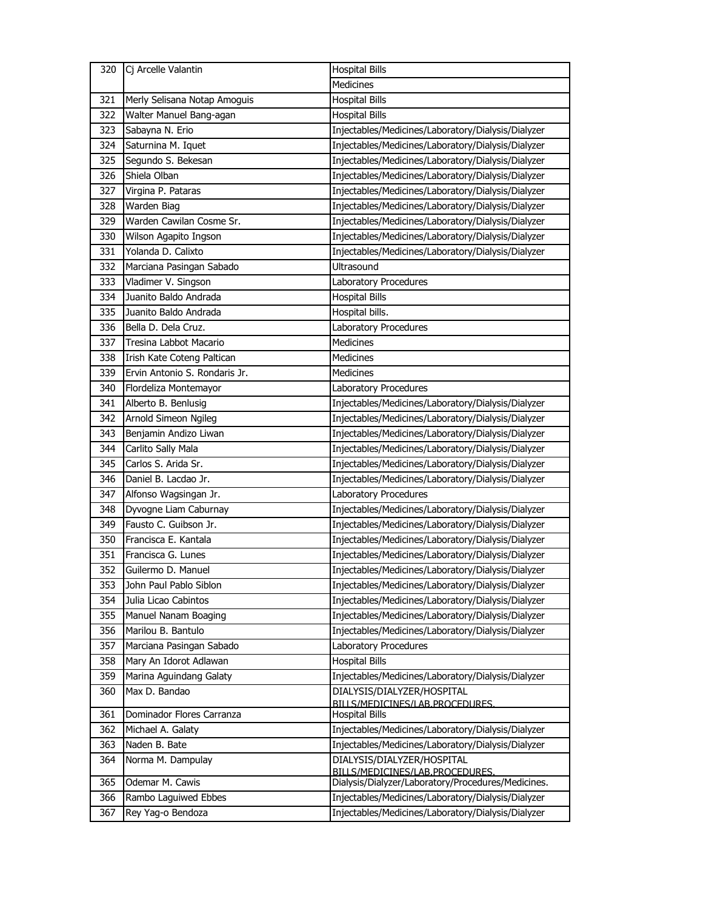| 320 | Cj Arcelle Valantin | Hospital Bills |
|---|---|---|
| | | Medicines |
| 321 | Merly Selisana Notap Amoguis | Hospital Bills |
| 322 | Walter Manuel Bang-agan | Hospital Bills |
| 323 | Sabayna N. Erio | Injectables/Medicines/Laboratory/Dialysis/Dialyzer |
| 324 | Saturnina M. Iquet | Injectables/Medicines/Laboratory/Dialysis/Dialyzer |
| 325 | Segundo S. Bekesan | Injectables/Medicines/Laboratory/Dialysis/Dialyzer |
| 326 | Shiela Olban | Injectables/Medicines/Laboratory/Dialysis/Dialyzer |
| 327 | Virgina P. Pataras | Injectables/Medicines/Laboratory/Dialysis/Dialyzer |
| 328 | Warden Biag | Injectables/Medicines/Laboratory/Dialysis/Dialyzer |
| 329 | Warden Cawilan Cosme Sr. | Injectables/Medicines/Laboratory/Dialysis/Dialyzer |
| 330 | Wilson Agapito Ingson | Injectables/Medicines/Laboratory/Dialysis/Dialyzer |
| 331 | Yolanda D. Calixto | Injectables/Medicines/Laboratory/Dialysis/Dialyzer |
| 332 | Marciana Pasingan Sabado | Ultrasound |
| 333 | Vladimer V. Singson | Laboratory Procedures |
| 334 | Juanito Baldo Andrada | Hospital Bills |
| 335 | Juanito Baldo Andrada | Hospital bills. |
| 336 | Bella D. Dela Cruz. | Laboratory Procedures |
| 337 | Tresina Labbot Macario | Medicines |
| 338 | Irish Kate Coteng Paltican | Medicines |
| 339 | Ervin Antonio S. Rondaris Jr. | Medicines |
| 340 | Flordeliza Montemayor | Laboratory Procedures |
| 341 | Alberto B. Benlusig | Injectables/Medicines/Laboratory/Dialysis/Dialyzer |
| 342 | Arnold Simeon Ngileg | Injectables/Medicines/Laboratory/Dialysis/Dialyzer |
| 343 | Benjamin Andizo Liwan | Injectables/Medicines/Laboratory/Dialysis/Dialyzer |
| 344 | Carlito Sally Mala | Injectables/Medicines/Laboratory/Dialysis/Dialyzer |
| 345 | Carlos S. Arida Sr. | Injectables/Medicines/Laboratory/Dialysis/Dialyzer |
| 346 | Daniel B. Lacdao Jr. | Injectables/Medicines/Laboratory/Dialysis/Dialyzer |
| 347 | Alfonso Wagsingan Jr. | Laboratory Procedures |
| 348 | Dyvogne Liam Caburnay | Injectables/Medicines/Laboratory/Dialysis/Dialyzer |
| 349 | Fausto C. Guibson Jr. | Injectables/Medicines/Laboratory/Dialysis/Dialyzer |
| 350 | Francisca E. Kantala | Injectables/Medicines/Laboratory/Dialysis/Dialyzer |
| 351 | Francisca G. Lunes | Injectables/Medicines/Laboratory/Dialysis/Dialyzer |
| 352 | Guilermo D. Manuel | Injectables/Medicines/Laboratory/Dialysis/Dialyzer |
| 353 | John Paul Pablo Siblon | Injectables/Medicines/Laboratory/Dialysis/Dialyzer |
| 354 | Julia Licao Cabintos | Injectables/Medicines/Laboratory/Dialysis/Dialyzer |
| 355 | Manuel Nanam Boaging | Injectables/Medicines/Laboratory/Dialysis/Dialyzer |
| 356 | Marilou B. Bantulo | Injectables/Medicines/Laboratory/Dialysis/Dialyzer |
| 357 | Marciana Pasingan Sabado | Laboratory Procedures |
| 358 | Mary An Idorot Adlawan | Hospital Bills |
| 359 | Marina Aguindang Galaty | Injectables/Medicines/Laboratory/Dialysis/Dialyzer |
| 360 | Max D. Bandao | DIALYSIS/DIALYZER/HOSPITAL BILLS/MEDICINES/LAB.PROCEDURES. |
| 361 | Dominador Flores Carranza | Hospital Bills |
| 362 | Michael A. Galaty | Injectables/Medicines/Laboratory/Dialysis/Dialyzer |
| 363 | Naden B. Bate | Injectables/Medicines/Laboratory/Dialysis/Dialyzer |
| 364 | Norma M. Dampulay | DIALYSIS/DIALYZER/HOSPITAL BILLS/MEDICINES/LAB.PROCEDURES. |
| 365 | Odemar M. Cawis | Dialysis/Dialyzer/Laboratory/Procedures/Medicines. |
| 366 | Rambo Laguiwed Ebbes | Injectables/Medicines/Laboratory/Dialysis/Dialyzer |
| 367 | Rey Yag-o Bendoza | Injectables/Medicines/Laboratory/Dialysis/Dialyzer |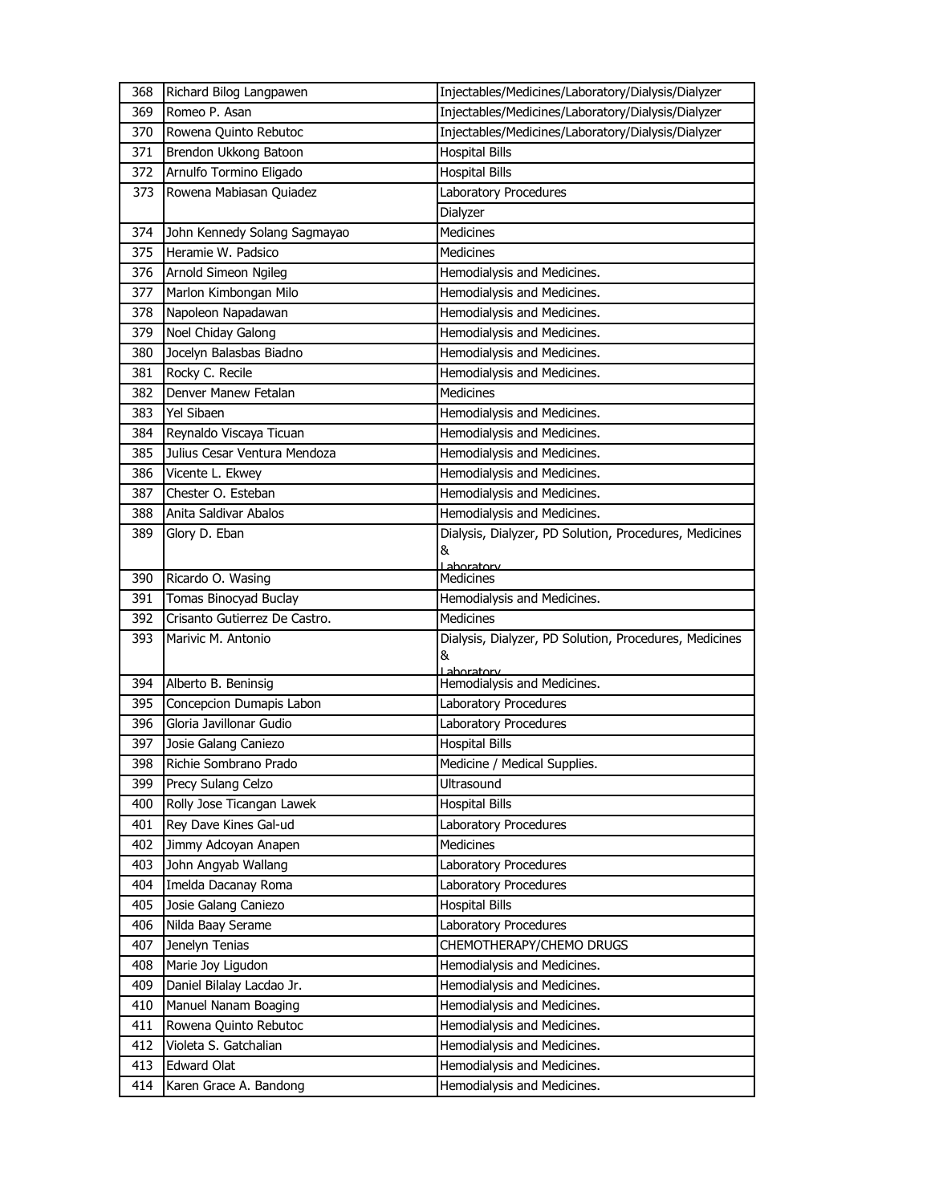| 368 | Richard Bilog Langpawen | Injectables/Medicines/Laboratory/Dialysis/Dialyzer |
|---|---|---|
| 369 | Romeo P. Asan | Injectables/Medicines/Laboratory/Dialysis/Dialyzer |
| 370 | Rowena Quinto Rebutoc | Injectables/Medicines/Laboratory/Dialysis/Dialyzer |
| 371 | Brendon Ukkong Batoon | Hospital Bills |
| 372 | Arnulfo Tormino Eligado | Hospital Bills |
| 373 | Rowena Mabiasan Quiadez | Laboratory Procedures |
| | | Dialyzer |
| 374 | John Kennedy Solang Sagmayao | Medicines |
| 375 | Heramie W. Padsico | Medicines |
| 376 | Arnold Simeon Ngileg | Hemodialysis and Medicines. |
| 377 | Marlon Kimbongan Milo | Hemodialysis and Medicines. |
| 378 | Napoleon Napadawan | Hemodialysis and Medicines. |
| 379 | Noel Chiday Galong | Hemodialysis and Medicines. |
| 380 | Jocelyn Balasbas Biadno | Hemodialysis and Medicines. |
| 381 | Rocky C. Recile | Hemodialysis and Medicines. |
| 382 | Denver Manew Fetalan | Medicines |
| 383 | Yel Sibaen | Hemodialysis and Medicines. |
| 384 | Reynaldo Viscaya Ticuan | Hemodialysis and Medicines. |
| 385 | Julius Cesar Ventura Mendoza | Hemodialysis and Medicines. |
| 386 | Vicente L. Ekwey | Hemodialysis and Medicines. |
| 387 | Chester O. Esteban | Hemodialysis and Medicines. |
| 388 | Anita Saldivar Abalos | Hemodialysis and Medicines. |
| 389 | Glory D. Eban | Dialysis, Dialyzer, PD Solution, Procedures, Medicines & Laboratory |
| 390 | Ricardo O. Wasing | Medicines |
| 391 | Tomas Binocyad Buclay | Hemodialysis and Medicines. |
| 392 | Crisanto Gutierrez De Castro. | Medicines |
| 393 | Marivic M. Antonio | Dialysis, Dialyzer, PD Solution, Procedures, Medicines & Laboratory |
| 394 | Alberto B. Beninsig | Hemodialysis and Medicines. |
| 395 | Concepcion Dumapis Labon | Laboratory Procedures |
| 396 | Gloria Javillonar Gudio | Laboratory Procedures |
| 397 | Josie Galang Caniezo | Hospital Bills |
| 398 | Richie Sombrano Prado | Medicine / Medical Supplies. |
| 399 | Precy Sulang Celzo | Ultrasound |
| 400 | Rolly Jose Ticangan Lawek | Hospital Bills |
| 401 | Rey Dave Kines Gal-ud | Laboratory Procedures |
| 402 | Jimmy Adcoyan Anapen | Medicines |
| 403 | John Angyab Wallang | Laboratory Procedures |
| 404 | Imelda Dacanay Roma | Laboratory Procedures |
| 405 | Josie Galang Caniezo | Hospital Bills |
| 406 | Nilda Baay Serame | Laboratory Procedures |
| 407 | Jenelyn Tenias | CHEMOTHERAPY/CHEMO DRUGS |
| 408 | Marie Joy Ligudon | Hemodialysis and Medicines. |
| 409 | Daniel Bilalay Lacdao Jr. | Hemodialysis and Medicines. |
| 410 | Manuel Nanam Boaging | Hemodialysis and Medicines. |
| 411 | Rowena Quinto Rebutoc | Hemodialysis and Medicines. |
| 412 | Violeta S. Gatchalian | Hemodialysis and Medicines. |
| 413 | Edward Olat | Hemodialysis and Medicines. |
| 414 | Karen Grace A. Bandong | Hemodialysis and Medicines. |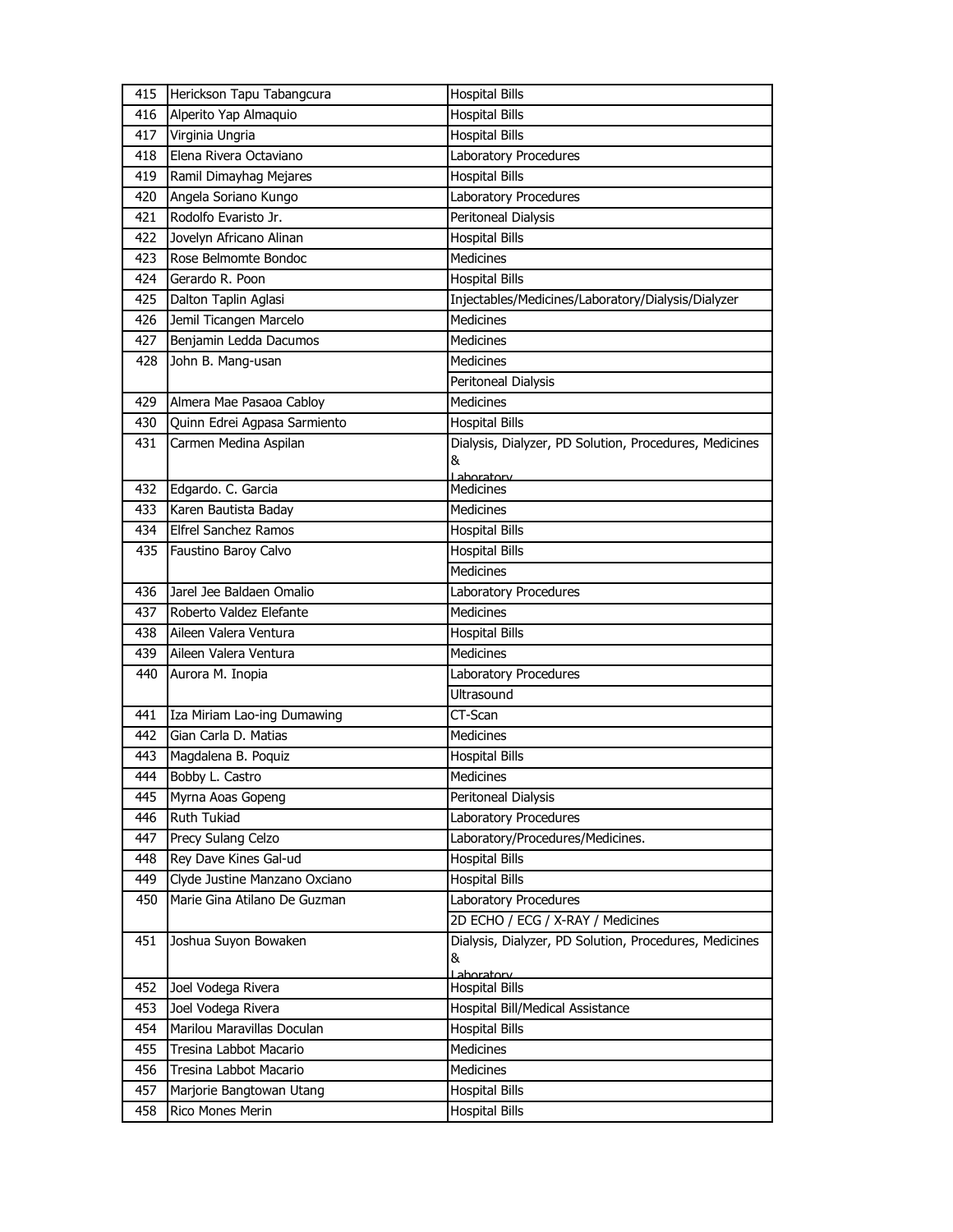| 415 | Herickson Tapu Tabangcura | Hospital Bills |
|---|---|---|
| 416 | Alperito Yap Almaquio | Hospital Bills |
| 417 | Virginia Ungria | Hospital Bills |
| 418 | Elena Rivera Octaviano | Laboratory Procedures |
| 419 | Ramil Dimayhag Mejares | Hospital Bills |
| 420 | Angela Soriano Kungo | Laboratory Procedures |
| 421 | Rodolfo Evaristo Jr. | Peritoneal Dialysis |
| 422 | Jovelyn Africano Alinan | Hospital Bills |
| 423 | Rose Belmomte Bondoc | Medicines |
| 424 | Gerardo R. Poon | Hospital Bills |
| 425 | Dalton Taplin Aglasi | Injectables/Medicines/Laboratory/Dialysis/Dialyzer |
| 426 | Jemil Ticangen Marcelo | Medicines |
| 427 | Benjamin Ledda Dacumos | Medicines |
| 428 | John B. Mang-usan | Medicines |
| | | Peritoneal Dialysis |
| 429 | Almera Mae Pasaoa Cabloy | Medicines |
| 430 | Quinn Edrei Agpasa Sarmiento | Hospital Bills |
| 431 | Carmen Medina Aspilan | Dialysis, Dialyzer, PD Solution, Procedures, Medicines & Laboratory |
| 432 | Edgardo. C. Garcia | Medicines |
| 433 | Karen Bautista Baday | Medicines |
| 434 | Elfrel Sanchez Ramos | Hospital Bills |
| 435 | Faustino Baroy Calvo | Hospital Bills |
| | | Medicines |
| 436 | Jarel Jee Baldaen Omalio | Laboratory Procedures |
| 437 | Roberto Valdez Elefante | Medicines |
| 438 | Aileen Valera Ventura | Hospital Bills |
| 439 | Aileen Valera Ventura | Medicines |
| 440 | Aurora M. Inopia | Laboratory Procedures |
| | | Ultrasound |
| 441 | Iza Miriam Lao-ing Dumawing | CT-Scan |
| 442 | Gian Carla D. Matias | Medicines |
| 443 | Magdalena B. Poquiz | Hospital Bills |
| 444 | Bobby L. Castro | Medicines |
| 445 | Myrna Aoas Gopeng | Peritoneal Dialysis |
| 446 | Ruth Tukiad | Laboratory Procedures |
| 447 | Precy Sulang Celzo | Laboratory/Procedures/Medicines. |
| 448 | Rey Dave Kines Gal-ud | Hospital Bills |
| 449 | Clyde Justine Manzano Oxciano | Hospital Bills |
| 450 | Marie Gina Atilano De Guzman | Laboratory Procedures |
| | | 2D ECHO / ECG / X-RAY / Medicines |
| 451 | Joshua Suyon Bowaken | Dialysis, Dialyzer, PD Solution, Procedures, Medicines & Laboratory |
| 452 | Joel Vodega Rivera | Hospital Bills |
| 453 | Joel Vodega Rivera | Hospital Bill/Medical Assistance |
| 454 | Marilou Maravillas Doculan | Hospital Bills |
| 455 | Tresina Labbot Macario | Medicines |
| 456 | Tresina Labbot Macario | Medicines |
| 457 | Marjorie Bangtowan Utang | Hospital Bills |
| 458 | Rico Mones Merin | Hospital Bills |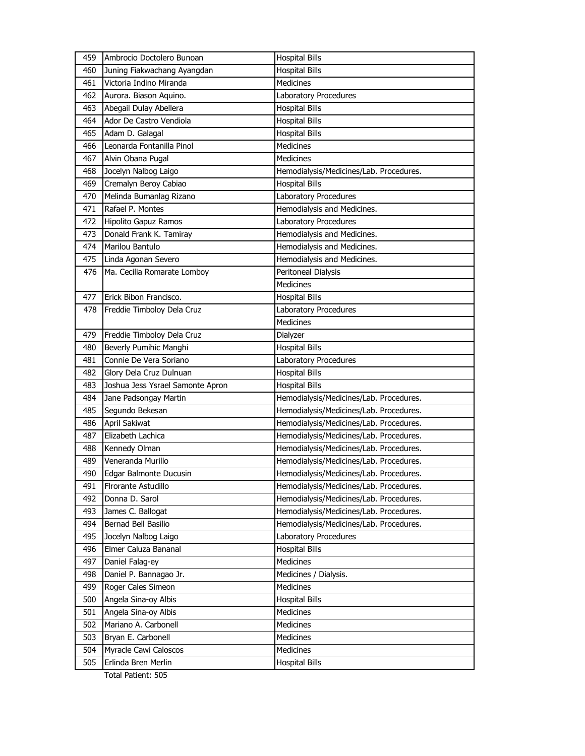| 459 | Ambrocio Doctolero Bunoan | Hospital Bills |
|---|---|---|
| 460 | Juning Fiakwachang Ayangdan | Hospital Bills |
| 461 | Victoria Indino Miranda | Medicines |
| 462 | Aurora. Biason Aquino. | Laboratory Procedures |
| 463 | Abegail Dulay Abellera | Hospital Bills |
| 464 | Ador De Castro Vendiola | Hospital Bills |
| 465 | Adam D. Galagal | Hospital Bills |
| 466 | Leonarda Fontanilla Pinol | Medicines |
| 467 | Alvin Obana Pugal | Medicines |
| 468 | Jocelyn Nalbog Laigo | Hemodialysis/Medicines/Lab. Procedures. |
| 469 | Cremalyn Beroy Cabiao | Hospital Bills |
| 470 | Melinda Bumanlag Rizano | Laboratory Procedures |
| 471 | Rafael P. Montes | Hemodialysis and Medicines. |
| 472 | Hipolito Gapuz Ramos | Laboratory Procedures |
| 473 | Donald Frank K. Tamiray | Hemodialysis and Medicines. |
| 474 | Marilou Bantulo | Hemodialysis and Medicines. |
| 475 | Linda Agonan Severo | Hemodialysis and Medicines. |
| 476 | Ma. Cecilia Romarate Lomboy | Peritoneal Dialysis |
| | | Medicines |
| 477 | Erick Bibon Francisco. | Hospital Bills |
| 478 | Freddie Timboloy Dela Cruz | Laboratory Procedures |
| | | Medicines |
| 479 | Freddie Timboloy Dela Cruz | Dialyzer |
| 480 | Beverly Pumihic Manghi | Hospital Bills |
| 481 | Connie De Vera Soriano | Laboratory Procedures |
| 482 | Glory Dela Cruz Dulnuan | Hospital Bills |
| 483 | Joshua Jess Ysrael Samonte Apron | Hospital Bills |
| 484 | Jane Padsongay Martin | Hemodialysis/Medicines/Lab. Procedures. |
| 485 | Segundo Bekesan | Hemodialysis/Medicines/Lab. Procedures. |
| 486 | April Sakiwat | Hemodialysis/Medicines/Lab. Procedures. |
| 487 | Elizabeth Lachica | Hemodialysis/Medicines/Lab. Procedures. |
| 488 | Kennedy Olman | Hemodialysis/Medicines/Lab. Procedures. |
| 489 | Veneranda Murillo | Hemodialysis/Medicines/Lab. Procedures. |
| 490 | Edgar Balmonte Ducusin | Hemodialysis/Medicines/Lab. Procedures. |
| 491 | Flrorante Astudillo | Hemodialysis/Medicines/Lab. Procedures. |
| 492 | Donna D. Sarol | Hemodialysis/Medicines/Lab. Procedures. |
| 493 | James C. Ballogat | Hemodialysis/Medicines/Lab. Procedures. |
| 494 | Bernad Bell Basilio | Hemodialysis/Medicines/Lab. Procedures. |
| 495 | Jocelyn Nalbog Laigo | Laboratory Procedures |
| 496 | Elmer Caluza Bananal | Hospital Bills |
| 497 | Daniel Falag-ey | Medicines |
| 498 | Daniel P. Bannagao Jr. | Medicines / Dialysis. |
| 499 | Roger Cales Simeon | Medicines |
| 500 | Angela Sina-oy Albis | Hospital Bills |
| 501 | Angela Sina-oy Albis | Medicines |
| 502 | Mariano A. Carbonell | Medicines |
| 503 | Bryan E. Carbonell | Medicines |
| 504 | Myracle Cawi Caloscos | Medicines |
| 505 | Erlinda Bren Merlin | Hospital Bills |

Total Patient: 505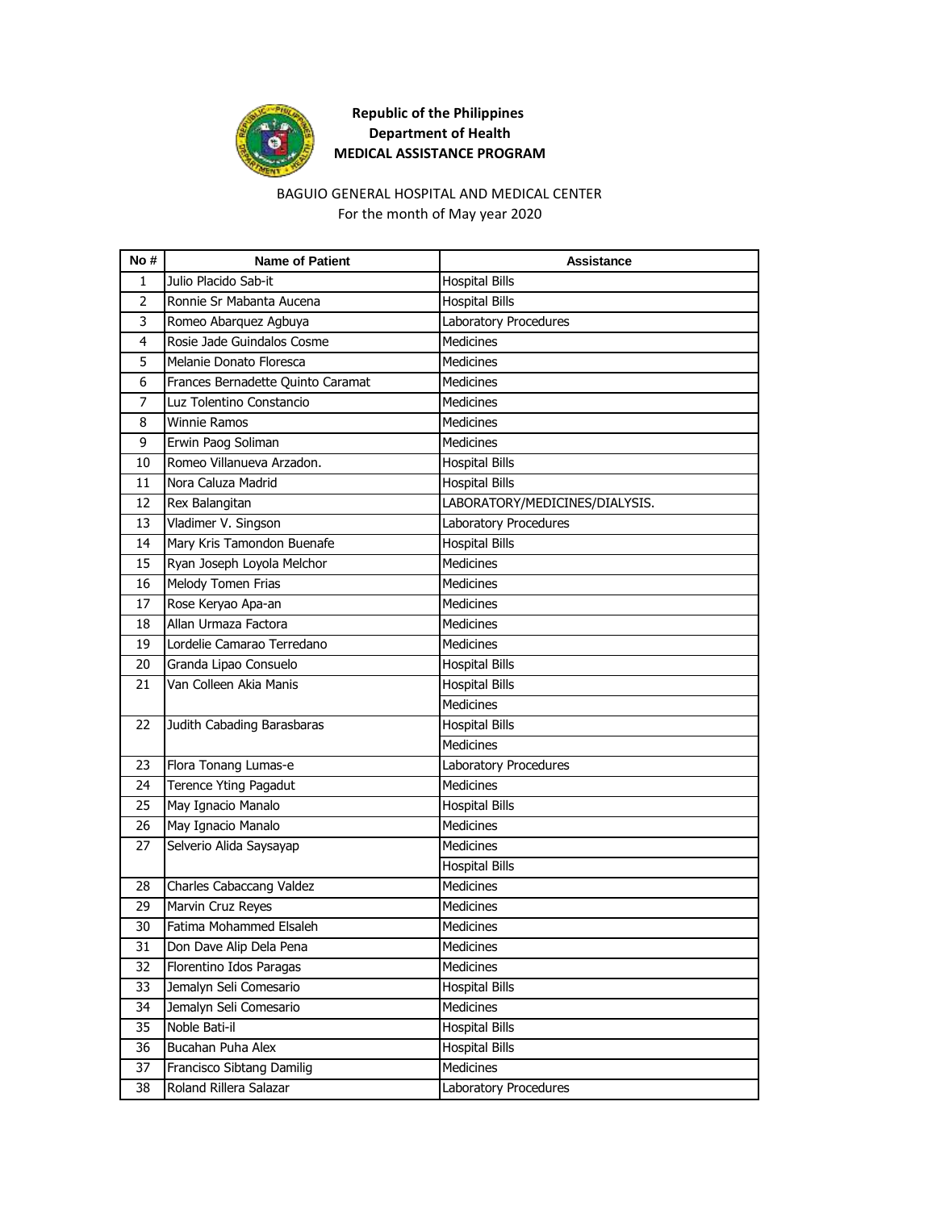**Republic of the Philippines**
**Department of Health**
**MEDICAL ASSISTANCE PROGRAM**

BAGUIO GENERAL HOSPITAL AND MEDICAL CENTER
For the month of May year 2020

| No # | Name of Patient | Assistance |
|---|---|---|
| 1 | Julio Placido Sab-it | Hospital Bills |
| 2 | Ronnie Sr Mabanta Aucena | Hospital Bills |
| 3 | Romeo Abarquez Agbuya | Laboratory Procedures |
| 4 | Rosie Jade Guindalos Cosme | Medicines |
| 5 | Melanie Donato Floresca | Medicines |
| 6 | Frances Bernadette Quinto Caramat | Medicines |
| 7 | Luz Tolentino Constancio | Medicines |
| 8 | Winnie Ramos | Medicines |
| 9 | Erwin Paog Soliman | Medicines |
| 10 | Romeo Villanueva Arzadon. | Hospital Bills |
| 11 | Nora Caluza Madrid | Hospital Bills |
| 12 | Rex Balangitan | LABORATORY/MEDICINES/DIALYSIS. |
| 13 | Vladimer V. Singson | Laboratory Procedures |
| 14 | Mary Kris Tamondon Buenafe | Hospital Bills |
| 15 | Ryan Joseph Loyola Melchor | Medicines |
| 16 | Melody Tomen Frias | Medicines |
| 17 | Rose Keryao Apa-an | Medicines |
| 18 | Allan Urmaza Factora | Medicines |
| 19 | Lordelie Camarao Terredano | Medicines |
| 20 | Granda Lipao Consuelo | Hospital Bills |
| 21 | Van Colleen Akia Manis | Hospital Bills |
| | | Medicines |
| 22 | Judith Cabading Barasbaras | Hospital Bills |
| | | Medicines |
| 23 | Flora Tonang Lumas-e | Laboratory Procedures |
| 24 | Terence Yting Pagadut | Medicines |
| 25 | May Ignacio Manalo | Hospital Bills |
| 26 | May Ignacio Manalo | Medicines |
| 27 | Selverio Alida Saysayap | Medicines |
| | | Hospital Bills |
| 28 | Charles Cabaccang Valdez | Medicines |
| 29 | Marvin Cruz Reyes | Medicines |
| 30 | Fatima Mohammed Elsaleh | Medicines |
| 31 | Don Dave Alip Dela Pena | Medicines |
| 32 | Florentino Idos Paragas | Medicines |
| 33 | Jemalyn Seli Comesario | Hospital Bills |
| 34 | Jemalyn Seli Comesario | Medicines |
| 35 | Noble Bati-il | Hospital Bills |
| 36 | Bucahan Puha Alex | Hospital Bills |
| 37 | Francisco Sibtang Damilig | Medicines |
| 38 | Roland Rillera Salazar | Laboratory Procedures |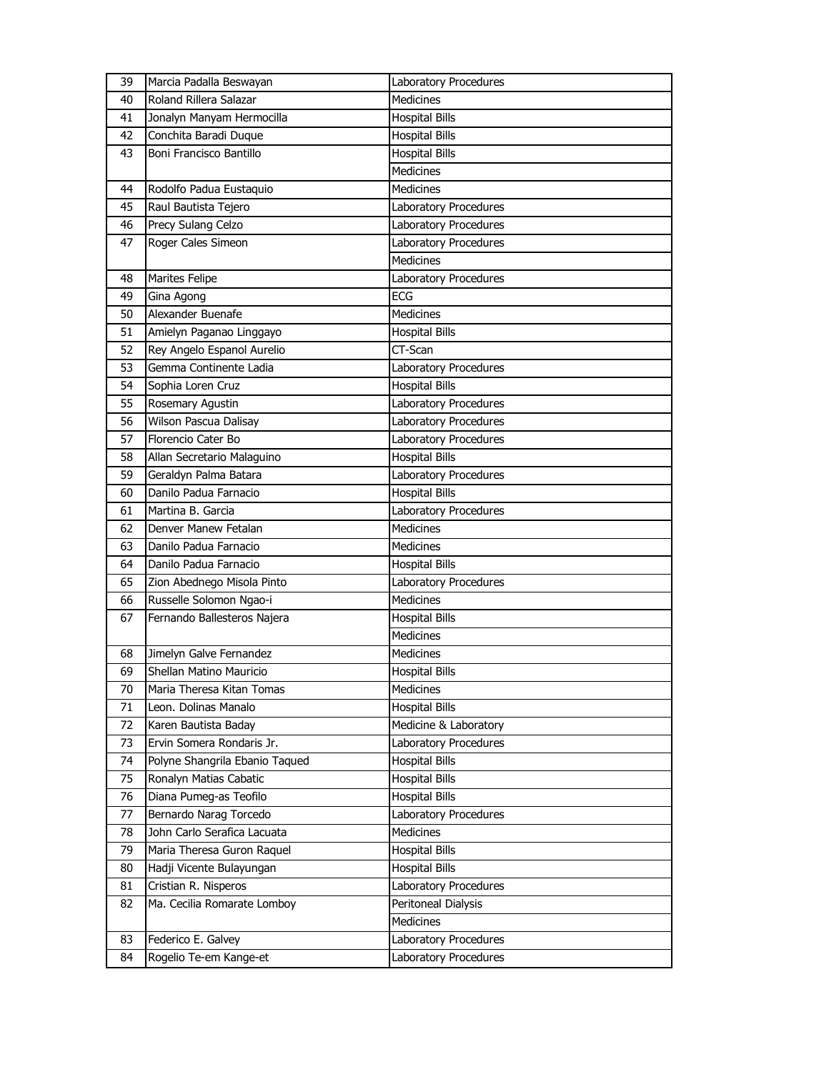| 39 | Marcia Padalla Beswayan | Laboratory Procedures |
|---|---|---|
| 40 | Roland Rillera Salazar | Medicines |
| 41 | Jonalyn Manyam Hermocilla | Hospital Bills |
| 42 | Conchita Baradi Duque | Hospital Bills |
| 43 | Boni Francisco Bantillo | Hospital Bills |
| | | Medicines |
| 44 | Rodolfo Padua Eustaquio | Medicines |
| 45 | Raul Bautista Tejero | Laboratory Procedures |
| 46 | Precy Sulang Celzo | Laboratory Procedures |
| 47 | Roger Cales Simeon | Laboratory Procedures |
| | | Medicines |
| 48 | Marites Felipe | Laboratory Procedures |
| 49 | Gina Agong | ECG |
| 50 | Alexander Buenafe | Medicines |
| 51 | Amielyn Paganao Linggayo | Hospital Bills |
| 52 | Rey Angelo Espanol Aurelio | CT-Scan |
| 53 | Gemma Continente Ladia | Laboratory Procedures |
| 54 | Sophia Loren Cruz | Hospital Bills |
| 55 | Rosemary Agustin | Laboratory Procedures |
| 56 | Wilson Pascua Dalisay | Laboratory Procedures |
| 57 | Florencio Cater Bo | Laboratory Procedures |
| 58 | Allan Secretario Malaguino | Hospital Bills |
| 59 | Geraldyn Palma Batara | Laboratory Procedures |
| 60 | Danilo Padua Farnacio | Hospital Bills |
| 61 | Martina B. Garcia | Laboratory Procedures |
| 62 | Denver Manew Fetalan | Medicines |
| 63 | Danilo Padua Farnacio | Medicines |
| 64 | Danilo Padua Farnacio | Hospital Bills |
| 65 | Zion Abednego Misola Pinto | Laboratory Procedures |
| 66 | Russelle Solomon Ngao-i | Medicines |
| 67 | Fernando Ballesteros Najera | Hospital Bills |
| | | Medicines |
| 68 | Jimelyn Galve Fernandez | Medicines |
| 69 | Shellan Matino Mauricio | Hospital Bills |
| 70 | Maria Theresa Kitan Tomas | Medicines |
| 71 | Leon. Dolinas Manalo | Hospital Bills |
| 72 | Karen Bautista Baday | Medicine & Laboratory |
| 73 | Ervin Somera Rondaris Jr. | Laboratory Procedures |
| 74 | Polyne Shangrila Ebanio Taqued | Hospital Bills |
| 75 | Ronalyn Matias Cabatic | Hospital Bills |
| 76 | Diana Pumeg-as Teofilo | Hospital Bills |
| 77 | Bernardo Narag Torcedo | Laboratory Procedures |
| 78 | John Carlo Serafica Lacuata | Medicines |
| 79 | Maria Theresa Guron Raquel | Hospital Bills |
| 80 | Hadji Vicente Bulayungan | Hospital Bills |
| 81 | Cristian R. Nisperos | Laboratory Procedures |
| 82 | Ma. Cecilia Romarate Lomboy | Peritoneal Dialysis |
| | | Medicines |
| 83 | Federico E. Galvey | Laboratory Procedures |
| 84 | Rogelio Te-em Kange-et | Laboratory Procedures |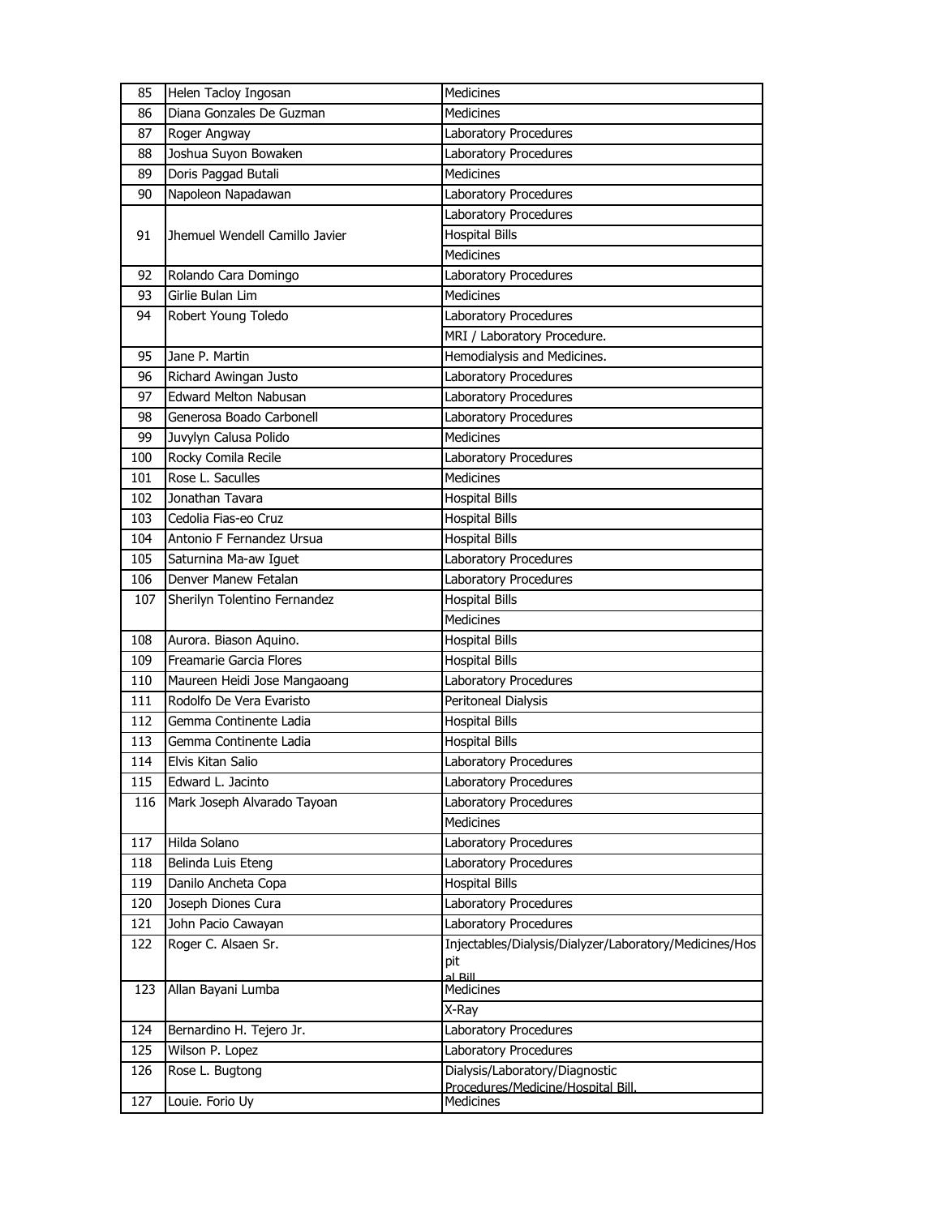| 85 | Helen Tacloy Ingosan | Medicines |
|---|---|---|
| 86 | Diana Gonzales De Guzman | Medicines |
| 87 | Roger Angway | Laboratory Procedures |
| 88 | Joshua Suyon Bowaken | Laboratory Procedures |
| 89 | Doris Paggad Butali | Medicines |
| 90 | Napoleon Napadawan | Laboratory Procedures |
| 91 | Jhemuel Wendell Camillo Javier | Laboratory Procedures |
| | | Hospital Bills |
| | | Medicines |
| 92 | Rolando Cara Domingo | Laboratory Procedures |
| 93 | Girlie Bulan Lim | Medicines |
| 94 | Robert Young Toledo | Laboratory Procedures |
| | | MRI / Laboratory Procedure. |
| 95 | Jane P. Martin | Hemodialysis and Medicines. |
| 96 | Richard Awingan Justo | Laboratory Procedures |
| 97 | Edward Melton Nabusan | Laboratory Procedures |
| 98 | Generosa Boado Carbonell | Laboratory Procedures |
| 99 | Juvylyn Calusa Polido | Medicines |
| 100 | Rocky Comila Recile | Laboratory Procedures |
| 101 | Rose L. Saculles | Medicines |
| 102 | Jonathan Tavara | Hospital Bills |
| 103 | Cedolia Fias-eo Cruz | Hospital Bills |
| 104 | Antonio F Fernandez Ursua | Hospital Bills |
| 105 | Saturnina Ma-aw Iguet | Laboratory Procedures |
| 106 | Denver Manew Fetalan | Laboratory Procedures |
| 107 | Sherilyn Tolentino Fernandez | Hospital Bills |
| | | Medicines |
| 108 | Aurora. Biason Aquino. | Hospital Bills |
| 109 | Freamarie Garcia Flores | Hospital Bills |
| 110 | Maureen Heidi Jose Mangaoang | Laboratory Procedures |
| 111 | Rodolfo De Vera Evaristo | Peritoneal Dialysis |
| 112 | Gemma Continente Ladia | Hospital Bills |
| 113 | Gemma Continente Ladia | Hospital Bills |
| 114 | Elvis Kitan Salio | Laboratory Procedures |
| 115 | Edward L. Jacinto | Laboratory Procedures |
| 116 | Mark Joseph Alvarado Tayoan | Laboratory Procedures |
| | | Medicines |
| 117 | Hilda Solano | Laboratory Procedures |
| 118 | Belinda Luis Eteng | Laboratory Procedures |
| 119 | Danilo Ancheta Copa | Hospital Bills |
| 120 | Joseph Diones Cura | Laboratory Procedures |
| 121 | John Pacio Cawayan | Laboratory Procedures |
| 122 | Roger C. Alsaen Sr. | Injectables/Dialysis/Dialyzer/Laboratory/Medicines/Hospital Bill |
| 123 | Allan Bayani Lumba | Medicines |
| | | X-Ray |
| 124 | Bernardino H. Tejero Jr. | Laboratory Procedures |
| 125 | Wilson P. Lopez | Laboratory Procedures |
| 126 | Rose L. Bugtong | Dialysis/Laboratory/Diagnostic Procedures/Medicine/Hospital Bill. |
| 127 | Louie. Forio Uy | Medicines |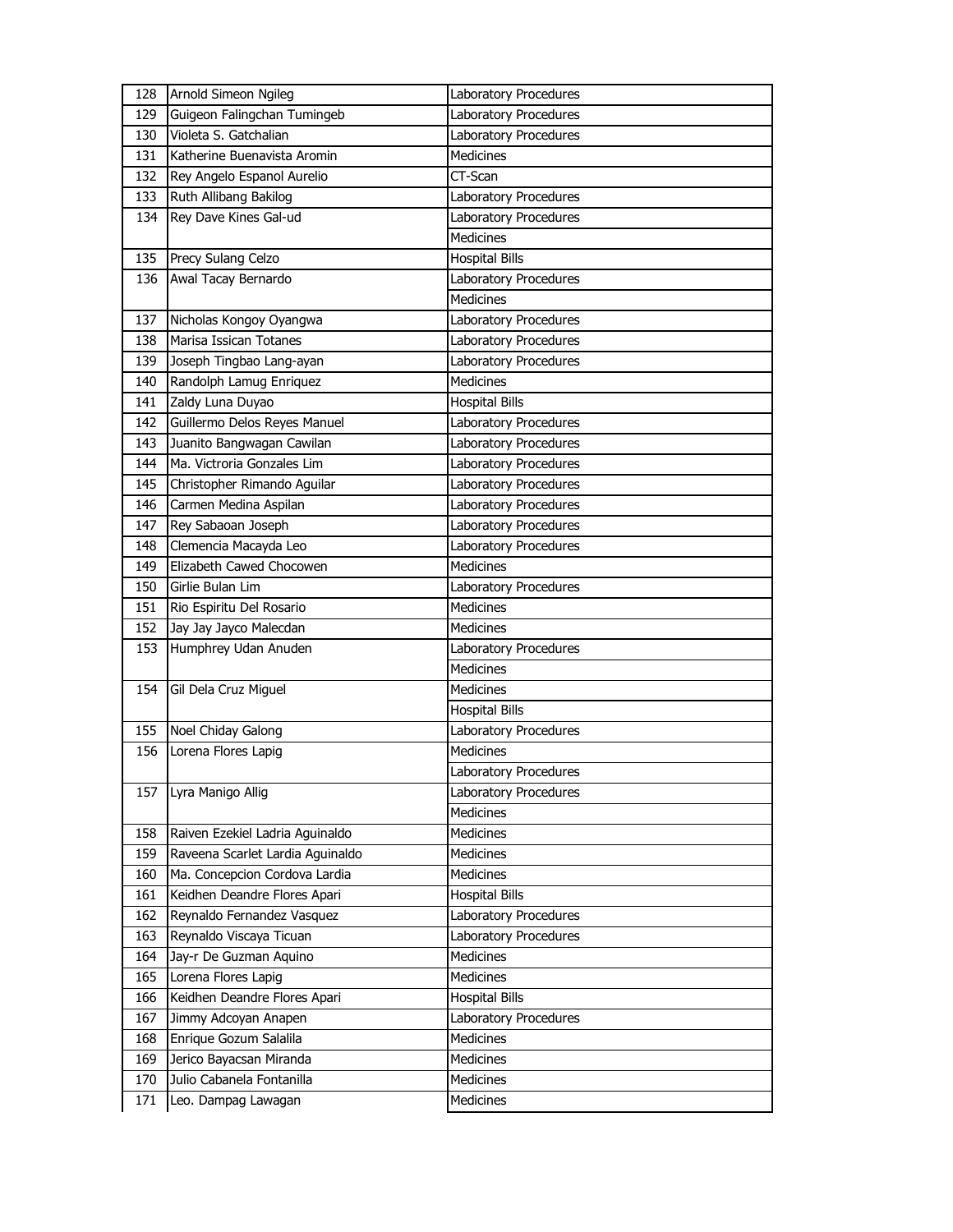| | | |
|---|---|---|
| 128 | Arnold Simeon Ngileg | Laboratory Procedures |
| 129 | Guigeon Falingchan Tumingeb | Laboratory Procedures |
| 130 | Violeta S. Gatchalian | Laboratory Procedures |
| 131 | Katherine Buenavista Aromin | Medicines |
| 132 | Rey Angelo Espanol Aurelio | CT-Scan |
| 133 | Ruth Allibang Bakilog | Laboratory Procedures |
| 134 | Rey Dave Kines Gal-ud | Laboratory Procedures |
| | | Medicines |
| 135 | Precy Sulang Celzo | Hospital Bills |
| 136 | Awal Tacay Bernardo | Laboratory Procedures |
| | | Medicines |
| 137 | Nicholas Kongoy Oyangwa | Laboratory Procedures |
| 138 | Marisa Issican Totanes | Laboratory Procedures |
| 139 | Joseph Tingbao Lang-ayan | Laboratory Procedures |
| 140 | Randolph Lamug Enriquez | Medicines |
| 141 | Zaldy Luna Duyao | Hospital Bills |
| 142 | Guillermo Delos Reyes Manuel | Laboratory Procedures |
| 143 | Juanito Bangwagan Cawilan | Laboratory Procedures |
| 144 | Ma. Victroria Gonzales Lim | Laboratory Procedures |
| 145 | Christopher Rimando Aguilar | Laboratory Procedures |
| 146 | Carmen Medina Aspilan | Laboratory Procedures |
| 147 | Rey Sabaoan Joseph | Laboratory Procedures |
| 148 | Clemencia Macayda Leo | Laboratory Procedures |
| 149 | Elizabeth Cawed Chocowen | Medicines |
| 150 | Girlie Bulan Lim | Laboratory Procedures |
| 151 | Rio Espiritu Del Rosario | Medicines |
| 152 | Jay Jay Jayco Malecdan | Medicines |
| 153 | Humphrey Udan Anuden | Laboratory Procedures |
| | | Medicines |
| 154 | Gil Dela Cruz Miguel | Medicines |
| | | Hospital Bills |
| 155 | Noel Chiday Galong | Laboratory Procedures |
| 156 | Lorena Flores Lapig | Medicines |
| | | Laboratory Procedures |
| 157 | Lyra Manigo Allig | Laboratory Procedures |
| | | Medicines |
| 158 | Raiven Ezekiel Ladria Aguinaldo | Medicines |
| 159 | Raveena Scarlet Lardia Aguinaldo | Medicines |
| 160 | Ma. Concepcion Cordova Lardia | Medicines |
| 161 | Keidhen Deandre Flores Apari | Hospital Bills |
| 162 | Reynaldo Fernandez Vasquez | Laboratory Procedures |
| 163 | Reynaldo Viscaya Ticuan | Laboratory Procedures |
| 164 | Jay-r De Guzman Aquino | Medicines |
| 165 | Lorena Flores Lapig | Medicines |
| 166 | Keidhen Deandre Flores Apari | Hospital Bills |
| 167 | Jimmy Adcoyan Anapen | Laboratory Procedures |
| 168 | Enrique Gozum Salalila | Medicines |
| 169 | Jerico Bayacsan Miranda | Medicines |
| 170 | Julio Cabanela Fontanilla | Medicines |
| 171 | Leo. Dampag Lawagan | Medicines |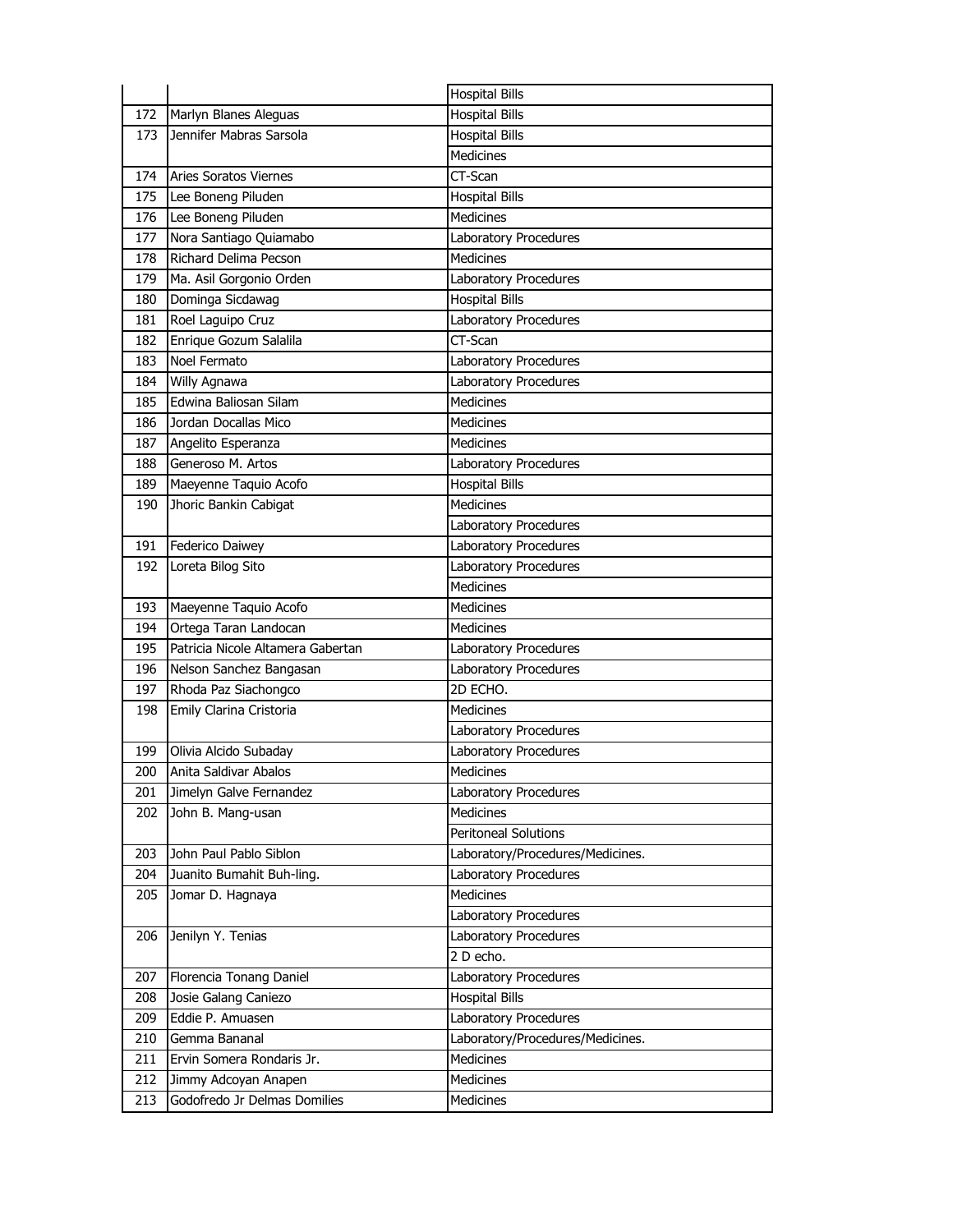|  |  | Hospital Bills |
|---|---|---|
| 172 | Marlyn Blanes Aleguas | Hospital Bills |
| 173 | Jennifer Mabras Sarsola | Hospital Bills |
|  |  | Medicines |
| 174 | Aries Soratos Viernes | CT-Scan |
| 175 | Lee Boneng Piluden | Hospital Bills |
| 176 | Lee Boneng Piluden | Medicines |
| 177 | Nora Santiago Quiamabo | Laboratory Procedures |
| 178 | Richard Delima Pecson | Medicines |
| 179 | Ma. Asil Gorgonio Orden | Laboratory Procedures |
| 180 | Dominga Sicdawag | Hospital Bills |
| 181 | Roel Laguipo Cruz | Laboratory Procedures |
| 182 | Enrique Gozum Salalila | CT-Scan |
| 183 | Noel Fermato | Laboratory Procedures |
| 184 | Willy Agnawa | Laboratory Procedures |
| 185 | Edwina Baliosan Silam | Medicines |
| 186 | Jordan Docallas Mico | Medicines |
| 187 | Angelito Esperanza | Medicines |
| 188 | Generoso M. Artos | Laboratory Procedures |
| 189 | Maeyenne Taquio Acofo | Hospital Bills |
| 190 | Jhoric Bankin Cabigat | Medicines |
|  |  | Laboratory Procedures |
| 191 | Federico Daiwey | Laboratory Procedures |
| 192 | Loreta Bilog Sito | Laboratory Procedures |
|  |  | Medicines |
| 193 | Maeyenne Taquio Acofo | Medicines |
| 194 | Ortega Taran Landocan | Medicines |
| 195 | Patricia Nicole Altamera Gabertan | Laboratory Procedures |
| 196 | Nelson Sanchez Bangasan | Laboratory Procedures |
| 197 | Rhoda Paz Siachongco | 2D ECHO. |
| 198 | Emily Clarina Cristoria | Medicines |
|  |  | Laboratory Procedures |
| 199 | Olivia Alcido Subaday | Laboratory Procedures |
| 200 | Anita Saldivar Abalos | Medicines |
| 201 | Jimelyn Galve Fernandez | Laboratory Procedures |
| 202 | John B. Mang-usan | Medicines |
|  |  | Peritoneal Solutions |
| 203 | John Paul Pablo Siblon | Laboratory/Procedures/Medicines. |
| 204 | Juanito Bumahit Buh-ling. | Laboratory Procedures |
| 205 | Jomar D. Hagnaya | Medicines |
|  |  | Laboratory Procedures |
| 206 | Jenilyn Y. Tenias | Laboratory Procedures |
|  |  | 2 D echo. |
| 207 | Florencia Tonang Daniel | Laboratory Procedures |
| 208 | Josie Galang Caniezo | Hospital Bills |
| 209 | Eddie P. Amuasen | Laboratory Procedures |
| 210 | Gemma Bananal | Laboratory/Procedures/Medicines. |
| 211 | Ervin Somera Rondaris Jr. | Medicines |
| 212 | Jimmy Adcoyan Anapen | Medicines |
| 213 | Godofredo Jr Delmas Domilies | Medicines |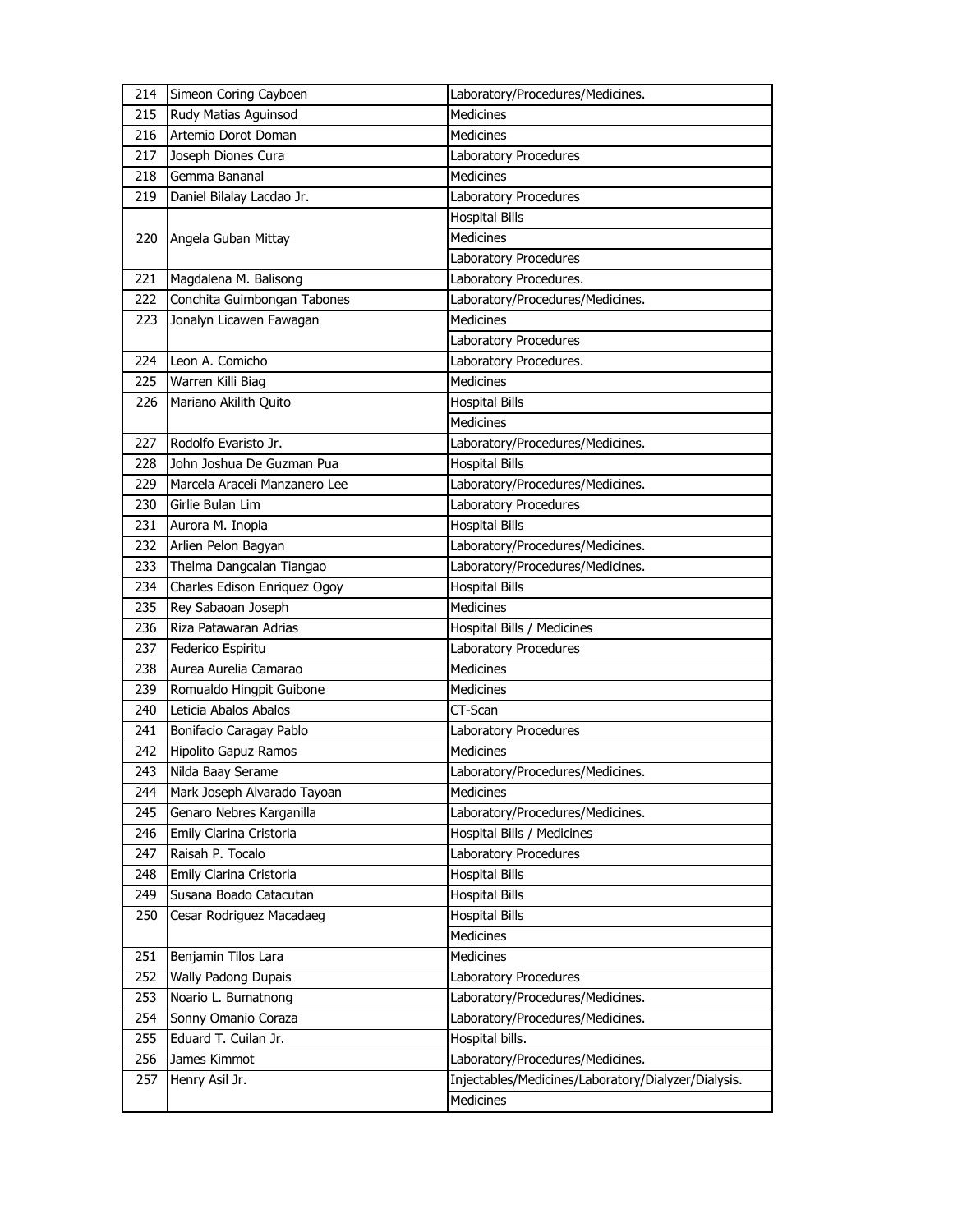| | | |
|---|---|---|
| 214 | Simeon Coring Cayboen | Laboratory/Procedures/Medicines. |
| 215 | Rudy Matias Aguinsod | Medicines |
| 216 | Artemio Dorot Doman | Medicines |
| 217 | Joseph Diones Cura | Laboratory Procedures |
| 218 | Gemma Bananal | Medicines |
| 219 | Daniel Bilalay Lacdao Jr. | Laboratory Procedures |
| 220 | Angela Guban Mittay | Hospital Bills |
| | | Medicines |
| | | Laboratory Procedures |
| 221 | Magdalena M. Balisong | Laboratory Procedures. |
| 222 | Conchita Guimbongan Tabones | Laboratory/Procedures/Medicines. |
| 223 | Jonalyn Licawen Fawagan | Medicines |
| | | Laboratory Procedures |
| 224 | Leon A. Comicho | Laboratory Procedures. |
| 225 | Warren Killi Biag | Medicines |
| 226 | Mariano Akilith Quito | Hospital Bills |
| | | Medicines |
| 227 | Rodolfo Evaristo Jr. | Laboratory/Procedures/Medicines. |
| 228 | John Joshua De Guzman Pua | Hospital Bills |
| 229 | Marcela Araceli Manzanero Lee | Laboratory/Procedures/Medicines. |
| 230 | Girlie Bulan Lim | Laboratory Procedures |
| 231 | Aurora M. Inopia | Hospital Bills |
| 232 | Arlien Pelon Bagyan | Laboratory/Procedures/Medicines. |
| 233 | Thelma Dangcalan Tiangao | Laboratory/Procedures/Medicines. |
| 234 | Charles Edison Enriquez Ogoy | Hospital Bills |
| 235 | Rey Sabaoan Joseph | Medicines |
| 236 | Riza Patawaran Adrias | Hospital Bills / Medicines |
| 237 | Federico Espiritu | Laboratory Procedures |
| 238 | Aurea Aurelia Camarao | Medicines |
| 239 | Romualdo Hingpit Guibone | Medicines |
| 240 | Leticia Abalos Abalos | CT-Scan |
| 241 | Bonifacio Caragay Pablo | Laboratory Procedures |
| 242 | Hipolito Gapuz Ramos | Medicines |
| 243 | Nilda Baay Serame | Laboratory/Procedures/Medicines. |
| 244 | Mark Joseph Alvarado Tayoan | Medicines |
| 245 | Genaro Nebres Karganilla | Laboratory/Procedures/Medicines. |
| 246 | Emily Clarina Cristoria | Hospital Bills / Medicines |
| 247 | Raisah P. Tocalo | Laboratory Procedures |
| 248 | Emily Clarina Cristoria | Hospital Bills |
| 249 | Susana Boado Catacutan | Hospital Bills |
| 250 | Cesar Rodriguez Macadaeg | Hospital Bills |
| | | Medicines |
| 251 | Benjamin Tilos Lara | Medicines |
| 252 | Wally Padong Dupais | Laboratory Procedures |
| 253 | Noario L. Bumatnong | Laboratory/Procedures/Medicines. |
| 254 | Sonny Omanio Coraza | Laboratory/Procedures/Medicines. |
| 255 | Eduard T. Cuilan Jr. | Hospital bills. |
| 256 | James Kimmot | Laboratory/Procedures/Medicines. |
| 257 | Henry Asil Jr. | Injectables/Medicines/Laboratory/Dialyzer/Dialysis. |
| | | Medicines |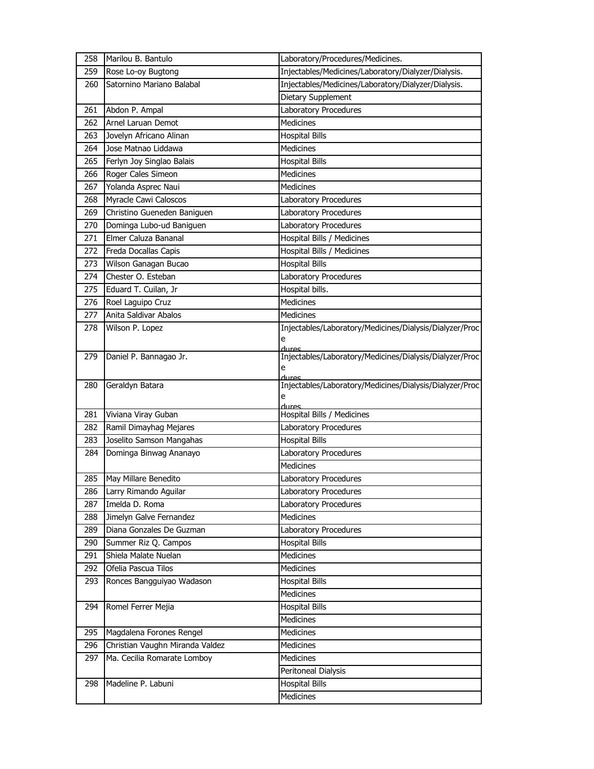| 258 | Marilou B. Bantulo | Laboratory/Procedures/Medicines. |
|---|---|---|
| 259 | Rose Lo-oy Bugtong | Injectables/Medicines/Laboratory/Dialyzer/Dialysis. |
| 260 | Satornino Mariano Balabal | Injectables/Medicines/Laboratory/Dialyzer/Dialysis. |
| | | Dietary Supplement |
| 261 | Abdon P. Ampal | Laboratory Procedures |
| 262 | Arnel Laruan Demot | Medicines |
| 263 | Jovelyn Africano Alinan | Hospital Bills |
| 264 | Jose Matnao Liddawa | Medicines |
| 265 | Ferlyn Joy Singlao Balais | Hospital Bills |
| 266 | Roger Cales Simeon | Medicines |
| 267 | Yolanda Asprec Naui | Medicines |
| 268 | Myracle Cawi Caloscos | Laboratory Procedures |
| 269 | Christino Gueneden Baniguen | Laboratory Procedures |
| 270 | Dominga Lubo-ud Baniguen | Laboratory Procedures |
| 271 | Elmer Caluza Bananal | Hospital Bills / Medicines |
| 272 | Freda Docallas Capis | Hospital Bills / Medicines |
| 273 | Wilson Ganagan Bucao | Hospital Bills |
| 274 | Chester O. Esteban | Laboratory Procedures |
| 275 | Eduard T. Cuilan, Jr | Hospital bills. |
| 276 | Roel Laguipo Cruz | Medicines |
| 277 | Anita Saldivar Abalos | Medicines |
| 278 | Wilson P. Lopez | Injectables/Laboratory/Medicines/Dialysis/Dialyzer/Procedures |
| 279 | Daniel P. Bannagao Jr. | Injectables/Laboratory/Medicines/Dialysis/Dialyzer/Procedures |
| 280 | Geraldyn Batara | Injectables/Laboratory/Medicines/Dialysis/Dialyzer/Procedures |
| 281 | Viviana Viray Guban | Hospital Bills / Medicines |
| 282 | Ramil Dimayhag Mejares | Laboratory Procedures |
| 283 | Joselito Samson Mangahas | Hospital Bills |
| 284 | Dominga Binwag Ananayo | Laboratory Procedures |
| | | Medicines |
| 285 | May Millare Benedito | Laboratory Procedures |
| 286 | Larry Rimando Aguilar | Laboratory Procedures |
| 287 | Imelda D. Roma | Laboratory Procedures |
| 288 | Jimelyn Galve Fernandez | Medicines |
| 289 | Diana Gonzales De Guzman | Laboratory Procedures |
| 290 | Summer Riz Q. Campos | Hospital Bills |
| 291 | Shiela Malate Nuelan | Medicines |
| 292 | Ofelia Pascua Tilos | Medicines |
| 293 | Ronces Bangguiyao Wadason | Hospital Bills |
| | | Medicines |
| 294 | Romel Ferrer Mejia | Hospital Bills |
| | | Medicines |
| 295 | Magdalena Forones Rengel | Medicines |
| 296 | Christian Vaughn Miranda Valdez | Medicines |
| 297 | Ma. Cecilia Romarate Lomboy | Medicines |
| | | Peritoneal Dialysis |
| 298 | Madeline P. Labuni | Hospital Bills |
| | | Medicines |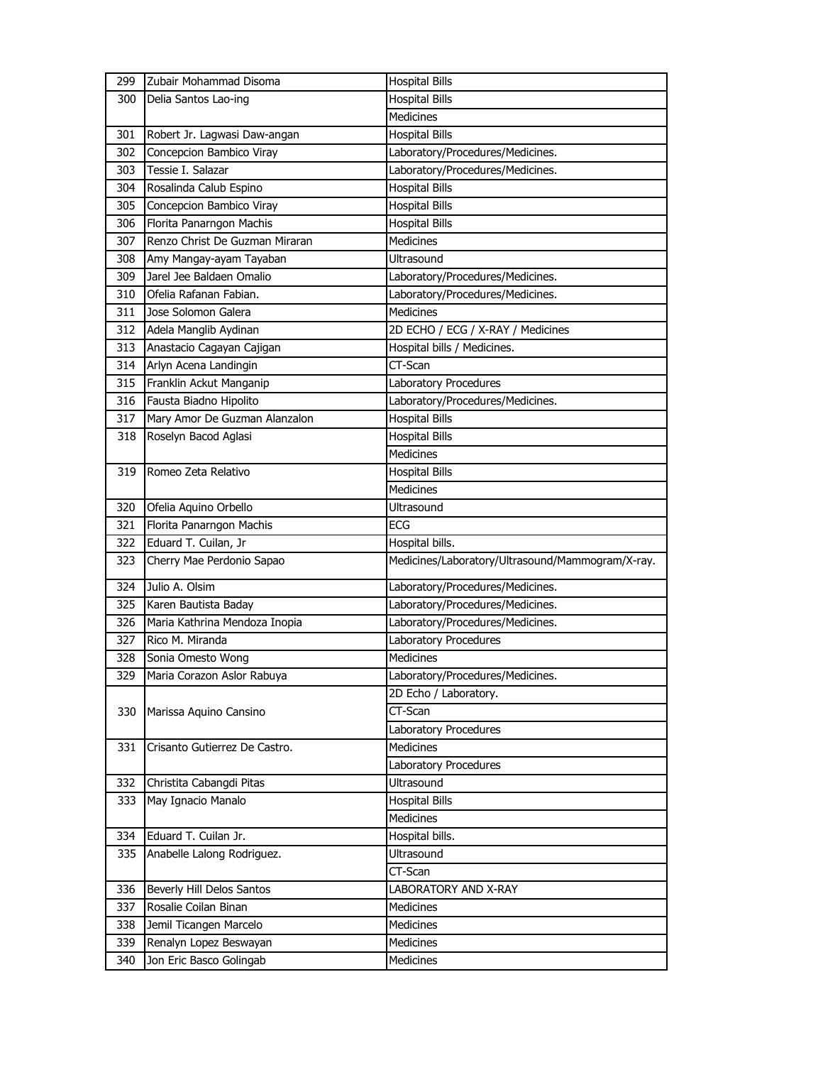| | | |
|---|---|---|
| 299 | Zubair Mohammad Disoma | Hospital Bills |
| 300 | Delia Santos Lao-ing | Hospital Bills |
| | | Medicines |
| 301 | Robert Jr. Lagwasi Daw-angan | Hospital Bills |
| 302 | Concepcion Bambico Viray | Laboratory/Procedures/Medicines. |
| 303 | Tessie I. Salazar | Laboratory/Procedures/Medicines. |
| 304 | Rosalinda Calub Espino | Hospital Bills |
| 305 | Concepcion Bambico Viray | Hospital Bills |
| 306 | Florita Panarngon Machis | Hospital Bills |
| 307 | Renzo Christ De Guzman Miraran | Medicines |
| 308 | Amy Mangay-ayam Tayaban | Ultrasound |
| 309 | Jarel Jee Baldaen Omalio | Laboratory/Procedures/Medicines. |
| 310 | Ofelia Rafanan Fabian. | Laboratory/Procedures/Medicines. |
| 311 | Jose Solomon Galera | Medicines |
| 312 | Adela Manglib Aydinan | 2D ECHO / ECG / X-RAY / Medicines |
| 313 | Anastacio Cagayan Cajigan | Hospital bills / Medicines. |
| 314 | Arlyn Acena Landingin | CT-Scan |
| 315 | Franklin Ackut Manganip | Laboratory Procedures |
| 316 | Fausta Biadno Hipolito | Laboratory/Procedures/Medicines. |
| 317 | Mary Amor De Guzman Alanzalon | Hospital Bills |
| 318 | Roselyn Bacod Aglasi | Hospital Bills |
| | | Medicines |
| 319 | Romeo Zeta Relativo | Hospital Bills |
| | | Medicines |
| 320 | Ofelia Aquino Orbello | Ultrasound |
| 321 | Florita Panarngon Machis | ECG |
| 322 | Eduard T. Cuilan, Jr | Hospital bills. |
| 323 | Cherry Mae Perdonio Sapao | Medicines/Laboratory/Ultrasound/Mammogram/X-ray. |
| 324 | Julio A. Olsim | Laboratory/Procedures/Medicines. |
| 325 | Karen Bautista Baday | Laboratory/Procedures/Medicines. |
| 326 | Maria Kathrina Mendoza Inopia | Laboratory/Procedures/Medicines. |
| 327 | Rico M. Miranda | Laboratory Procedures |
| 328 | Sonia Omesto Wong | Medicines |
| 329 | Maria Corazon Aslor Rabuya | Laboratory/Procedures/Medicines. |
| 330 | Marissa Aquino Cansino | 2D Echo / Laboratory. |
| | | CT-Scan |
| | | Laboratory Procedures |
| 331 | Crisanto Gutierrez De Castro. | Medicines |
| | | Laboratory Procedures |
| 332 | Christita Cabangdi Pitas | Ultrasound |
| 333 | May Ignacio Manalo | Hospital Bills |
| | | Medicines |
| 334 | Eduard T. Cuilan Jr. | Hospital bills. |
| 335 | Anabelle Lalong Rodriguez. | Ultrasound |
| | | CT-Scan |
| 336 | Beverly Hill Delos Santos | LABORATORY AND X-RAY |
| 337 | Rosalie Coilan Binan | Medicines |
| 338 | Jemil Ticangen Marcelo | Medicines |
| 339 | Renalyn Lopez Beswayan | Medicines |
| 340 | Jon Eric Basco Golingab | Medicines |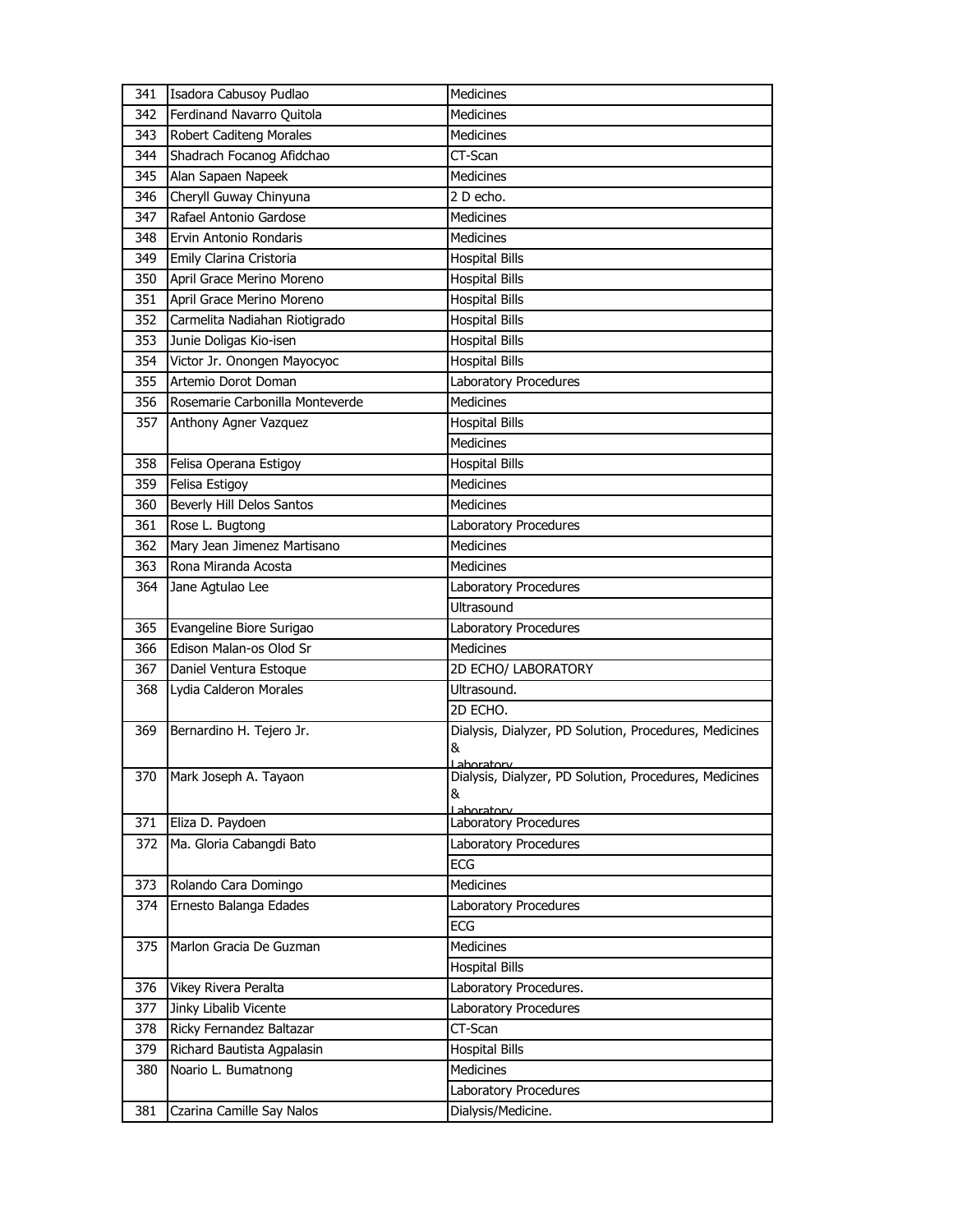| | | |
|---|---|---|
| 341 | Isadora Cabusoy Pudlao | Medicines |
| 342 | Ferdinand Navarro Quitola | Medicines |
| 343 | Robert Caditeng Morales | Medicines |
| 344 | Shadrach Focanog Afidchao | CT-Scan |
| 345 | Alan Sapaen Napeek | Medicines |
| 346 | Cheryll Guway Chinyuna | 2 D echo. |
| 347 | Rafael Antonio Gardose | Medicines |
| 348 | Ervin Antonio Rondaris | Medicines |
| 349 | Emily Clarina Cristoria | Hospital Bills |
| 350 | April Grace Merino Moreno | Hospital Bills |
| 351 | April Grace Merino Moreno | Hospital Bills |
| 352 | Carmelita Nadiahan Riotigrado | Hospital Bills |
| 353 | Junie Doligas Kio-isen | Hospital Bills |
| 354 | Victor Jr. Onongen Mayocyoc | Hospital Bills |
| 355 | Artemio Dorot Doman | Laboratory Procedures |
| 356 | Rosemarie Carbonilla Monteverde | Medicines |
| 357 | Anthony Agner Vazquez | Hospital Bills |
| | | Medicines |
| 358 | Felisa Operana Estigoy | Hospital Bills |
| 359 | Felisa Estigoy | Medicines |
| 360 | Beverly Hill Delos Santos | Medicines |
| 361 | Rose L. Bugtong | Laboratory Procedures |
| 362 | Mary Jean Jimenez Martisano | Medicines |
| 363 | Rona Miranda Acosta | Medicines |
| 364 | Jane Agtulao Lee | Laboratory Procedures |
| | | Ultrasound |
| 365 | Evangeline Biore Surigao | Laboratory Procedures |
| 366 | Edison Malan-os Olod Sr | Medicines |
| 367 | Daniel Ventura Estoque | 2D ECHO/ LABORATORY |
| 368 | Lydia Calderon Morales | Ultrasound. |
| | | 2D ECHO. |
| 369 | Bernardino H. Tejero Jr. | Dialysis, Dialyzer, PD Solution, Procedures, Medicines & Laboratory |
| 370 | Mark Joseph A. Tayaon | Dialysis, Dialyzer, PD Solution, Procedures, Medicines & Laboratory |
| 371 | Eliza D. Paydoen | Laboratory Procedures |
| 372 | Ma. Gloria Cabangdi Bato | Laboratory Procedures |
| | | ECG |
| 373 | Rolando Cara Domingo | Medicines |
| 374 | Ernesto Balanga Edades | Laboratory Procedures |
| | | ECG |
| 375 | Marlon Gracia De Guzman | Medicines |
| | | Hospital Bills |
| 376 | Vikey Rivera Peralta | Laboratory Procedures. |
| 377 | Jinky Libalib Vicente | Laboratory Procedures |
| 378 | Ricky Fernandez Baltazar | CT-Scan |
| 379 | Richard Bautista Agpalasin | Hospital Bills |
| 380 | Noario L. Bumatnong | Medicines |
| | | Laboratory Procedures |
| 381 | Czarina Camille Say Nalos | Dialysis/Medicine. |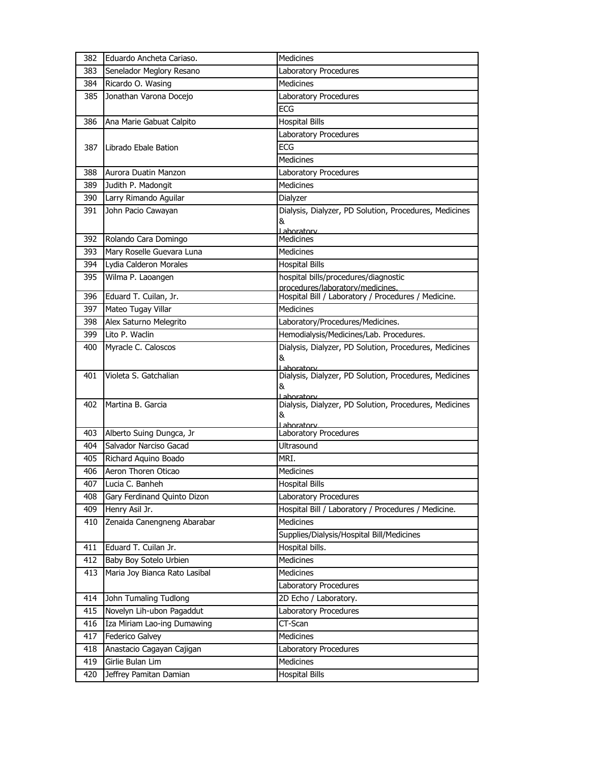| 382 | Eduardo Ancheta Cariaso. | Medicines |
|---|---|---|
| 383 | Senelador Meglory Resano | Laboratory Procedures |
| 384 | Ricardo O. Wasing | Medicines |
| 385 | Jonathan Varona Docejo | Laboratory Procedures |
| | | ECG |
| 386 | Ana Marie Gabuat Calpito | Hospital Bills |
| 387 | Librado Ebale Bation | Laboratory Procedures |
| | | ECG |
| | | Medicines |
| 388 | Aurora Duatin Manzon | Laboratory Procedures |
| 389 | Judith P. Madongit | Medicines |
| 390 | Larry Rimando Aguilar | Dialyzer |
| 391 | John Pacio Cawayan | Dialysis, Dialyzer, PD Solution, Procedures, Medicines & Laboratory |
| 392 | Rolando Cara Domingo | Medicines |
| 393 | Mary Roselle Guevara Luna | Medicines |
| 394 | Lydia Calderon Morales | Hospital Bills |
| 395 | Wilma P. Laoangen | hospital bills/procedures/diagnostic procedures/laboratory/medicines. |
| 396 | Eduard T. Cuilan, Jr. | Hospital Bill / Laboratory / Procedures / Medicine. |
| 397 | Mateo Tugay Villar | Medicines |
| 398 | Alex Saturno Melegrito | Laboratory/Procedures/Medicines. |
| 399 | Lito P. Waclin | Hemodialysis/Medicines/Lab. Procedures. |
| 400 | Myracle C. Caloscos | Dialysis, Dialyzer, PD Solution, Procedures, Medicines & Laboratory |
| 401 | Violeta S. Gatchalian | Dialysis, Dialyzer, PD Solution, Procedures, Medicines & Laboratory |
| 402 | Martina B. Garcia | Dialysis, Dialyzer, PD Solution, Procedures, Medicines & Laboratory |
| 403 | Alberto Suing Dungca, Jr | Laboratory Procedures |
| 404 | Salvador Narciso Gacad | Ultrasound |
| 405 | Richard Aquino Boado | MRI. |
| 406 | Aeron Thoren Oticao | Medicines |
| 407 | Lucia C. Banheh | Hospital Bills |
| 408 | Gary Ferdinand Quinto Dizon | Laboratory Procedures |
| 409 | Henry Asil Jr. | Hospital Bill / Laboratory / Procedures / Medicine. |
| 410 | Zenaida Canengneng Abarabar | Medicines |
| | | Supplies/Dialysis/Hospital Bill/Medicines |
| 411 | Eduard T. Cuilan Jr. | Hospital bills. |
| 412 | Baby Boy Sotelo Urbien | Medicines |
| 413 | Maria Joy Bianca Rato Lasibal | Medicines |
| | | Laboratory Procedures |
| 414 | John Tumaling Tudlong | 2D Echo / Laboratory. |
| 415 | Novelyn Lih-ubon Pagaddut | Laboratory Procedures |
| 416 | Iza Miriam Lao-ing Dumawing | CT-Scan |
| 417 | Federico Galvey | Medicines |
| 418 | Anastacio Cagayan Cajigan | Laboratory Procedures |
| 419 | Girlie Bulan Lim | Medicines |
| 420 | Jeffrey Pamitan Damian | Hospital Bills |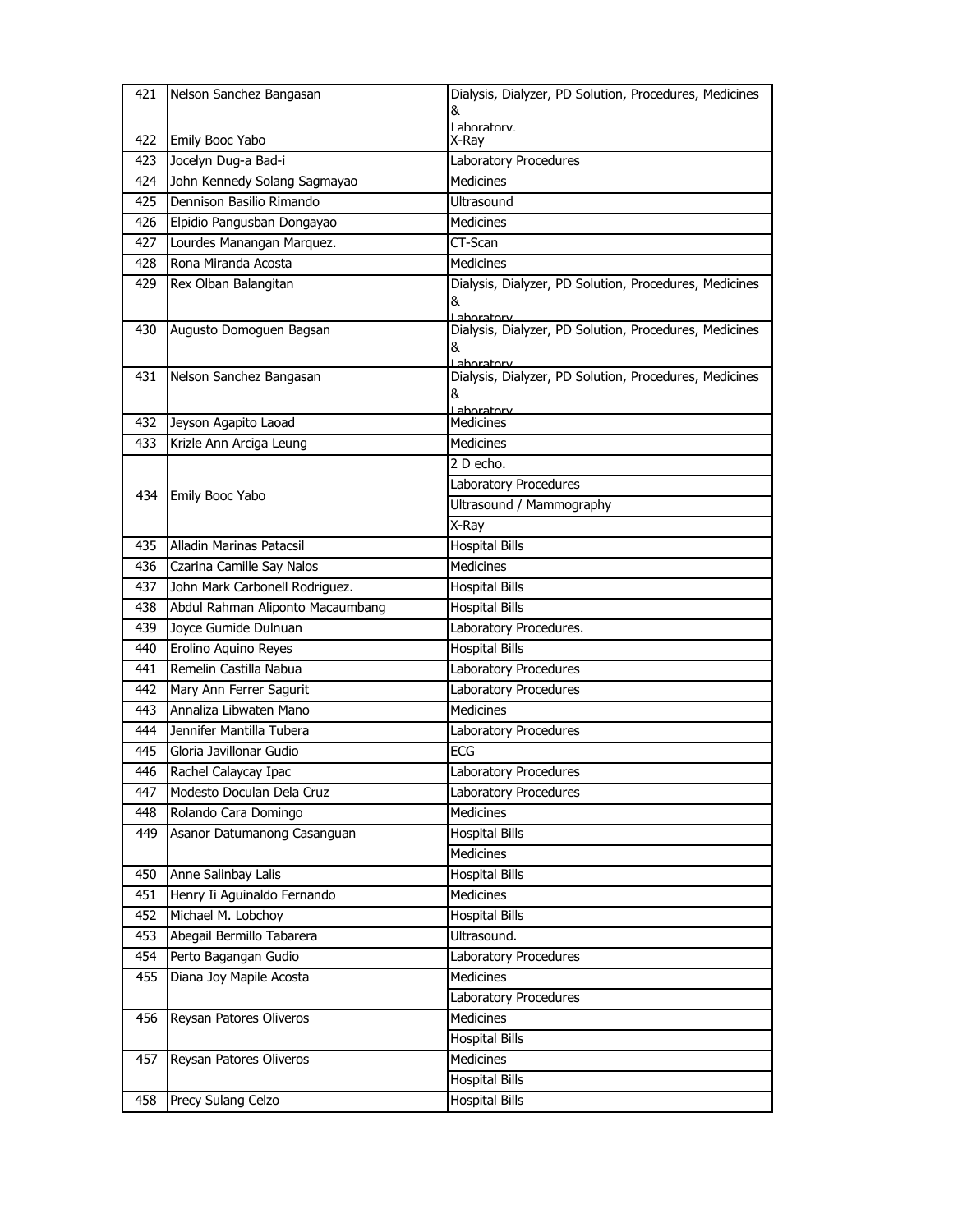| 421 | Nelson Sanchez Bangasan | Dialysis, Dialyzer, PD Solution, Procedures, Medicines & Laboratory |
|---|---|---|
| 422 | Emily Booc Yabo | X-Ray |
| 423 | Jocelyn Dug-a Bad-i | Laboratory Procedures |
| 424 | John Kennedy Solang Sagmayao | Medicines |
| 425 | Dennison Basilio Rimando | Ultrasound |
| 426 | Elpidio Pangusban Dongayao | Medicines |
| 427 | Lourdes Manangan Marquez. | CT-Scan |
| 428 | Rona Miranda Acosta | Medicines |
| 429 | Rex Olban Balangitan | Dialysis, Dialyzer, PD Solution, Procedures, Medicines & Laboratory |
| 430 | Augusto Domoguen Bagsan | Dialysis, Dialyzer, PD Solution, Procedures, Medicines & Laboratory |
| 431 | Nelson Sanchez Bangasan | Dialysis, Dialyzer, PD Solution, Procedures, Medicines & Laboratory |
| 432 | Jeyson Agapito Laoad | Medicines |
| 433 | Krizle Ann Arciga Leung | Medicines |
| 434 | Emily Booc Yabo | 2 D echo. |
| | | Laboratory Procedures |
| | | Ultrasound / Mammography |
| | | X-Ray |
| 435 | Alladin Marinas Patacsil | Hospital Bills |
| 436 | Czarina Camille Say Nalos | Medicines |
| 437 | John Mark Carbonell Rodriguez. | Hospital Bills |
| 438 | Abdul Rahman Aliponto Macaumbang | Hospital Bills |
| 439 | Joyce Gumide Dulnuan | Laboratory Procedures. |
| 440 | Erolino Aquino Reyes | Hospital Bills |
| 441 | Remelin Castilla Nabua | Laboratory Procedures |
| 442 | Mary Ann Ferrer Sagurit | Laboratory Procedures |
| 443 | Annaliza Libwaten Mano | Medicines |
| 444 | Jennifer Mantilla Tubera | Laboratory Procedures |
| 445 | Gloria Javillonar Gudio | ECG |
| 446 | Rachel Calaycay Ipac | Laboratory Procedures |
| 447 | Modesto Doculan Dela Cruz | Laboratory Procedures |
| 448 | Rolando Cara Domingo | Medicines |
| 449 | Asanor Datumanong Casanguan | Hospital Bills |
| | | Medicines |
| 450 | Anne Salinbay Lalis | Hospital Bills |
| 451 | Henry Ii Aguinaldo Fernando | Medicines |
| 452 | Michael M. Lobchoy | Hospital Bills |
| 453 | Abegail Bermillo Tabarera | Ultrasound. |
| 454 | Perto Bagangan Gudio | Laboratory Procedures |
| 455 | Diana Joy Mapile Acosta | Medicines |
| | | Laboratory Procedures |
| 456 | Reysan Patores Oliveros | Medicines |
| | | Hospital Bills |
| 457 | Reysan Patores Oliveros | Medicines |
| | | Hospital Bills |
| 458 | Precy Sulang Celzo | Hospital Bills |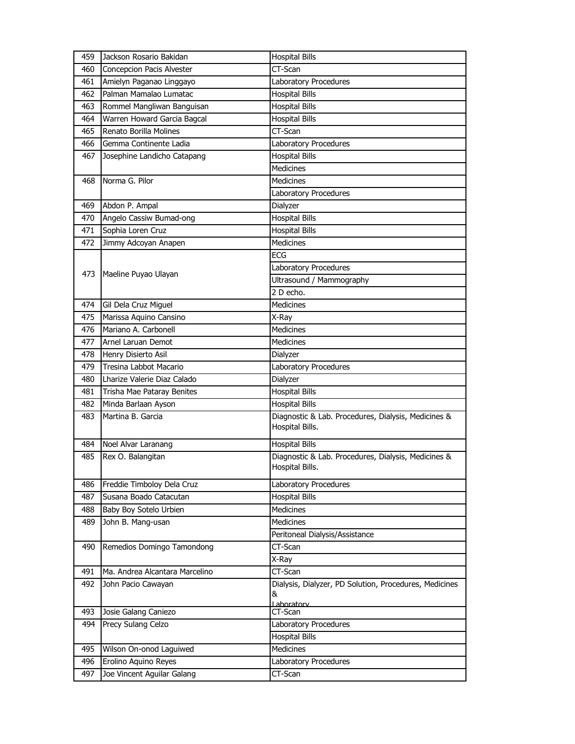| 459 | Jackson Rosario Bakidan | Hospital Bills |
|---|---|---|
| 460 | Concepcion Pacis Alvester | CT-Scan |
| 461 | Amielyn Paganao Linggayo | Laboratory Procedures |
| 462 | Palman Mamalao Lumatac | Hospital Bills |
| 463 | Rommel Mangliwan Banguisan | Hospital Bills |
| 464 | Warren Howard Garcia Bagcal | Hospital Bills |
| 465 | Renato Borilla Molines | CT-Scan |
| 466 | Gemma Continente Ladia | Laboratory Procedures |
| 467 | Josephine Landicho Catapang | Hospital Bills |
| | | Medicines |
| 468 | Norma G. Pilor | Medicines |
| | | Laboratory Procedures |
| 469 | Abdon P. Ampal | Dialyzer |
| 470 | Angelo Cassiw Bumad-ong | Hospital Bills |
| 471 | Sophia Loren Cruz | Hospital Bills |
| 472 | Jimmy Adcoyan Anapen | Medicines |
| 473 | Maeline Puyao Ulayan | ECG |
| | | Laboratory Procedures |
| | | Ultrasound / Mammography |
| | | 2 D echo. |
| 474 | Gil Dela Cruz Miguel | Medicines |
| 475 | Marissa Aquino Cansino | X-Ray |
| 476 | Mariano A. Carbonell | Medicines |
| 477 | Arnel Laruan Demot | Medicines |
| 478 | Henry Disierto Asil | Dialyzer |
| 479 | Tresina Labbot Macario | Laboratory Procedures |
| 480 | Lharize Valerie Diaz Calado | Dialyzer |
| 481 | Trisha Mae Pataray Benites | Hospital Bills |
| 482 | Minda Barlaan Ayson | Hospital Bills |
| 483 | Martina B. Garcia | Diagnostic & Lab. Procedures, Dialysis, Medicines & Hospital Bills. |
| 484 | Noel Alvar Laranang | Hospital Bills |
| 485 | Rex O. Balangitan | Diagnostic & Lab. Procedures, Dialysis, Medicines & Hospital Bills. |
| 486 | Freddie Timboloy Dela Cruz | Laboratory Procedures |
| 487 | Susana Boado Catacutan | Hospital Bills |
| 488 | Baby Boy Sotelo Urbien | Medicines |
| 489 | John B. Mang-usan | Medicines |
| | | Peritoneal Dialysis/Assistance |
| 490 | Remedios Domingo Tamondong | CT-Scan |
| | | X-Ray |
| 491 | Ma. Andrea Alcantara Marcelino | CT-Scan |
| 492 | John Pacio Cawayan | Dialysis, Dialyzer, PD Solution, Procedures, Medicines & Laboratory |
| 493 | Josie Galang Caniezo | CT-Scan |
| 494 | Precy Sulang Celzo | Laboratory Procedures |
| | | Hospital Bills |
| 495 | Wilson On-onod Laguiwed | Medicines |
| 496 | Erolino Aquino Reyes | Laboratory Procedures |
| 497 | Joe Vincent Aguilar Galang | CT-Scan |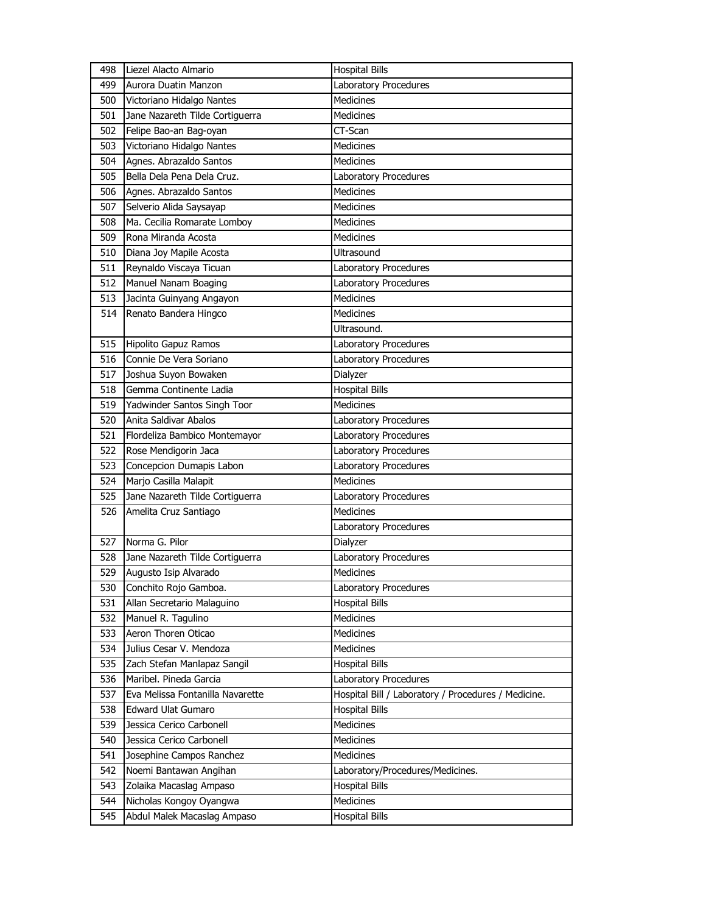| | | |
|---|---|---|
| 498 | Liezel Alacto Almario | Hospital Bills |
| 499 | Aurora Duatin Manzon | Laboratory Procedures |
| 500 | Victoriano Hidalgo Nantes | Medicines |
| 501 | Jane Nazareth Tilde Cortiguerra | Medicines |
| 502 | Felipe Bao-an Bag-oyan | CT-Scan |
| 503 | Victoriano Hidalgo Nantes | Medicines |
| 504 | Agnes. Abrazaldo Santos | Medicines |
| 505 | Bella Dela Pena Dela Cruz. | Laboratory Procedures |
| 506 | Agnes. Abrazaldo Santos | Medicines |
| 507 | Selverio Alida Saysayap | Medicines |
| 508 | Ma. Cecilia Romarate Lomboy | Medicines |
| 509 | Rona Miranda Acosta | Medicines |
| 510 | Diana Joy Mapile Acosta | Ultrasound |
| 511 | Reynaldo Viscaya Ticuan | Laboratory Procedures |
| 512 | Manuel Nanam Boaging | Laboratory Procedures |
| 513 | Jacinta Guinyang Angayon | Medicines |
| 514 | Renato Bandera Hingco | Medicines |
| | | Ultrasound. |
| 515 | Hipolito Gapuz Ramos | Laboratory Procedures |
| 516 | Connie De Vera Soriano | Laboratory Procedures |
| 517 | Joshua Suyon Bowaken | Dialyzer |
| 518 | Gemma Continente Ladia | Hospital Bills |
| 519 | Yadwinder Santos Singh Toor | Medicines |
| 520 | Anita Saldivar Abalos | Laboratory Procedures |
| 521 | Flordeliza Bambico Montemayor | Laboratory Procedures |
| 522 | Rose Mendigorin Jaca | Laboratory Procedures |
| 523 | Concepcion Dumapis Labon | Laboratory Procedures |
| 524 | Marjo Casilla Malapit | Medicines |
| 525 | Jane Nazareth Tilde Cortiguerra | Laboratory Procedures |
| 526 | Amelita Cruz Santiago | Medicines |
| | | Laboratory Procedures |
| 527 | Norma G. Pilor | Dialyzer |
| 528 | Jane Nazareth Tilde Cortiguerra | Laboratory Procedures |
| 529 | Augusto Isip Alvarado | Medicines |
| 530 | Conchito Rojo Gamboa. | Laboratory Procedures |
| 531 | Allan Secretario Malaguino | Hospital Bills |
| 532 | Manuel R. Tagulino | Medicines |
| 533 | Aeron Thoren Oticao | Medicines |
| 534 | Julius Cesar V. Mendoza | Medicines |
| 535 | Zach Stefan Manlapaz Sangil | Hospital Bills |
| 536 | Maribel. Pineda Garcia | Laboratory Procedures |
| 537 | Eva Melissa Fontanilla Navarette | Hospital Bill / Laboratory / Procedures / Medicine. |
| 538 | Edward Ulat Gumaro | Hospital Bills |
| 539 | Jessica Cerico Carbonell | Medicines |
| 540 | Jessica Cerico Carbonell | Medicines |
| 541 | Josephine Campos Ranchez | Medicines |
| 542 | Noemi Bantawan Angihan | Laboratory/Procedures/Medicines. |
| 543 | Zolaika Macaslag Ampaso | Hospital Bills |
| 544 | Nicholas Kongoy Oyangwa | Medicines |
| 545 | Abdul Malek Macaslag Ampaso | Hospital Bills |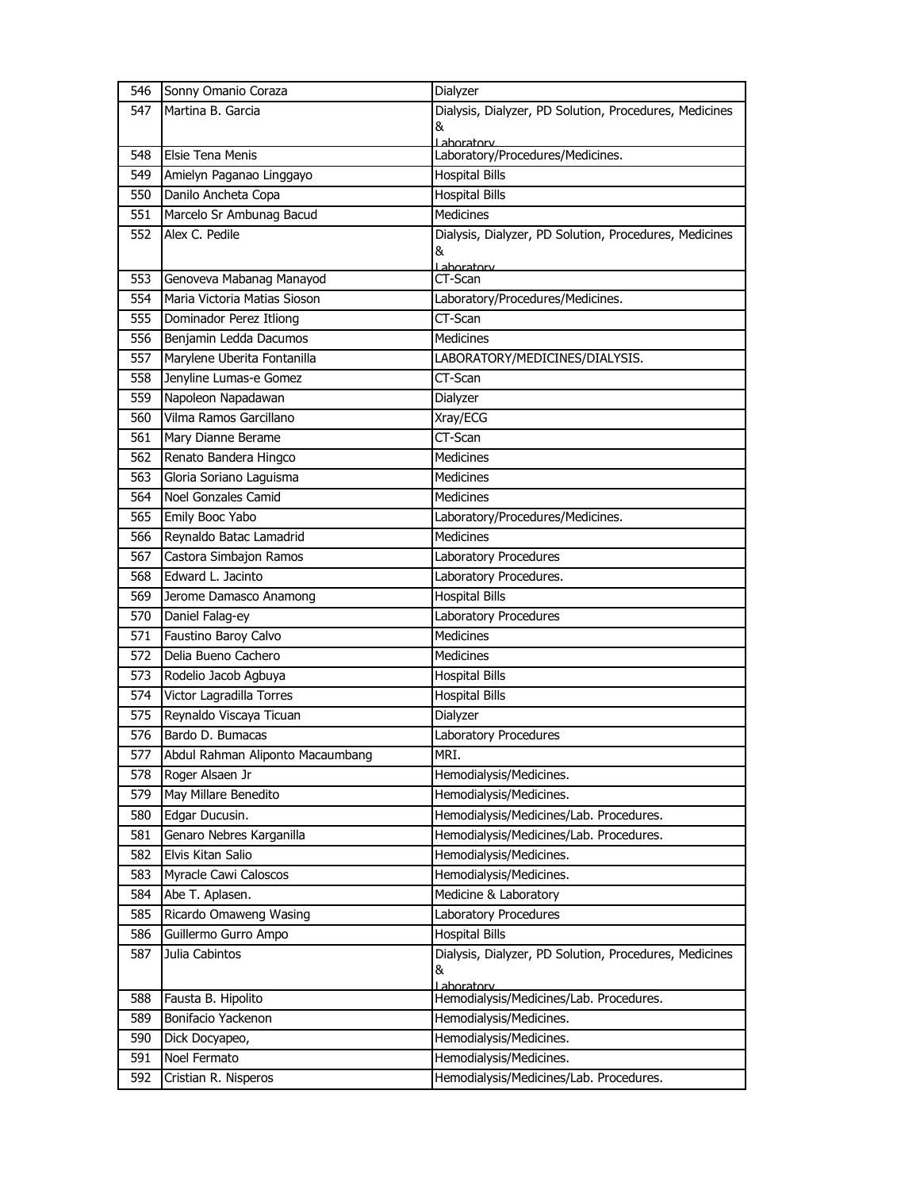| 546 | Sonny Omanio Coraza | Dialyzer |
|---|---|---|
| 547 | Martina B. Garcia | Dialysis, Dialyzer, PD Solution, Procedures, Medicines & Laboratory |
| 548 | Elsie Tena Menis | Laboratory/Procedures/Medicines. |
| 549 | Amielyn Paganao Linggayo | Hospital Bills |
| 550 | Danilo Ancheta Copa | Hospital Bills |
| 551 | Marcelo Sr Ambunag Bacud | Medicines |
| 552 | Alex C. Pedile | Dialysis, Dialyzer, PD Solution, Procedures, Medicines & Laboratory |
| 553 | Genoveva Mabanag Manayod | CT-Scan |
| 554 | Maria Victoria Matias Sioson | Laboratory/Procedures/Medicines. |
| 555 | Dominador Perez Itliong | CT-Scan |
| 556 | Benjamin Ledda Dacumos | Medicines |
| 557 | Marylene Uberita Fontanilla | LABORATORY/MEDICINES/DIALYSIS. |
| 558 | Jenyline Lumas-e Gomez | CT-Scan |
| 559 | Napoleon Napadawan | Dialyzer |
| 560 | Vilma Ramos Garcillano | Xray/ECG |
| 561 | Mary Dianne Berame | CT-Scan |
| 562 | Renato Bandera Hingco | Medicines |
| 563 | Gloria Soriano Laguisma | Medicines |
| 564 | Noel Gonzales Camid | Medicines |
| 565 | Emily Booc Yabo | Laboratory/Procedures/Medicines. |
| 566 | Reynaldo Batac Lamadrid | Medicines |
| 567 | Castora Simbajon Ramos | Laboratory Procedures |
| 568 | Edward L. Jacinto | Laboratory Procedures. |
| 569 | Jerome Damasco Anamong | Hospital Bills |
| 570 | Daniel Falag-ey | Laboratory Procedures |
| 571 | Faustino Baroy Calvo | Medicines |
| 572 | Delia Bueno Cachero | Medicines |
| 573 | Rodelio Jacob Agbuya | Hospital Bills |
| 574 | Victor Lagradilla Torres | Hospital Bills |
| 575 | Reynaldo Viscaya Ticuan | Dialyzer |
| 576 | Bardo D. Bumacas | Laboratory Procedures |
| 577 | Abdul Rahman Aliponto Macaumbang | MRI. |
| 578 | Roger Alsaen Jr | Hemodialysis/Medicines. |
| 579 | May Millare Benedito | Hemodialysis/Medicines. |
| 580 | Edgar Ducusin. | Hemodialysis/Medicines/Lab. Procedures. |
| 581 | Genaro Nebres Karganilla | Hemodialysis/Medicines/Lab. Procedures. |
| 582 | Elvis Kitan Salio | Hemodialysis/Medicines. |
| 583 | Myracle Cawi Caloscos | Hemodialysis/Medicines. |
| 584 | Abe T. Aplasen. | Medicine & Laboratory |
| 585 | Ricardo Omaweng Wasing | Laboratory Procedures |
| 586 | Guillermo Gurro Ampo | Hospital Bills |
| 587 | Julia Cabintos | Dialysis, Dialyzer, PD Solution, Procedures, Medicines & Laboratory |
| 588 | Fausta B. Hipolito | Hemodialysis/Medicines/Lab. Procedures. |
| 589 | Bonifacio Yackenon | Hemodialysis/Medicines. |
| 590 | Dick Docyapeo, | Hemodialysis/Medicines. |
| 591 | Noel Fermato | Hemodialysis/Medicines. |
| 592 | Cristian R. Nisperos | Hemodialysis/Medicines/Lab. Procedures. |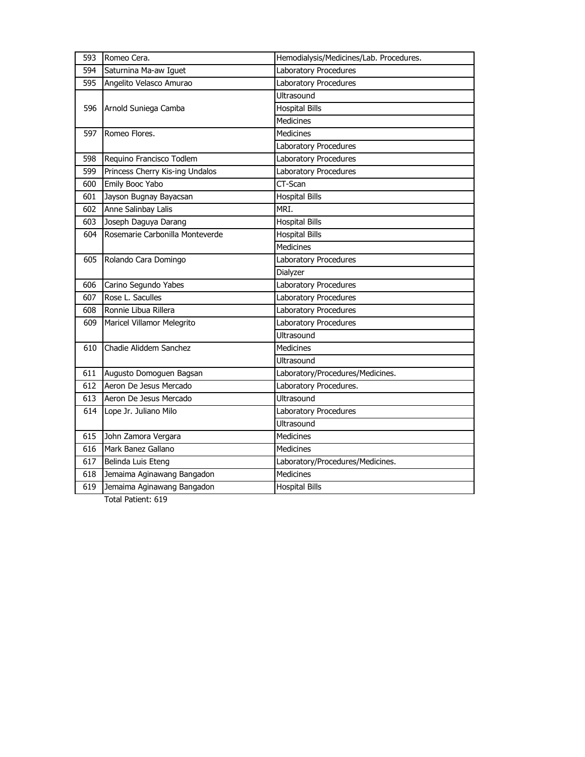| 593 | Romeo Cera. | Hemodialysis/Medicines/Lab. Procedures. |
|---|---|---|
| 594 | Saturnina Ma-aw Iguet | Laboratory Procedures |
| 595 | Angelito Velasco Amurao | Laboratory Procedures |
| 596 | Arnold Suniega Camba | Ultrasound |
| | | Hospital Bills |
| | | Medicines |
| 597 | Romeo Flores. | Medicines |
| | | Laboratory Procedures |
| 598 | Requino Francisco Todlem | Laboratory Procedures |
| 599 | Princess Cherry Kis-ing Undalos | Laboratory Procedures |
| 600 | Emily Booc Yabo | CT-Scan |
| 601 | Jayson Bugnay Bayacsan | Hospital Bills |
| 602 | Anne Salinbay Lalis | MRI. |
| 603 | Joseph Daguya Darang | Hospital Bills |
| 604 | Rosemarie Carbonilla Monteverde | Hospital Bills |
| | | Medicines |
| 605 | Rolando Cara Domingo | Laboratory Procedures |
| | | Dialyzer |
| 606 | Carino Segundo Yabes | Laboratory Procedures |
| 607 | Rose L. Saculles | Laboratory Procedures |
| 608 | Ronnie Libua Rillera | Laboratory Procedures |
| 609 | Maricel Villamor Melegrito | Laboratory Procedures |
| | | Ultrasound |
| 610 | Chadie Aliddem Sanchez | Medicines |
| | | Ultrasound |
| 611 | Augusto Domoguen Bagsan | Laboratory/Procedures/Medicines. |
| 612 | Aeron De Jesus Mercado | Laboratory Procedures. |
| 613 | Aeron De Jesus Mercado | Ultrasound |
| 614 | Lope Jr. Juliano Milo | Laboratory Procedures |
| | | Ultrasound |
| 615 | John Zamora Vergara | Medicines |
| 616 | Mark Banez Gallano | Medicines |
| 617 | Belinda Luis Eteng | Laboratory/Procedures/Medicines. |
| 618 | Jemaima Aginawang Bangadon | Medicines |
| 619 | Jemaima Aginawang Bangadon | Hospital Bills |

Total Patient: 619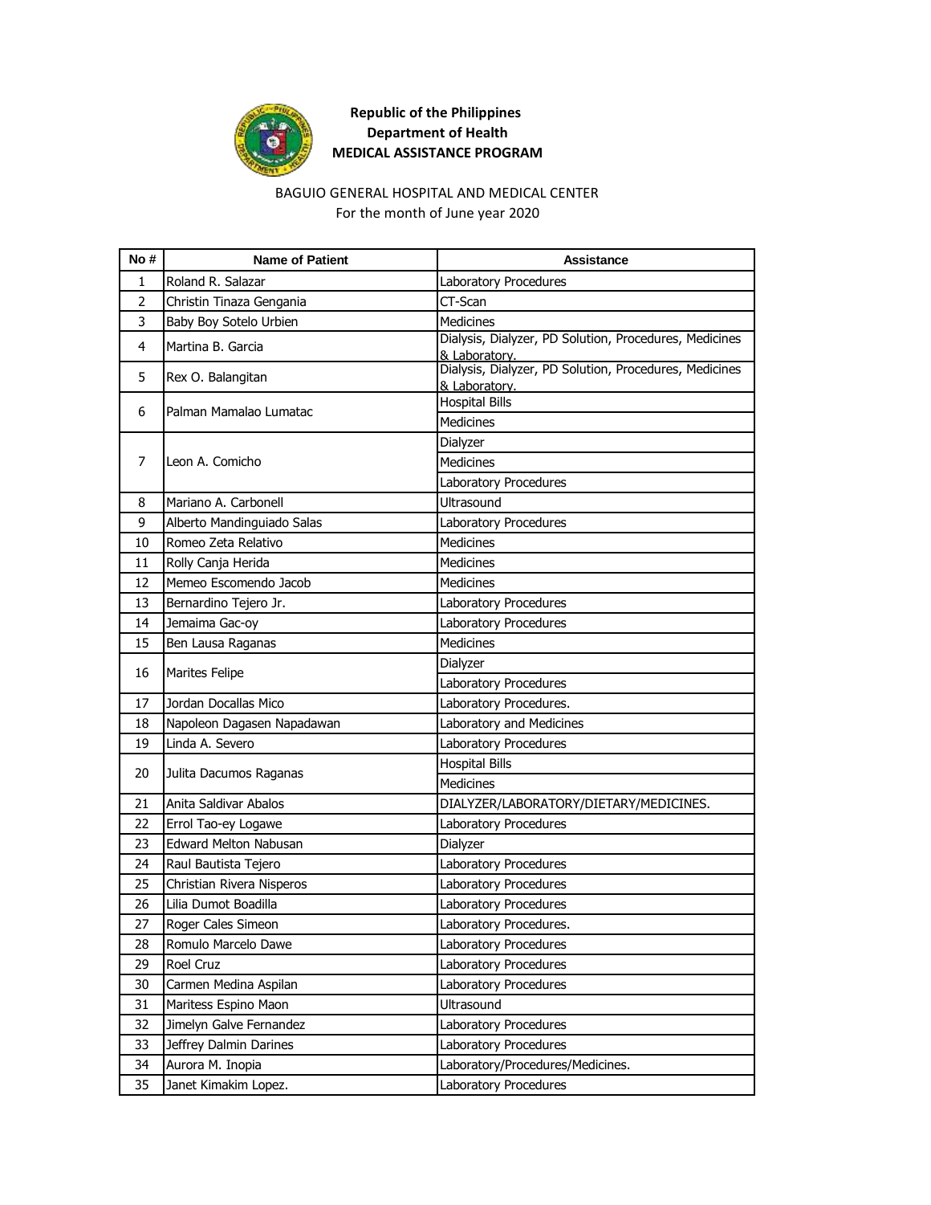**Republic of the Philippines**
**Department of Health**
**MEDICAL ASSISTANCE PROGRAM**

BAGUIO GENERAL HOSPITAL AND MEDICAL CENTER
For the month of June year 2020

| No # | Name of Patient | Assistance |
|---|---|---|
| 1 | Roland R. Salazar | Laboratory Procedures |
| 2 | Christin Tinaza Gengania | CT-Scan |
| 3 | Baby Boy Sotelo Urbien | Medicines |
| 4 | Martina B. Garcia | Dialysis, Dialyzer, PD Solution, Procedures, Medicines & Laboratory. |
| 5 | Rex O. Balangitan | Dialysis, Dialyzer, PD Solution, Procedures, Medicines & Laboratory. |
| 6 | Palman Mamalao Lumatac | Hospital Bills |
| | | Medicines |
| 7 | Leon A. Comicho | Dialyzer |
| | | Medicines |
| | | Laboratory Procedures |
| 8 | Mariano A. Carbonell | Ultrasound |
| 9 | Alberto Mandinguiado Salas | Laboratory Procedures |
| 10 | Romeo Zeta Relativo | Medicines |
| 11 | Rolly Canja Herida | Medicines |
| 12 | Memeo Escomendo Jacob | Medicines |
| 13 | Bernardino Tejero Jr. | Laboratory Procedures |
| 14 | Jemaima Gac-oy | Laboratory Procedures |
| 15 | Ben Lausa Raganas | Medicines |
| 16 | Marites Felipe | Dialyzer |
| | | Laboratory Procedures |
| 17 | Jordan Docallas Mico | Laboratory Procedures. |
| 18 | Napoleon Dagasen Napadawan | Laboratory and Medicines |
| 19 | Linda A. Severo | Laboratory Procedures |
| 20 | Julita Dacumos Raganas | Hospital Bills |
| | | Medicines |
| 21 | Anita Saldivar Abalos | DIALYZER/LABORATORY/DIETARY/MEDICINES. |
| 22 | Errol Tao-ey Logawe | Laboratory Procedures |
| 23 | Edward Melton Nabusan | Dialyzer |
| 24 | Raul Bautista Tejero | Laboratory Procedures |
| 25 | Christian Rivera Nisperos | Laboratory Procedures |
| 26 | Lilia Dumot Boadilla | Laboratory Procedures |
| 27 | Roger Cales Simeon | Laboratory Procedures. |
| 28 | Romulo Marcelo Dawe | Laboratory Procedures |
| 29 | Roel Cruz | Laboratory Procedures |
| 30 | Carmen Medina Aspilan | Laboratory Procedures |
| 31 | Maritess Espino Maon | Ultrasound |
| 32 | Jimelyn Galve Fernandez | Laboratory Procedures |
| 33 | Jeffrey Dalmin Darines | Laboratory Procedures |
| 34 | Aurora M. Inopia | Laboratory/Procedures/Medicines. |
| 35 | Janet Kimakim Lopez. | Laboratory Procedures |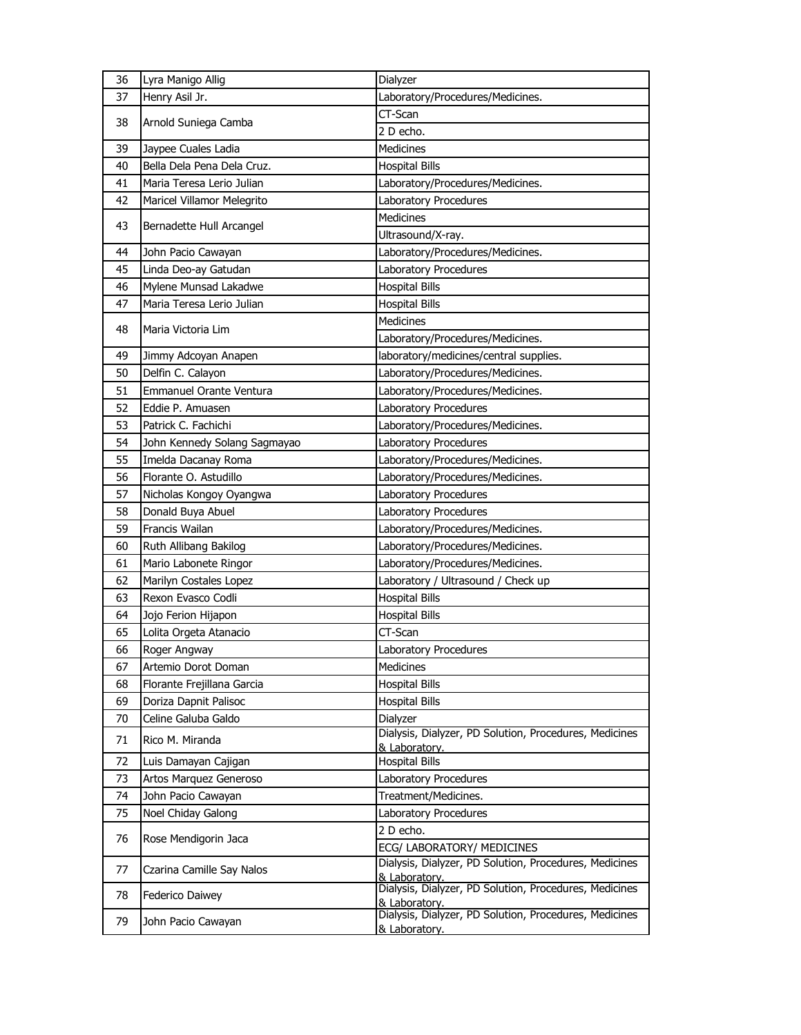| 36 | Lyra Manigo Allig | Dialyzer |
|---|---|---|
| 37 | Henry Asil Jr. | Laboratory/Procedures/Medicines. |
| 38 | Arnold Suniega Camba | CT-Scan |
| | | 2 D echo. |
| 39 | Jaypee Cuales Ladia | Medicines |
| 40 | Bella Dela Pena Dela Cruz. | Hospital Bills |
| 41 | Maria Teresa Lerio Julian | Laboratory/Procedures/Medicines. |
| 42 | Maricel Villamor Melegrito | Laboratory Procedures |
| 43 | Bernadette Hull Arcangel | Medicines |
| | | Ultrasound/X-ray. |
| 44 | John Pacio Cawayan | Laboratory/Procedures/Medicines. |
| 45 | Linda Deo-ay Gatudan | Laboratory Procedures |
| 46 | Mylene Munsad Lakadwe | Hospital Bills |
| 47 | Maria Teresa Lerio Julian | Hospital Bills |
| 48 | Maria Victoria Lim | Medicines |
| | | Laboratory/Procedures/Medicines. |
| 49 | Jimmy Adcoyan Anapen | laboratory/medicines/central supplies. |
| 50 | Delfin C. Calayon | Laboratory/Procedures/Medicines. |
| 51 | Emmanuel Orante Ventura | Laboratory/Procedures/Medicines. |
| 52 | Eddie P. Amuasen | Laboratory Procedures |
| 53 | Patrick C. Fachichi | Laboratory/Procedures/Medicines. |
| 54 | John Kennedy Solang Sagmayao | Laboratory Procedures |
| 55 | Imelda Dacanay Roma | Laboratory/Procedures/Medicines. |
| 56 | Florante O. Astudillo | Laboratory/Procedures/Medicines. |
| 57 | Nicholas Kongoy Oyangwa | Laboratory Procedures |
| 58 | Donald Buya Abuel | Laboratory Procedures |
| 59 | Francis Wailan | Laboratory/Procedures/Medicines. |
| 60 | Ruth Allibang Bakilog | Laboratory/Procedures/Medicines. |
| 61 | Mario Labonete Ringor | Laboratory/Procedures/Medicines. |
| 62 | Marilyn Costales Lopez | Laboratory / Ultrasound / Check up |
| 63 | Rexon Evasco Codli | Hospital Bills |
| 64 | Jojo Ferion Hijapon | Hospital Bills |
| 65 | Lolita Orgeta Atanacio | CT-Scan |
| 66 | Roger Angway | Laboratory Procedures |
| 67 | Artemio Dorot Doman | Medicines |
| 68 | Florante Frejillana Garcia | Hospital Bills |
| 69 | Doriza Dapnit Palisoc | Hospital Bills |
| 70 | Celine Galuba Galdo | Dialyzer |
| 71 | Rico M. Miranda | Dialysis, Dialyzer, PD Solution, Procedures, Medicines & Laboratory. |
| 72 | Luis Damayan Cajigan | Hospital Bills |
| 73 | Artos Marquez Generoso | Laboratory Procedures |
| 74 | John Pacio Cawayan | Treatment/Medicines. |
| 75 | Noel Chiday Galong | Laboratory Procedures |
| 76 | Rose Mendigorin Jaca | 2 D echo. |
| | | ECG/ LABORATORY/ MEDICINES |
| 77 | Czarina Camille Say Nalos | Dialysis, Dialyzer, PD Solution, Procedures, Medicines & Laboratory. |
| 78 | Federico Daiwey | Dialysis, Dialyzer, PD Solution, Procedures, Medicines & Laboratory. |
| 79 | John Pacio Cawayan | Dialysis, Dialyzer, PD Solution, Procedures, Medicines & Laboratory. |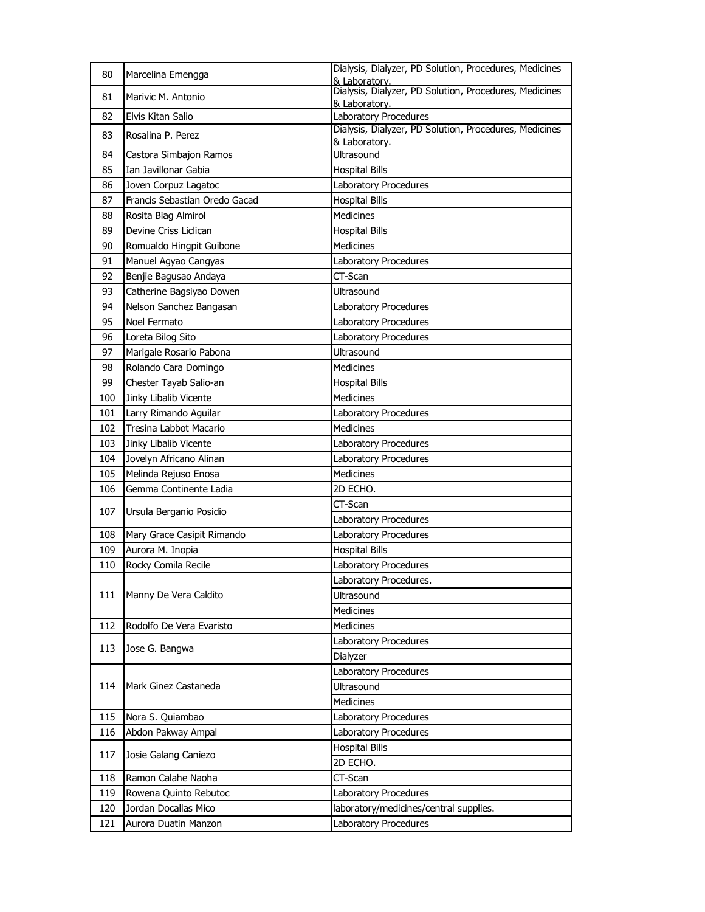| 80 | Marcelina Emengga | Dialysis, Dialyzer, PD Solution, Procedures, Medicines & Laboratory. |
|---|---|---|
| 81 | Marivic M. Antonio | Dialysis, Dialyzer, PD Solution, Procedures, Medicines & Laboratory. |
| 82 | Elvis Kitan Salio | Laboratory Procedures |
| 83 | Rosalina P. Perez | Dialysis, Dialyzer, PD Solution, Procedures, Medicines & Laboratory. |
| 84 | Castora Simbajon Ramos | Ultrasound |
| 85 | Ian Javillonar Gabia | Hospital Bills |
| 86 | Joven Corpuz Lagatoc | Laboratory Procedures |
| 87 | Francis Sebastian Oredo Gacad | Hospital Bills |
| 88 | Rosita Biag Almirol | Medicines |
| 89 | Devine Criss Liclican | Hospital Bills |
| 90 | Romualdo Hingpit Guibone | Medicines |
| 91 | Manuel Agyao Cangyas | Laboratory Procedures |
| 92 | Benjie Bagusao Andaya | CT-Scan |
| 93 | Catherine Bagsiyao Dowen | Ultrasound |
| 94 | Nelson Sanchez Bangasan | Laboratory Procedures |
| 95 | Noel Fermato | Laboratory Procedures |
| 96 | Loreta Bilog Sito | Laboratory Procedures |
| 97 | Marigale Rosario Pabona | Ultrasound |
| 98 | Rolando Cara Domingo | Medicines |
| 99 | Chester Tayab Salio-an | Hospital Bills |
| 100 | Jinky Libalib Vicente | Medicines |
| 101 | Larry Rimando Aguilar | Laboratory Procedures |
| 102 | Tresina Labbot Macario | Medicines |
| 103 | Jinky Libalib Vicente | Laboratory Procedures |
| 104 | Jovelyn Africano Alinan | Laboratory Procedures |
| 105 | Melinda Rejuso Enosa | Medicines |
| 106 | Gemma Continente Ladia | 2D ECHO. |
| 107 | Ursula Berganio Posidio | CT-Scan |
| | | Laboratory Procedures |
| 108 | Mary Grace Casipit Rimando | Laboratory Procedures |
| 109 | Aurora M. Inopia | Hospital Bills |
| 110 | Rocky Comila Recile | Laboratory Procedures |
| 111 | Manny De Vera Caldito | Laboratory Procedures. |
| | | Ultrasound |
| | | Medicines |
| 112 | Rodolfo De Vera Evaristo | Medicines |
| 113 | Jose G. Bangwa | Laboratory Procedures |
| | | Dialyzer |
| 114 | Mark Ginez Castaneda | Laboratory Procedures |
| | | Ultrasound |
| | | Medicines |
| 115 | Nora S. Quiambao | Laboratory Procedures |
| 116 | Abdon Pakway Ampal | Laboratory Procedures |
| 117 | Josie Galang Caniezo | Hospital Bills |
| | | 2D ECHO. |
| 118 | Ramon Calahe Naoha | CT-Scan |
| 119 | Rowena Quinto Rebutoc | Laboratory Procedures |
| 120 | Jordan Docallas Mico | laboratory/medicines/central supplies. |
| 121 | Aurora Duatin Manzon | Laboratory Procedures |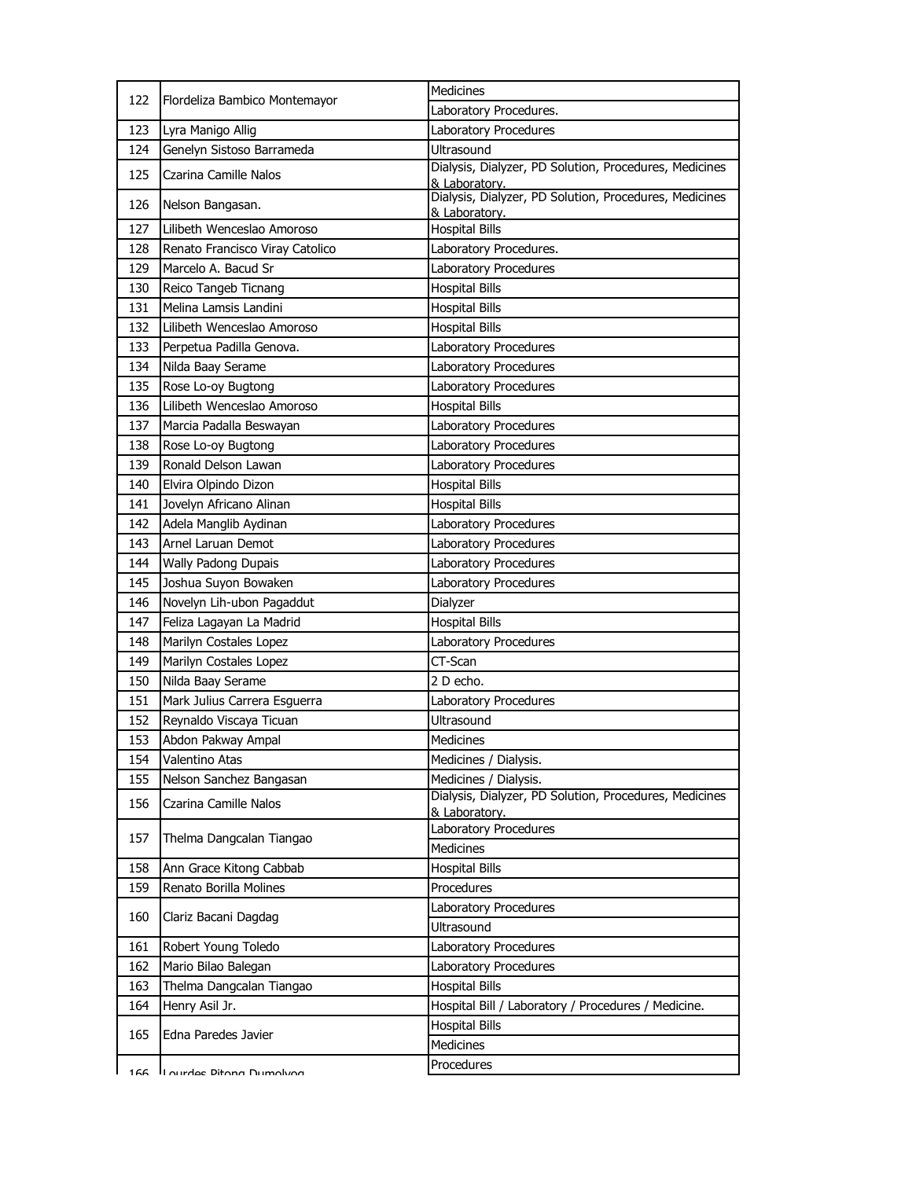| | | |
|---|---|---|
| 122 | Flordeliza Bambico Montemayor | Medicines |
| | | Laboratory Procedures. |
| 123 | Lyra Manigo Allig | Laboratory Procedures |
| 124 | Genelyn Sistoso Barrameda | Ultrasound |
| 125 | Czarina Camille Nalos | Dialysis, Dialyzer, PD Solution, Procedures, Medicines & Laboratory. |
| 126 | Nelson Bangasan. | Dialysis, Dialyzer, PD Solution, Procedures, Medicines & Laboratory. |
| 127 | Lilibeth Wenceslao Amoroso | Hospital Bills |
| 128 | Renato Francisco Viray Catolico | Laboratory Procedures. |
| 129 | Marcelo A. Bacud Sr | Laboratory Procedures |
| 130 | Reico Tangeb Ticnang | Hospital Bills |
| 131 | Melina Lamsis Landini | Hospital Bills |
| 132 | Lilibeth Wenceslao Amoroso | Hospital Bills |
| 133 | Perpetua Padilla Genova. | Laboratory Procedures |
| 134 | Nilda Baay Serame | Laboratory Procedures |
| 135 | Rose Lo-oy Bugtong | Laboratory Procedures |
| 136 | Lilibeth Wenceslao Amoroso | Hospital Bills |
| 137 | Marcia Padalla Beswayan | Laboratory Procedures |
| 138 | Rose Lo-oy Bugtong | Laboratory Procedures |
| 139 | Ronald Delson Lawan | Laboratory Procedures |
| 140 | Elvira Olpindo Dizon | Hospital Bills |
| 141 | Jovelyn Africano Alinan | Hospital Bills |
| 142 | Adela Manglib Aydinan | Laboratory Procedures |
| 143 | Arnel Laruan Demot | Laboratory Procedures |
| 144 | Wally Padong Dupais | Laboratory Procedures |
| 145 | Joshua Suyon Bowaken | Laboratory Procedures |
| 146 | Novelyn Lih-ubon Pagaddut | Dialyzer |
| 147 | Feliza Lagayan La Madrid | Hospital Bills |
| 148 | Marilyn Costales Lopez | Laboratory Procedures |
| 149 | Marilyn Costales Lopez | CT-Scan |
| 150 | Nilda Baay Serame | 2 D echo. |
| 151 | Mark Julius Carrera Esguerra | Laboratory Procedures |
| 152 | Reynaldo Viscaya Ticuan | Ultrasound |
| 153 | Abdon Pakway Ampal | Medicines |
| 154 | Valentino Atas | Medicines / Dialysis. |
| 155 | Nelson Sanchez Bangasan | Medicines / Dialysis. |
| 156 | Czarina Camille Nalos | Dialysis, Dialyzer, PD Solution, Procedures, Medicines & Laboratory. |
| 157 | Thelma Dangcalan Tiangao | Laboratory Procedures |
| | | Medicines |
| 158 | Ann Grace Kitong Cabbab | Hospital Bills |
| 159 | Renato Borilla Molines | Procedures |
| 160 | Clariz Bacani Dagdag | Laboratory Procedures |
| | | Ultrasound |
| 161 | Robert Young Toledo | Laboratory Procedures |
| 162 | Mario Bilao Balegan | Laboratory Procedures |
| 163 | Thelma Dangcalan Tiangao | Hospital Bills |
| 164 | Henry Asil Jr. | Hospital Bill / Laboratory / Procedures / Medicine. |
| 165 | Edna Paredes Javier | Hospital Bills |
| | | Medicines |
| 166 | Lourdes Pitong Dumolyog | Procedures |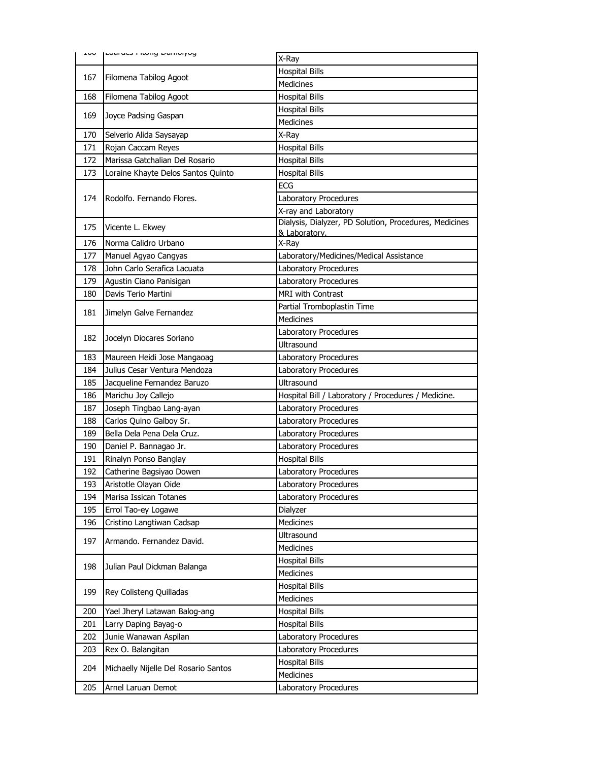| 166 | Lourdes Pitong Dumolyog | X-Ray |
|---|---|---|
| 167 | Filomena Tabilog Agoot | Hospital Bills |
| | | Medicines |
| 168 | Filomena Tabilog Agoot | Hospital Bills |
| 169 | Joyce Padsing Gaspan | Hospital Bills |
| | | Medicines |
| 170 | Selverio Alida Saysayap | X-Ray |
| 171 | Rojan Caccam Reyes | Hospital Bills |
| 172 | Marissa Gatchalian Del Rosario | Hospital Bills |
| 173 | Loraine Khayte Delos Santos Quinto | Hospital Bills |
| 174 | Rodolfo. Fernando Flores. | ECG |
| | | Laboratory Procedures |
| | | X-ray and Laboratory |
| 175 | Vicente L. Ekwey | Dialysis, Dialyzer, PD Solution, Procedures, Medicines & Laboratory. |
| 176 | Norma Calidro Urbano | X-Ray |
| 177 | Manuel Agyao Cangyas | Laboratory/Medicines/Medical Assistance |
| 178 | John Carlo Serafica Lacuata | Laboratory Procedures |
| 179 | Agustin Ciano Panisigan | Laboratory Procedures |
| 180 | Davis Terio Martini | MRI with Contrast |
| 181 | Jimelyn Galve Fernandez | Partial Tromboplastin Time |
| | | Medicines |
| 182 | Jocelyn Diocares Soriano | Laboratory Procedures |
| | | Ultrasound |
| 183 | Maureen Heidi Jose Mangaoag | Laboratory Procedures |
| 184 | Julius Cesar Ventura Mendoza | Laboratory Procedures |
| 185 | Jacqueline Fernandez Baruzo | Ultrasound |
| 186 | Marichu Joy Callejo | Hospital Bill / Laboratory / Procedures / Medicine. |
| 187 | Joseph Tingbao Lang-ayan | Laboratory Procedures |
| 188 | Carlos Quino Galboy Sr. | Laboratory Procedures |
| 189 | Bella Dela Pena Dela Cruz. | Laboratory Procedures |
| 190 | Daniel P. Bannagao Jr. | Laboratory Procedures |
| 191 | Rinalyn Ponso Banglay | Hospital Bills |
| 192 | Catherine Bagsiyao Dowen | Laboratory Procedures |
| 193 | Aristotle Olayan Oide | Laboratory Procedures |
| 194 | Marisa Issican Totanes | Laboratory Procedures |
| 195 | Errol Tao-ey Logawe | Dialyzer |
| 196 | Cristino Langtiwan Cadsap | Medicines |
| 197 | Armando. Fernandez David. | Ultrasound |
| | | Medicines |
| 198 | Julian Paul Dickman Balanga | Hospital Bills |
| | | Medicines |
| 199 | Rey Colisteng Quilladas | Hospital Bills |
| | | Medicines |
| 200 | Yael Jheryl Latawan Balog-ang | Hospital Bills |
| 201 | Larry Daping Bayag-o | Hospital Bills |
| 202 | Junie Wanawan Aspilan | Laboratory Procedures |
| 203 | Rex O. Balangitan | Laboratory Procedures |
| 204 | Michaelly Nijelle Del Rosario Santos | Hospital Bills |
| | | Medicines |
| 205 | Arnel Laruan Demot | Laboratory Procedures |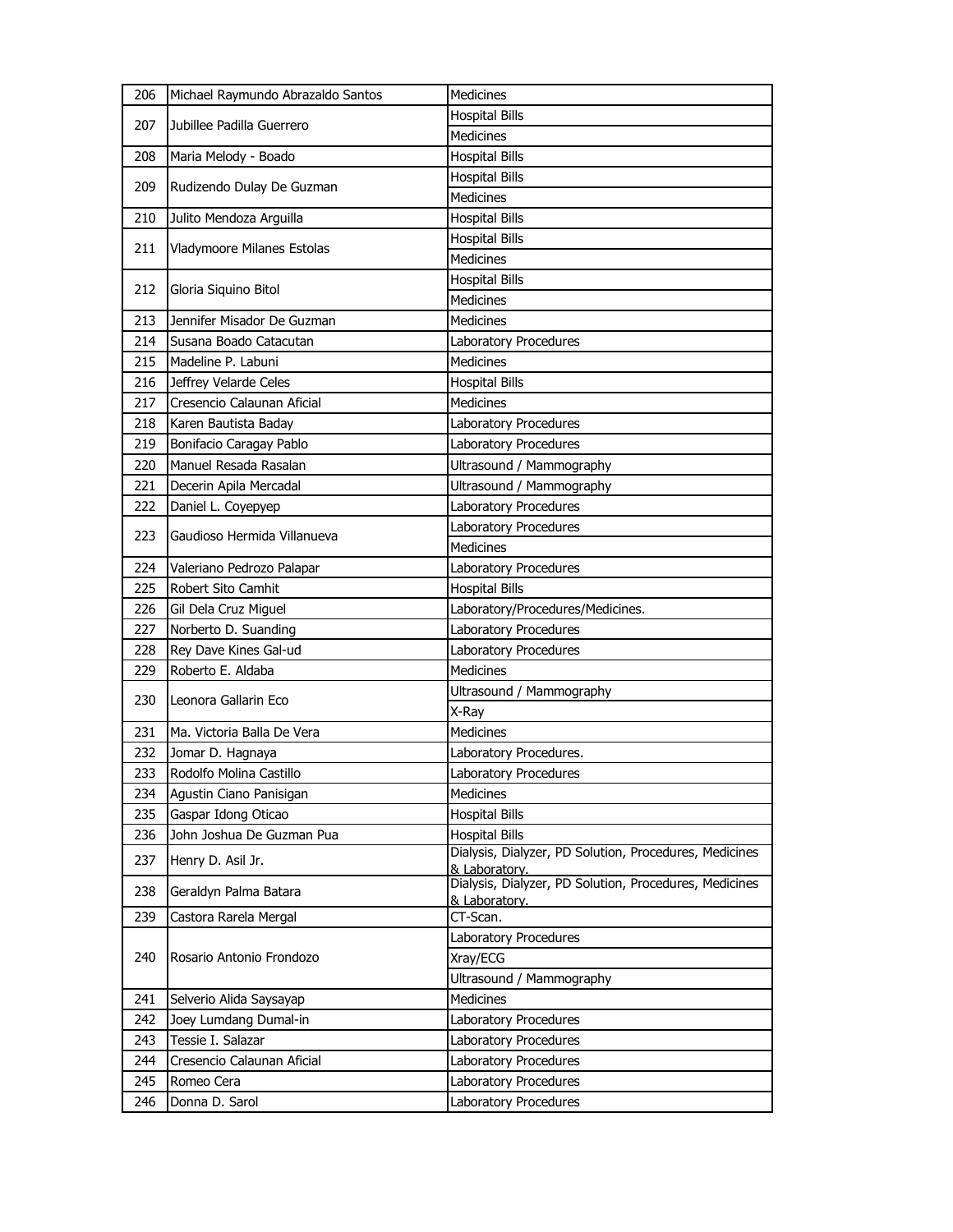| 206 | Michael Raymundo Abrazaldo Santos | Medicines |
|---|---|---|
| 207 | Jubillee Padilla Guerrero | Hospital Bills |
| | | Medicines |
| 208 | Maria Melody - Boado | Hospital Bills |
| 209 | Rudizendo Dulay De Guzman | Hospital Bills |
| | | Medicines |
| 210 | Julito Mendoza Arguilla | Hospital Bills |
| 211 | Vladymoore Milanes Estolas | Hospital Bills |
| | | Medicines |
| 212 | Gloria Siquino Bitol | Hospital Bills |
| | | Medicines |
| 213 | Jennifer Misador De Guzman | Medicines |
| 214 | Susana Boado Catacutan | Laboratory Procedures |
| 215 | Madeline P. Labuni | Medicines |
| 216 | Jeffrey Velarde Celes | Hospital Bills |
| 217 | Cresencio Calaunan Aficial | Medicines |
| 218 | Karen Bautista Baday | Laboratory Procedures |
| 219 | Bonifacio Caragay Pablo | Laboratory Procedures |
| 220 | Manuel Resada Rasalan | Ultrasound / Mammography |
| 221 | Decerin Apila Mercadal | Ultrasound / Mammography |
| 222 | Daniel L. Coyepyep | Laboratory Procedures |
| 223 | Gaudioso Hermida Villanueva | Laboratory Procedures |
| | | Medicines |
| 224 | Valeriano Pedrozo Palapar | Laboratory Procedures |
| 225 | Robert Sito Camhit | Hospital Bills |
| 226 | Gil Dela Cruz Miguel | Laboratory/Procedures/Medicines. |
| 227 | Norberto D. Suanding | Laboratory Procedures |
| 228 | Rey Dave Kines Gal-ud | Laboratory Procedures |
| 229 | Roberto E. Aldaba | Medicines |
| 230 | Leonora Gallarin Eco | Ultrasound / Mammography |
| | | X-Ray |
| 231 | Ma. Victoria Balla De Vera | Medicines |
| 232 | Jomar D. Hagnaya | Laboratory Procedures. |
| 233 | Rodolfo Molina Castillo | Laboratory Procedures |
| 234 | Agustin Ciano Panisigan | Medicines |
| 235 | Gaspar Idong Oticao | Hospital Bills |
| 236 | John Joshua De Guzman Pua | Hospital Bills |
| 237 | Henry D. Asil Jr. | Dialysis, Dialyzer, PD Solution, Procedures, Medicines & Laboratory. |
| 238 | Geraldyn Palma Batara | Dialysis, Dialyzer, PD Solution, Procedures, Medicines & Laboratory. |
| 239 | Castora Rarela Mergal | CT-Scan. |
| 240 | Rosario Antonio Frondozo | Laboratory Procedures |
| | | Xray/ECG |
| | | Ultrasound / Mammography |
| 241 | Selverio Alida Saysayap | Medicines |
| 242 | Joey Lumdang Dumal-in | Laboratory Procedures |
| 243 | Tessie I. Salazar | Laboratory Procedures |
| 244 | Cresencio Calaunan Aficial | Laboratory Procedures |
| 245 | Romeo Cera | Laboratory Procedures |
| 246 | Donna D. Sarol | Laboratory Procedures |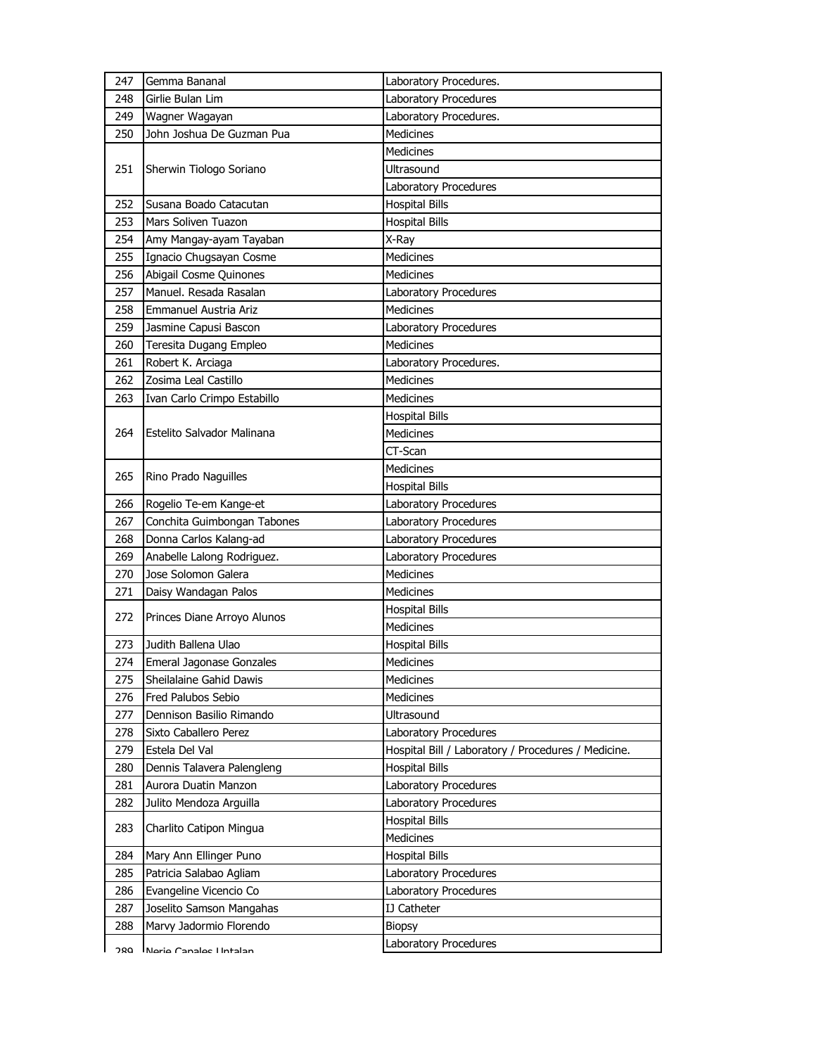| 247 | Gemma Bananal | Laboratory Procedures. |
|---|---|---|
| 248 | Girlie Bulan Lim | Laboratory Procedures |
| 249 | Wagner Wagayan | Laboratory Procedures. |
| 250 | John Joshua De Guzman Pua | Medicines |
| 251 | Sherwin Tiologo Soriano | Medicines |
| | | Ultrasound |
| | | Laboratory Procedures |
| 252 | Susana Boado Catacutan | Hospital Bills |
| 253 | Mars Soliven Tuazon | Hospital Bills |
| 254 | Amy Mangay-ayam Tayaban | X-Ray |
| 255 | Ignacio Chugsayan Cosme | Medicines |
| 256 | Abigail Cosme Quinones | Medicines |
| 257 | Manuel. Resada Rasalan | Laboratory Procedures |
| 258 | Emmanuel Austria Ariz | Medicines |
| 259 | Jasmine Capusi Bascon | Laboratory Procedures |
| 260 | Teresita Dugang Empleo | Medicines |
| 261 | Robert K. Arciaga | Laboratory Procedures. |
| 262 | Zosima Leal Castillo | Medicines |
| 263 | Ivan Carlo Crimpo Estabillo | Medicines |
| 264 | Estelito Salvador Malinana | Hospital Bills |
| | | Medicines |
| | | CT-Scan |
| 265 | Rino Prado Naguilles | Medicines |
| | | Hospital Bills |
| 266 | Rogelio Te-em Kange-et | Laboratory Procedures |
| 267 | Conchita Guimbongan Tabones | Laboratory Procedures |
| 268 | Donna Carlos Kalang-ad | Laboratory Procedures |
| 269 | Anabelle Lalong Rodriguez. | Laboratory Procedures |
| 270 | Jose Solomon Galera | Medicines |
| 271 | Daisy Wandagan Palos | Medicines |
| 272 | Princes Diane Arroyo Alunos | Hospital Bills |
| | | Medicines |
| 273 | Judith Ballena Ulao | Hospital Bills |
| 274 | Emeral Jagonase Gonzales | Medicines |
| 275 | Sheilalaine Gahid Dawis | Medicines |
| 276 | Fred Palubos Sebio | Medicines |
| 277 | Dennison Basilio Rimando | Ultrasound |
| 278 | Sixto Caballero Perez | Laboratory Procedures |
| 279 | Estela Del Val | Hospital Bill / Laboratory / Procedures / Medicine. |
| 280 | Dennis Talavera Palengleng | Hospital Bills |
| 281 | Aurora Duatin Manzon | Laboratory Procedures |
| 282 | Julito Mendoza Arguilla | Laboratory Procedures |
| 283 | Charlito Catipon Mingua | Hospital Bills |
| | | Medicines |
| 284 | Mary Ann Ellinger Puno | Hospital Bills |
| 285 | Patricia Salabao Agliam | Laboratory Procedures |
| 286 | Evangeline Vicencio Co | Laboratory Procedures |
| 287 | Joselito Samson Mangahas | IJ Catheter |
| 288 | Marvy Jadormio Florendo | Biopsy |
| 289 | Nerie Canales Untalan | Laboratory Procedures |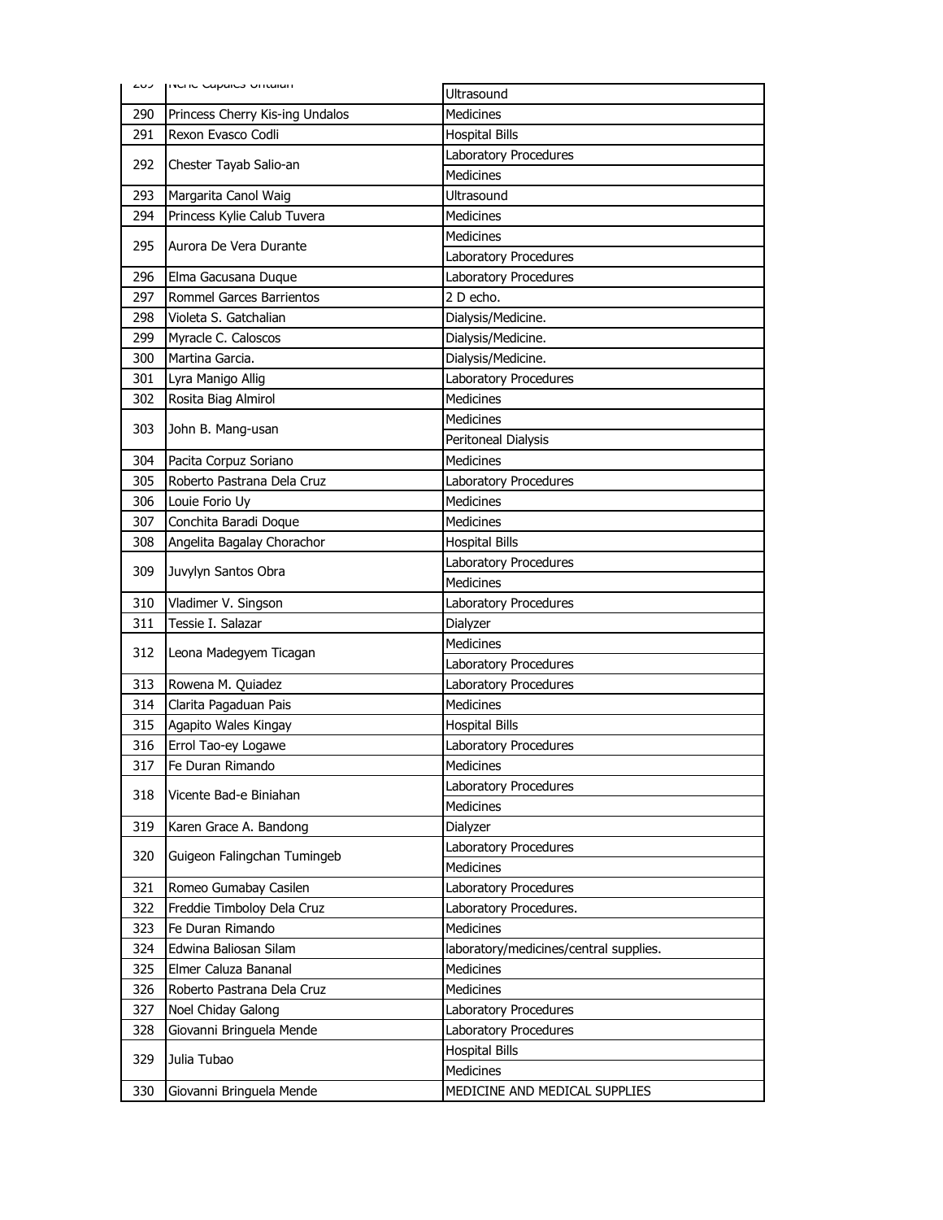| 289 | Nene Capales Untalan | Ultrasound |
|---|---|---|
| 290 | Princess Cherry Kis-ing Undalos | Medicines |
| 291 | Rexon Evasco Codli | Hospital Bills |
| 292 | Chester Tayab Salio-an | Laboratory Procedures |
| | | Medicines |
| 293 | Margarita Canol Waig | Ultrasound |
| 294 | Princess Kylie Calub Tuvera | Medicines |
| 295 | Aurora De Vera Durante | Medicines |
| | | Laboratory Procedures |
| 296 | Elma Gacusana Duque | Laboratory Procedures |
| 297 | Rommel Garces Barrientos | 2 D echo. |
| 298 | Violeta S. Gatchalian | Dialysis/Medicine. |
| 299 | Myracle C. Caloscos | Dialysis/Medicine. |
| 300 | Martina Garcia. | Dialysis/Medicine. |
| 301 | Lyra Manigo Allig | Laboratory Procedures |
| 302 | Rosita Biag Almirol | Medicines |
| 303 | John B. Mang-usan | Medicines |
| | | Peritoneal Dialysis |
| 304 | Pacita Corpuz Soriano | Medicines |
| 305 | Roberto Pastrana Dela Cruz | Laboratory Procedures |
| 306 | Louie Forio Uy | Medicines |
| 307 | Conchita Baradi Doque | Medicines |
| 308 | Angelita Bagalay Chorachor | Hospital Bills |
| 309 | Juvylyn Santos Obra | Laboratory Procedures |
| | | Medicines |
| 310 | Vladimer V. Singson | Laboratory Procedures |
| 311 | Tessie I. Salazar | Dialyzer |
| 312 | Leona Madegyem Ticagan | Medicines |
| | | Laboratory Procedures |
| 313 | Rowena M. Quiadez | Laboratory Procedures |
| 314 | Clarita Pagaduan Pais | Medicines |
| 315 | Agapito Wales Kingay | Hospital Bills |
| 316 | Errol Tao-ey Logawe | Laboratory Procedures |
| 317 | Fe Duran Rimando | Medicines |
| 318 | Vicente Bad-e Biniahan | Laboratory Procedures |
| | | Medicines |
| 319 | Karen Grace A. Bandong | Dialyzer |
| 320 | Guigeon Falingchan Tumingeb | Laboratory Procedures |
| | | Medicines |
| 321 | Romeo Gumabay Casilen | Laboratory Procedures |
| 322 | Freddie Timboloy Dela Cruz | Laboratory Procedures. |
| 323 | Fe Duran Rimando | Medicines |
| 324 | Edwina Baliosan Silam | laboratory/medicines/central supplies. |
| 325 | Elmer Caluza Bananal | Medicines |
| 326 | Roberto Pastrana Dela Cruz | Medicines |
| 327 | Noel Chiday Galong | Laboratory Procedures |
| 328 | Giovanni Bringuela Mende | Laboratory Procedures |
| 329 | Julia Tubao | Hospital Bills |
| | | Medicines |
| 330 | Giovanni Bringuela Mende | MEDICINE AND MEDICAL SUPPLIES |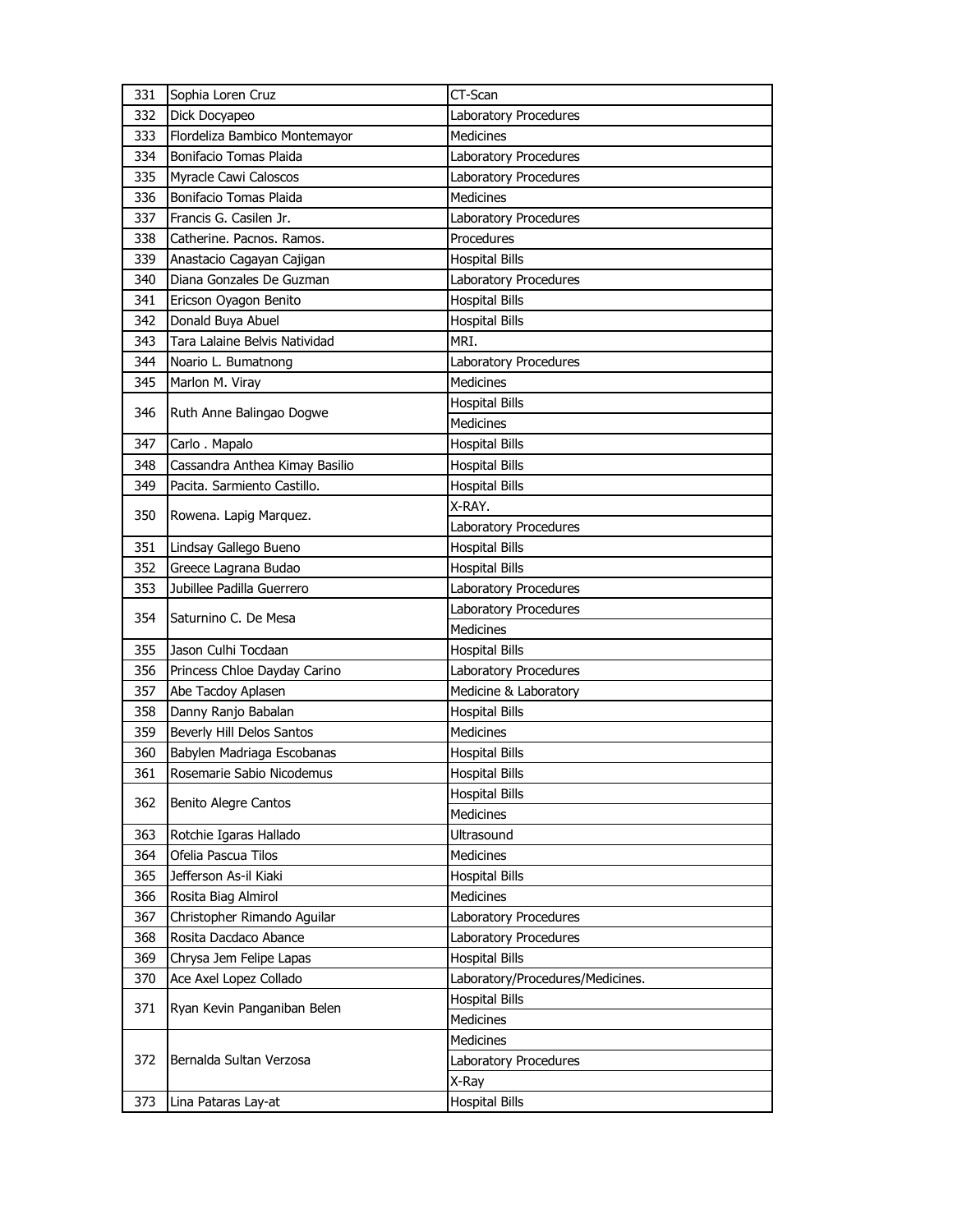| | | |
|---|---|---|
| 331 | Sophia Loren Cruz | CT-Scan |
| 332 | Dick Docyapeo | Laboratory Procedures |
| 333 | Flordeliza Bambico Montemayor | Medicines |
| 334 | Bonifacio Tomas Plaida | Laboratory Procedures |
| 335 | Myracle Cawi Caloscos | Laboratory Procedures |
| 336 | Bonifacio Tomas Plaida | Medicines |
| 337 | Francis G. Casilen Jr. | Laboratory Procedures |
| 338 | Catherine. Pacnos. Ramos. | Procedures |
| 339 | Anastacio Cagayan Cajigan | Hospital Bills |
| 340 | Diana Gonzales De Guzman | Laboratory Procedures |
| 341 | Ericson Oyagon Benito | Hospital Bills |
| 342 | Donald Buya Abuel | Hospital Bills |
| 343 | Tara Lalaine Belvis Natividad | MRI. |
| 344 | Noario L. Bumatnong | Laboratory Procedures |
| 345 | Marlon M. Viray | Medicines |
| 346 | Ruth Anne Balingao Dogwe | Hospital Bills |
| | | Medicines |
| 347 | Carlo . Mapalo | Hospital Bills |
| 348 | Cassandra Anthea Kimay Basilio | Hospital Bills |
| 349 | Pacita. Sarmiento Castillo. | Hospital Bills |
| 350 | Rowena. Lapig Marquez. | X-RAY. |
| | | Laboratory Procedures |
| 351 | Lindsay Gallego Bueno | Hospital Bills |
| 352 | Greece Lagrana Budao | Hospital Bills |
| 353 | Jubillee Padilla Guerrero | Laboratory Procedures |
| 354 | Saturnino C. De Mesa | Laboratory Procedures |
| | | Medicines |
| 355 | Jason Culhi Tocdaan | Hospital Bills |
| 356 | Princess Chloe Dayday Carino | Laboratory Procedures |
| 357 | Abe Tacdoy Aplasen | Medicine & Laboratory |
| 358 | Danny Ranjo Babalan | Hospital Bills |
| 359 | Beverly Hill Delos Santos | Medicines |
| 360 | Babylen Madriaga Escobanas | Hospital Bills |
| 361 | Rosemarie Sabio Nicodemus | Hospital Bills |
| 362 | Benito Alegre Cantos | Hospital Bills |
| | | Medicines |
| 363 | Rotchie Igaras Hallado | Ultrasound |
| 364 | Ofelia Pascua Tilos | Medicines |
| 365 | Jefferson As-il Kiaki | Hospital Bills |
| 366 | Rosita Biag Almirol | Medicines |
| 367 | Christopher Rimando Aguilar | Laboratory Procedures |
| 368 | Rosita Dacdaco Abance | Laboratory Procedures |
| 369 | Chrysa Jem Felipe Lapas | Hospital Bills |
| 370 | Ace Axel Lopez Collado | Laboratory/Procedures/Medicines. |
| 371 | Ryan Kevin Panganiban Belen | Hospital Bills |
| | | Medicines |
| 372 | Bernalda Sultan Verzosa | Medicines |
| | | Laboratory Procedures |
| | | X-Ray |
| 373 | Lina Pataras Lay-at | Hospital Bills |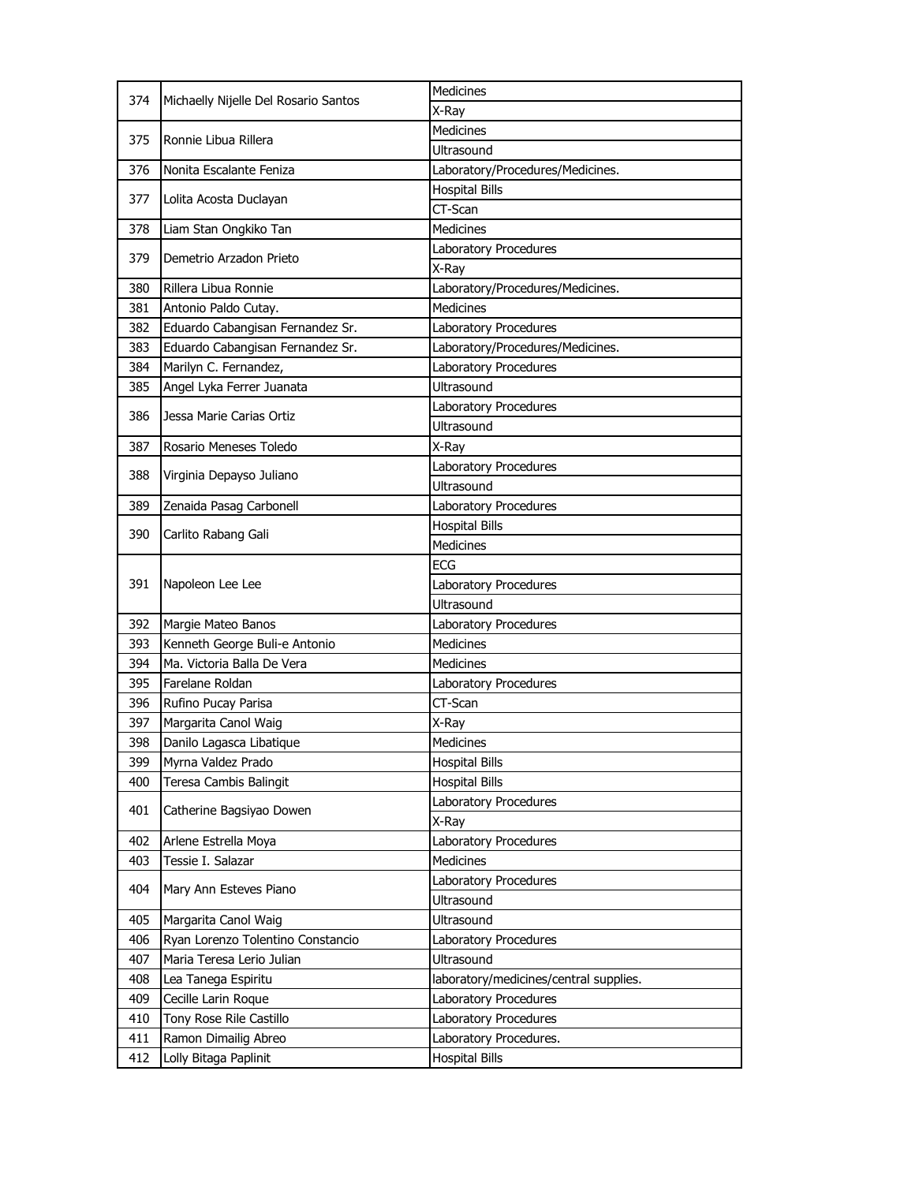| | | |
|---|---|---|
| 374 | Michaelly Nijelle Del Rosario Santos | Medicines |
| | | X-Ray |
| 375 | Ronnie Libua Rillera | Medicines |
| | | Ultrasound |
| 376 | Nonita Escalante Feniza | Laboratory/Procedures/Medicines. |
| 377 | Lolita Acosta Duclayan | Hospital Bills |
| | | CT-Scan |
| 378 | Liam Stan Ongkiko Tan | Medicines |
| 379 | Demetrio Arzadon Prieto | Laboratory Procedures |
| | | X-Ray |
| 380 | Rillera Libua Ronnie | Laboratory/Procedures/Medicines. |
| 381 | Antonio Paldo Cutay. | Medicines |
| 382 | Eduardo Cabangisan Fernandez Sr. | Laboratory Procedures |
| 383 | Eduardo Cabangisan Fernandez Sr. | Laboratory/Procedures/Medicines. |
| 384 | Marilyn C. Fernandez, | Laboratory Procedures |
| 385 | Angel Lyka Ferrer Juanata | Ultrasound |
| 386 | Jessa Marie Carias Ortiz | Laboratory Procedures |
| | | Ultrasound |
| 387 | Rosario Meneses Toledo | X-Ray |
| 388 | Virginia Depayso Juliano | Laboratory Procedures |
| | | Ultrasound |
| 389 | Zenaida Pasag Carbonell | Laboratory Procedures |
| 390 | Carlito Rabang Gali | Hospital Bills |
| | | Medicines |
| 391 | Napoleon Lee Lee | ECG |
| | | Laboratory Procedures |
| | | Ultrasound |
| 392 | Margie Mateo Banos | Laboratory Procedures |
| 393 | Kenneth George Buli-e Antonio | Medicines |
| 394 | Ma. Victoria Balla De Vera | Medicines |
| 395 | Farelane Roldan | Laboratory Procedures |
| 396 | Rufino Pucay Parisa | CT-Scan |
| 397 | Margarita Canol Waig | X-Ray |
| 398 | Danilo Lagasca Libatique | Medicines |
| 399 | Myrna Valdez Prado | Hospital Bills |
| 400 | Teresa Cambis Balingit | Hospital Bills |
| 401 | Catherine Bagsiyao Dowen | Laboratory Procedures |
| | | X-Ray |
| 402 | Arlene Estrella Moya | Laboratory Procedures |
| 403 | Tessie I. Salazar | Medicines |
| 404 | Mary Ann Esteves Piano | Laboratory Procedures |
| | | Ultrasound |
| 405 | Margarita Canol Waig | Ultrasound |
| 406 | Ryan Lorenzo Tolentino Constancio | Laboratory Procedures |
| 407 | Maria Teresa Lerio Julian | Ultrasound |
| 408 | Lea Tanega Espiritu | laboratory/medicines/central supplies. |
| 409 | Cecille Larin Roque | Laboratory Procedures |
| 410 | Tony Rose Rile Castillo | Laboratory Procedures |
| 411 | Ramon Dimailig Abreo | Laboratory Procedures. |
| 412 | Lolly Bitaga Paplinit | Hospital Bills |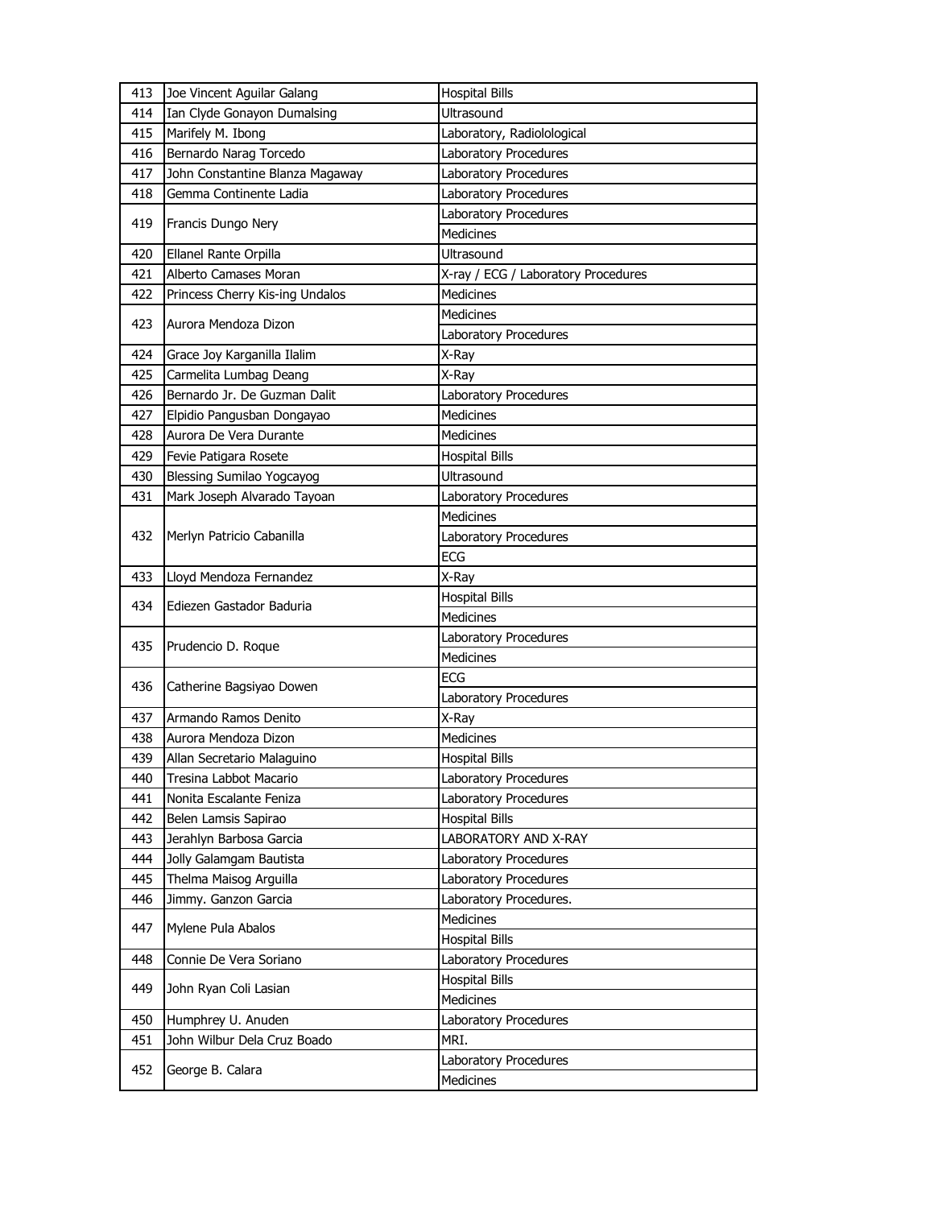| | | |
|---|---|---|
| 413 | Joe Vincent Aguilar Galang | Hospital Bills |
| 414 | Ian Clyde Gonayon Dumalsing | Ultrasound |
| 415 | Marifely M. Ibong | Laboratory, Radiolological |
| 416 | Bernardo Narag Torcedo | Laboratory Procedures |
| 417 | John Constantine Blanza Magaway | Laboratory Procedures |
| 418 | Gemma Continente Ladia | Laboratory Procedures |
| 419 | Francis Dungo Nery | Laboratory Procedures |
| | | Medicines |
| 420 | Ellanel Rante Orpilla | Ultrasound |
| 421 | Alberto Camases Moran | X-ray / ECG / Laboratory Procedures |
| 422 | Princess Cherry Kis-ing Undalos | Medicines |
| 423 | Aurora Mendoza Dizon | Medicines |
| | | Laboratory Procedures |
| 424 | Grace Joy Karganilla Ilalim | X-Ray |
| 425 | Carmelita Lumbag Deang | X-Ray |
| 426 | Bernardo Jr. De Guzman Dalit | Laboratory Procedures |
| 427 | Elpidio Pangusban Dongayao | Medicines |
| 428 | Aurora De Vera Durante | Medicines |
| 429 | Fevie Patigara Rosete | Hospital Bills |
| 430 | Blessing Sumilao Yogcayog | Ultrasound |
| 431 | Mark Joseph Alvarado Tayoan | Laboratory Procedures |
| 432 | Merlyn Patricio Cabanilla | Medicines |
| | | Laboratory Procedures |
| | | ECG |
| 433 | Lloyd Mendoza Fernandez | X-Ray |
| 434 | Ediezen Gastador Baduria | Hospital Bills |
| | | Medicines |
| 435 | Prudencio D. Roque | Laboratory Procedures |
| | | Medicines |
| 436 | Catherine Bagsiyao Dowen | ECG |
| | | Laboratory Procedures |
| 437 | Armando Ramos Denito | X-Ray |
| 438 | Aurora Mendoza Dizon | Medicines |
| 439 | Allan Secretario Malaguino | Hospital Bills |
| 440 | Tresina Labbot Macario | Laboratory Procedures |
| 441 | Nonita Escalante Feniza | Laboratory Procedures |
| 442 | Belen Lamsis Sapirao | Hospital Bills |
| 443 | Jerahlyn Barbosa Garcia | LABORATORY AND X-RAY |
| 444 | Jolly Galamgam Bautista | Laboratory Procedures |
| 445 | Thelma Maisog Arguilla | Laboratory Procedures |
| 446 | Jimmy. Ganzon Garcia | Laboratory Procedures. |
| 447 | Mylene Pula Abalos | Medicines |
| | | Hospital Bills |
| 448 | Connie De Vera Soriano | Laboratory Procedures |
| 449 | John Ryan Coli Lasian | Hospital Bills |
| | | Medicines |
| 450 | Humphrey U. Anuden | Laboratory Procedures |
| 451 | John Wilbur Dela Cruz Boado | MRI. |
| 452 | George B. Calara | Laboratory Procedures |
| | | Medicines |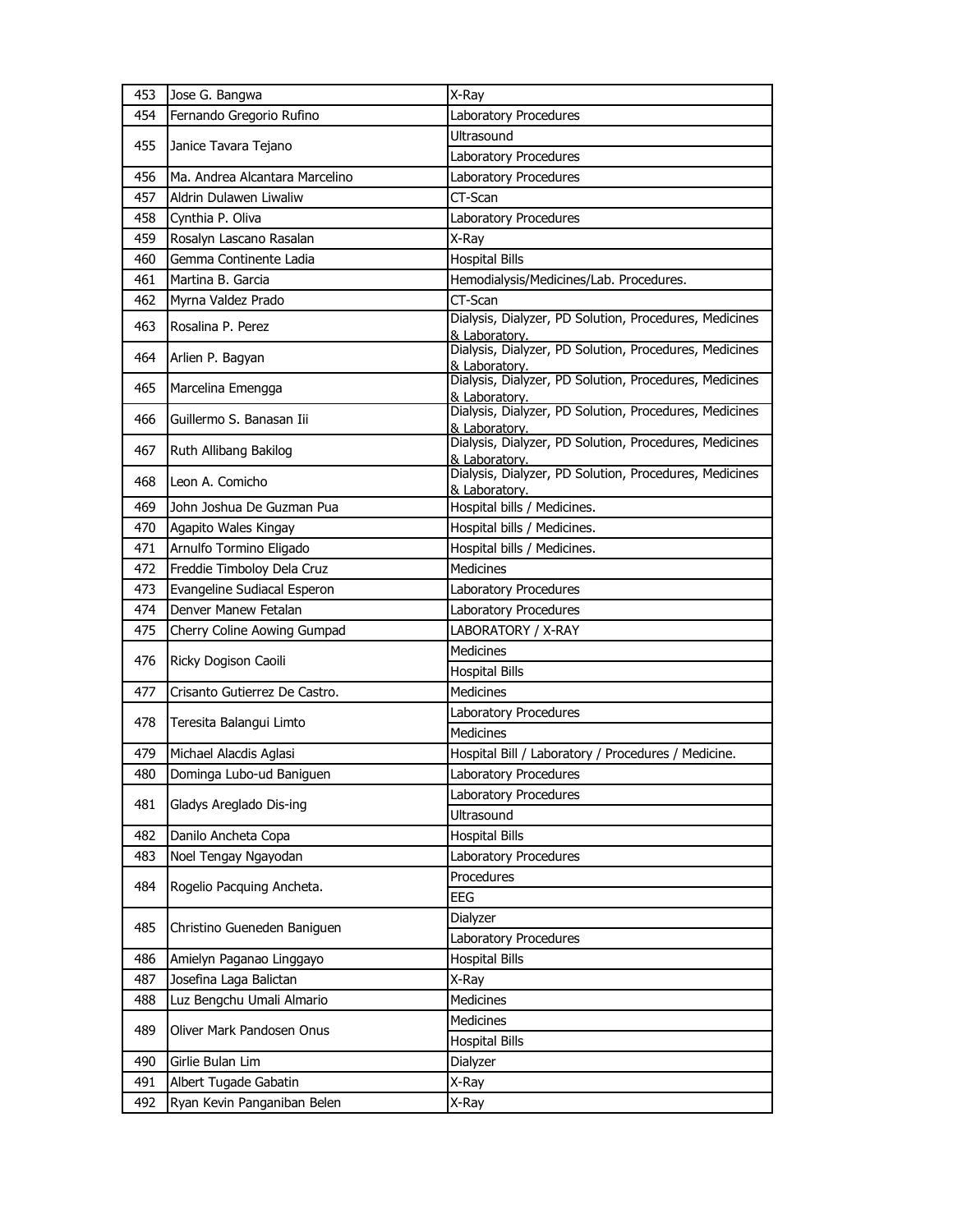| | | |
|---|---|---|
| 453 | Jose G. Bangwa | X-Ray |
| 454 | Fernando Gregorio Rufino | Laboratory Procedures |
| 455 | Janice Tavara Tejano | Ultrasound |
| | | Laboratory Procedures |
| 456 | Ma. Andrea Alcantara Marcelino | Laboratory Procedures |
| 457 | Aldrin Dulawen Liwaliw | CT-Scan |
| 458 | Cynthia P. Oliva | Laboratory Procedures |
| 459 | Rosalyn Lascano Rasalan | X-Ray |
| 460 | Gemma Continente Ladia | Hospital Bills |
| 461 | Martina B. Garcia | Hemodialysis/Medicines/Lab. Procedures. |
| 462 | Myrna Valdez Prado | CT-Scan |
| 463 | Rosalina P. Perez | Dialysis, Dialyzer, PD Solution, Procedures, Medicines & Laboratory. |
| 464 | Arlien P. Bagyan | Dialysis, Dialyzer, PD Solution, Procedures, Medicines & Laboratory. |
| 465 | Marcelina Emengga | Dialysis, Dialyzer, PD Solution, Procedures, Medicines & Laboratory. |
| 466 | Guillermo S. Banasan Iii | Dialysis, Dialyzer, PD Solution, Procedures, Medicines & Laboratory. |
| 467 | Ruth Allibang Bakilog | Dialysis, Dialyzer, PD Solution, Procedures, Medicines & Laboratory. |
| 468 | Leon A. Comicho | Dialysis, Dialyzer, PD Solution, Procedures, Medicines & Laboratory. |
| 469 | John Joshua De Guzman Pua | Hospital bills / Medicines. |
| 470 | Agapito Wales Kingay | Hospital bills / Medicines. |
| 471 | Arnulfo Tormino Eligado | Hospital bills / Medicines. |
| 472 | Freddie Timboloy Dela Cruz | Medicines |
| 473 | Evangeline Sudiacal Esperon | Laboratory Procedures |
| 474 | Denver Manew Fetalan | Laboratory Procedures |
| 475 | Cherry Coline Aowing Gumpad | LABORATORY / X-RAY |
| 476 | Ricky Dogison Caoili | Medicines |
| | | Hospital Bills |
| 477 | Crisanto Gutierrez De Castro. | Medicines |
| 478 | Teresita Balangui Limto | Laboratory Procedures |
| | | Medicines |
| 479 | Michael Alacdis Aglasi | Hospital Bill / Laboratory / Procedures / Medicine. |
| 480 | Dominga Lubo-ud Baniguen | Laboratory Procedures |
| 481 | Gladys Areglado Dis-ing | Laboratory Procedures |
| | | Ultrasound |
| 482 | Danilo Ancheta Copa | Hospital Bills |
| 483 | Noel Tengay Ngayodan | Laboratory Procedures |
| 484 | Rogelio Pacquing Ancheta. | Procedures |
| | | EEG |
| 485 | Christino Gueneden Baniguen | Dialyzer |
| | | Laboratory Procedures |
| 486 | Amielyn Paganao Linggayo | Hospital Bills |
| 487 | Josefina Laga Balictan | X-Ray |
| 488 | Luz Bengchu Umali Almario | Medicines |
| 489 | Oliver Mark Pandosen Onus | Medicines |
| | | Hospital Bills |
| 490 | Girlie Bulan Lim | Dialyzer |
| 491 | Albert Tugade Gabatin | X-Ray |
| 492 | Ryan Kevin Panganiban Belen | X-Ray |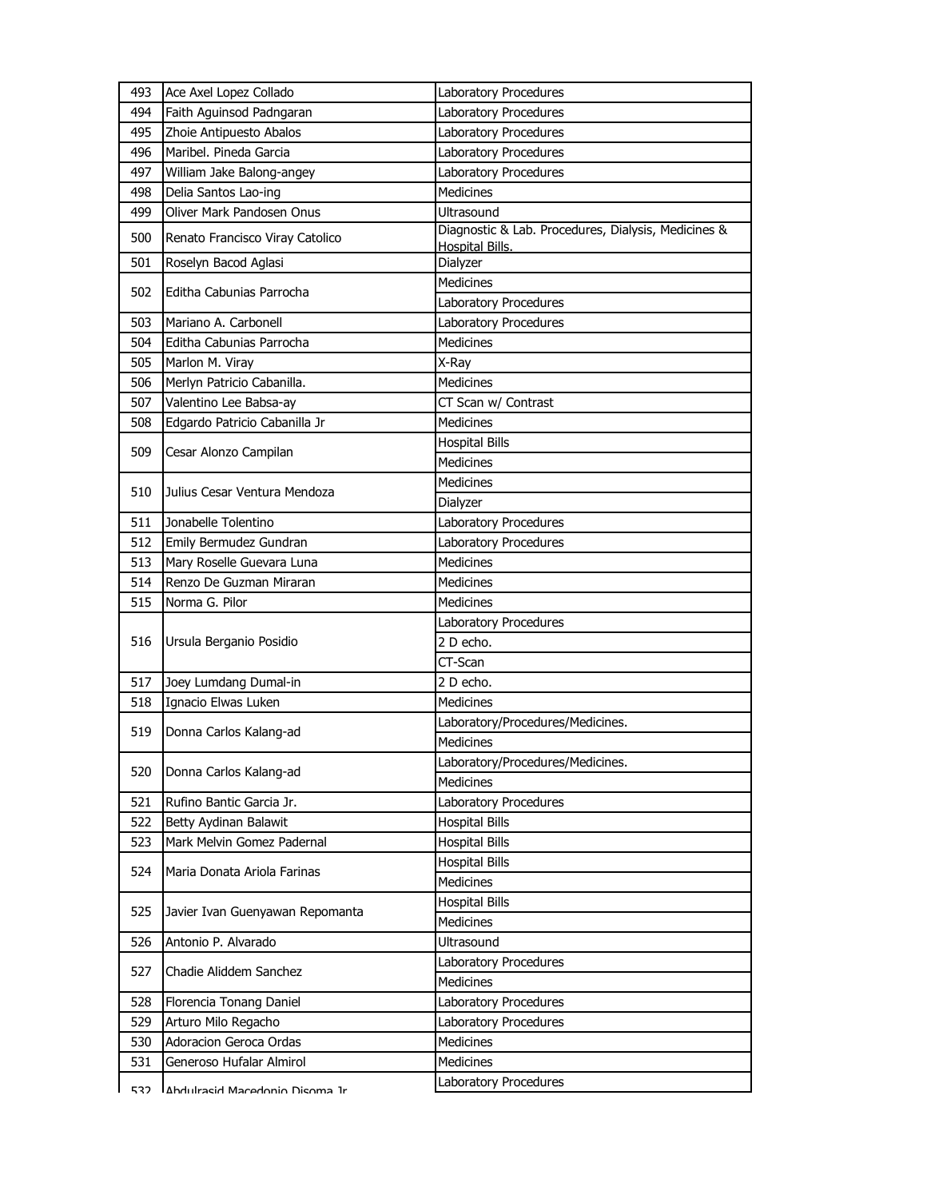| 493 | Ace Axel Lopez Collado | Laboratory Procedures |
|---|---|---|
| 494 | Faith Aguinsod Padngaran | Laboratory Procedures |
| 495 | Zhoie Antipuesto Abalos | Laboratory Procedures |
| 496 | Maribel. Pineda Garcia | Laboratory Procedures |
| 497 | William Jake Balong-angey | Laboratory Procedures |
| 498 | Delia Santos Lao-ing | Medicines |
| 499 | Oliver Mark Pandosen Onus | Ultrasound |
| 500 | Renato Francisco Viray Catolico | Diagnostic & Lab. Procedures, Dialysis, Medicines & Hospital Bills. |
| 501 | Roselyn Bacod Aglasi | Dialyzer |
| 502 | Editha Cabunias Parrocha | Medicines |
| | | Laboratory Procedures |
| 503 | Mariano A. Carbonell | Laboratory Procedures |
| 504 | Editha Cabunias Parrocha | Medicines |
| 505 | Marlon M. Viray | X-Ray |
| 506 | Merlyn Patricio Cabanilla. | Medicines |
| 507 | Valentino Lee Babsa-ay | CT Scan w/ Contrast |
| 508 | Edgardo Patricio Cabanilla Jr | Medicines |
| 509 | Cesar Alonzo Campilan | Hospital Bills |
| | | Medicines |
| 510 | Julius Cesar Ventura Mendoza | Medicines |
| | | Dialyzer |
| 511 | Jonabelle Tolentino | Laboratory Procedures |
| 512 | Emily Bermudez Gundran | Laboratory Procedures |
| 513 | Mary Roselle Guevara Luna | Medicines |
| 514 | Renzo De Guzman Miraran | Medicines |
| 515 | Norma G. Pilor | Medicines |
| 516 | Ursula Berganio Posidio | Laboratory Procedures |
| | | 2 D echo. |
| | | CT-Scan |
| 517 | Joey Lumdang Dumal-in | 2 D echo. |
| 518 | Ignacio Elwas Luken | Medicines |
| 519 | Donna Carlos Kalang-ad | Laboratory/Procedures/Medicines. |
| | | Medicines |
| 520 | Donna Carlos Kalang-ad | Laboratory/Procedures/Medicines. |
| | | Medicines |
| 521 | Rufino Bantic Garcia Jr. | Laboratory Procedures |
| 522 | Betty Aydinan Balawit | Hospital Bills |
| 523 | Mark Melvin Gomez Padernal | Hospital Bills |
| 524 | Maria Donata Ariola Farinas | Hospital Bills |
| | | Medicines |
| 525 | Javier Ivan Guenyawan Repomanta | Hospital Bills |
| | | Medicines |
| 526 | Antonio P. Alvarado | Ultrasound |
| 527 | Chadie Aliddem Sanchez | Laboratory Procedures |
| | | Medicines |
| 528 | Florencia Tonang Daniel | Laboratory Procedures |
| 529 | Arturo Milo Regacho | Laboratory Procedures |
| 530 | Adoracion Geroca Ordas | Medicines |
| 531 | Generoso Hufalar Almirol | Medicines |
| 532 | Abdulrasid Macedonio Disoma Jr. | Laboratory Procedures |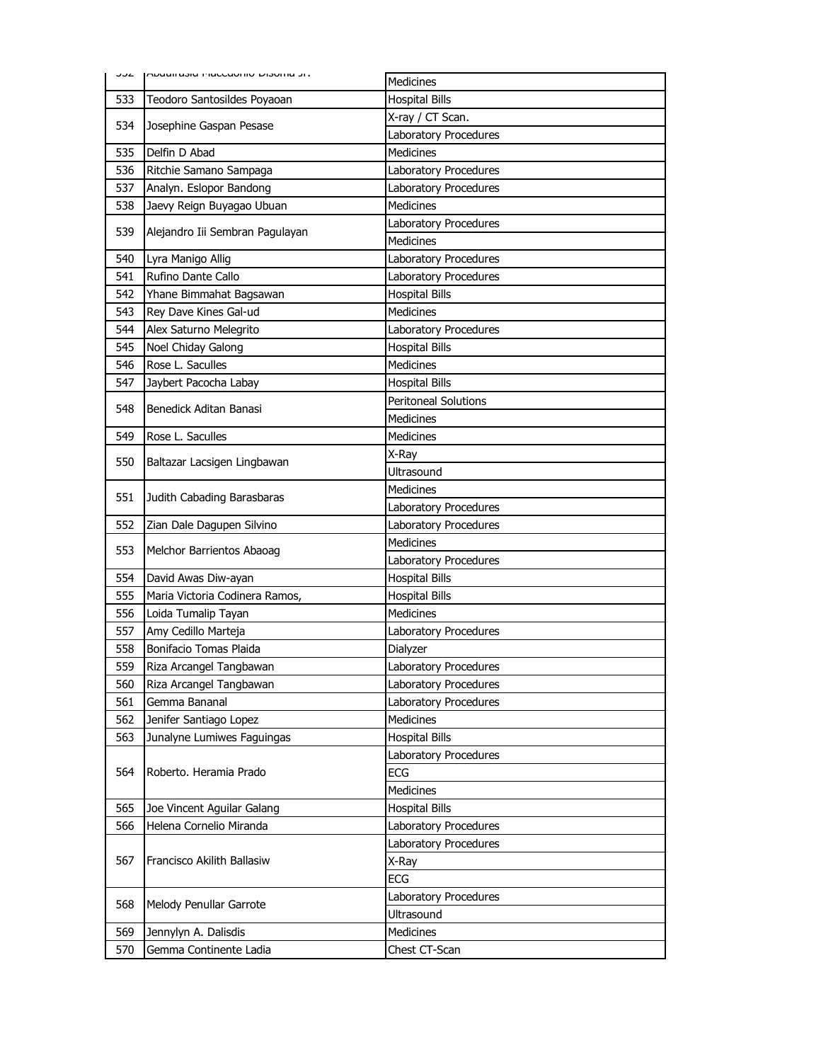| | | |
|---|---|---|
| 532 | Abdulrasid Maccedonio Disoma Jr. | Medicines |
| 533 | Teodoro Santosildes Poyaoan | Hospital Bills |
| 534 | Josephine Gaspan Pesase | X-ray / CT Scan. |
| | | Laboratory Procedures |
| 535 | Delfin D Abad | Medicines |
| 536 | Ritchie Samano Sampaga | Laboratory Procedures |
| 537 | Analyn. Eslopor Bandong | Laboratory Procedures |
| 538 | Jaevy Reign Buyagao Ubuan | Medicines |
| 539 | Alejandro Iii Sembran Pagulayan | Laboratory Procedures |
| | | Medicines |
| 540 | Lyra Manigo Allig | Laboratory Procedures |
| 541 | Rufino Dante Callo | Laboratory Procedures |
| 542 | Yhane Bimmahat Bagsawan | Hospital Bills |
| 543 | Rey Dave Kines Gal-ud | Medicines |
| 544 | Alex Saturno Melegrito | Laboratory Procedures |
| 545 | Noel Chiday Galong | Hospital Bills |
| 546 | Rose L. Saculles | Medicines |
| 547 | Jaybert Pacocha Labay | Hospital Bills |
| 548 | Benedick Aditan Banasi | Peritoneal Solutions |
| | | Medicines |
| 549 | Rose L. Saculles | Medicines |
| 550 | Baltazar Lacsigen Lingbawan | X-Ray |
| | | Ultrasound |
| 551 | Judith Cabading Barasbaras | Medicines |
| | | Laboratory Procedures |
| 552 | Zian Dale Dagupen Silvino | Laboratory Procedures |
| 553 | Melchor Barrientos Abaoag | Medicines |
| | | Laboratory Procedures |
| 554 | David Awas Diw-ayan | Hospital Bills |
| 555 | Maria Victoria Codinera Ramos, | Hospital Bills |
| 556 | Loida Tumalip Tayan | Medicines |
| 557 | Amy Cedillo Marteja | Laboratory Procedures |
| 558 | Bonifacio Tomas Plaida | Dialyzer |
| 559 | Riza Arcangel Tangbawan | Laboratory Procedures |
| 560 | Riza Arcangel Tangbawan | Laboratory Procedures |
| 561 | Gemma Bananal | Laboratory Procedures |
| 562 | Jenifer Santiago Lopez | Medicines |
| 563 | Junalyne Lumiwes Faguingas | Hospital Bills |
| 564 | Roberto. Heramia Prado | Laboratory Procedures |
| | | ECG |
| | | Medicines |
| 565 | Joe Vincent Aguilar Galang | Hospital Bills |
| 566 | Helena Cornelio Miranda | Laboratory Procedures |
| 567 | Francisco Akilith Ballasiw | Laboratory Procedures |
| | | X-Ray |
| | | ECG |
| 568 | Melody Penullar Garrote | Laboratory Procedures |
| | | Ultrasound |
| 569 | Jennylyn A. Dalisdis | Medicines |
| 570 | Gemma Continente Ladia | Chest CT-Scan |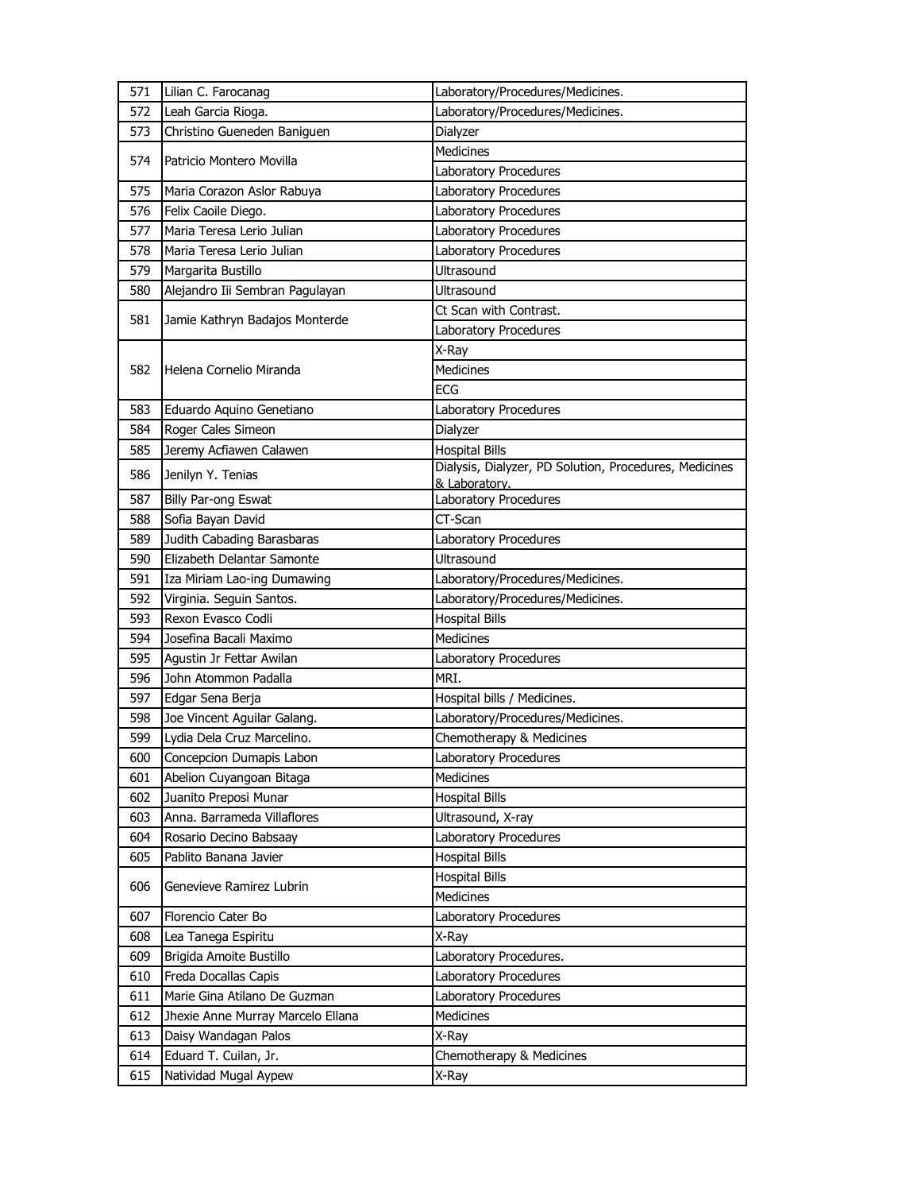| | | |
|---|---|---|
| 571 | Lilian C. Farocanag | Laboratory/Procedures/Medicines. |
| 572 | Leah Garcia Rioga. | Laboratory/Procedures/Medicines. |
| 573 | Christino Gueneden Baniguen | Dialyzer |
| 574 | Patricio Montero Movilla | Medicines |
| | | Laboratory Procedures |
| 575 | Maria Corazon Aslor Rabuya | Laboratory Procedures |
| 576 | Felix Caoile Diego. | Laboratory Procedures |
| 577 | Maria Teresa Lerio Julian | Laboratory Procedures |
| 578 | Maria Teresa Lerio Julian | Laboratory Procedures |
| 579 | Margarita Bustillo | Ultrasound |
| 580 | Alejandro Iii Sembran Pagulayan | Ultrasound |
| 581 | Jamie Kathryn Badajos Monterde | Ct Scan with Contrast. |
| | | Laboratory Procedures |
| 582 | Helena Cornelio Miranda | X-Ray |
| | | Medicines |
| | | ECG |
| 583 | Eduardo Aquino Genetiano | Laboratory Procedures |
| 584 | Roger Cales Simeon | Dialyzer |
| 585 | Jeremy Acfiawen Calawen | Hospital Bills |
| 586 | Jenilyn Y. Tenias | Dialysis, Dialyzer, PD Solution, Procedures, Medicines & Laboratory. |
| 587 | Billy Par-ong Eswat | Laboratory Procedures |
| 588 | Sofia Bayan David | CT-Scan |
| 589 | Judith Cabading Barasbaras | Laboratory Procedures |
| 590 | Elizabeth Delantar Samonte | Ultrasound |
| 591 | Iza Miriam Lao-ing Dumawing | Laboratory/Procedures/Medicines. |
| 592 | Virginia. Seguin Santos. | Laboratory/Procedures/Medicines. |
| 593 | Rexon Evasco Codli | Hospital Bills |
| 594 | Josefina Bacali Maximo | Medicines |
| 595 | Agustin Jr Fettar Awilan | Laboratory Procedures |
| 596 | John Atommon Padalla | MRI. |
| 597 | Edgar Sena Berja | Hospital bills / Medicines. |
| 598 | Joe Vincent Aguilar Galang. | Laboratory/Procedures/Medicines. |
| 599 | Lydia Dela Cruz Marcelino. | Chemotherapy & Medicines |
| 600 | Concepcion Dumapis Labon | Laboratory Procedures |
| 601 | Abelion Cuyangoan Bitaga | Medicines |
| 602 | Juanito Preposi Munar | Hospital Bills |
| 603 | Anna. Barrameda Villaflores | Ultrasound, X-ray |
| 604 | Rosario Decino Babsaay | Laboratory Procedures |
| 605 | Pablito Banana Javier | Hospital Bills |
| 606 | Genevieve Ramirez Lubrin | Hospital Bills |
| | | Medicines |
| 607 | Florencio Cater Bo | Laboratory Procedures |
| 608 | Lea Tanega Espiritu | X-Ray |
| 609 | Brigida Amoite Bustillo | Laboratory Procedures. |
| 610 | Freda Docallas Capis | Laboratory Procedures |
| 611 | Marie Gina Atilano De Guzman | Laboratory Procedures |
| 612 | Jhexie Anne Murray Marcelo Ellana | Medicines |
| 613 | Daisy Wandagan Palos | X-Ray |
| 614 | Eduard T. Cuilan, Jr. | Chemotherapy & Medicines |
| 615 | Natividad Mugal Aypew | X-Ray |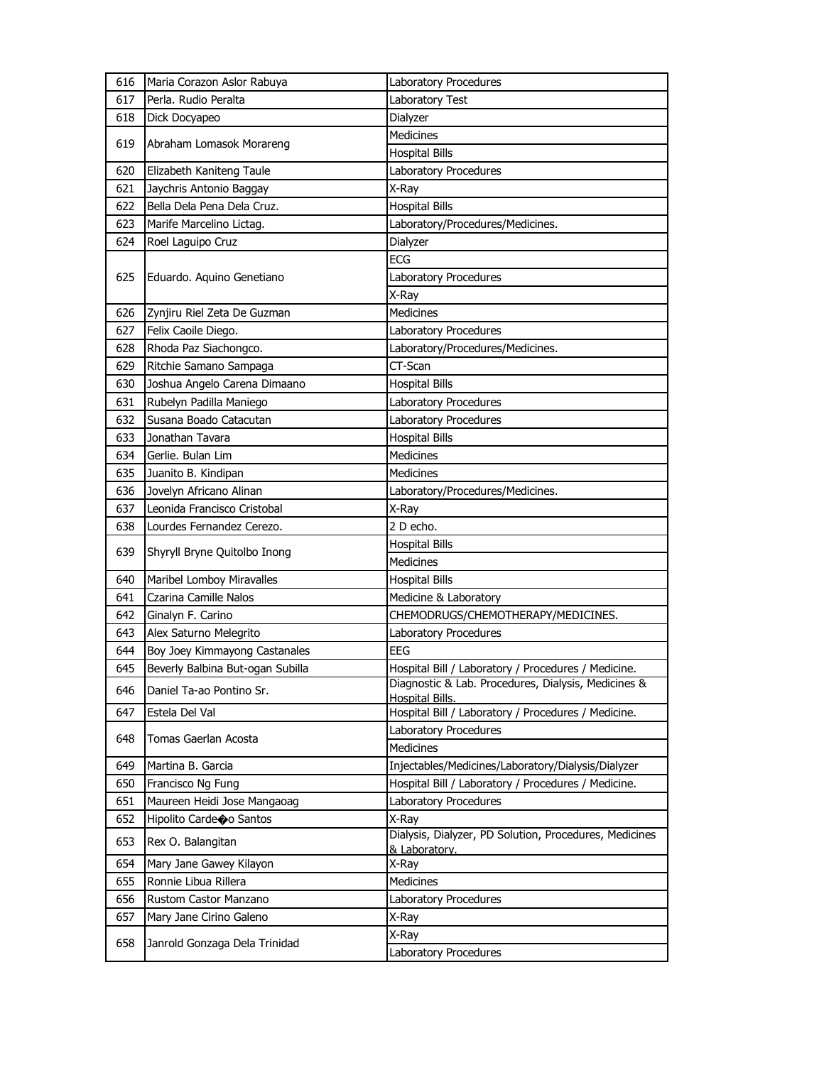| | | |
|---|---|---|
| 616 | Maria Corazon Aslor Rabuya | Laboratory Procedures |
| 617 | Perla. Rudio Peralta | Laboratory Test |
| 618 | Dick Docyapeo | Dialyzer |
| 619 | Abraham Lomasok Morareng | Medicines |
| | | Hospital Bills |
| 620 | Elizabeth Kaniteng Taule | Laboratory Procedures |
| 621 | Jaychris Antonio Baggay | X-Ray |
| 622 | Bella Dela Pena Dela Cruz. | Hospital Bills |
| 623 | Marife Marcelino Lictag. | Laboratory/Procedures/Medicines. |
| 624 | Roel Laguipo Cruz | Dialyzer |
| 625 | Eduardo. Aquino Genetiano | ECG |
| | | Laboratory Procedures |
| | | X-Ray |
| 626 | Zynjiru Riel Zeta De Guzman | Medicines |
| 627 | Felix Caoile Diego. | Laboratory Procedures |
| 628 | Rhoda Paz Siachongco. | Laboratory/Procedures/Medicines. |
| 629 | Ritchie Samano Sampaga | CT-Scan |
| 630 | Joshua Angelo Carena Dimaano | Hospital Bills |
| 631 | Rubelyn Padilla Maniego | Laboratory Procedures |
| 632 | Susana Boado Catacutan | Laboratory Procedures |
| 633 | Jonathan Tavara | Hospital Bills |
| 634 | Gerlie. Bulan Lim | Medicines |
| 635 | Juanito B. Kindipan | Medicines |
| 636 | Jovelyn Africano Alinan | Laboratory/Procedures/Medicines. |
| 637 | Leonida Francisco Cristobal | X-Ray |
| 638 | Lourdes Fernandez Cerezo. | 2 D echo. |
| 639 | Shyryll Bryne Quitolbo Inong | Hospital Bills |
| | | Medicines |
| 640 | Maribel Lomboy Miravalles | Hospital Bills |
| 641 | Czarina Camille Nalos | Medicine & Laboratory |
| 642 | Ginalyn F. Carino | CHEMODRUGS/CHEMOTHERAPY/MEDICINES. |
| 643 | Alex Saturno Melegrito | Laboratory Procedures |
| 644 | Boy Joey Kimmayong Castanales | EEG |
| 645 | Beverly Balbina But-ogan Subilla | Hospital Bill / Laboratory / Procedures / Medicine. |
| 646 | Daniel Ta-ao Pontino Sr. | Diagnostic & Lab. Procedures, Dialysis, Medicines & Hospital Bills. |
| 647 | Estela Del Val | Hospital Bill / Laboratory / Procedures / Medicine. |
| 648 | Tomas Gaerlan Acosta | Laboratory Procedures |
| | | Medicines |
| 649 | Martina B. Garcia | Injectables/Medicines/Laboratory/Dialysis/Dialyzer |
| 650 | Francisco Ng Fung | Hospital Bill / Laboratory / Procedures / Medicine. |
| 651 | Maureen Heidi Jose Mangaoag | Laboratory Procedures |
| 652 | Hipolito Carde�o Santos | X-Ray |
| 653 | Rex O. Balangitan | Dialysis, Dialyzer, PD Solution, Procedures, Medicines & Laboratory. |
| 654 | Mary Jane Gawey Kilayon | X-Ray |
| 655 | Ronnie Libua Rillera | Medicines |
| 656 | Rustom Castor Manzano | Laboratory Procedures |
| 657 | Mary Jane Cirino Galeno | X-Ray |
| 658 | Janrold Gonzaga Dela Trinidad | X-Ray |
| | | Laboratory Procedures |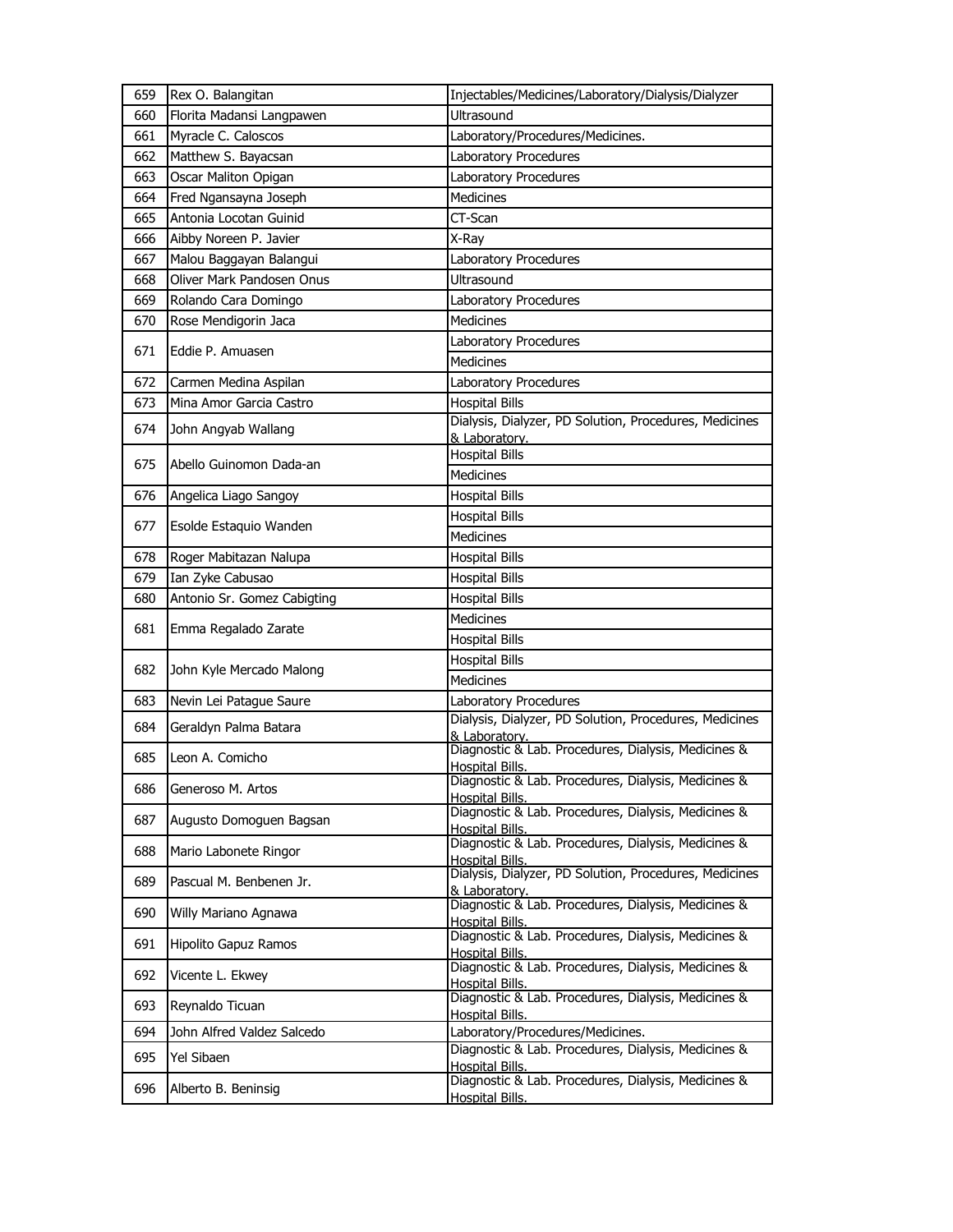| | | |
|---|---|---|
| 659 | Rex O. Balangitan | Injectables/Medicines/Laboratory/Dialysis/Dialyzer |
| 660 | Florita Madansi Langpawen | Ultrasound |
| 661 | Myracle C. Caloscos | Laboratory/Procedures/Medicines. |
| 662 | Matthew S. Bayacsan | Laboratory Procedures |
| 663 | Oscar Maliton Opigan | Laboratory Procedures |
| 664 | Fred Ngansayna Joseph | Medicines |
| 665 | Antonia Locotan Guinid | CT-Scan |
| 666 | Aibby Noreen P. Javier | X-Ray |
| 667 | Malou Baggayan Balangui | Laboratory Procedures |
| 668 | Oliver Mark Pandosen Onus | Ultrasound |
| 669 | Rolando Cara Domingo | Laboratory Procedures |
| 670 | Rose Mendigorin Jaca | Medicines |
| 671 | Eddie P. Amuasen | Laboratory Procedures |
| | | Medicines |
| 672 | Carmen Medina Aspilan | Laboratory Procedures |
| 673 | Mina Amor Garcia Castro | Hospital Bills |
| 674 | John Angyab Wallang | Dialysis, Dialyzer, PD Solution, Procedures, Medicines & Laboratory. |
| 675 | Abello Guinomon Dada-an | Hospital Bills |
| | | Medicines |
| 676 | Angelica Liago Sangoy | Hospital Bills |
| 677 | Esolde Estaquio Wanden | Hospital Bills |
| | | Medicines |
| 678 | Roger Mabitazan Nalupa | Hospital Bills |
| 679 | Ian Zyke Cabusao | Hospital Bills |
| 680 | Antonio Sr. Gomez Cabigting | Hospital Bills |
| 681 | Emma Regalado Zarate | Medicines |
| | | Hospital Bills |
| 682 | John Kyle Mercado Malong | Hospital Bills |
| | | Medicines |
| 683 | Nevin Lei Patague Saure | Laboratory Procedures |
| 684 | Geraldyn Palma Batara | Dialysis, Dialyzer, PD Solution, Procedures, Medicines & Laboratory. |
| 685 | Leon A. Comicho | Diagnostic & Lab. Procedures, Dialysis, Medicines & Hospital Bills. |
| 686 | Generoso M. Artos | Diagnostic & Lab. Procedures, Dialysis, Medicines & Hospital Bills. |
| 687 | Augusto Domoguen Bagsan | Diagnostic & Lab. Procedures, Dialysis, Medicines & Hospital Bills. |
| 688 | Mario Labonete Ringor | Diagnostic & Lab. Procedures, Dialysis, Medicines & Hospital Bills. |
| 689 | Pascual M. Benbenen Jr. | Dialysis, Dialyzer, PD Solution, Procedures, Medicines & Laboratory. |
| 690 | Willy Mariano Agnawa | Diagnostic & Lab. Procedures, Dialysis, Medicines & Hospital Bills. |
| 691 | Hipolito Gapuz Ramos | Diagnostic & Lab. Procedures, Dialysis, Medicines & Hospital Bills. |
| 692 | Vicente L. Ekwey | Diagnostic & Lab. Procedures, Dialysis, Medicines & Hospital Bills. |
| 693 | Reynaldo Ticuan | Diagnostic & Lab. Procedures, Dialysis, Medicines & Hospital Bills. |
| 694 | John Alfred Valdez Salcedo | Laboratory/Procedures/Medicines. |
| 695 | Yel Sibaen | Diagnostic & Lab. Procedures, Dialysis, Medicines & Hospital Bills. |
| 696 | Alberto B. Beninsig | Diagnostic & Lab. Procedures, Dialysis, Medicines & Hospital Bills. |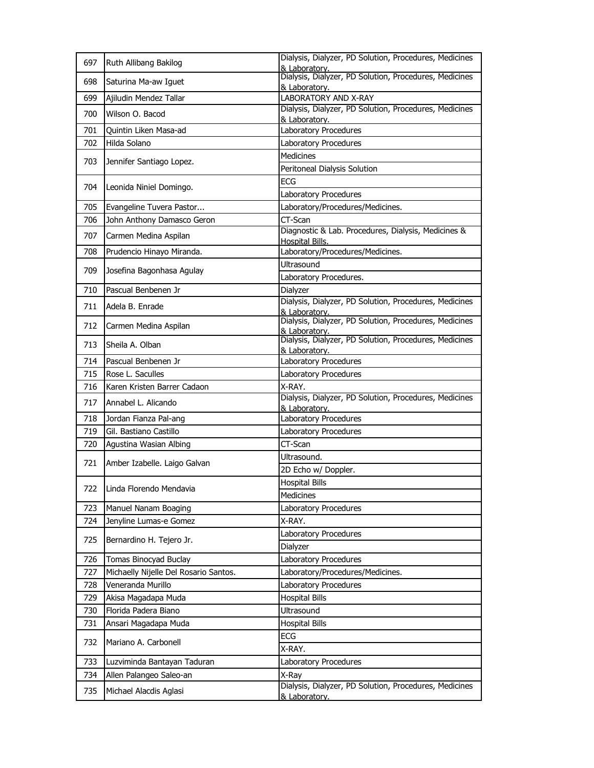| 697 | Ruth Allibang Bakilog | Dialysis, Dialyzer, PD Solution, Procedures, Medicines & Laboratory. |
|---|---|---|
| 698 | Saturina Ma-aw Iguet | Dialysis, Dialyzer, PD Solution, Procedures, Medicines & Laboratory. |
| 699 | Ajiludin Mendez Tallar | LABORATORY AND X-RAY |
| 700 | Wilson O. Bacod | Dialysis, Dialyzer, PD Solution, Procedures, Medicines & Laboratory. |
| 701 | Quintin Liken Masa-ad | Laboratory Procedures |
| 702 | Hilda Solano | Laboratory Procedures |
| 703 | Jennifer Santiago Lopez. | Medicines |
| | | Peritoneal Dialysis Solution |
| 704 | Leonida Niniel Domingo. | ECG |
| | | Laboratory Procedures |
| 705 | Evangeline Tuvera Pastor... | Laboratory/Procedures/Medicines. |
| 706 | John Anthony Damasco Geron | CT-Scan |
| 707 | Carmen Medina Aspilan | Diagnostic & Lab. Procedures, Dialysis, Medicines & Hospital Bills. |
| 708 | Prudencio Hinayo Miranda. | Laboratory/Procedures/Medicines. |
| 709 | Josefina Bagonhasa Agulay | Ultrasound |
| | | Laboratory Procedures. |
| 710 | Pascual Benbenen Jr | Dialyzer |
| 711 | Adela B. Enrade | Dialysis, Dialyzer, PD Solution, Procedures, Medicines & Laboratory. |
| 712 | Carmen Medina Aspilan | Dialysis, Dialyzer, PD Solution, Procedures, Medicines & Laboratory. |
| 713 | Sheila A. Olban | Dialysis, Dialyzer, PD Solution, Procedures, Medicines & Laboratory. |
| 714 | Pascual Benbenen Jr | Laboratory Procedures |
| 715 | Rose L. Saculles | Laboratory Procedures |
| 716 | Karen Kristen Barrer Cadaon | X-RAY. |
| 717 | Annabel L. Alicando | Dialysis, Dialyzer, PD Solution, Procedures, Medicines & Laboratory. |
| 718 | Jordan Fianza Pal-ang | Laboratory Procedures |
| 719 | Gil. Bastiano Castillo | Laboratory Procedures |
| 720 | Agustina Wasian Albing | CT-Scan |
| 721 | Amber Izabelle. Laigo Galvan | Ultrasound. |
| | | 2D Echo w/ Doppler. |
| 722 | Linda Florendo Mendavia | Hospital Bills |
| | | Medicines |
| 723 | Manuel Nanam Boaging | Laboratory Procedures |
| 724 | Jenyline Lumas-e Gomez | X-RAY. |
| 725 | Bernardino H. Tejero Jr. | Laboratory Procedures |
| | | Dialyzer |
| 726 | Tomas Binocyad Buclay | Laboratory Procedures |
| 727 | Michaelly Nijelle Del Rosario Santos. | Laboratory/Procedures/Medicines. |
| 728 | Veneranda Murillo | Laboratory Procedures |
| 729 | Akisa Magadapa Muda | Hospital Bills |
| 730 | Florida Padera Biano | Ultrasound |
| 731 | Ansari Magadapa Muda | Hospital Bills |
| 732 | Mariano A. Carbonell | ECG |
| | | X-RAY. |
| 733 | Luzviminda Bantayan Taduran | Laboratory Procedures |
| 734 | Allen Palangeo Saleo-an | X-Ray |
| 735 | Michael Alacdis Aglasi | Dialysis, Dialyzer, PD Solution, Procedures, Medicines & Laboratory. |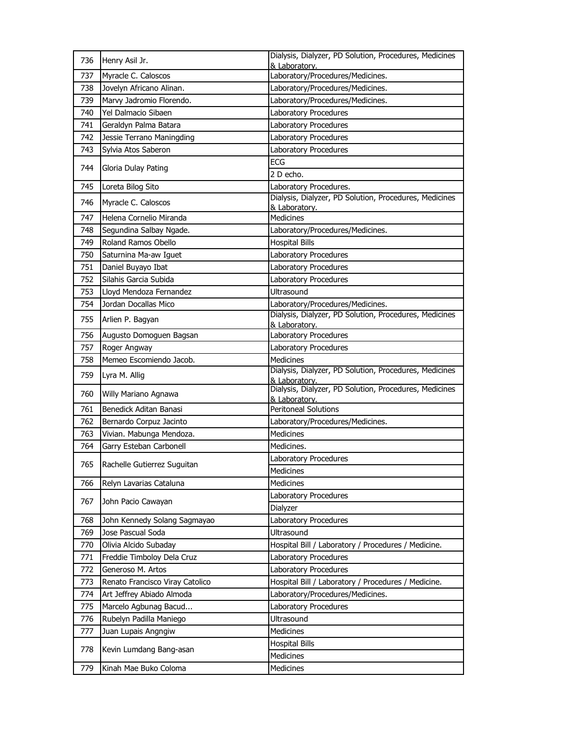| 736 | Henry Asil Jr. | Dialysis, Dialyzer, PD Solution, Procedures, Medicines & Laboratory. |
|---|---|---|
| 737 | Myracle C. Caloscos | Laboratory/Procedures/Medicines. |
| 738 | Jovelyn Africano Alinan. | Laboratory/Procedures/Medicines. |
| 739 | Marvy Jadromio Florendo. | Laboratory/Procedures/Medicines. |
| 740 | Yel Dalmacio Sibaen | Laboratory Procedures |
| 741 | Geraldyn Palma Batara | Laboratory Procedures |
| 742 | Jessie Terrano Maningding | Laboratory Procedures |
| 743 | Sylvia Atos Saberon | Laboratory Procedures |
| 744 | Gloria Dulay Pating | ECG |
| | | 2 D echo. |
| 745 | Loreta Bilog Sito | Laboratory Procedures. |
| 746 | Myracle C. Caloscos | Dialysis, Dialyzer, PD Solution, Procedures, Medicines & Laboratory. |
| 747 | Helena Cornelio Miranda | Medicines |
| 748 | Segundina Salbay Ngade. | Laboratory/Procedures/Medicines. |
| 749 | Roland Ramos Obello | Hospital Bills |
| 750 | Saturnina Ma-aw Iguet | Laboratory Procedures |
| 751 | Daniel Buyayo Ibat | Laboratory Procedures |
| 752 | Silahis Garcia Subida | Laboratory Procedures |
| 753 | Lloyd Mendoza Fernandez | Ultrasound |
| 754 | Jordan Docallas Mico | Laboratory/Procedures/Medicines. |
| 755 | Arlien P. Bagyan | Dialysis, Dialyzer, PD Solution, Procedures, Medicines & Laboratory. |
| 756 | Augusto Domoguen Bagsan | Laboratory Procedures |
| 757 | Roger Angway | Laboratory Procedures |
| 758 | Memeo Escomiendo Jacob. | Medicines |
| 759 | Lyra M. Allig | Dialysis, Dialyzer, PD Solution, Procedures, Medicines & Laboratory. |
| 760 | Willy Mariano Agnawa | Dialysis, Dialyzer, PD Solution, Procedures, Medicines & Laboratory. |
| 761 | Benedick Aditan Banasi | Peritoneal Solutions |
| 762 | Bernardo Corpuz Jacinto | Laboratory/Procedures/Medicines. |
| 763 | Vivian. Mabunga Mendoza. | Medicines |
| 764 | Garry Esteban Carbonell | Medicines. |
| 765 | Rachelle Gutierrez Suguitan | Laboratory Procedures |
| | | Medicines |
| 766 | Relyn Lavarias Cataluna | Medicines |
| 767 | John Pacio Cawayan | Laboratory Procedures |
| | | Dialyzer |
| 768 | John Kennedy Solang Sagmayao | Laboratory Procedures |
| 769 | Jose Pascual Soda | Ultrasound |
| 770 | Olivia Alcido Subaday | Hospital Bill / Laboratory / Procedures / Medicine. |
| 771 | Freddie Timboloy Dela Cruz | Laboratory Procedures |
| 772 | Generoso M. Artos | Laboratory Procedures |
| 773 | Renato Francisco Viray Catolico | Hospital Bill / Laboratory / Procedures / Medicine. |
| 774 | Art Jeffrey Abiado Almoda | Laboratory/Procedures/Medicines. |
| 775 | Marcelo Agbunag Bacud... | Laboratory Procedures |
| 776 | Rubelyn Padilla Maniego | Ultrasound |
| 777 | Juan Lupais Angngiw | Medicines |
| 778 | Kevin Lumdang Bang-asan | Hospital Bills |
| | | Medicines |
| 779 | Kinah Mae Buko Coloma | Medicines |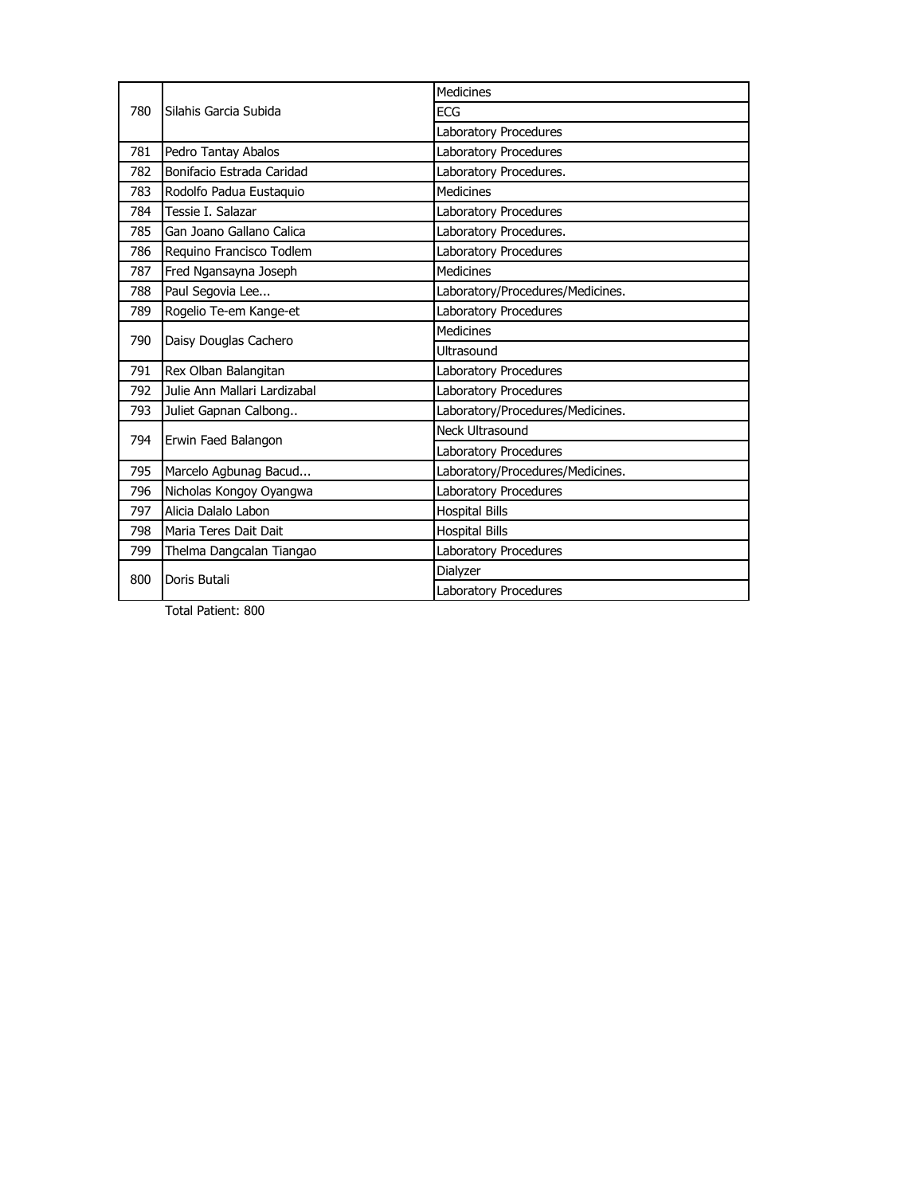| | | |
|---|---|---|
| 780 | Silahis Garcia Subida | Medicines |
| | | ECG |
| | | Laboratory Procedures |
| 781 | Pedro Tantay Abalos | Laboratory Procedures |
| 782 | Bonifacio Estrada Caridad | Laboratory Procedures. |
| 783 | Rodolfo Padua Eustaquio | Medicines |
| 784 | Tessie I. Salazar | Laboratory Procedures |
| 785 | Gan Joano Gallano Calica | Laboratory Procedures. |
| 786 | Requino Francisco Todlem | Laboratory Procedures |
| 787 | Fred Ngansayna Joseph | Medicines |
| 788 | Paul Segovia Lee... | Laboratory/Procedures/Medicines. |
| 789 | Rogelio Te-em Kange-et | Laboratory Procedures |
| 790 | Daisy Douglas Cachero | Medicines |
| | | Ultrasound |
| 791 | Rex Olban Balangitan | Laboratory Procedures |
| 792 | Julie Ann Mallari Lardizabal | Laboratory Procedures |
| 793 | Juliet Gapnan Calbong.. | Laboratory/Procedures/Medicines. |
| 794 | Erwin Faed Balangon | Neck Ultrasound |
| | | Laboratory Procedures |
| 795 | Marcelo Agbunag Bacud... | Laboratory/Procedures/Medicines. |
| 796 | Nicholas Kongoy Oyangwa | Laboratory Procedures |
| 797 | Alicia Dalalo Labon | Hospital Bills |
| 798 | Maria Teres Dait Dait | Hospital Bills |
| 799 | Thelma Dangcalan Tiangao | Laboratory Procedures |
| 800 | Doris Butali | Dialyzer |
| | | Laboratory Procedures |

Total Patient: 800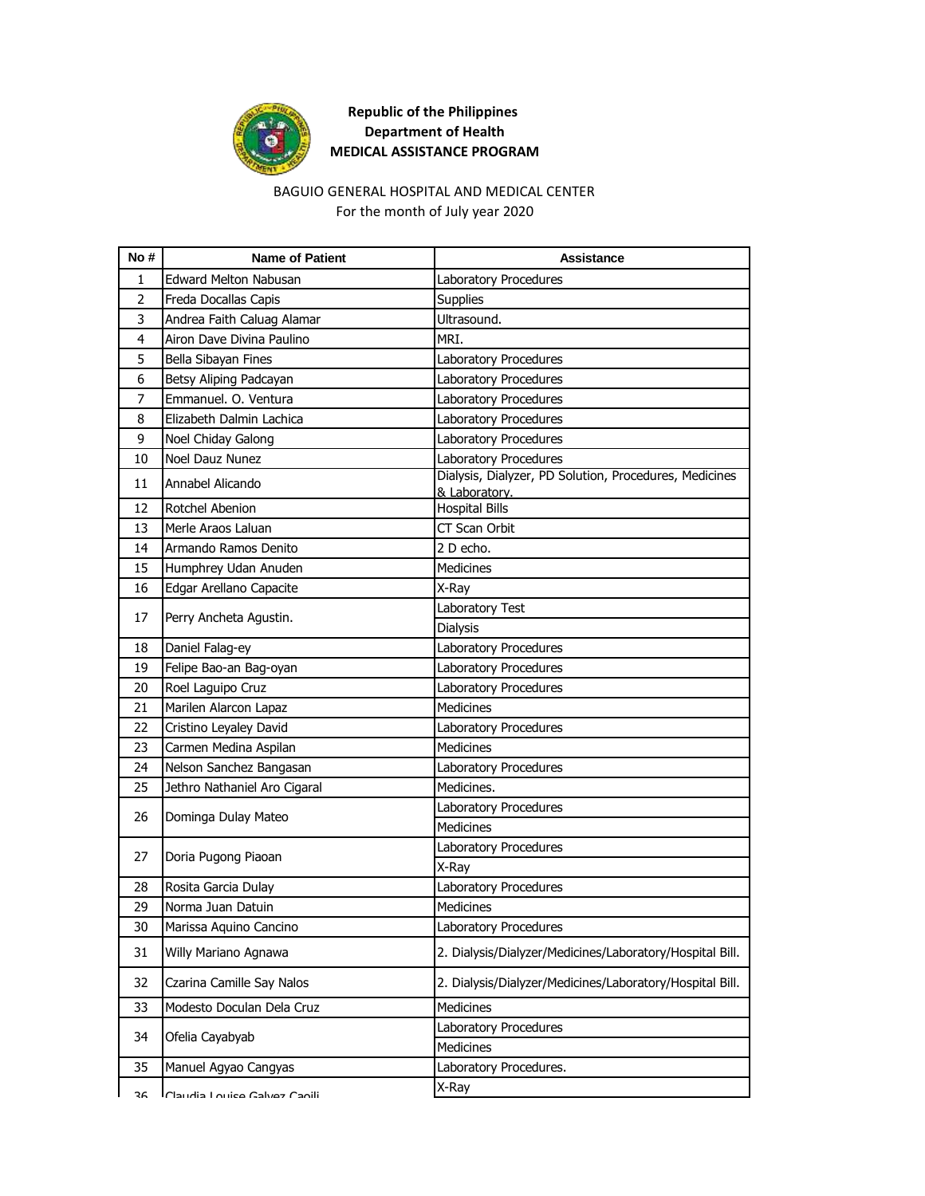**Republic of the Philippines**
**Department of Health**
**MEDICAL ASSISTANCE PROGRAM**

BAGUIO GENERAL HOSPITAL AND MEDICAL CENTER
For the month of July year 2020

| No # | Name of Patient | Assistance |
|---|---|---|
| 1 | Edward Melton Nabusan | Laboratory Procedures |
| 2 | Freda Docallas Capis | Supplies |
| 3 | Andrea Faith Caluag Alamar | Ultrasound. |
| 4 | Airon Dave Divina Paulino | MRI. |
| 5 | Bella Sibayan Fines | Laboratory Procedures |
| 6 | Betsy Aliping Padcayan | Laboratory Procedures |
| 7 | Emmanuel. O. Ventura | Laboratory Procedures |
| 8 | Elizabeth Dalmin Lachica | Laboratory Procedures |
| 9 | Noel Chiday Galong | Laboratory Procedures |
| 10 | Noel Dauz Nunez | Laboratory Procedures |
| 11 | Annabel Alicando | Dialysis, Dialyzer, PD Solution, Procedures, Medicines & Laboratory. |
| 12 | Rotchel Abenion | Hospital Bills |
| 13 | Merle Araos Laluan | CT Scan Orbit |
| 14 | Armando Ramos Denito | 2 D echo. |
| 15 | Humphrey Udan Anuden | Medicines |
| 16 | Edgar Arellano Capacite | X-Ray |
| 17 | Perry Ancheta Agustin. | Laboratory Test |
| | | Dialysis |
| 18 | Daniel Falag-ey | Laboratory Procedures |
| 19 | Felipe Bao-an Bag-oyan | Laboratory Procedures |
| 20 | Roel Laguipo Cruz | Laboratory Procedures |
| 21 | Marilen Alarcon Lapaz | Medicines |
| 22 | Cristino Leyaley David | Laboratory Procedures |
| 23 | Carmen Medina Aspilan | Medicines |
| 24 | Nelson Sanchez Bangasan | Laboratory Procedures |
| 25 | Jethro Nathaniel Aro Cigaral | Medicines. |
| 26 | Dominga Dulay Mateo | Laboratory Procedures |
| | | Medicines |
| 27 | Doria Pugong Piaoan | Laboratory Procedures |
| | | X-Ray |
| 28 | Rosita Garcia Dulay | Laboratory Procedures |
| 29 | Norma Juan Datuin | Medicines |
| 30 | Marissa Aquino Cancino | Laboratory Procedures |
| 31 | Willy Mariano Agnawa | 2. Dialysis/Dialyzer/Medicines/Laboratory/Hospital Bill. |
| 32 | Czarina Camille Say Nalos | 2. Dialysis/Dialyzer/Medicines/Laboratory/Hospital Bill. |
| 33 | Modesto Doculan Dela Cruz | Medicines |
| 34 | Ofelia Cayabyab | Laboratory Procedures |
| | | Medicines |
| 35 | Manuel Agyao Cangyas | Laboratory Procedures. |
| 36 | Claudia Louise Galvez Caoili | X-Ray |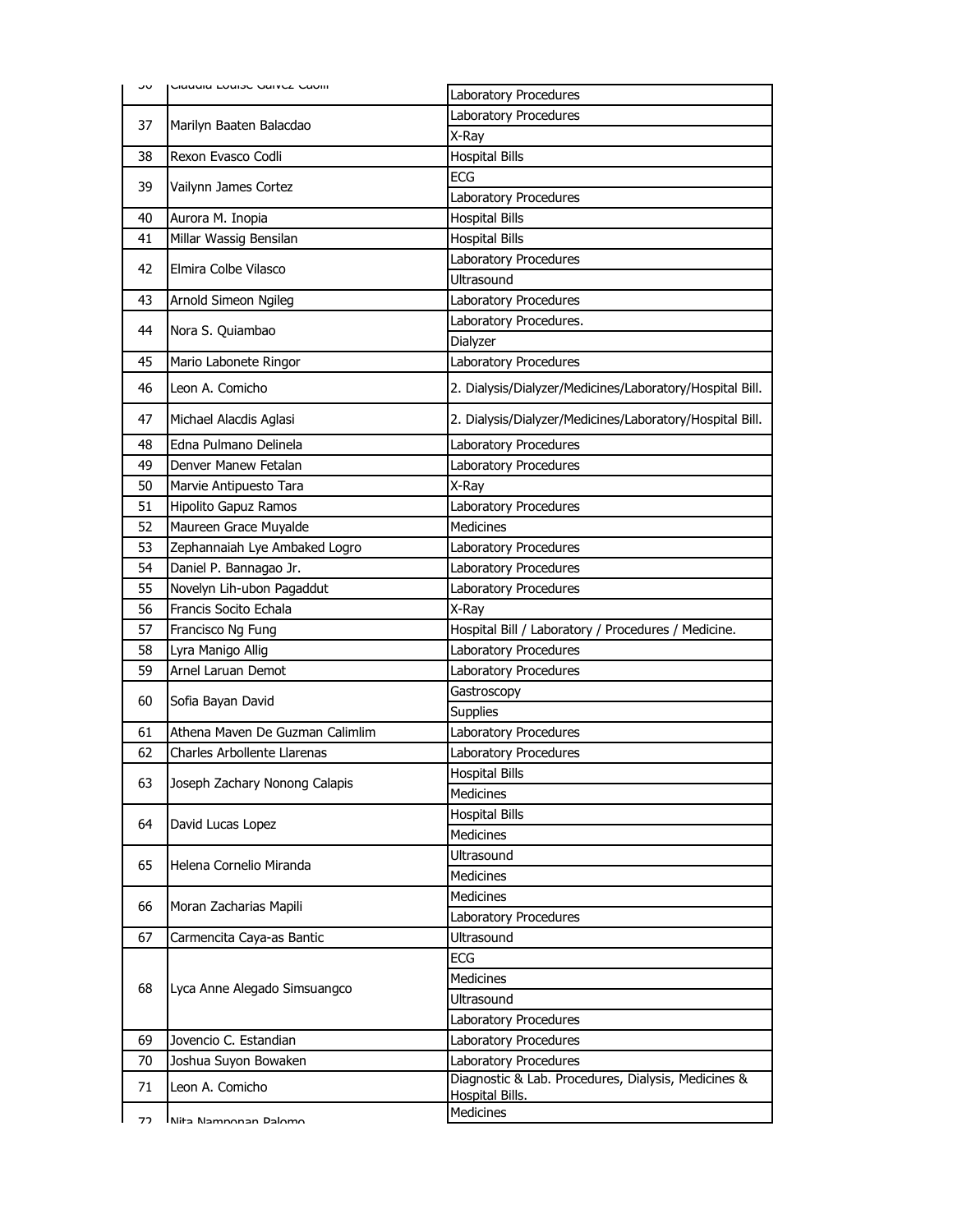| 36 | Claudia Louise Galvez Cadili | Laboratory Procedures |
|---|---|---|
| 37 | Marilyn Baaten Balacdao | Laboratory Procedures |
| | | X-Ray |
| 38 | Rexon Evasco Codli | Hospital Bills |
| 39 | Vailynn James Cortez | ECG |
| | | Laboratory Procedures |
| 40 | Aurora M. Inopia | Hospital Bills |
| 41 | Millar Wassig Bensilan | Hospital Bills |
| 42 | Elmira Colbe Vilasco | Laboratory Procedures |
| | | Ultrasound |
| 43 | Arnold Simeon Ngileg | Laboratory Procedures |
| 44 | Nora S. Quiambao | Laboratory Procedures. |
| | | Dialyzer |
| 45 | Mario Labonete Ringor | Laboratory Procedures |
| 46 | Leon A. Comicho | 2. Dialysis/Dialyzer/Medicines/Laboratory/Hospital Bill. |
| 47 | Michael Alacdis Aglasi | 2. Dialysis/Dialyzer/Medicines/Laboratory/Hospital Bill. |
| 48 | Edna Pulmano Delinela | Laboratory Procedures |
| 49 | Denver Manew Fetalan | Laboratory Procedures |
| 50 | Marvie Antipuesto Tara | X-Ray |
| 51 | Hipolito Gapuz Ramos | Laboratory Procedures |
| 52 | Maureen Grace Muyalde | Medicines |
| 53 | Zephannaiah Lye Ambaked Logro | Laboratory Procedures |
| 54 | Daniel P. Bannagao Jr. | Laboratory Procedures |
| 55 | Novelyn Lih-ubon Pagaddut | Laboratory Procedures |
| 56 | Francis Socito Echala | X-Ray |
| 57 | Francisco Ng Fung | Hospital Bill / Laboratory / Procedures / Medicine. |
| 58 | Lyra Manigo Allig | Laboratory Procedures |
| 59 | Arnel Laruan Demot | Laboratory Procedures |
| 60 | Sofia Bayan David | Gastroscopy |
| | | Supplies |
| 61 | Athena Maven De Guzman Calimlim | Laboratory Procedures |
| 62 | Charles Arbollente Llarenas | Laboratory Procedures |
| 63 | Joseph Zachary Nonong Calapis | Hospital Bills |
| | | Medicines |
| 64 | David Lucas Lopez | Hospital Bills |
| | | Medicines |
| 65 | Helena Cornelio Miranda | Ultrasound |
| | | Medicines |
| 66 | Moran Zacharias Mapili | Medicines |
| | | Laboratory Procedures |
| 67 | Carmencita Caya-as Bantic | Ultrasound |
| 68 | Lyca Anne Alegado Simsuangco | ECG |
| | | Medicines |
| | | Ultrasound |
| | | Laboratory Procedures |
| 69 | Jovencio C. Estandian | Laboratory Procedures |
| 70 | Joshua Suyon Bowaken | Laboratory Procedures |
| 71 | Leon A. Comicho | Diagnostic & Lab. Procedures, Dialysis, Medicines & Hospital Bills. |
| 72 | Nita Namponan Palomo | Medicines |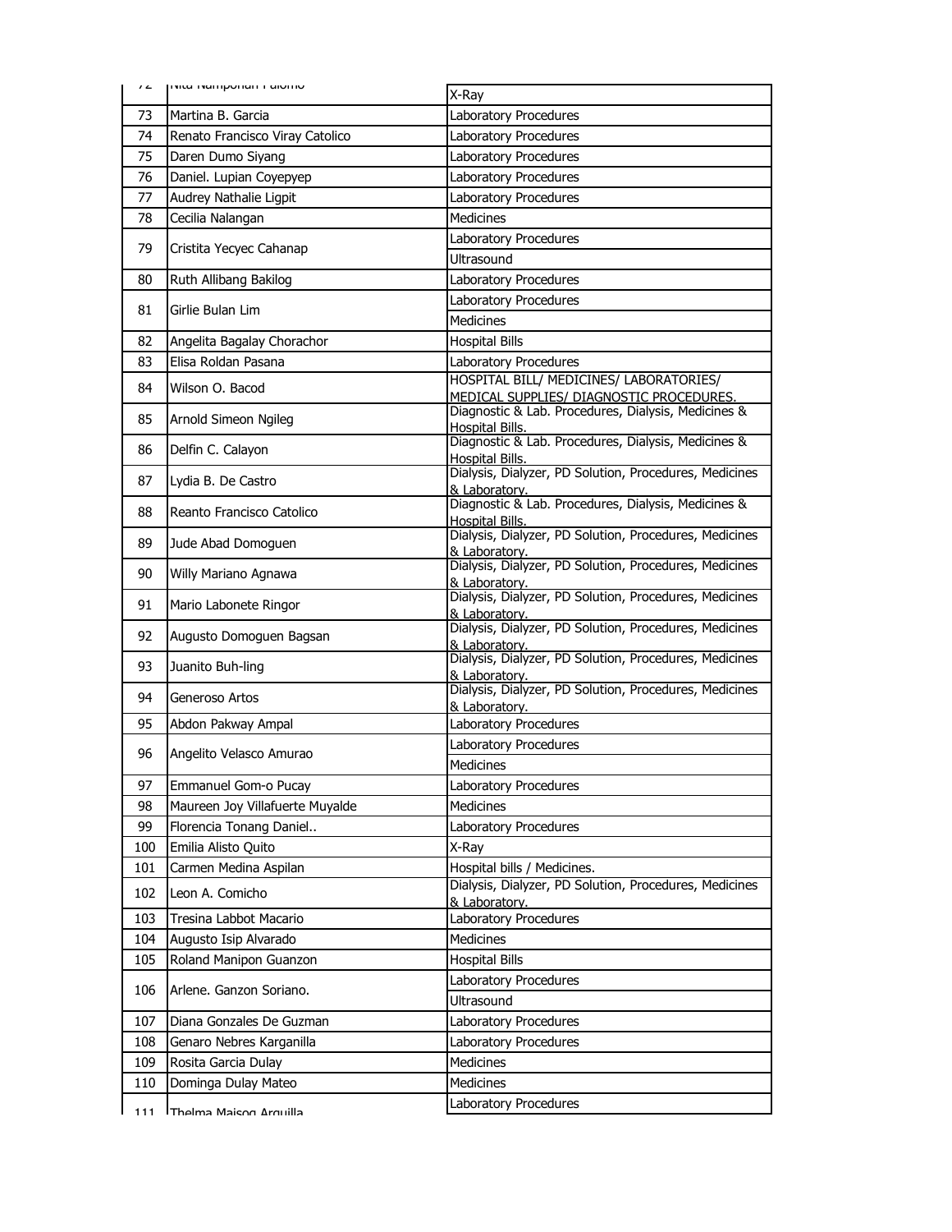| 72 | Nita Namponan Palomo | X-Ray |
|---|---|---|
| 73 | Martina B. Garcia | Laboratory Procedures |
| 74 | Renato Francisco Viray Catolico | Laboratory Procedures |
| 75 | Daren Dumo Siyang | Laboratory Procedures |
| 76 | Daniel. Lupian Coyepyep | Laboratory Procedures |
| 77 | Audrey Nathalie Ligpit | Laboratory Procedures |
| 78 | Cecilia Nalangan | Medicines |
| 79 | Cristita Yecyec Cahanap | Laboratory Procedures |
| | | Ultrasound |
| 80 | Ruth Allibang Bakilog | Laboratory Procedures |
| 81 | Girlie Bulan Lim | Laboratory Procedures |
| | | Medicines |
| 82 | Angelita Bagalay Chorachor | Hospital Bills |
| 83 | Elisa Roldan Pasana | Laboratory Procedures |
| 84 | Wilson O. Bacod | HOSPITAL BILL/ MEDICINES/ LABORATORIES/ MEDICAL SUPPLIES/ DIAGNOSTIC PROCEDURES. |
| 85 | Arnold Simeon Ngileg | Diagnostic & Lab. Procedures, Dialysis, Medicines & Hospital Bills. |
| 86 | Delfin C. Calayon | Diagnostic & Lab. Procedures, Dialysis, Medicines & Hospital Bills. |
| 87 | Lydia B. De Castro | Dialysis, Dialyzer, PD Solution, Procedures, Medicines & Laboratory. |
| 88 | Reanto Francisco Catolico | Diagnostic & Lab. Procedures, Dialysis, Medicines & Hospital Bills. |
| 89 | Jude Abad Domoguen | Dialysis, Dialyzer, PD Solution, Procedures, Medicines & Laboratory. |
| 90 | Willy Mariano Agnawa | Dialysis, Dialyzer, PD Solution, Procedures, Medicines & Laboratory. |
| 91 | Mario Labonete Ringor | Dialysis, Dialyzer, PD Solution, Procedures, Medicines & Laboratory. |
| 92 | Augusto Domoguen Bagsan | Dialysis, Dialyzer, PD Solution, Procedures, Medicines & Laboratory. |
| 93 | Juanito Buh-ling | Dialysis, Dialyzer, PD Solution, Procedures, Medicines & Laboratory. |
| 94 | Generoso Artos | Dialysis, Dialyzer, PD Solution, Procedures, Medicines & Laboratory. |
| 95 | Abdon Pakway Ampal | Laboratory Procedures |
| 96 | Angelito Velasco Amurao | Laboratory Procedures |
| | | Medicines |
| 97 | Emmanuel Gom-o Pucay | Laboratory Procedures |
| 98 | Maureen Joy Villafuerte Muyalde | Medicines |
| 99 | Florencia Tonang Daniel.. | Laboratory Procedures |
| 100 | Emilia Alisto Quito | X-Ray |
| 101 | Carmen Medina Aspilan | Hospital bills / Medicines. |
| 102 | Leon A. Comicho | Dialysis, Dialyzer, PD Solution, Procedures, Medicines & Laboratory. |
| 103 | Tresina Labbot Macario | Laboratory Procedures |
| 104 | Augusto Isip Alvarado | Medicines |
| 105 | Roland Manipon Guanzon | Hospital Bills |
| 106 | Arlene. Ganzon Soriano. | Laboratory Procedures |
| | | Ultrasound |
| 107 | Diana Gonzales De Guzman | Laboratory Procedures |
| 108 | Genaro Nebres Karganilla | Laboratory Procedures |
| 109 | Rosita Garcia Dulay | Medicines |
| 110 | Dominga Dulay Mateo | Medicines |
| 111 | Thelma Maisog Arquilla | Laboratory Procedures |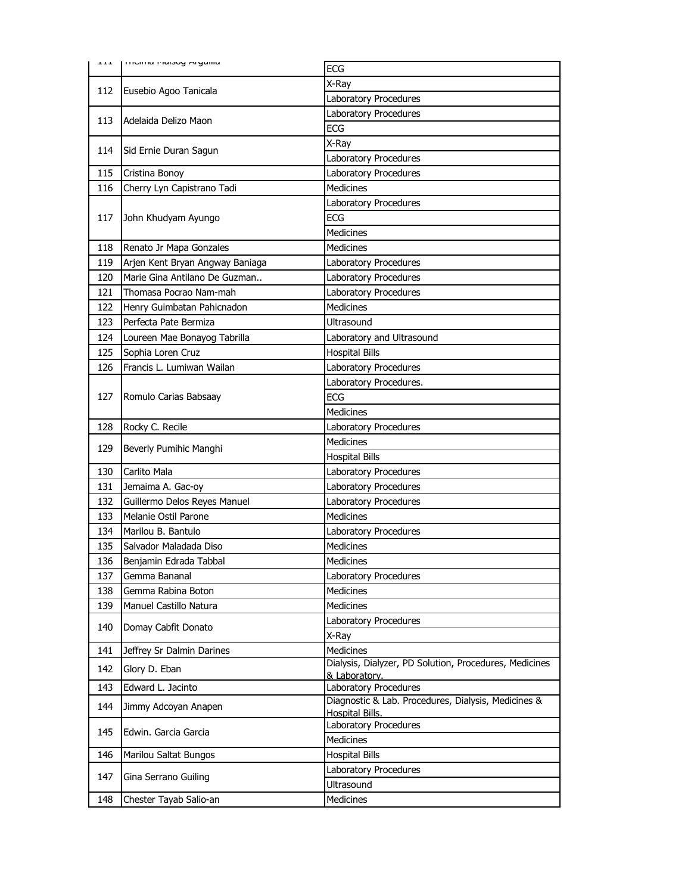| | | |
|---|---|---|
| 111 | Thelma Malsog Arguilla | ECG |
| 112 | Eusebio Agoo Tanicala | X-Ray |
| | | Laboratory Procedures |
| 113 | Adelaida Delizo Maon | Laboratory Procedures |
| | | ECG |
| 114 | Sid Ernie Duran Sagun | X-Ray |
| | | Laboratory Procedures |
| 115 | Cristina Bonoy | Laboratory Procedures |
| 116 | Cherry Lyn Capistrano Tadi | Medicines |
| 117 | John Khudyam Ayungo | Laboratory Procedures |
| | | ECG |
| | | Medicines |
| 118 | Renato Jr Mapa Gonzales | Medicines |
| 119 | Arjen Kent Bryan Angway Baniaga | Laboratory Procedures |
| 120 | Marie Gina Antilano De Guzman.. | Laboratory Procedures |
| 121 | Thomasa Pocrao Nam-mah | Laboratory Procedures |
| 122 | Henry Guimbatan Pahicnadon | Medicines |
| 123 | Perfecta Pate Bermiza | Ultrasound |
| 124 | Loureen Mae Bonayog Tabrilla | Laboratory and Ultrasound |
| 125 | Sophia Loren Cruz | Hospital Bills |
| 126 | Francis L. Lumiwan Wailan | Laboratory Procedures |
| 127 | Romulo Carias Babsaay | Laboratory Procedures. |
| | | ECG |
| | | Medicines |
| 128 | Rocky C. Recile | Laboratory Procedures |
| 129 | Beverly Pumihic Manghi | Medicines |
| | | Hospital Bills |
| 130 | Carlito Mala | Laboratory Procedures |
| 131 | Jemaima A. Gac-oy | Laboratory Procedures |
| 132 | Guillermo Delos Reyes Manuel | Laboratory Procedures |
| 133 | Melanie Ostil Parone | Medicines |
| 134 | Marilou B. Bantulo | Laboratory Procedures |
| 135 | Salvador Maladada Diso | Medicines |
| 136 | Benjamin Edrada Tabbal | Medicines |
| 137 | Gemma Bananal | Laboratory Procedures |
| 138 | Gemma Rabina Boton | Medicines |
| 139 | Manuel Castillo Natura | Medicines |
| 140 | Domay Cabfit Donato | Laboratory Procedures |
| | | X-Ray |
| 141 | Jeffrey Sr Dalmin Darines | Medicines |
| 142 | Glory D. Eban | Dialysis, Dialyzer, PD Solution, Procedures, Medicines & Laboratory. |
| 143 | Edward L. Jacinto | Laboratory Procedures |
| 144 | Jimmy Adcoyan Anapen | Diagnostic & Lab. Procedures, Dialysis, Medicines & Hospital Bills. |
| 145 | Edwin. Garcia Garcia | Laboratory Procedures |
| | | Medicines |
| 146 | Marilou Saltat Bungos | Hospital Bills |
| 147 | Gina Serrano Guiling | Laboratory Procedures |
| | | Ultrasound |
| 148 | Chester Tayab Salio-an | Medicines |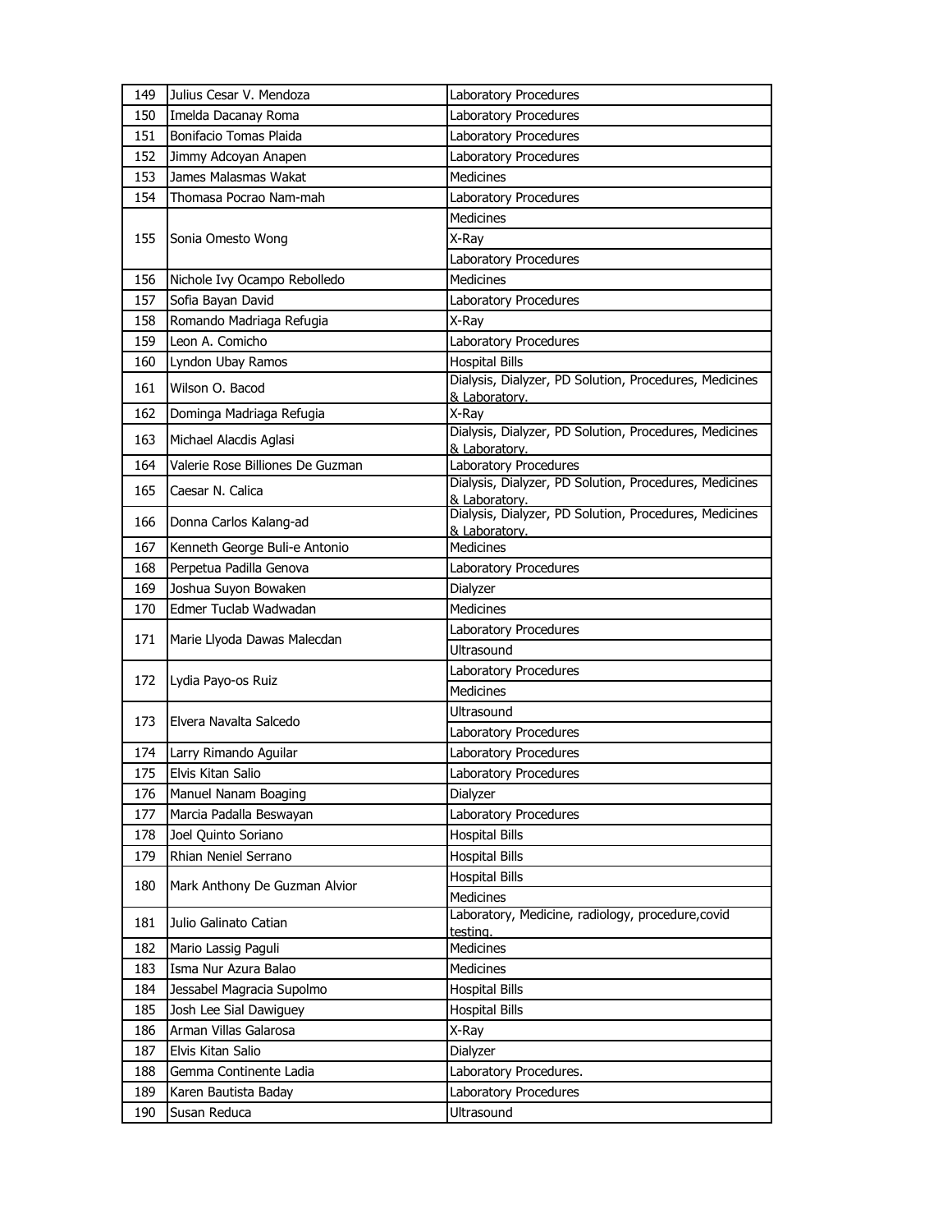| 149 | Julius Cesar V. Mendoza | Laboratory Procedures |
|---|---|---|
| 150 | Imelda Dacanay Roma | Laboratory Procedures |
| 151 | Bonifacio Tomas Plaida | Laboratory Procedures |
| 152 | Jimmy Adcoyan Anapen | Laboratory Procedures |
| 153 | James Malasmas Wakat | Medicines |
| 154 | Thomasa Pocrao Nam-mah | Laboratory Procedures |
| 155 | Sonia Omesto Wong | Medicines |
| | | X-Ray |
| | | Laboratory Procedures |
| 156 | Nichole Ivy Ocampo Rebolledo | Medicines |
| 157 | Sofia Bayan David | Laboratory Procedures |
| 158 | Romando Madriaga Refugia | X-Ray |
| 159 | Leon A. Comicho | Laboratory Procedures |
| 160 | Lyndon Ubay Ramos | Hospital Bills |
| 161 | Wilson O. Bacod | Dialysis, Dialyzer, PD Solution, Procedures, Medicines & Laboratory. |
| 162 | Dominga Madriaga Refugia | X-Ray |
| 163 | Michael Alacdis Aglasi | Dialysis, Dialyzer, PD Solution, Procedures, Medicines & Laboratory. |
| 164 | Valerie Rose Billiones De Guzman | Laboratory Procedures |
| 165 | Caesar N. Calica | Dialysis, Dialyzer, PD Solution, Procedures, Medicines & Laboratory. |
| 166 | Donna Carlos Kalang-ad | Dialysis, Dialyzer, PD Solution, Procedures, Medicines & Laboratory. |
| 167 | Kenneth George Buli-e Antonio | Medicines |
| 168 | Perpetua Padilla Genova | Laboratory Procedures |
| 169 | Joshua Suyon Bowaken | Dialyzer |
| 170 | Edmer Tuclab Wadwadan | Medicines |
| 171 | Marie Llyoda Dawas Malecdan | Laboratory Procedures |
| | | Ultrasound |
| 172 | Lydia Payo-os Ruiz | Laboratory Procedures |
| | | Medicines |
| 173 | Elvera Navalta Salcedo | Ultrasound |
| | | Laboratory Procedures |
| 174 | Larry Rimando Aguilar | Laboratory Procedures |
| 175 | Elvis Kitan Salio | Laboratory Procedures |
| 176 | Manuel Nanam Boaging | Dialyzer |
| 177 | Marcia Padalla Beswayan | Laboratory Procedures |
| 178 | Joel Quinto Soriano | Hospital Bills |
| 179 | Rhian Neniel Serrano | Hospital Bills |
| 180 | Mark Anthony De Guzman Alvior | Hospital Bills |
| | | Medicines |
| 181 | Julio Galinato Catian | Laboratory, Medicine, radiology, procedure,covid testing. |
| 182 | Mario Lassig Paguli | Medicines |
| 183 | Isma Nur Azura Balao | Medicines |
| 184 | Jessabel Magracia Supolmo | Hospital Bills |
| 185 | Josh Lee Sial Dawiguey | Hospital Bills |
| 186 | Arman Villas Galarosa | X-Ray |
| 187 | Elvis Kitan Salio | Dialyzer |
| 188 | Gemma Continente Ladia | Laboratory Procedures. |
| 189 | Karen Bautista Baday | Laboratory Procedures |
| 190 | Susan Reduca | Ultrasound |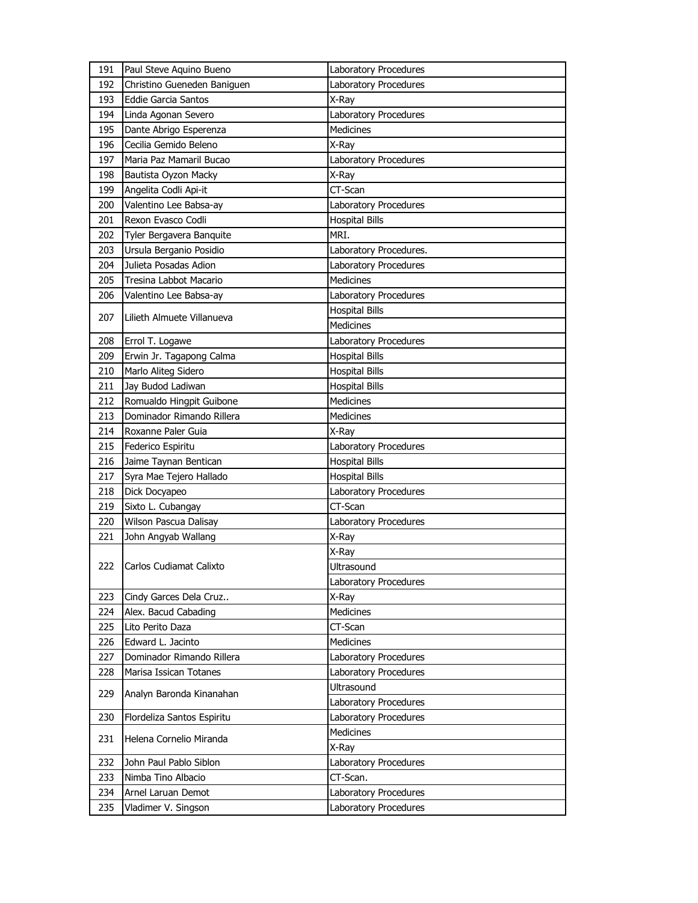| 191 | Paul Steve Aquino Bueno | Laboratory Procedures |
|---|---|---|
| 192 | Christino Gueneden Baniguen | Laboratory Procedures |
| 193 | Eddie Garcia Santos | X-Ray |
| 194 | Linda Agonan Severo | Laboratory Procedures |
| 195 | Dante Abrigo Esperenza | Medicines |
| 196 | Cecilia Gemido Beleno | X-Ray |
| 197 | Maria Paz Mamaril Bucao | Laboratory Procedures |
| 198 | Bautista Oyzon Macky | X-Ray |
| 199 | Angelita Codli Api-it | CT-Scan |
| 200 | Valentino Lee Babsa-ay | Laboratory Procedures |
| 201 | Rexon Evasco Codli | Hospital Bills |
| 202 | Tyler Bergavera Banquite | MRI. |
| 203 | Ursula Berganio Posidio | Laboratory Procedures. |
| 204 | Julieta Posadas Adion | Laboratory Procedures |
| 205 | Tresina Labbot Macario | Medicines |
| 206 | Valentino Lee Babsa-ay | Laboratory Procedures |
| 207 | Lilieth Almuete Villanueva | Hospital Bills |
| | | Medicines |
| 208 | Errol T. Logawe | Laboratory Procedures |
| 209 | Erwin Jr. Tagapong Calma | Hospital Bills |
| 210 | Marlo Aliteg Sidero | Hospital Bills |
| 211 | Jay Budod Ladiwan | Hospital Bills |
| 212 | Romualdo Hingpit Guibone | Medicines |
| 213 | Dominador Rimando Rillera | Medicines |
| 214 | Roxanne Paler Guia | X-Ray |
| 215 | Federico Espiritu | Laboratory Procedures |
| 216 | Jaime Taynan Bentican | Hospital Bills |
| 217 | Syra Mae Tejero Hallado | Hospital Bills |
| 218 | Dick Docyapeo | Laboratory Procedures |
| 219 | Sixto L. Cubangay | CT-Scan |
| 220 | Wilson Pascua Dalisay | Laboratory Procedures |
| 221 | John Angyab Wallang | X-Ray |
| 222 | Carlos Cudiamat Calixto | X-Ray |
| | | Ultrasound |
| | | Laboratory Procedures |
| 223 | Cindy Garces Dela Cruz.. | X-Ray |
| 224 | Alex. Bacud Cabading | Medicines |
| 225 | Lito Perito Daza | CT-Scan |
| 226 | Edward L. Jacinto | Medicines |
| 227 | Dominador Rimando Rillera | Laboratory Procedures |
| 228 | Marisa Issican Totanes | Laboratory Procedures |
| 229 | Analyn Baronda Kinanahan | Ultrasound |
| | | Laboratory Procedures |
| 230 | Flordeliza Santos Espiritu | Laboratory Procedures |
| 231 | Helena Cornelio Miranda | Medicines |
| | | X-Ray |
| 232 | John Paul Pablo Siblon | Laboratory Procedures |
| 233 | Nimba Tino Albacio | CT-Scan. |
| 234 | Arnel Laruan Demot | Laboratory Procedures |
| 235 | Vladimer V. Singson | Laboratory Procedures |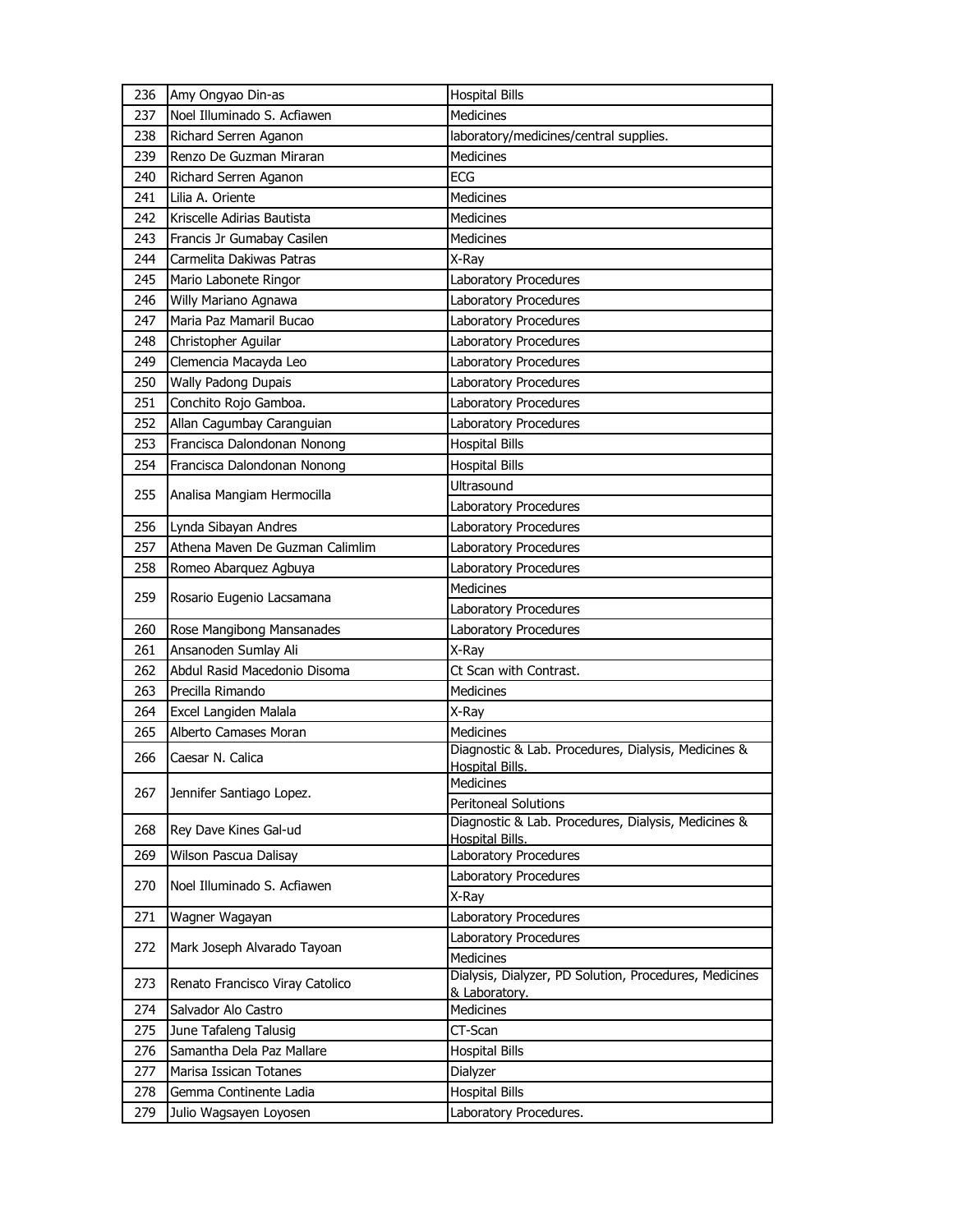| | | |
|---|---|---|
| 236 | Amy Ongyao Din-as | Hospital Bills |
| 237 | Noel Illuminado S. Acfiawen | Medicines |
| 238 | Richard Serren Aganon | laboratory/medicines/central supplies. |
| 239 | Renzo De Guzman Miraran | Medicines |
| 240 | Richard Serren Aganon | ECG |
| 241 | Lilia A. Oriente | Medicines |
| 242 | Kriscelle Adirias Bautista | Medicines |
| 243 | Francis Jr Gumabay Casilen | Medicines |
| 244 | Carmelita Dakiwas Patras | X-Ray |
| 245 | Mario Labonete Ringor | Laboratory Procedures |
| 246 | Willy Mariano Agnawa | Laboratory Procedures |
| 247 | Maria Paz Mamaril Bucao | Laboratory Procedures |
| 248 | Christopher Aguilar | Laboratory Procedures |
| 249 | Clemencia Macayda Leo | Laboratory Procedures |
| 250 | Wally Padong Dupais | Laboratory Procedures |
| 251 | Conchito Rojo Gamboa. | Laboratory Procedures |
| 252 | Allan Cagumbay Caranguian | Laboratory Procedures |
| 253 | Francisca Dalondonan Nonong | Hospital Bills |
| 254 | Francisca Dalondonan Nonong | Hospital Bills |
| 255 | Analisa Mangiam Hermocilla | Ultrasound |
| | | Laboratory Procedures |
| 256 | Lynda Sibayan Andres | Laboratory Procedures |
| 257 | Athena Maven De Guzman Calimlim | Laboratory Procedures |
| 258 | Romeo Abarquez Agbuya | Laboratory Procedures |
| 259 | Rosario Eugenio Lacsamana | Medicines |
| | | Laboratory Procedures |
| 260 | Rose Mangibong Mansanades | Laboratory Procedures |
| 261 | Ansanoden Sumlay Ali | X-Ray |
| 262 | Abdul Rasid Macedonio Disoma | Ct Scan with Contrast. |
| 263 | Precilla Rimando | Medicines |
| 264 | Excel Langiden Malala | X-Ray |
| 265 | Alberto Camases Moran | Medicines |
| 266 | Caesar N. Calica | Diagnostic & Lab. Procedures, Dialysis, Medicines & Hospital Bills. |
| 267 | Jennifer Santiago Lopez. | Medicines |
| | | Peritoneal Solutions |
| 268 | Rey Dave Kines Gal-ud | Diagnostic & Lab. Procedures, Dialysis, Medicines & Hospital Bills. |
| 269 | Wilson Pascua Dalisay | Laboratory Procedures |
| 270 | Noel Illuminado S. Acfiawen | Laboratory Procedures |
| | | X-Ray |
| 271 | Wagner Wagayan | Laboratory Procedures |
| 272 | Mark Joseph Alvarado Tayoan | Laboratory Procedures |
| | | Medicines |
| 273 | Renato Francisco Viray Catolico | Dialysis, Dialyzer, PD Solution, Procedures, Medicines & Laboratory. |
| 274 | Salvador Alo Castro | Medicines |
| 275 | June Tafaleng Talusig | CT-Scan |
| 276 | Samantha Dela Paz Mallare | Hospital Bills |
| 277 | Marisa Issican Totanes | Dialyzer |
| 278 | Gemma Continente Ladia | Hospital Bills |
| 279 | Julio Wagsayen Loyosen | Laboratory Procedures. |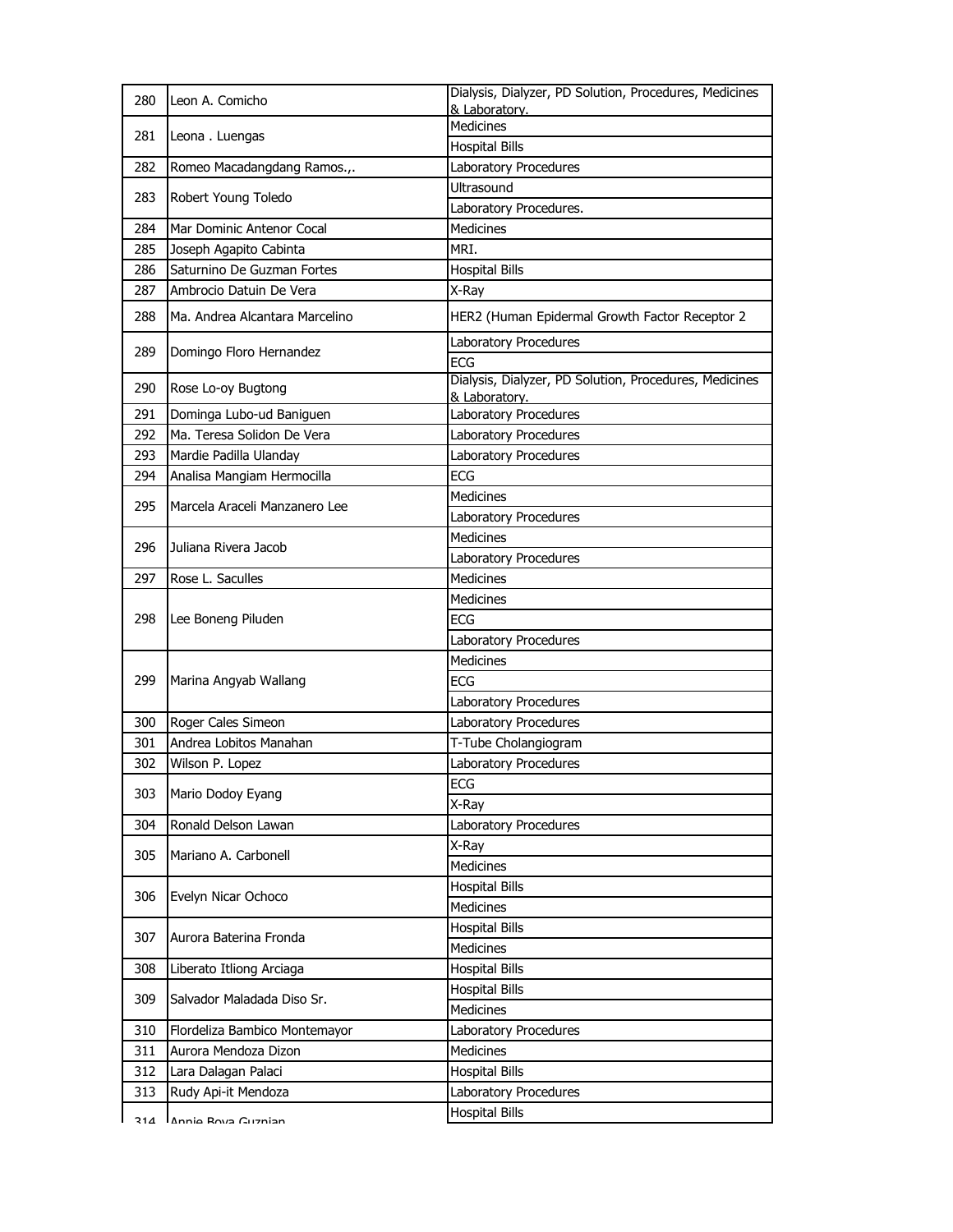| 280 | Leon A. Comicho | Dialysis, Dialyzer, PD Solution, Procedures, Medicines & Laboratory. |
|---|---|---|
| 281 | Leona . Luengas | Medicines |
| | | Hospital Bills |
| 282 | Romeo Macadangdang Ramos.,. | Laboratory Procedures |
| 283 | Robert Young Toledo | Ultrasound |
| | | Laboratory Procedures. |
| 284 | Mar Dominic Antenor Cocal | Medicines |
| 285 | Joseph Agapito Cabinta | MRI. |
| 286 | Saturnino De Guzman Fortes | Hospital Bills |
| 287 | Ambrocio Datuin De Vera | X-Ray |
| 288 | Ma. Andrea Alcantara Marcelino | HER2 (Human Epidermal Growth Factor Receptor 2 |
| 289 | Domingo Floro Hernandez | Laboratory Procedures |
| | | ECG |
| 290 | Rose Lo-oy Bugtong | Dialysis, Dialyzer, PD Solution, Procedures, Medicines & Laboratory. |
| 291 | Dominga Lubo-ud Baniguen | Laboratory Procedures |
| 292 | Ma. Teresa Solidon De Vera | Laboratory Procedures |
| 293 | Mardie Padilla Ulanday | Laboratory Procedures |
| 294 | Analisa Mangiam Hermocilla | ECG |
| 295 | Marcela Araceli Manzanero Lee | Medicines |
| | | Laboratory Procedures |
| 296 | Juliana Rivera Jacob | Medicines |
| | | Laboratory Procedures |
| 297 | Rose L. Saculles | Medicines |
| 298 | Lee Boneng Piluden | Medicines |
| | | ECG |
| | | Laboratory Procedures |
| 299 | Marina Angyab Wallang | Medicines |
| | | ECG |
| | | Laboratory Procedures |
| 300 | Roger Cales Simeon | Laboratory Procedures |
| 301 | Andrea Lobitos Manahan | T-Tube Cholangiogram |
| 302 | Wilson P. Lopez | Laboratory Procedures |
| 303 | Mario Dodoy Eyang | ECG |
| | | X-Ray |
| 304 | Ronald Delson Lawan | Laboratory Procedures |
| 305 | Mariano A. Carbonell | X-Ray |
| | | Medicines |
| 306 | Evelyn Nicar Ochoco | Hospital Bills |
| | | Medicines |
| 307 | Aurora Baterina Fronda | Hospital Bills |
| | | Medicines |
| 308 | Liberato Itliong Arciaga | Hospital Bills |
| 309 | Salvador Maladada Diso Sr. | Hospital Bills |
| | | Medicines |
| 310 | Flordeliza Bambico Montemayor | Laboratory Procedures |
| 311 | Aurora Mendoza Dizon | Medicines |
| 312 | Lara Dalagan Palaci | Hospital Bills |
| 313 | Rudy Api-it Mendoza | Laboratory Procedures |
| 314 | Annie Boya Guznian | Hospital Bills |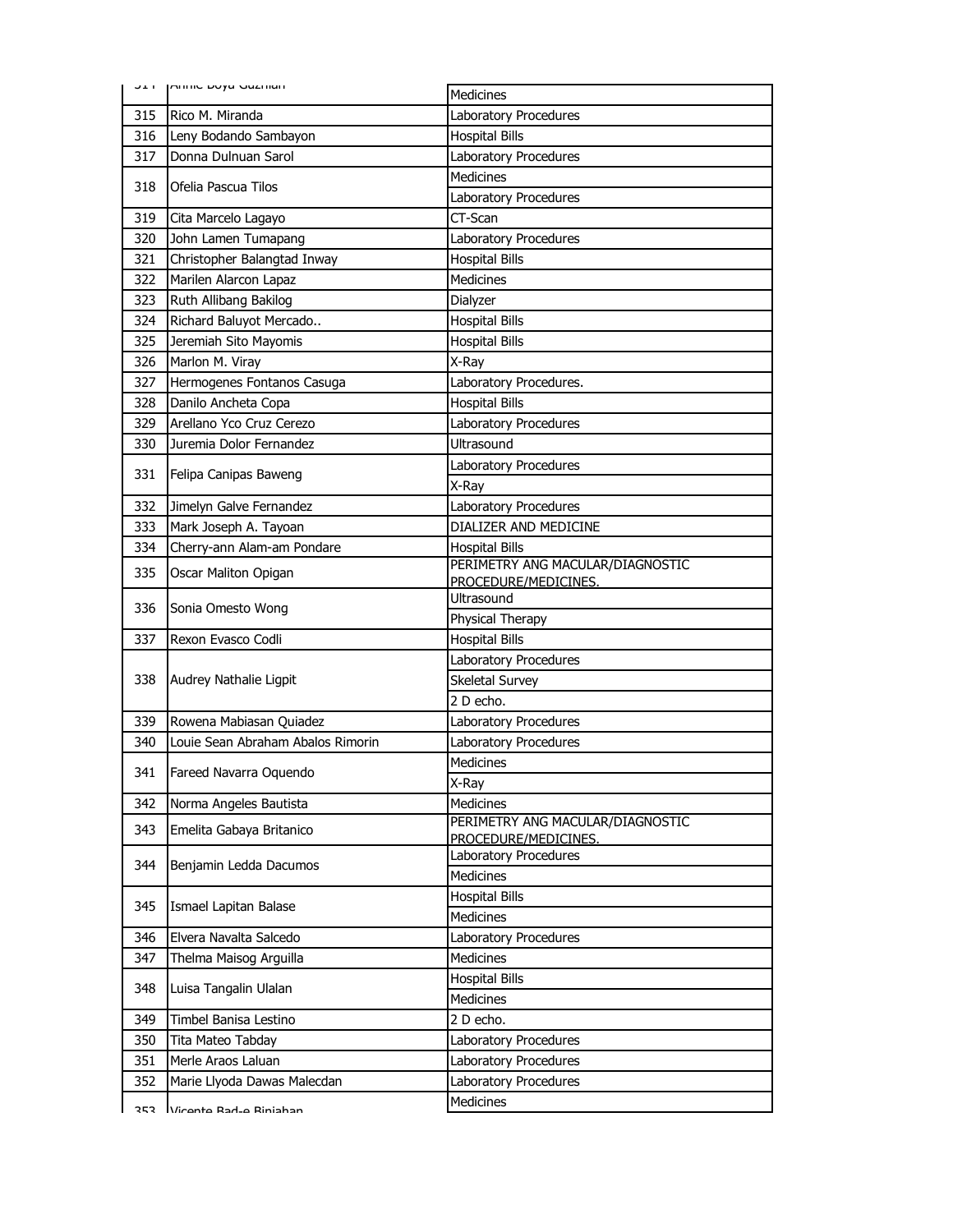| | | |
|---|---|---|
| 314 | Annie Doya Guzman | Medicines |
| 315 | Rico M. Miranda | Laboratory Procedures |
| 316 | Leny Bodando Sambayon | Hospital Bills |
| 317 | Donna Dulnuan Sarol | Laboratory Procedures |
| 318 | Ofelia Pascua Tilos | Medicines |
| | | Laboratory Procedures |
| 319 | Cita Marcelo Lagayo | CT-Scan |
| 320 | John Lamen Tumapang | Laboratory Procedures |
| 321 | Christopher Balangtad Inway | Hospital Bills |
| 322 | Marilen Alarcon Lapaz | Medicines |
| 323 | Ruth Allibang Bakilog | Dialyzer |
| 324 | Richard Baluyot Mercado.. | Hospital Bills |
| 325 | Jeremiah Sito Mayomis | Hospital Bills |
| 326 | Marlon M. Viray | X-Ray |
| 327 | Hermogenes Fontanos Casuga | Laboratory Procedures. |
| 328 | Danilo Ancheta Copa | Hospital Bills |
| 329 | Arellano Yco Cruz Cerezo | Laboratory Procedures |
| 330 | Juremia Dolor Fernandez | Ultrasound |
| 331 | Felipa Canipas Baweng | Laboratory Procedures |
| | | X-Ray |
| 332 | Jimelyn Galve Fernandez | Laboratory Procedures |
| 333 | Mark Joseph A. Tayoan | DIALIZER AND MEDICINE |
| 334 | Cherry-ann Alam-am Pondare | Hospital Bills |
| 335 | Oscar Maliton Opigan | PERIMETRY ANG MACULAR/DIAGNOSTIC PROCEDURE/MEDICINES. |
| 336 | Sonia Omesto Wong | Ultrasound |
| | | Physical Therapy |
| 337 | Rexon Evasco Codli | Hospital Bills |
| 338 | Audrey Nathalie Ligpit | Laboratory Procedures |
| | | Skeletal Survey |
| | | 2 D echo. |
| 339 | Rowena Mabiasan Quiadez | Laboratory Procedures |
| 340 | Louie Sean Abraham Abalos Rimorin | Laboratory Procedures |
| 341 | Fareed Navarra Oquendo | Medicines |
| | | X-Ray |
| 342 | Norma Angeles Bautista | Medicines |
| 343 | Emelita Gabaya Britanico | PERIMETRY ANG MACULAR/DIAGNOSTIC PROCEDURE/MEDICINES. |
| 344 | Benjamin Ledda Dacumos | Laboratory Procedures |
| | | Medicines |
| 345 | Ismael Lapitan Balase | Hospital Bills |
| | | Medicines |
| 346 | Elvera Navalta Salcedo | Laboratory Procedures |
| 347 | Thelma Maisog Arguilla | Medicines |
| 348 | Luisa Tangalin Ulalan | Hospital Bills |
| | | Medicines |
| 349 | Timbel Banisa Lestino | 2 D echo. |
| 350 | Tita Mateo Tabday | Laboratory Procedures |
| 351 | Merle Araos Laluan | Laboratory Procedures |
| 352 | Marie Llyoda Dawas Malecdan | Laboratory Procedures |
| 353 | Vicente Bad-e Binigahan | Medicines |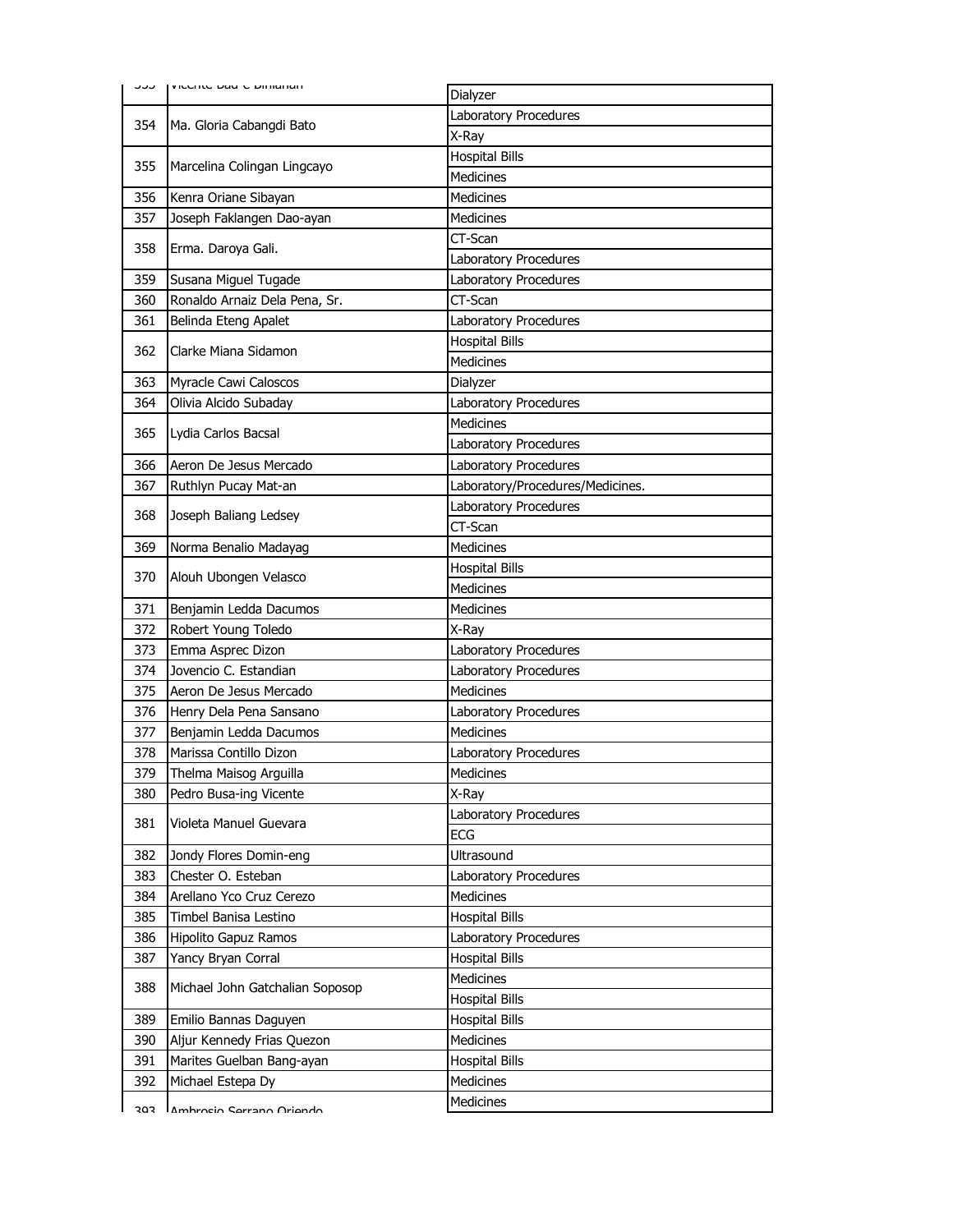| 353 | Vicente Bad-e Binlanan | Dialyzer |
|---|---|---|
| 354 | Ma. Gloria Cabangdi Bato | Laboratory Procedures |
| | | X-Ray |
| 355 | Marcelina Colingan Lingcayo | Hospital Bills |
| | | Medicines |
| 356 | Kenra Oriane Sibayan | Medicines |
| 357 | Joseph Faklangen Dao-ayan | Medicines |
| 358 | Erma. Daroya Gali. | CT-Scan |
| | | Laboratory Procedures |
| 359 | Susana Miguel Tugade | Laboratory Procedures |
| 360 | Ronaldo Arnaiz Dela Pena, Sr. | CT-Scan |
| 361 | Belinda Eteng Apalet | Laboratory Procedures |
| 362 | Clarke Miana Sidamon | Hospital Bills |
| | | Medicines |
| 363 | Myracle Cawi Caloscos | Dialyzer |
| 364 | Olivia Alcido Subaday | Laboratory Procedures |
| 365 | Lydia Carlos Bacsal | Medicines |
| | | Laboratory Procedures |
| 366 | Aeron De Jesus Mercado | Laboratory Procedures |
| 367 | Ruthlyn Pucay Mat-an | Laboratory/Procedures/Medicines. |
| 368 | Joseph Baliang Ledsey | Laboratory Procedures |
| | | CT-Scan |
| 369 | Norma Benalio Madayag | Medicines |
| 370 | Alouh Ubongen Velasco | Hospital Bills |
| | | Medicines |
| 371 | Benjamin Ledda Dacumos | Medicines |
| 372 | Robert Young Toledo | X-Ray |
| 373 | Emma Asprec Dizon | Laboratory Procedures |
| 374 | Jovencio C. Estandian | Laboratory Procedures |
| 375 | Aeron De Jesus Mercado | Medicines |
| 376 | Henry Dela Pena Sansano | Laboratory Procedures |
| 377 | Benjamin Ledda Dacumos | Medicines |
| 378 | Marissa Contillo Dizon | Laboratory Procedures |
| 379 | Thelma Maisog Arguilla | Medicines |
| 380 | Pedro Busa-ing Vicente | X-Ray |
| 381 | Violeta Manuel Guevara | Laboratory Procedures |
| | | ECG |
| 382 | Jondy Flores Domin-eng | Ultrasound |
| 383 | Chester O. Esteban | Laboratory Procedures |
| 384 | Arellano Yco Cruz Cerezo | Medicines |
| 385 | Timbel Banisa Lestino | Hospital Bills |
| 386 | Hipolito Gapuz Ramos | Laboratory Procedures |
| 387 | Yancy Bryan Corral | Hospital Bills |
| 388 | Michael John Gatchalian Soposop | Medicines |
| | | Hospital Bills |
| 389 | Emilio Bannas Daguyen | Hospital Bills |
| 390 | Aljur Kennedy Frias Quezon | Medicines |
| 391 | Marites Guelban Bang-ayan | Hospital Bills |
| 392 | Michael Estepa Dy | Medicines |
| 393 | Ambrosio Serrano Oriendo | Medicines |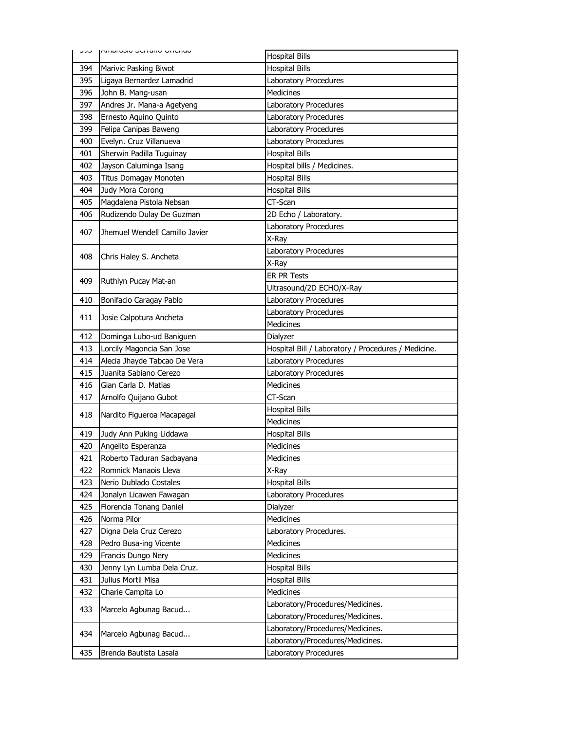| 393 | Ambrosio Serrano Orendo | Hospital Bills |
|---|---|---|
| 394 | Marivic Pasking Biwot | Hospital Bills |
| 395 | Ligaya Bernardez Lamadrid | Laboratory Procedures |
| 396 | John B. Mang-usan | Medicines |
| 397 | Andres Jr. Mana-a Agetyeng | Laboratory Procedures |
| 398 | Ernesto Aquino Quinto | Laboratory Procedures |
| 399 | Felipa Canipas Baweng | Laboratory Procedures |
| 400 | Evelyn. Cruz Villanueva | Laboratory Procedures |
| 401 | Sherwin Padilla Tuguinay | Hospital Bills |
| 402 | Jayson Caluminga Isang | Hospital bills / Medicines. |
| 403 | Titus Domagay Monoten | Hospital Bills |
| 404 | Judy Mora Corong | Hospital Bills |
| 405 | Magdalena Pistola Nebsan | CT-Scan |
| 406 | Rudizendo Dulay De Guzman | 2D Echo / Laboratory. |
| 407 | Jhemuel Wendell Camillo Javier | Laboratory Procedures |
| | | X-Ray |
| 408 | Chris Haley S. Ancheta | Laboratory Procedures |
| | | X-Ray |
| 409 | Ruthlyn Pucay Mat-an | ER PR Tests |
| | | Ultrasound/2D ECHO/X-Ray |
| 410 | Bonifacio Caragay Pablo | Laboratory Procedures |
| 411 | Josie Calpotura Ancheta | Laboratory Procedures |
| | | Medicines |
| 412 | Dominga Lubo-ud Baniguen | Dialyzer |
| 413 | Lorcily Magoncia San Jose | Hospital Bill / Laboratory / Procedures / Medicine. |
| 414 | Alecia Jhayde Tabcao De Vera | Laboratory Procedures |
| 415 | Juanita Sabiano Cerezo | Laboratory Procedures |
| 416 | Gian Carla D. Matias | Medicines |
| 417 | Arnolfo Quijano Gubot | CT-Scan |
| 418 | Nardito Figueroa Macapagal | Hospital Bills |
| | | Medicines |
| 419 | Judy Ann Puking Liddawa | Hospital Bills |
| 420 | Angelito Esperanza | Medicines |
| 421 | Roberto Taduran Sacbayana | Medicines |
| 422 | Romnick Manaois Lleva | X-Ray |
| 423 | Nerio Dublado Costales | Hospital Bills |
| 424 | Jonalyn Licawen Fawagan | Laboratory Procedures |
| 425 | Florencia Tonang Daniel | Dialyzer |
| 426 | Norma Pilor | Medicines |
| 427 | Digna Dela Cruz Cerezo | Laboratory Procedures. |
| 428 | Pedro Busa-ing Vicente | Medicines |
| 429 | Francis Dungo Nery | Medicines |
| 430 | Jenny Lyn Lumba Dela Cruz. | Hospital Bills |
| 431 | Julius Mortil Misa | Hospital Bills |
| 432 | Charie Campita Lo | Medicines |
| 433 | Marcelo Agbunag Bacud... | Laboratory/Procedures/Medicines. |
| | | Laboratory/Procedures/Medicines. |
| 434 | Marcelo Agbunag Bacud... | Laboratory/Procedures/Medicines. |
| | | Laboratory/Procedures/Medicines. |
| 435 | Brenda Bautista Lasala | Laboratory Procedures |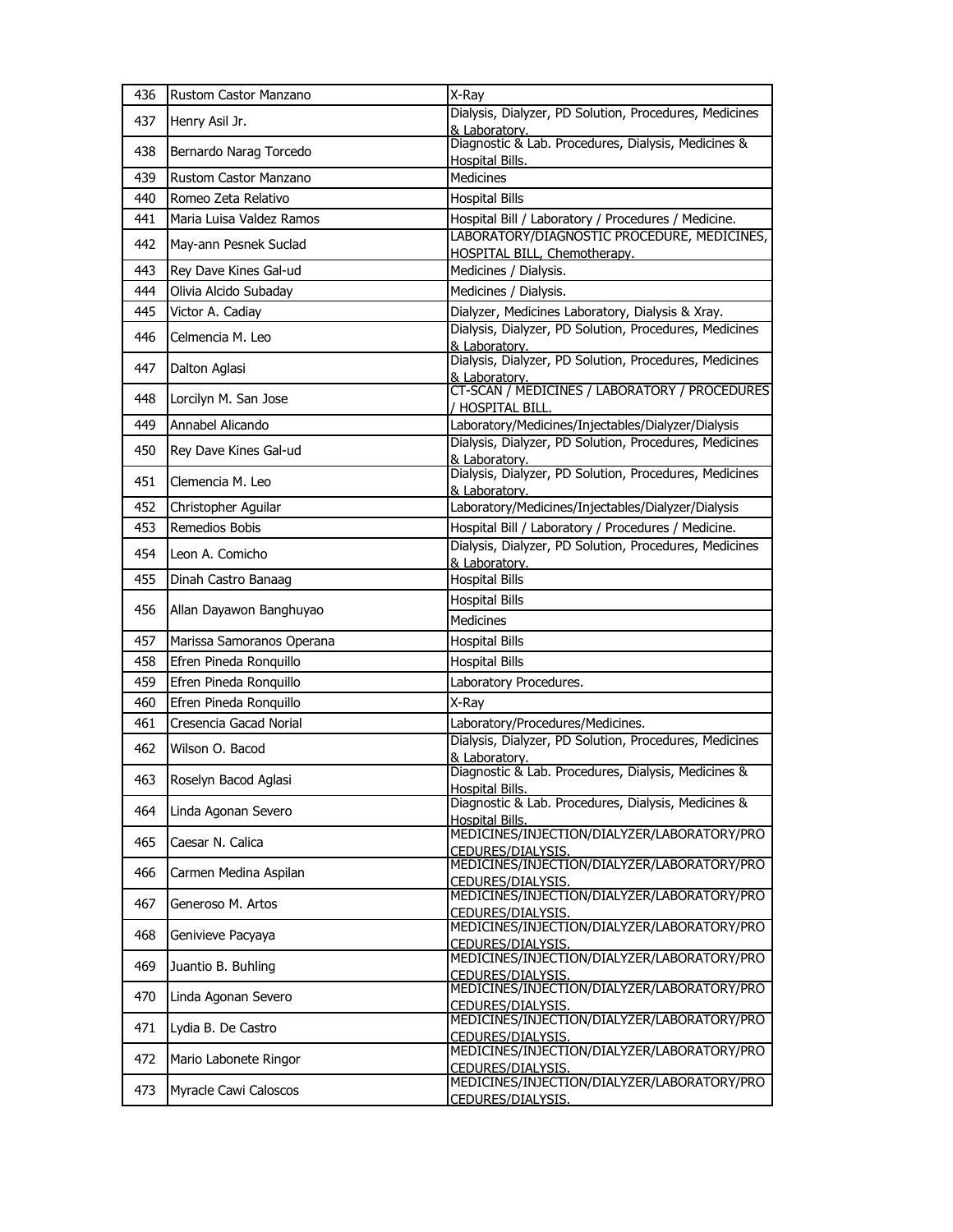| 436 | Rustom Castor Manzano | X-Ray |
|---|---|---|
| 437 | Henry Asil Jr. | Dialysis, Dialyzer, PD Solution, Procedures, Medicines & Laboratory. |
| 438 | Bernardo Narag Torcedo | Diagnostic & Lab. Procedures, Dialysis, Medicines & Hospital Bills. |
| 439 | Rustom Castor Manzano | Medicines |
| 440 | Romeo Zeta Relativo | Hospital Bills |
| 441 | Maria Luisa Valdez Ramos | Hospital Bill / Laboratory / Procedures / Medicine. |
| 442 | May-ann Pesnek Suclad | LABORATORY/DIAGNOSTIC PROCEDURE, MEDICINES, HOSPITAL BILL, Chemotherapy. |
| 443 | Rey Dave Kines Gal-ud | Medicines / Dialysis. |
| 444 | Olivia Alcido Subaday | Medicines / Dialysis. |
| 445 | Victor A. Cadiay | Dialyzer, Medicines Laboratory, Dialysis & Xray. |
| 446 | Celmencia M. Leo | Dialysis, Dialyzer, PD Solution, Procedures, Medicines & Laboratory. |
| 447 | Dalton Aglasi | Dialysis, Dialyzer, PD Solution, Procedures, Medicines & Laboratory. |
| 448 | Lorcilyn M. San Jose | CT-SCAN / MEDICINES / LABORATORY / PROCEDURES / HOSPITAL BILL. |
| 449 | Annabel Alicando | Laboratory/Medicines/Injectables/Dialyzer/Dialysis |
| 450 | Rey Dave Kines Gal-ud | Dialysis, Dialyzer, PD Solution, Procedures, Medicines & Laboratory. |
| 451 | Clemencia M. Leo | Dialysis, Dialyzer, PD Solution, Procedures, Medicines & Laboratory. |
| 452 | Christopher Aguilar | Laboratory/Medicines/Injectables/Dialyzer/Dialysis |
| 453 | Remedios Bobis | Hospital Bill / Laboratory / Procedures / Medicine. |
| 454 | Leon A. Comicho | Dialysis, Dialyzer, PD Solution, Procedures, Medicines & Laboratory. |
| 455 | Dinah Castro Banaag | Hospital Bills |
| 456 | Allan Dayawon Banghuyao | Hospital Bills |
| | | Medicines |
| 457 | Marissa Samoranos Operana | Hospital Bills |
| 458 | Efren Pineda Ronquillo | Hospital Bills |
| 459 | Efren Pineda Ronquillo | Laboratory Procedures. |
| 460 | Efren Pineda Ronquillo | X-Ray |
| 461 | Cresencia Gacad Norial | Laboratory/Procedures/Medicines. |
| 462 | Wilson O. Bacod | Dialysis, Dialyzer, PD Solution, Procedures, Medicines & Laboratory. |
| 463 | Roselyn Bacod Aglasi | Diagnostic & Lab. Procedures, Dialysis, Medicines & Hospital Bills. |
| 464 | Linda Agonan Severo | Diagnostic & Lab. Procedures, Dialysis, Medicines & Hospital Bills. |
| 465 | Caesar N. Calica | MEDICINES/INJECTION/DIALYZER/LABORATORY/PROCEDURES/DIALYSIS. |
| 466 | Carmen Medina Aspilan | MEDICINES/INJECTION/DIALYZER/LABORATORY/PROCEDURES/DIALYSIS. |
| 467 | Generoso M. Artos | MEDICINES/INJECTION/DIALYZER/LABORATORY/PROCEDURES/DIALYSIS. |
| 468 | Genivieve Pacyaya | MEDICINES/INJECTION/DIALYZER/LABORATORY/PROCEDURES/DIALYSIS. |
| 469 | Juantio B. Buhling | MEDICINES/INJECTION/DIALYZER/LABORATORY/PROCEDURES/DIALYSIS. |
| 470 | Linda Agonan Severo | MEDICINES/INJECTION/DIALYZER/LABORATORY/PROCEDURES/DIALYSIS. |
| 471 | Lydia B. De Castro | MEDICINES/INJECTION/DIALYZER/LABORATORY/PROCEDURES/DIALYSIS. |
| 472 | Mario Labonete Ringor | MEDICINES/INJECTION/DIALYZER/LABORATORY/PROCEDURES/DIALYSIS. |
| 473 | Myracle Cawi Caloscos | MEDICINES/INJECTION/DIALYZER/LABORATORY/PROCEDURES/DIALYSIS. |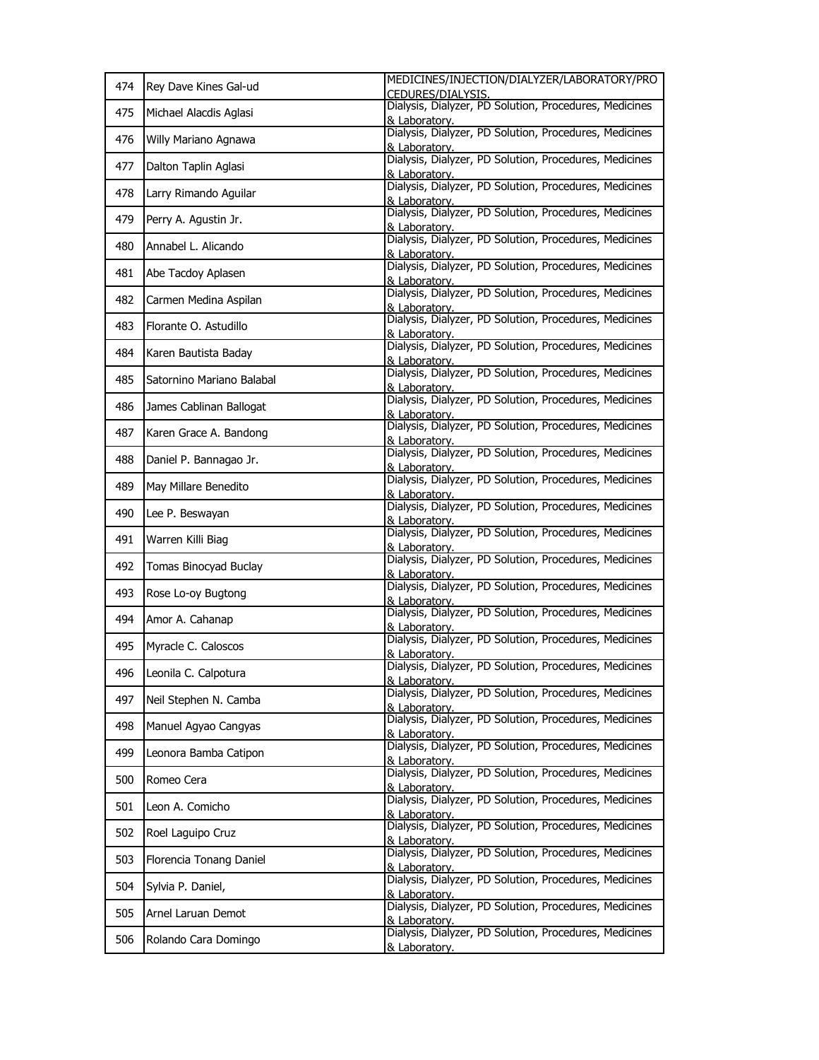| 474 | Rey Dave Kines Gal-ud | MEDICINES/INJECTION/DIALYZER/LABORATORY/PROCEDURES/DIALYSIS. |
|---|---|---|
| 475 | Michael Alacdis Aglasi | Dialysis, Dialyzer, PD Solution, Procedures, Medicines & Laboratory. |
| 476 | Willy Mariano Agnawa | Dialysis, Dialyzer, PD Solution, Procedures, Medicines & Laboratory. |
| 477 | Dalton Taplin Aglasi | Dialysis, Dialyzer, PD Solution, Procedures, Medicines & Laboratory. |
| 478 | Larry Rimando Aguilar | Dialysis, Dialyzer, PD Solution, Procedures, Medicines & Laboratory. |
| 479 | Perry A. Agustin Jr. | Dialysis, Dialyzer, PD Solution, Procedures, Medicines & Laboratory. |
| 480 | Annabel L. Alicando | Dialysis, Dialyzer, PD Solution, Procedures, Medicines & Laboratory. |
| 481 | Abe Tacdoy Aplasen | Dialysis, Dialyzer, PD Solution, Procedures, Medicines & Laboratory. |
| 482 | Carmen Medina Aspilan | Dialysis, Dialyzer, PD Solution, Procedures, Medicines & Laboratory. |
| 483 | Florante O. Astudillo | Dialysis, Dialyzer, PD Solution, Procedures, Medicines & Laboratory. |
| 484 | Karen Bautista Baday | Dialysis, Dialyzer, PD Solution, Procedures, Medicines & Laboratory. |
| 485 | Satornino Mariano Balabal | Dialysis, Dialyzer, PD Solution, Procedures, Medicines & Laboratory. |
| 486 | James Cablinan Ballogat | Dialysis, Dialyzer, PD Solution, Procedures, Medicines & Laboratory. |
| 487 | Karen Grace A. Bandong | Dialysis, Dialyzer, PD Solution, Procedures, Medicines & Laboratory. |
| 488 | Daniel P. Bannagao Jr. | Dialysis, Dialyzer, PD Solution, Procedures, Medicines & Laboratory. |
| 489 | May Millare Benedito | Dialysis, Dialyzer, PD Solution, Procedures, Medicines & Laboratory. |
| 490 | Lee P. Beswayan | Dialysis, Dialyzer, PD Solution, Procedures, Medicines & Laboratory. |
| 491 | Warren Killi Biag | Dialysis, Dialyzer, PD Solution, Procedures, Medicines & Laboratory. |
| 492 | Tomas Binocyad Buclay | Dialysis, Dialyzer, PD Solution, Procedures, Medicines & Laboratory. |
| 493 | Rose Lo-oy Bugtong | Dialysis, Dialyzer, PD Solution, Procedures, Medicines & Laboratory. |
| 494 | Amor A. Cahanap | Dialysis, Dialyzer, PD Solution, Procedures, Medicines & Laboratory. |
| 495 | Myracle C. Caloscos | Dialysis, Dialyzer, PD Solution, Procedures, Medicines & Laboratory. |
| 496 | Leonila C. Calpotura | Dialysis, Dialyzer, PD Solution, Procedures, Medicines & Laboratory. |
| 497 | Neil Stephen N. Camba | Dialysis, Dialyzer, PD Solution, Procedures, Medicines & Laboratory. |
| 498 | Manuel Agyao Cangyas | Dialysis, Dialyzer, PD Solution, Procedures, Medicines & Laboratory. |
| 499 | Leonora Bamba Catipon | Dialysis, Dialyzer, PD Solution, Procedures, Medicines & Laboratory. |
| 500 | Romeo Cera | Dialysis, Dialyzer, PD Solution, Procedures, Medicines & Laboratory. |
| 501 | Leon A. Comicho | Dialysis, Dialyzer, PD Solution, Procedures, Medicines & Laboratory. |
| 502 | Roel Laguipo Cruz | Dialysis, Dialyzer, PD Solution, Procedures, Medicines & Laboratory. |
| 503 | Florencia Tonang Daniel | Dialysis, Dialyzer, PD Solution, Procedures, Medicines & Laboratory. |
| 504 | Sylvia P. Daniel, | Dialysis, Dialyzer, PD Solution, Procedures, Medicines & Laboratory. |
| 505 | Arnel Laruan Demot | Dialysis, Dialyzer, PD Solution, Procedures, Medicines & Laboratory. |
| 506 | Rolando Cara Domingo | Dialysis, Dialyzer, PD Solution, Procedures, Medicines & Laboratory. |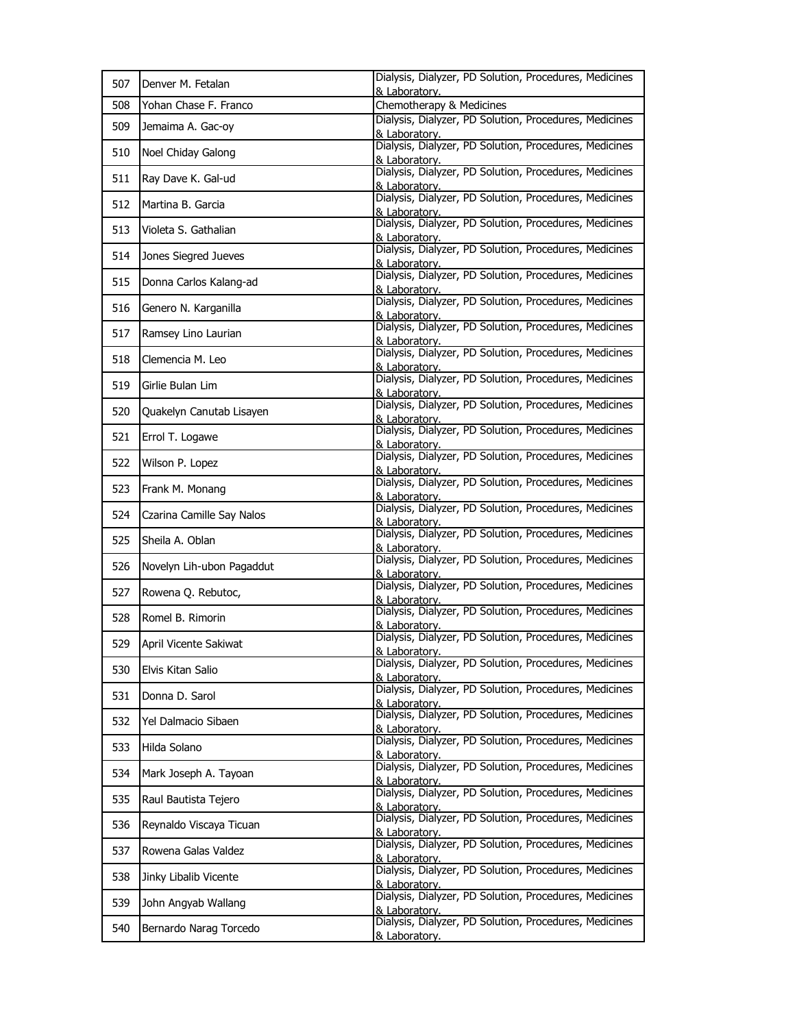| 507 | Denver M. Fetalan | Dialysis, Dialyzer, PD Solution, Procedures, Medicines & Laboratory. |
|---|---|---|
| 508 | Yohan Chase F. Franco | Chemotherapy & Medicines |
| 509 | Jemaima A. Gac-oy | Dialysis, Dialyzer, PD Solution, Procedures, Medicines & Laboratory. |
| 510 | Noel Chiday Galong | Dialysis, Dialyzer, PD Solution, Procedures, Medicines & Laboratory. |
| 511 | Ray Dave K. Gal-ud | Dialysis, Dialyzer, PD Solution, Procedures, Medicines & Laboratory. |
| 512 | Martina B. Garcia | Dialysis, Dialyzer, PD Solution, Procedures, Medicines & Laboratory. |
| 513 | Violeta S. Gathalian | Dialysis, Dialyzer, PD Solution, Procedures, Medicines & Laboratory. |
| 514 | Jones Siegred Jueves | Dialysis, Dialyzer, PD Solution, Procedures, Medicines & Laboratory. |
| 515 | Donna Carlos Kalang-ad | Dialysis, Dialyzer, PD Solution, Procedures, Medicines & Laboratory. |
| 516 | Genero N. Karganilla | Dialysis, Dialyzer, PD Solution, Procedures, Medicines & Laboratory. |
| 517 | Ramsey Lino Laurian | Dialysis, Dialyzer, PD Solution, Procedures, Medicines & Laboratory. |
| 518 | Clemencia M. Leo | Dialysis, Dialyzer, PD Solution, Procedures, Medicines & Laboratory. |
| 519 | Girlie Bulan Lim | Dialysis, Dialyzer, PD Solution, Procedures, Medicines & Laboratory. |
| 520 | Quakelyn Canutab Lisayen | Dialysis, Dialyzer, PD Solution, Procedures, Medicines & Laboratory. |
| 521 | Errol T. Logawe | Dialysis, Dialyzer, PD Solution, Procedures, Medicines & Laboratory. |
| 522 | Wilson P. Lopez | Dialysis, Dialyzer, PD Solution, Procedures, Medicines & Laboratory. |
| 523 | Frank M. Monang | Dialysis, Dialyzer, PD Solution, Procedures, Medicines & Laboratory. |
| 524 | Czarina Camille Say Nalos | Dialysis, Dialyzer, PD Solution, Procedures, Medicines & Laboratory. |
| 525 | Sheila A. Oblan | Dialysis, Dialyzer, PD Solution, Procedures, Medicines & Laboratory. |
| 526 | Novelyn Lih-ubon Pagaddut | Dialysis, Dialyzer, PD Solution, Procedures, Medicines & Laboratory. |
| 527 | Rowena Q. Rebutoc, | Dialysis, Dialyzer, PD Solution, Procedures, Medicines & Laboratory. |
| 528 | Romel B. Rimorin | Dialysis, Dialyzer, PD Solution, Procedures, Medicines & Laboratory. |
| 529 | April Vicente Sakiwat | Dialysis, Dialyzer, PD Solution, Procedures, Medicines & Laboratory. |
| 530 | Elvis Kitan Salio | Dialysis, Dialyzer, PD Solution, Procedures, Medicines & Laboratory. |
| 531 | Donna D. Sarol | Dialysis, Dialyzer, PD Solution, Procedures, Medicines & Laboratory. |
| 532 | Yel Dalmacio Sibaen | Dialysis, Dialyzer, PD Solution, Procedures, Medicines & Laboratory. |
| 533 | Hilda Solano | Dialysis, Dialyzer, PD Solution, Procedures, Medicines & Laboratory. |
| 534 | Mark Joseph A. Tayoan | Dialysis, Dialyzer, PD Solution, Procedures, Medicines & Laboratory. |
| 535 | Raul Bautista Tejero | Dialysis, Dialyzer, PD Solution, Procedures, Medicines & Laboratory. |
| 536 | Reynaldo Viscaya Ticuan | Dialysis, Dialyzer, PD Solution, Procedures, Medicines & Laboratory. |
| 537 | Rowena Galas Valdez | Dialysis, Dialyzer, PD Solution, Procedures, Medicines & Laboratory. |
| 538 | Jinky Libalib Vicente | Dialysis, Dialyzer, PD Solution, Procedures, Medicines & Laboratory. |
| 539 | John Angyab Wallang | Dialysis, Dialyzer, PD Solution, Procedures, Medicines & Laboratory. |
| 540 | Bernardo Narag Torcedo | Dialysis, Dialyzer, PD Solution, Procedures, Medicines & Laboratory. |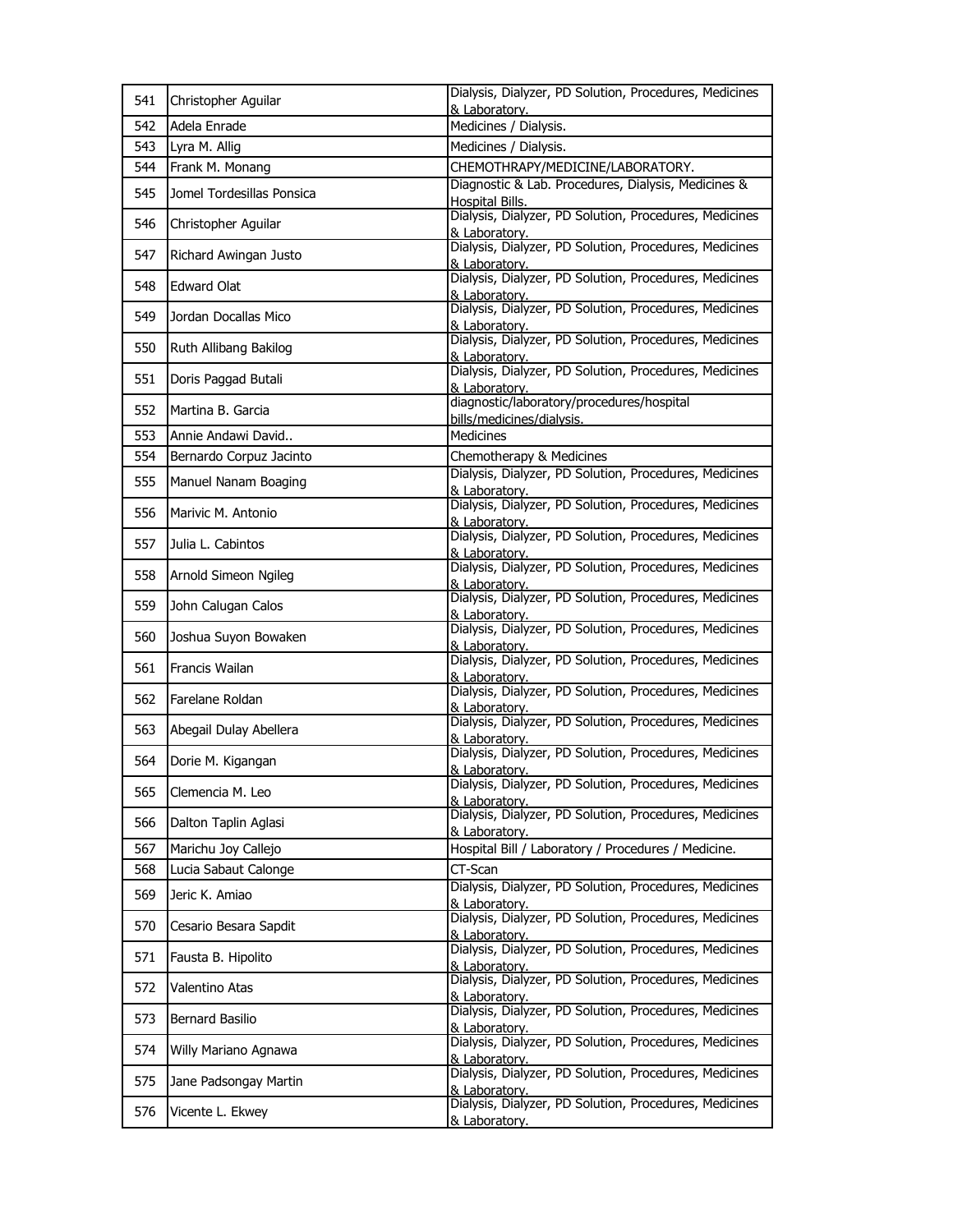| 541 | Christopher Aguilar | Dialysis, Dialyzer, PD Solution, Procedures, Medicines & Laboratory. |
|---|---|---|
| 542 | Adela Enrade | Medicines / Dialysis. |
| 543 | Lyra M. Allig | Medicines / Dialysis. |
| 544 | Frank M. Monang | CHEMOTHRAPY/MEDICINE/LABORATORY. |
| 545 | Jomel Tordesillas Ponsica | Diagnostic & Lab. Procedures, Dialysis, Medicines & Hospital Bills. |
| 546 | Christopher Aguilar | Dialysis, Dialyzer, PD Solution, Procedures, Medicines & Laboratory. |
| 547 | Richard Awingan Justo | Dialysis, Dialyzer, PD Solution, Procedures, Medicines & Laboratory. |
| 548 | Edward Olat | Dialysis, Dialyzer, PD Solution, Procedures, Medicines & Laboratory. |
| 549 | Jordan Docallas Mico | Dialysis, Dialyzer, PD Solution, Procedures, Medicines & Laboratory. |
| 550 | Ruth Allibang Bakilog | Dialysis, Dialyzer, PD Solution, Procedures, Medicines & Laboratory. |
| 551 | Doris Paggad Butali | Dialysis, Dialyzer, PD Solution, Procedures, Medicines & Laboratory. |
| 552 | Martina B. Garcia | diagnostic/laboratory/procedures/hospital bills/medicines/dialysis. |
| 553 | Annie Andawi David.. | Medicines |
| 554 | Bernardo Corpuz Jacinto | Chemotherapy & Medicines |
| 555 | Manuel Nanam Boaging | Dialysis, Dialyzer, PD Solution, Procedures, Medicines & Laboratory. |
| 556 | Marivic M. Antonio | Dialysis, Dialyzer, PD Solution, Procedures, Medicines & Laboratory. |
| 557 | Julia L. Cabintos | Dialysis, Dialyzer, PD Solution, Procedures, Medicines & Laboratory. |
| 558 | Arnold Simeon Ngileg | Dialysis, Dialyzer, PD Solution, Procedures, Medicines & Laboratory. |
| 559 | John Calugan Calos | Dialysis, Dialyzer, PD Solution, Procedures, Medicines & Laboratory. |
| 560 | Joshua Suyon Bowaken | Dialysis, Dialyzer, PD Solution, Procedures, Medicines & Laboratory. |
| 561 | Francis Wailan | Dialysis, Dialyzer, PD Solution, Procedures, Medicines & Laboratory. |
| 562 | Farelane Roldan | Dialysis, Dialyzer, PD Solution, Procedures, Medicines & Laboratory. |
| 563 | Abegail Dulay Abellera | Dialysis, Dialyzer, PD Solution, Procedures, Medicines & Laboratory. |
| 564 | Dorie M. Kigangan | Dialysis, Dialyzer, PD Solution, Procedures, Medicines & Laboratory. |
| 565 | Clemencia M. Leo | Dialysis, Dialyzer, PD Solution, Procedures, Medicines & Laboratory. |
| 566 | Dalton Taplin Aglasi | Dialysis, Dialyzer, PD Solution, Procedures, Medicines & Laboratory. |
| 567 | Marichu Joy Callejo | Hospital Bill / Laboratory / Procedures / Medicine. |
| 568 | Lucia Sabaut Calonge | CT-Scan |
| 569 | Jeric K. Amiao | Dialysis, Dialyzer, PD Solution, Procedures, Medicines & Laboratory. |
| 570 | Cesario Besara Sapdit | Dialysis, Dialyzer, PD Solution, Procedures, Medicines & Laboratory. |
| 571 | Fausta B. Hipolito | Dialysis, Dialyzer, PD Solution, Procedures, Medicines & Laboratory. |
| 572 | Valentino Atas | Dialysis, Dialyzer, PD Solution, Procedures, Medicines & Laboratory. |
| 573 | Bernard Basilio | Dialysis, Dialyzer, PD Solution, Procedures, Medicines & Laboratory. |
| 574 | Willy Mariano Agnawa | Dialysis, Dialyzer, PD Solution, Procedures, Medicines & Laboratory. |
| 575 | Jane Padsongay Martin | Dialysis, Dialyzer, PD Solution, Procedures, Medicines & Laboratory. |
| 576 | Vicente L. Ekwey | Dialysis, Dialyzer, PD Solution, Procedures, Medicines & Laboratory. |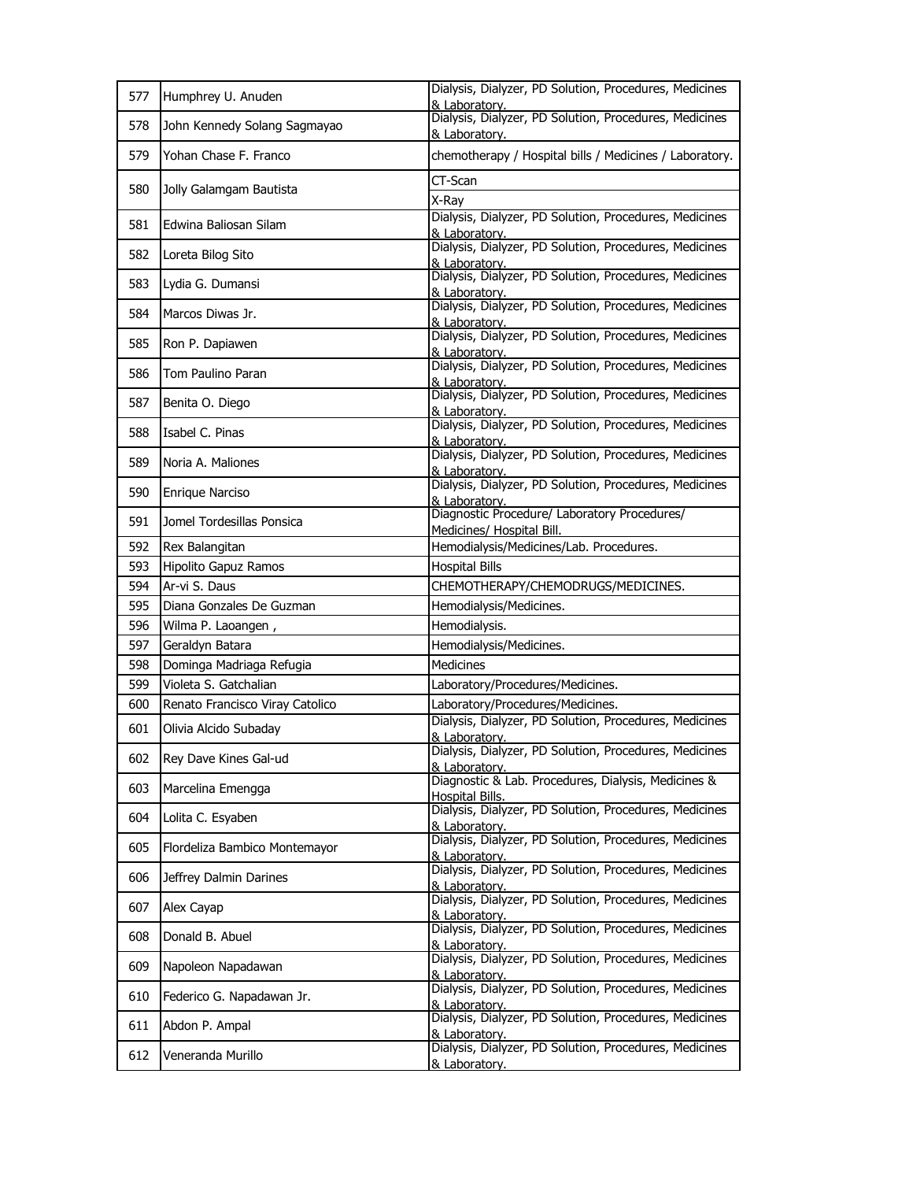| | | |
|---|---|---|
| 577 | Humphrey U. Anuden | Dialysis, Dialyzer, PD Solution, Procedures, Medicines & Laboratory. |
| 578 | John Kennedy Solang Sagmayao | Dialysis, Dialyzer, PD Solution, Procedures, Medicines & Laboratory. |
| 579 | Yohan Chase F. Franco | chemotherapy / Hospital bills / Medicines / Laboratory. |
| 580 | Jolly Galamgam Bautista | CT-Scan |
| | | X-Ray |
| 581 | Edwina Baliosan Silam | Dialysis, Dialyzer, PD Solution, Procedures, Medicines & Laboratory. |
| 582 | Loreta Bilog Sito | Dialysis, Dialyzer, PD Solution, Procedures, Medicines & Laboratory. |
| 583 | Lydia G. Dumansi | Dialysis, Dialyzer, PD Solution, Procedures, Medicines & Laboratory. |
| 584 | Marcos Diwas Jr. | Dialysis, Dialyzer, PD Solution, Procedures, Medicines & Laboratory. |
| 585 | Ron P. Dapiawen | Dialysis, Dialyzer, PD Solution, Procedures, Medicines & Laboratory. |
| 586 | Tom Paulino Paran | Dialysis, Dialyzer, PD Solution, Procedures, Medicines & Laboratory. |
| 587 | Benita O. Diego | Dialysis, Dialyzer, PD Solution, Procedures, Medicines & Laboratory. |
| 588 | Isabel C. Pinas | Dialysis, Dialyzer, PD Solution, Procedures, Medicines & Laboratory. |
| 589 | Noria A. Maliones | Dialysis, Dialyzer, PD Solution, Procedures, Medicines & Laboratory. |
| 590 | Enrique Narciso | Dialysis, Dialyzer, PD Solution, Procedures, Medicines & Laboratory. |
| 591 | Jomel Tordesillas Ponsica | Diagnostic Procedure/ Laboratory Procedures/ Medicines/ Hospital Bill. |
| 592 | Rex Balangitan | Hemodialysis/Medicines/Lab. Procedures. |
| 593 | Hipolito Gapuz Ramos | Hospital Bills |
| 594 | Ar-vi S. Daus | CHEMOTHERAPY/CHEMODRUGS/MEDICINES. |
| 595 | Diana Gonzales De Guzman | Hemodialysis/Medicines. |
| 596 | Wilma P. Laoangen , | Hemodialysis. |
| 597 | Geraldyn Batara | Hemodialysis/Medicines. |
| 598 | Dominga Madriaga Refugia | Medicines |
| 599 | Violeta S. Gatchalian | Laboratory/Procedures/Medicines. |
| 600 | Renato Francisco Viray Catolico | Laboratory/Procedures/Medicines. |
| 601 | Olivia Alcido Subaday | Dialysis, Dialyzer, PD Solution, Procedures, Medicines & Laboratory. |
| 602 | Rey Dave Kines Gal-ud | Dialysis, Dialyzer, PD Solution, Procedures, Medicines & Laboratory. |
| 603 | Marcelina Emengga | Diagnostic & Lab. Procedures, Dialysis, Medicines & Hospital Bills. |
| 604 | Lolita C. Esyaben | Dialysis, Dialyzer, PD Solution, Procedures, Medicines & Laboratory. |
| 605 | Flordeliza Bambico Montemayor | Dialysis, Dialyzer, PD Solution, Procedures, Medicines & Laboratory. |
| 606 | Jeffrey Dalmin Darines | Dialysis, Dialyzer, PD Solution, Procedures, Medicines & Laboratory. |
| 607 | Alex Cayap | Dialysis, Dialyzer, PD Solution, Procedures, Medicines & Laboratory. |
| 608 | Donald B. Abuel | Dialysis, Dialyzer, PD Solution, Procedures, Medicines & Laboratory. |
| 609 | Napoleon Napadawan | Dialysis, Dialyzer, PD Solution, Procedures, Medicines & Laboratory. |
| 610 | Federico G. Napadawan Jr. | Dialysis, Dialyzer, PD Solution, Procedures, Medicines & Laboratory. |
| 611 | Abdon P. Ampal | Dialysis, Dialyzer, PD Solution, Procedures, Medicines & Laboratory. |
| 612 | Veneranda Murillo | Dialysis, Dialyzer, PD Solution, Procedures, Medicines & Laboratory. |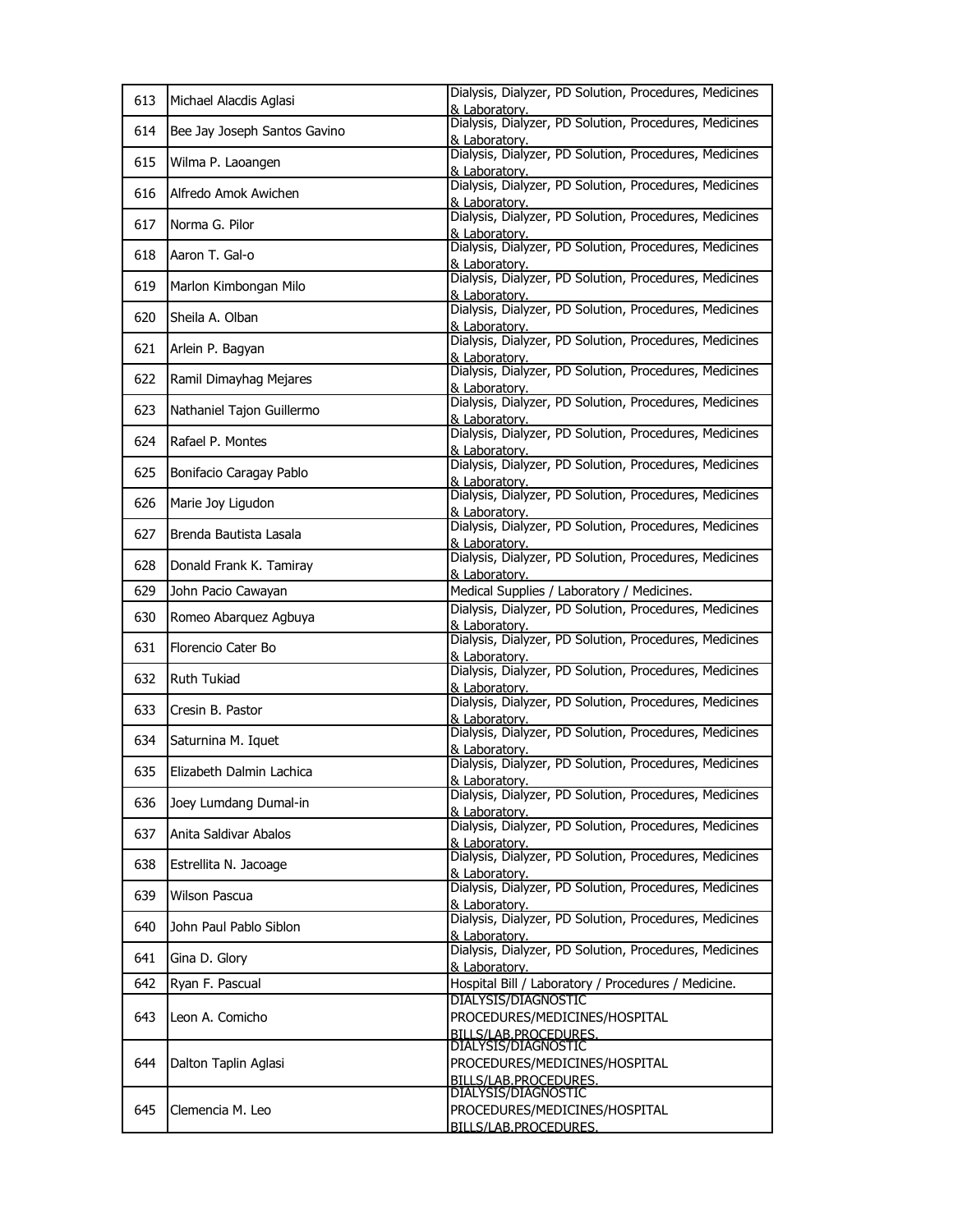| 613 | Michael Alacdis Aglasi | Dialysis, Dialyzer, PD Solution, Procedures, Medicines & Laboratory. |
|---|---|---|
| 614 | Bee Jay Joseph Santos Gavino | Dialysis, Dialyzer, PD Solution, Procedures, Medicines & Laboratory. |
| 615 | Wilma P. Laoangen | Dialysis, Dialyzer, PD Solution, Procedures, Medicines & Laboratory. |
| 616 | Alfredo Amok Awichen | Dialysis, Dialyzer, PD Solution, Procedures, Medicines & Laboratory. |
| 617 | Norma G. Pilor | Dialysis, Dialyzer, PD Solution, Procedures, Medicines & Laboratory. |
| 618 | Aaron T. Gal-o | Dialysis, Dialyzer, PD Solution, Procedures, Medicines & Laboratory. |
| 619 | Marlon Kimbongan Milo | Dialysis, Dialyzer, PD Solution, Procedures, Medicines & Laboratory. |
| 620 | Sheila A. Olban | Dialysis, Dialyzer, PD Solution, Procedures, Medicines & Laboratory. |
| 621 | Arlein P. Bagyan | Dialysis, Dialyzer, PD Solution, Procedures, Medicines & Laboratory. |
| 622 | Ramil Dimayhag Mejares | Dialysis, Dialyzer, PD Solution, Procedures, Medicines & Laboratory. |
| 623 | Nathaniel Tajon Guillermo | Dialysis, Dialyzer, PD Solution, Procedures, Medicines & Laboratory. |
| 624 | Rafael P. Montes | Dialysis, Dialyzer, PD Solution, Procedures, Medicines & Laboratory. |
| 625 | Bonifacio Caragay Pablo | Dialysis, Dialyzer, PD Solution, Procedures, Medicines & Laboratory. |
| 626 | Marie Joy Ligudon | Dialysis, Dialyzer, PD Solution, Procedures, Medicines & Laboratory. |
| 627 | Brenda Bautista Lasala | Dialysis, Dialyzer, PD Solution, Procedures, Medicines & Laboratory. |
| 628 | Donald Frank K. Tamiray | Dialysis, Dialyzer, PD Solution, Procedures, Medicines & Laboratory. |
| 629 | John Pacio Cawayan | Medical Supplies / Laboratory / Medicines. |
| 630 | Romeo Abarquez Agbuya | Dialysis, Dialyzer, PD Solution, Procedures, Medicines & Laboratory. |
| 631 | Florencio Cater Bo | Dialysis, Dialyzer, PD Solution, Procedures, Medicines & Laboratory. |
| 632 | Ruth Tukiad | Dialysis, Dialyzer, PD Solution, Procedures, Medicines & Laboratory. |
| 633 | Cresin B. Pastor | Dialysis, Dialyzer, PD Solution, Procedures, Medicines & Laboratory. |
| 634 | Saturnina M. Iquet | Dialysis, Dialyzer, PD Solution, Procedures, Medicines & Laboratory. |
| 635 | Elizabeth Dalmin Lachica | Dialysis, Dialyzer, PD Solution, Procedures, Medicines & Laboratory. |
| 636 | Joey Lumdang Dumal-in | Dialysis, Dialyzer, PD Solution, Procedures, Medicines & Laboratory. |
| 637 | Anita Saldivar Abalos | Dialysis, Dialyzer, PD Solution, Procedures, Medicines & Laboratory. |
| 638 | Estrellita N. Jacoage | Dialysis, Dialyzer, PD Solution, Procedures, Medicines & Laboratory. |
| 639 | Wilson Pascua | Dialysis, Dialyzer, PD Solution, Procedures, Medicines & Laboratory. |
| 640 | John Paul Pablo Siblon | Dialysis, Dialyzer, PD Solution, Procedures, Medicines & Laboratory. |
| 641 | Gina D. Glory | Dialysis, Dialyzer, PD Solution, Procedures, Medicines & Laboratory. |
| 642 | Ryan F. Pascual | Hospital Bill / Laboratory / Procedures / Medicine. |
| 643 | Leon A. Comicho | DIALYSIS/DIAGNOSTIC PROCEDURES/MEDICINES/HOSPITAL BILLS/LAB.PROCEDURES. |
| 644 | Dalton Taplin Aglasi | DIALYSIS/DIAGNOSTIC PROCEDURES/MEDICINES/HOSPITAL BILLS/LAB.PROCEDURES. |
| 645 | Clemencia M. Leo | DIALYSIS/DIAGNOSTIC PROCEDURES/MEDICINES/HOSPITAL BILLS/LAB.PROCEDURES. |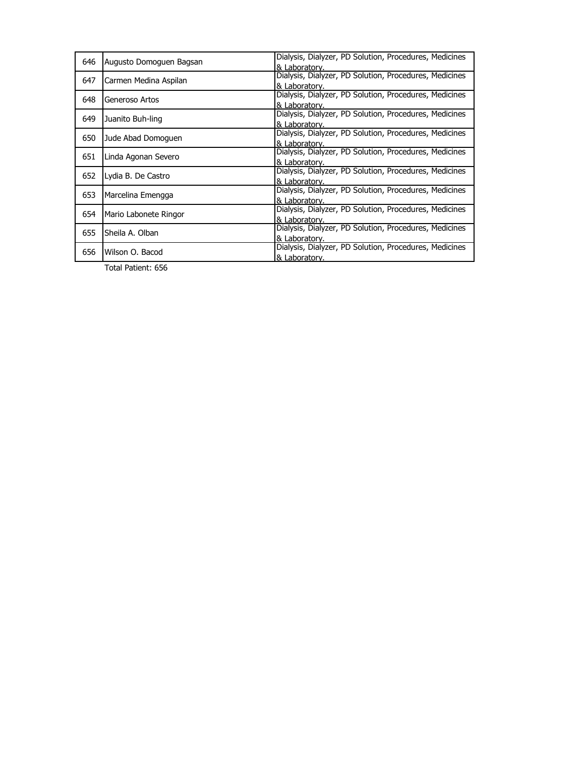| 646 | Augusto Domoguen Bagsan | Dialysis, Dialyzer, PD Solution, Procedures, Medicines & Laboratory. |
|---|---|---|
| 647 | Carmen Medina Aspilan | Dialysis, Dialyzer, PD Solution, Procedures, Medicines & Laboratory. |
| 648 | Generoso Artos | Dialysis, Dialyzer, PD Solution, Procedures, Medicines & Laboratory. |
| 649 | Juanito Buh-ling | Dialysis, Dialyzer, PD Solution, Procedures, Medicines & Laboratory. |
| 650 | Jude Abad Domoguen | Dialysis, Dialyzer, PD Solution, Procedures, Medicines & Laboratory. |
| 651 | Linda Agonan Severo | Dialysis, Dialyzer, PD Solution, Procedures, Medicines & Laboratory. |
| 652 | Lydia B. De Castro | Dialysis, Dialyzer, PD Solution, Procedures, Medicines & Laboratory. |
| 653 | Marcelina Emengga | Dialysis, Dialyzer, PD Solution, Procedures, Medicines & Laboratory. |
| 654 | Mario Labonete Ringor | Dialysis, Dialyzer, PD Solution, Procedures, Medicines & Laboratory. |
| 655 | Sheila A. Olban | Dialysis, Dialyzer, PD Solution, Procedures, Medicines & Laboratory. |
| 656 | Wilson O. Bacod | Dialysis, Dialyzer, PD Solution, Procedures, Medicines & Laboratory. |

Total Patient: 656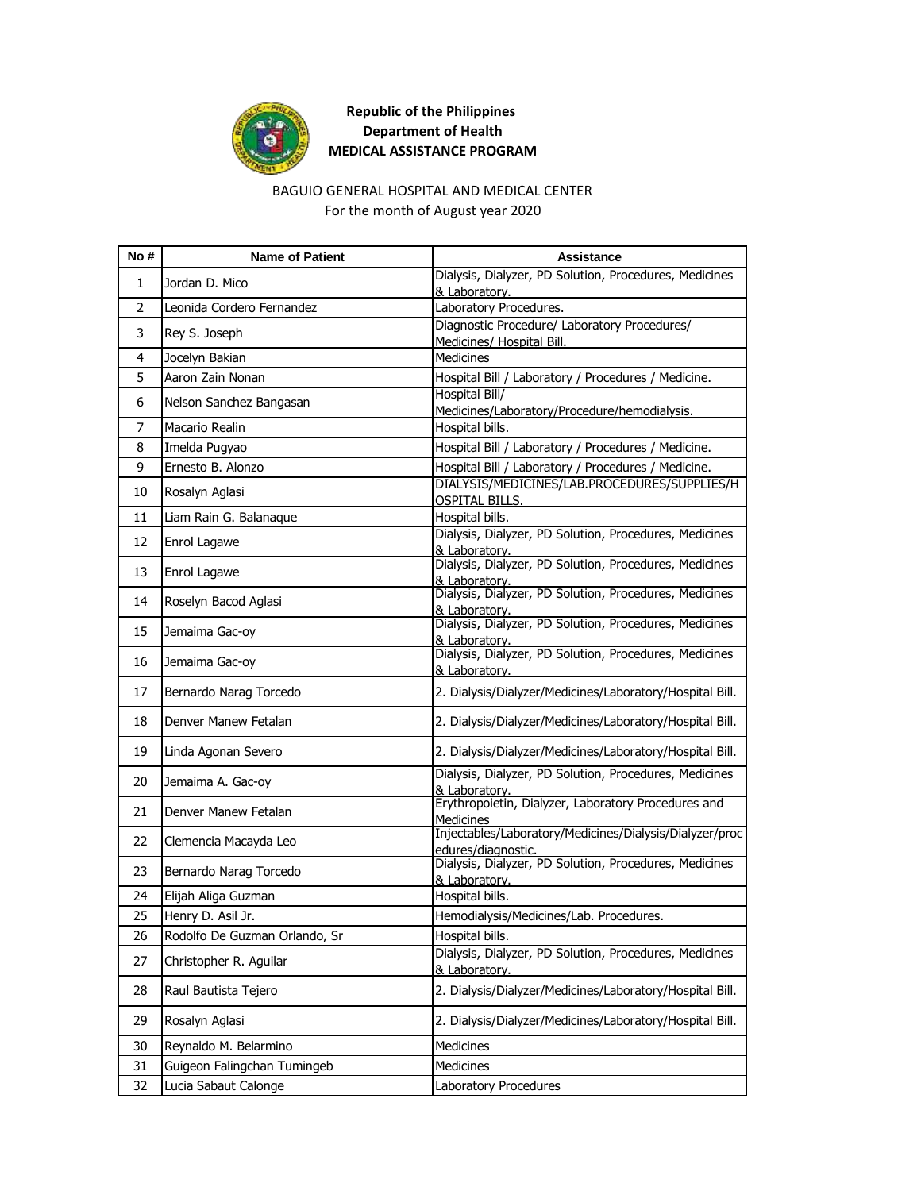**Republic of the Philippines**
**Department of Health**
**MEDICAL ASSISTANCE PROGRAM**

BAGUIO GENERAL HOSPITAL AND MEDICAL CENTER
For the month of August year 2020

| No # | Name of Patient | Assistance |
|---|---|---|
| 1 | Jordan D. Mico | Dialysis, Dialyzer, PD Solution, Procedures, Medicines & Laboratory. |
| 2 | Leonida Cordero Fernandez | Laboratory Procedures. |
| 3 | Rey S. Joseph | Diagnostic Procedure/ Laboratory Procedures/ Medicines/ Hospital Bill. |
| 4 | Jocelyn Bakian | Medicines |
| 5 | Aaron Zain Nonan | Hospital Bill / Laboratory / Procedures / Medicine. |
| 6 | Nelson Sanchez Bangasan | Hospital Bill/ Medicines/Laboratory/Procedure/hemodialysis. |
| 7 | Macario Realin | Hospital bills. |
| 8 | Imelda Pugyao | Hospital Bill / Laboratory / Procedures / Medicine. |
| 9 | Ernesto B. Alonzo | Hospital Bill / Laboratory / Procedures / Medicine. |
| 10 | Rosalyn Aglasi | DIALYSIS/MEDICINES/LAB.PROCEDURES/SUPPLIES/HOSPITAL BILLS. |
| 11 | Liam Rain G. Balanaque | Hospital bills. |
| 12 | Enrol Lagawe | Dialysis, Dialyzer, PD Solution, Procedures, Medicines & Laboratory. |
| 13 | Enrol Lagawe | Dialysis, Dialyzer, PD Solution, Procedures, Medicines & Laboratory. |
| 14 | Roselyn Bacod Aglasi | Dialysis, Dialyzer, PD Solution, Procedures, Medicines & Laboratory. |
| 15 | Jemaima Gac-oy | Dialysis, Dialyzer, PD Solution, Procedures, Medicines & Laboratory. |
| 16 | Jemaima Gac-oy | Dialysis, Dialyzer, PD Solution, Procedures, Medicines & Laboratory. |
| 17 | Bernardo Narag Torcedo | 2. Dialysis/Dialyzer/Medicines/Laboratory/Hospital Bill. |
| 18 | Denver Manew Fetalan | 2. Dialysis/Dialyzer/Medicines/Laboratory/Hospital Bill. |
| 19 | Linda Agonan Severo | 2. Dialysis/Dialyzer/Medicines/Laboratory/Hospital Bill. |
| 20 | Jemaima A. Gac-oy | Dialysis, Dialyzer, PD Solution, Procedures, Medicines & Laboratory. |
| 21 | Denver Manew Fetalan | Erythropoietin, Dialyzer, Laboratory Procedures and Medicines |
| 22 | Clemencia Macayda Leo | Injectables/Laboratory/Medicines/Dialysis/Dialyzer/procedures/diagnostic. |
| 23 | Bernardo Narag Torcedo | Dialysis, Dialyzer, PD Solution, Procedures, Medicines & Laboratory. |
| 24 | Elijah Aliga Guzman | Hospital bills. |
| 25 | Henry D. Asil Jr. | Hemodialysis/Medicines/Lab. Procedures. |
| 26 | Rodolfo De Guzman Orlando, Sr | Hospital bills. |
| 27 | Christopher R. Aguilar | Dialysis, Dialyzer, PD Solution, Procedures, Medicines & Laboratory. |
| 28 | Raul Bautista Tejero | 2. Dialysis/Dialyzer/Medicines/Laboratory/Hospital Bill. |
| 29 | Rosalyn Aglasi | 2. Dialysis/Dialyzer/Medicines/Laboratory/Hospital Bill. |
| 30 | Reynaldo M. Belarmino | Medicines |
| 31 | Guigeon Falingchan Tumingeb | Medicines |
| 32 | Lucia Sabaut Calonge | Laboratory Procedures |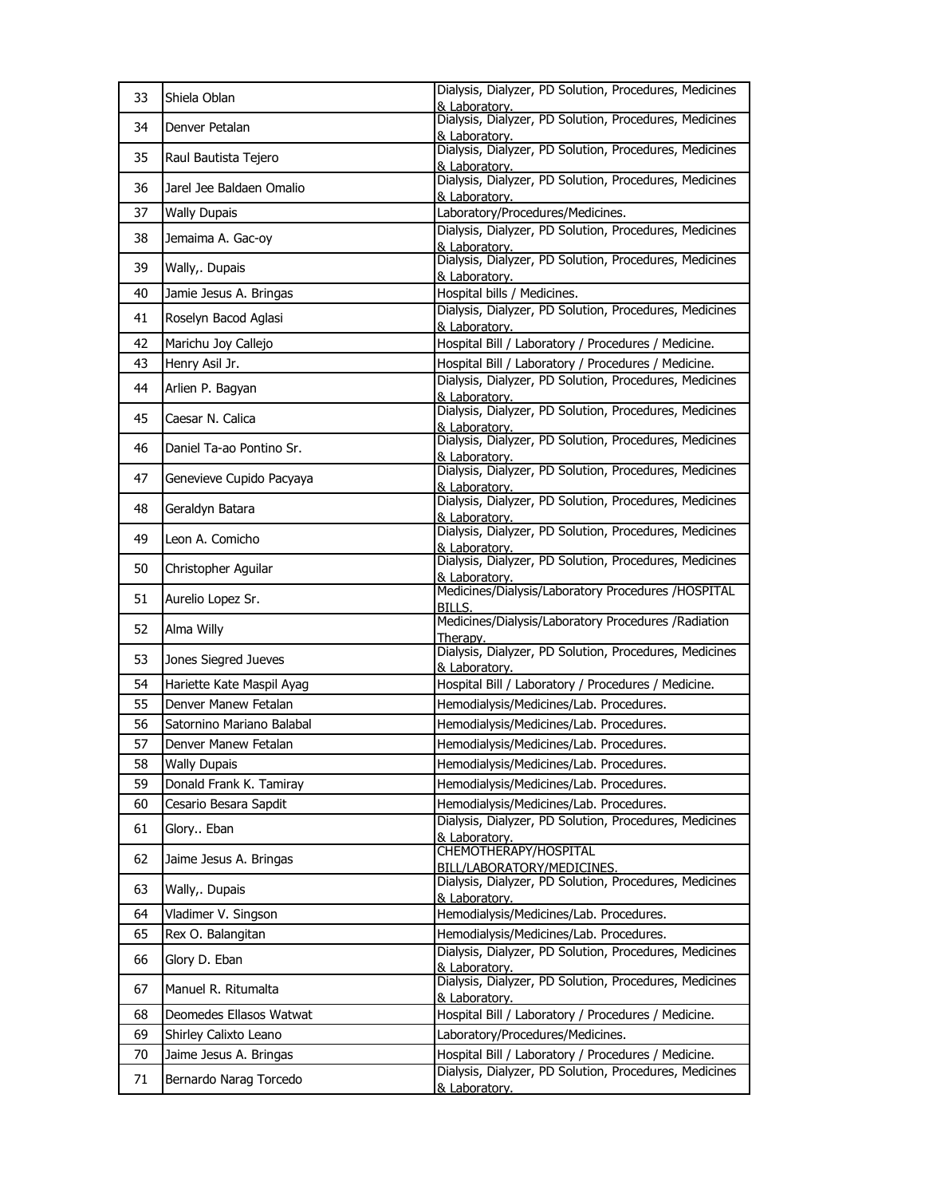| 33 | Shiela Oblan | Dialysis, Dialyzer, PD Solution, Procedures, Medicines & Laboratory. |
|---|---|---|
| 34 | Denver Petalan | Dialysis, Dialyzer, PD Solution, Procedures, Medicines & Laboratory. |
| 35 | Raul Bautista Tejero | Dialysis, Dialyzer, PD Solution, Procedures, Medicines & Laboratory. |
| 36 | Jarel Jee Baldaen Omalio | Dialysis, Dialyzer, PD Solution, Procedures, Medicines & Laboratory. |
| 37 | Wally Dupais | Laboratory/Procedures/Medicines. |
| 38 | Jemaima A. Gac-oy | Dialysis, Dialyzer, PD Solution, Procedures, Medicines & Laboratory. |
| 39 | Wally,. Dupais | Dialysis, Dialyzer, PD Solution, Procedures, Medicines & Laboratory. |
| 40 | Jamie Jesus A. Bringas | Hospital bills / Medicines. |
| 41 | Roselyn Bacod Aglasi | Dialysis, Dialyzer, PD Solution, Procedures, Medicines & Laboratory. |
| 42 | Marichu Joy Callejo | Hospital Bill / Laboratory / Procedures / Medicine. |
| 43 | Henry Asil Jr. | Hospital Bill / Laboratory / Procedures / Medicine. |
| 44 | Arlien P. Bagyan | Dialysis, Dialyzer, PD Solution, Procedures, Medicines & Laboratory. |
| 45 | Caesar N. Calica | Dialysis, Dialyzer, PD Solution, Procedures, Medicines & Laboratory. |
| 46 | Daniel Ta-ao Pontino Sr. | Dialysis, Dialyzer, PD Solution, Procedures, Medicines & Laboratory. |
| 47 | Genevieve Cupido Pacyaya | Dialysis, Dialyzer, PD Solution, Procedures, Medicines & Laboratory. |
| 48 | Geraldyn Batara | Dialysis, Dialyzer, PD Solution, Procedures, Medicines & Laboratory. |
| 49 | Leon A. Comicho | Dialysis, Dialyzer, PD Solution, Procedures, Medicines & Laboratory. |
| 50 | Christopher Aguilar | Dialysis, Dialyzer, PD Solution, Procedures, Medicines & Laboratory. |
| 51 | Aurelio Lopez Sr. | Medicines/Dialysis/Laboratory Procedures /HOSPITAL BILLS. |
| 52 | Alma Willy | Medicines/Dialysis/Laboratory Procedures /Radiation Therapy. |
| 53 | Jones Siegred Jueves | Dialysis, Dialyzer, PD Solution, Procedures, Medicines & Laboratory. |
| 54 | Hariette Kate Maspil Ayag | Hospital Bill / Laboratory / Procedures / Medicine. |
| 55 | Denver Manew Fetalan | Hemodialysis/Medicines/Lab. Procedures. |
| 56 | Satornino Mariano Balabal | Hemodialysis/Medicines/Lab. Procedures. |
| 57 | Denver Manew Fetalan | Hemodialysis/Medicines/Lab. Procedures. |
| 58 | Wally Dupais | Hemodialysis/Medicines/Lab. Procedures. |
| 59 | Donald Frank K. Tamiray | Hemodialysis/Medicines/Lab. Procedures. |
| 60 | Cesario Besara Sapdit | Hemodialysis/Medicines/Lab. Procedures. |
| 61 | Glory.. Eban | Dialysis, Dialyzer, PD Solution, Procedures, Medicines & Laboratory. |
| 62 | Jaime Jesus A. Bringas | CHEMOTHERAPY/HOSPITAL BILL/LABORATORY/MEDICINES. |
| 63 | Wally,. Dupais | Dialysis, Dialyzer, PD Solution, Procedures, Medicines & Laboratory. |
| 64 | Vladimer V. Singson | Hemodialysis/Medicines/Lab. Procedures. |
| 65 | Rex O. Balangitan | Hemodialysis/Medicines/Lab. Procedures. |
| 66 | Glory D. Eban | Dialysis, Dialyzer, PD Solution, Procedures, Medicines & Laboratory. |
| 67 | Manuel R. Ritumalta | Dialysis, Dialyzer, PD Solution, Procedures, Medicines & Laboratory. |
| 68 | Deomedes Ellasos Watwat | Hospital Bill / Laboratory / Procedures / Medicine. |
| 69 | Shirley Calixto Leano | Laboratory/Procedures/Medicines. |
| 70 | Jaime Jesus A. Bringas | Hospital Bill / Laboratory / Procedures / Medicine. |
| 71 | Bernardo Narag Torcedo | Dialysis, Dialyzer, PD Solution, Procedures, Medicines & Laboratory. |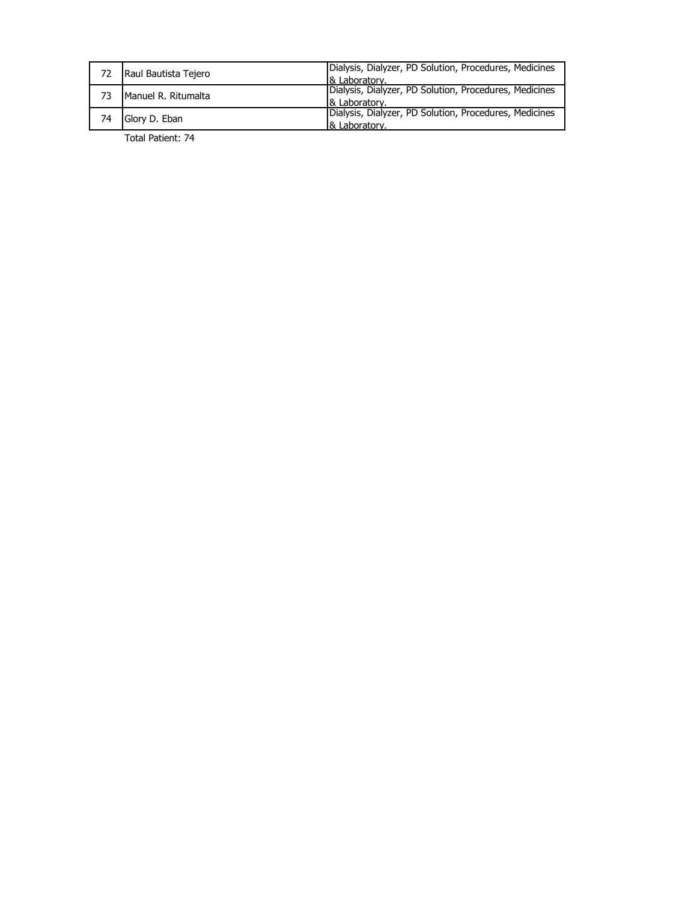| 72 | Raul Bautista Tejero | Dialysis, Dialyzer, PD Solution, Procedures, Medicines & Laboratory. |
|---|---|---|
| 73 | Manuel R. Ritumalta | Dialysis, Dialyzer, PD Solution, Procedures, Medicines & Laboratory. |
| 74 | Glory D. Eban | Dialysis, Dialyzer, PD Solution, Procedures, Medicines & Laboratory. |

Total Patient: 74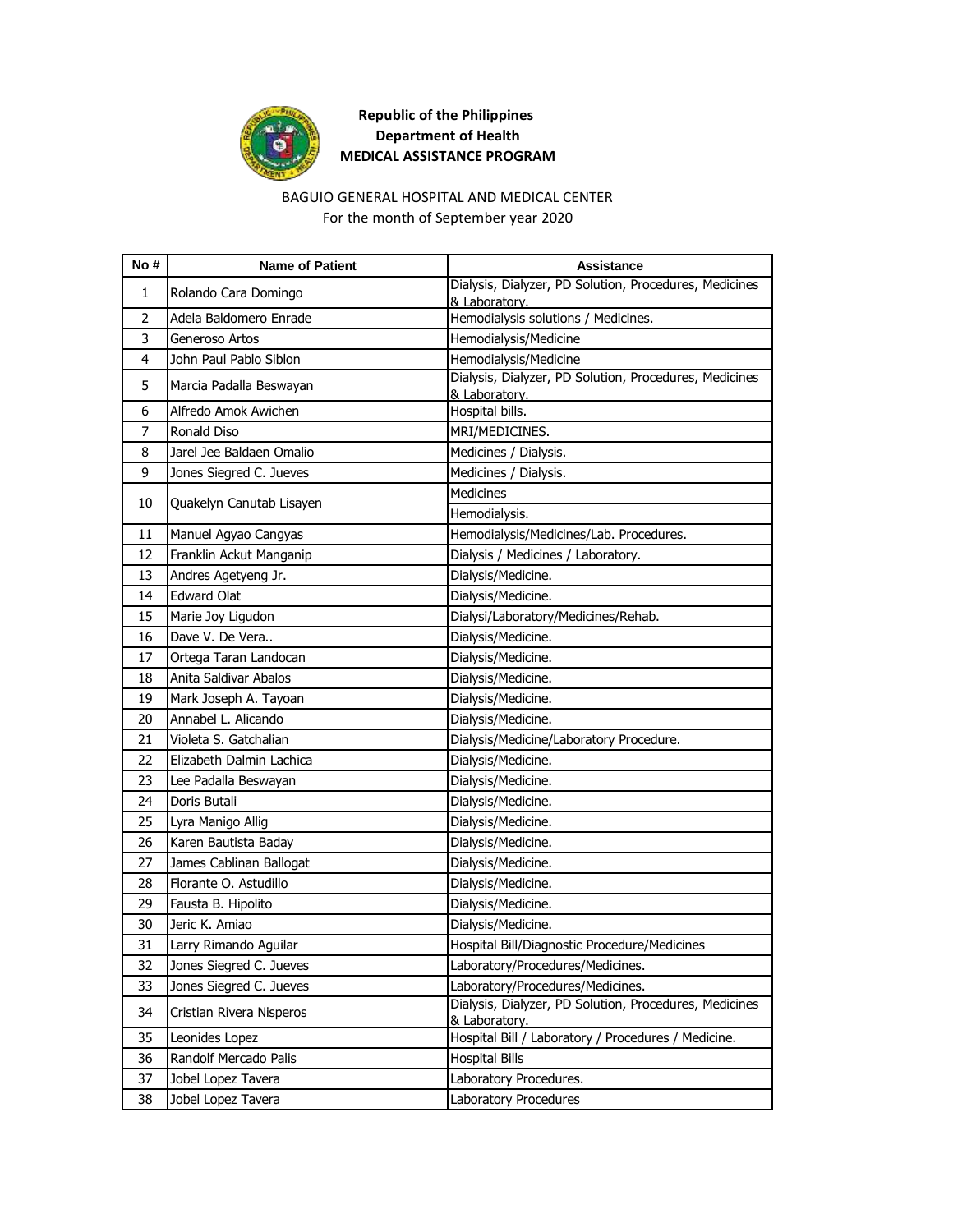**Republic of the Philippines**
**Department of Health**
**MEDICAL ASSISTANCE PROGRAM**

BAGUIO GENERAL HOSPITAL AND MEDICAL CENTER
For the month of September year 2020

| No # | Name of Patient | Assistance |
|---|---|---|
| 1 | Rolando Cara Domingo | Dialysis, Dialyzer, PD Solution, Procedures, Medicines & Laboratory. |
| 2 | Adela Baldomero Enrade | Hemodialysis solutions / Medicines. |
| 3 | Generoso Artos | Hemodialysis/Medicine |
| 4 | John Paul Pablo Siblon | Hemodialysis/Medicine |
| 5 | Marcia Padalla Beswayan | Dialysis, Dialyzer, PD Solution, Procedures, Medicines & Laboratory. |
| 6 | Alfredo Amok Awichen | Hospital bills. |
| 7 | Ronald Diso | MRI/MEDICINES. |
| 8 | Jarel Jee Baldaen Omalio | Medicines / Dialysis. |
| 9 | Jones Siegred C. Jueves | Medicines / Dialysis. |
| 10 | Quakelyn Canutab Lisayen | Medicines |
| | | Hemodialysis. |
| 11 | Manuel Agyao Cangyas | Hemodialysis/Medicines/Lab. Procedures. |
| 12 | Franklin Ackut Manganip | Dialysis / Medicines / Laboratory. |
| 13 | Andres Agetyeng Jr. | Dialysis/Medicine. |
| 14 | Edward Olat | Dialysis/Medicine. |
| 15 | Marie Joy Ligudon | Dialysi/Laboratory/Medicines/Rehab. |
| 16 | Dave V. De Vera.. | Dialysis/Medicine. |
| 17 | Ortega Taran Landocan | Dialysis/Medicine. |
| 18 | Anita Saldivar Abalos | Dialysis/Medicine. |
| 19 | Mark Joseph A. Tayoan | Dialysis/Medicine. |
| 20 | Annabel L. Alicando | Dialysis/Medicine. |
| 21 | Violeta S. Gatchalian | Dialysis/Medicine/Laboratory Procedure. |
| 22 | Elizabeth Dalmin Lachica | Dialysis/Medicine. |
| 23 | Lee Padalla Beswayan | Dialysis/Medicine. |
| 24 | Doris Butali | Dialysis/Medicine. |
| 25 | Lyra Manigo Allig | Dialysis/Medicine. |
| 26 | Karen Bautista Baday | Dialysis/Medicine. |
| 27 | James Cablinan Ballogat | Dialysis/Medicine. |
| 28 | Florante O. Astudillo | Dialysis/Medicine. |
| 29 | Fausta B. Hipolito | Dialysis/Medicine. |
| 30 | Jeric K. Amiao | Dialysis/Medicine. |
| 31 | Larry Rimando Aguilar | Hospital Bill/Diagnostic Procedure/Medicines |
| 32 | Jones Siegred C. Jueves | Laboratory/Procedures/Medicines. |
| 33 | Jones Siegred C. Jueves | Laboratory/Procedures/Medicines. |
| 34 | Cristian Rivera Nisperos | Dialysis, Dialyzer, PD Solution, Procedures, Medicines & Laboratory. |
| 35 | Leonides Lopez | Hospital Bill / Laboratory / Procedures / Medicine. |
| 36 | Randolf Mercado Palis | Hospital Bills |
| 37 | Jobel Lopez Tavera | Laboratory Procedures. |
| 38 | Jobel Lopez Tavera | Laboratory Procedures |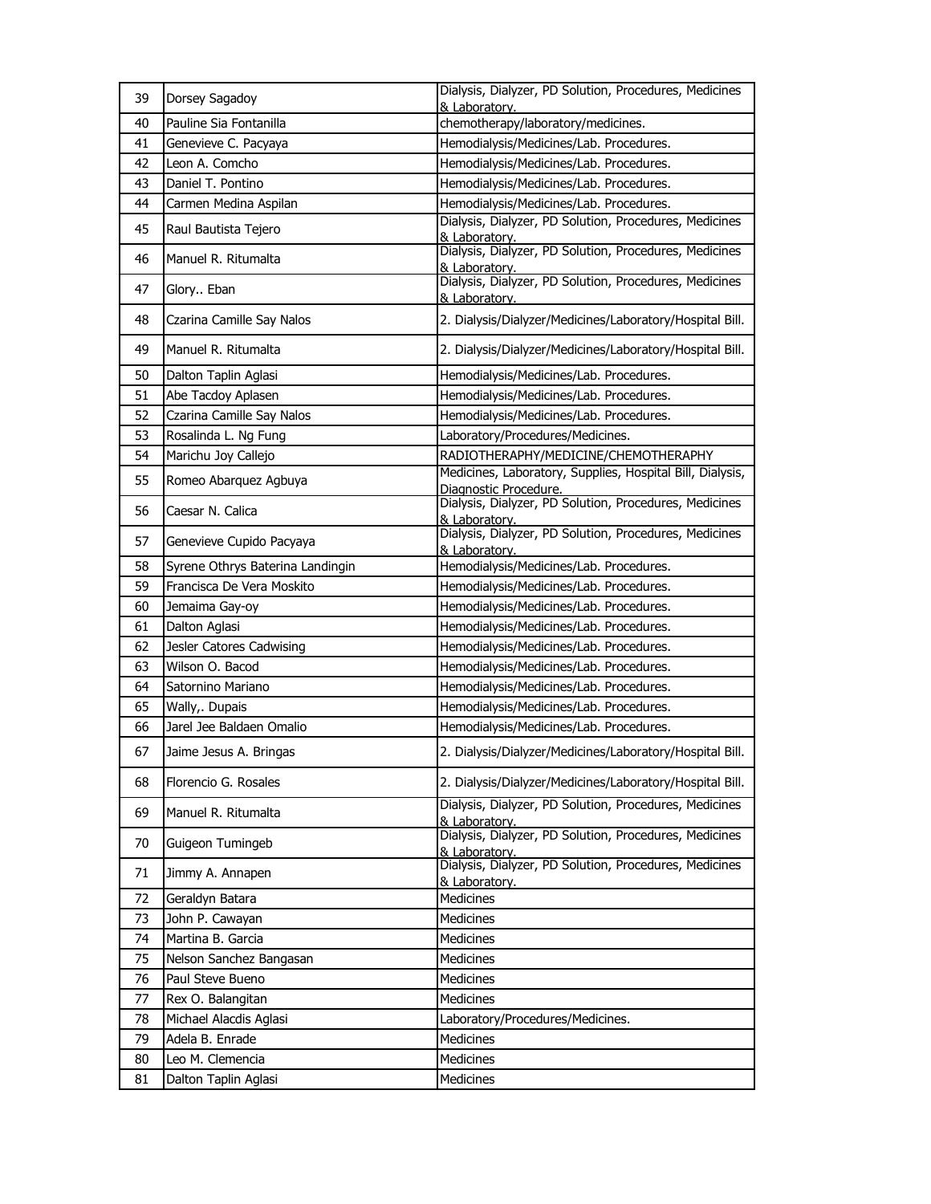| 39 | Dorsey Sagadoy | Dialysis, Dialyzer, PD Solution, Procedures, Medicines & Laboratory. |
|---|---|---|
| 40 | Pauline Sia Fontanilla | chemotherapy/laboratory/medicines. |
| 41 | Genevieve C. Pacyaya | Hemodialysis/Medicines/Lab. Procedures. |
| 42 | Leon A. Comcho | Hemodialysis/Medicines/Lab. Procedures. |
| 43 | Daniel T. Pontino | Hemodialysis/Medicines/Lab. Procedures. |
| 44 | Carmen Medina Aspilan | Hemodialysis/Medicines/Lab. Procedures. |
| 45 | Raul Bautista Tejero | Dialysis, Dialyzer, PD Solution, Procedures, Medicines & Laboratory. |
| 46 | Manuel R. Ritumalta | Dialysis, Dialyzer, PD Solution, Procedures, Medicines & Laboratory. |
| 47 | Glory.. Eban | Dialysis, Dialyzer, PD Solution, Procedures, Medicines & Laboratory. |
| 48 | Czarina Camille Say Nalos | 2. Dialysis/Dialyzer/Medicines/Laboratory/Hospital Bill. |
| 49 | Manuel R. Ritumalta | 2. Dialysis/Dialyzer/Medicines/Laboratory/Hospital Bill. |
| 50 | Dalton Taplin Aglasi | Hemodialysis/Medicines/Lab. Procedures. |
| 51 | Abe Tacdoy Aplasen | Hemodialysis/Medicines/Lab. Procedures. |
| 52 | Czarina Camille Say Nalos | Hemodialysis/Medicines/Lab. Procedures. |
| 53 | Rosalinda L. Ng Fung | Laboratory/Procedures/Medicines. |
| 54 | Marichu Joy Callejo | RADIOTHERAPHY/MEDICINE/CHEMOTHERAPHY |
| 55 | Romeo Abarquez Agbuya | Medicines, Laboratory, Supplies, Hospital Bill, Dialysis, Diagnostic Procedure. |
| 56 | Caesar N. Calica | Dialysis, Dialyzer, PD Solution, Procedures, Medicines & Laboratory. |
| 57 | Genevieve Cupido Pacyaya | Dialysis, Dialyzer, PD Solution, Procedures, Medicines & Laboratory. |
| 58 | Syrene Othrys Baterina Landingin | Hemodialysis/Medicines/Lab. Procedures. |
| 59 | Francisca De Vera Moskito | Hemodialysis/Medicines/Lab. Procedures. |
| 60 | Jemaima Gay-oy | Hemodialysis/Medicines/Lab. Procedures. |
| 61 | Dalton Aglasi | Hemodialysis/Medicines/Lab. Procedures. |
| 62 | Jesler Catores Cadwising | Hemodialysis/Medicines/Lab. Procedures. |
| 63 | Wilson O. Bacod | Hemodialysis/Medicines/Lab. Procedures. |
| 64 | Satornino Mariano | Hemodialysis/Medicines/Lab. Procedures. |
| 65 | Wally,. Dupais | Hemodialysis/Medicines/Lab. Procedures. |
| 66 | Jarel Jee Baldaen Omalio | Hemodialysis/Medicines/Lab. Procedures. |
| 67 | Jaime Jesus A. Bringas | 2. Dialysis/Dialyzer/Medicines/Laboratory/Hospital Bill. |
| 68 | Florencio G. Rosales | 2. Dialysis/Dialyzer/Medicines/Laboratory/Hospital Bill. |
| 69 | Manuel R. Ritumalta | Dialysis, Dialyzer, PD Solution, Procedures, Medicines & Laboratory. |
| 70 | Guigeon Tumingeb | Dialysis, Dialyzer, PD Solution, Procedures, Medicines & Laboratory. |
| 71 | Jimmy A. Annapen | Dialysis, Dialyzer, PD Solution, Procedures, Medicines & Laboratory. |
| 72 | Geraldyn Batara | Medicines |
| 73 | John P. Cawayan | Medicines |
| 74 | Martina B. Garcia | Medicines |
| 75 | Nelson Sanchez Bangasan | Medicines |
| 76 | Paul Steve Bueno | Medicines |
| 77 | Rex O. Balangitan | Medicines |
| 78 | Michael Alacdis Aglasi | Laboratory/Procedures/Medicines. |
| 79 | Adela B. Enrade | Medicines |
| 80 | Leo M. Clemencia | Medicines |
| 81 | Dalton Taplin Aglasi | Medicines |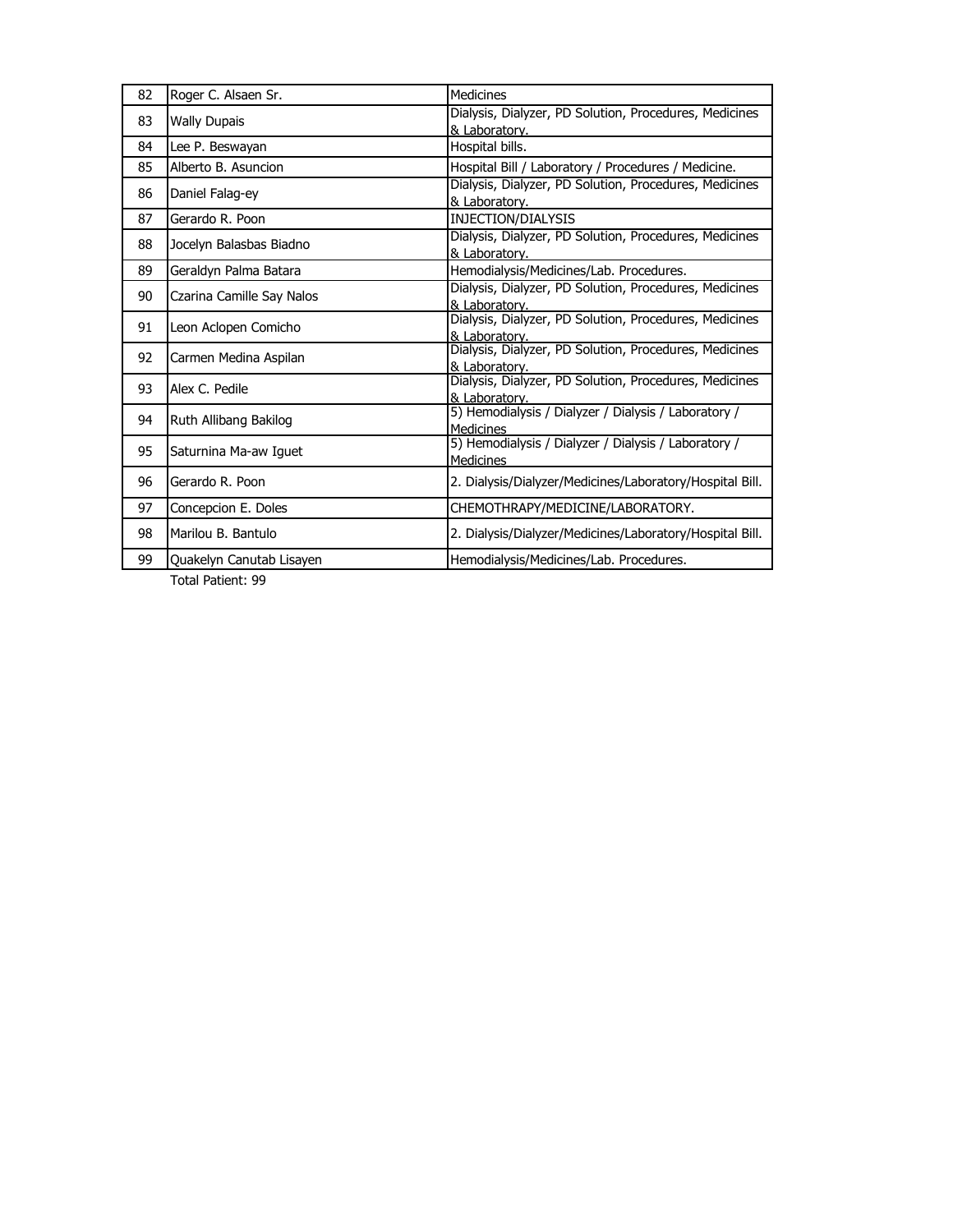| 82 | Roger C. Alsaen Sr. | Medicines |
|---|---|---|
| 83 | Wally Dupais | Dialysis, Dialyzer, PD Solution, Procedures, Medicines & Laboratory. |
| 84 | Lee P. Beswayan | Hospital bills. |
| 85 | Alberto B. Asuncion | Hospital Bill / Laboratory / Procedures / Medicine. |
| 86 | Daniel Falag-ey | Dialysis, Dialyzer, PD Solution, Procedures, Medicines & Laboratory. |
| 87 | Gerardo R. Poon | INJECTION/DIALYSIS |
| 88 | Jocelyn Balasbas Biadno | Dialysis, Dialyzer, PD Solution, Procedures, Medicines & Laboratory. |
| 89 | Geraldyn Palma Batara | Hemodialysis/Medicines/Lab. Procedures. |
| 90 | Czarina Camille Say Nalos | Dialysis, Dialyzer, PD Solution, Procedures, Medicines & Laboratory. |
| 91 | Leon Aclopen Comicho | Dialysis, Dialyzer, PD Solution, Procedures, Medicines & Laboratory. |
| 92 | Carmen Medina Aspilan | Dialysis, Dialyzer, PD Solution, Procedures, Medicines & Laboratory. |
| 93 | Alex C. Pedile | Dialysis, Dialyzer, PD Solution, Procedures, Medicines & Laboratory. |
| 94 | Ruth Allibang Bakilog | 5) Hemodialysis / Dialyzer / Dialysis / Laboratory / Medicines |
| 95 | Saturnina Ma-aw Iguet | 5) Hemodialysis / Dialyzer / Dialysis / Laboratory / Medicines |
| 96 | Gerardo R. Poon | 2. Dialysis/Dialyzer/Medicines/Laboratory/Hospital Bill. |
| 97 | Concepcion E. Doles | CHEMOTHRAPY/MEDICINE/LABORATORY. |
| 98 | Marilou B. Bantulo | 2. Dialysis/Dialyzer/Medicines/Laboratory/Hospital Bill. |
| 99 | Quakelyn Canutab Lisayen | Hemodialysis/Medicines/Lab. Procedures. |

Total Patient: 99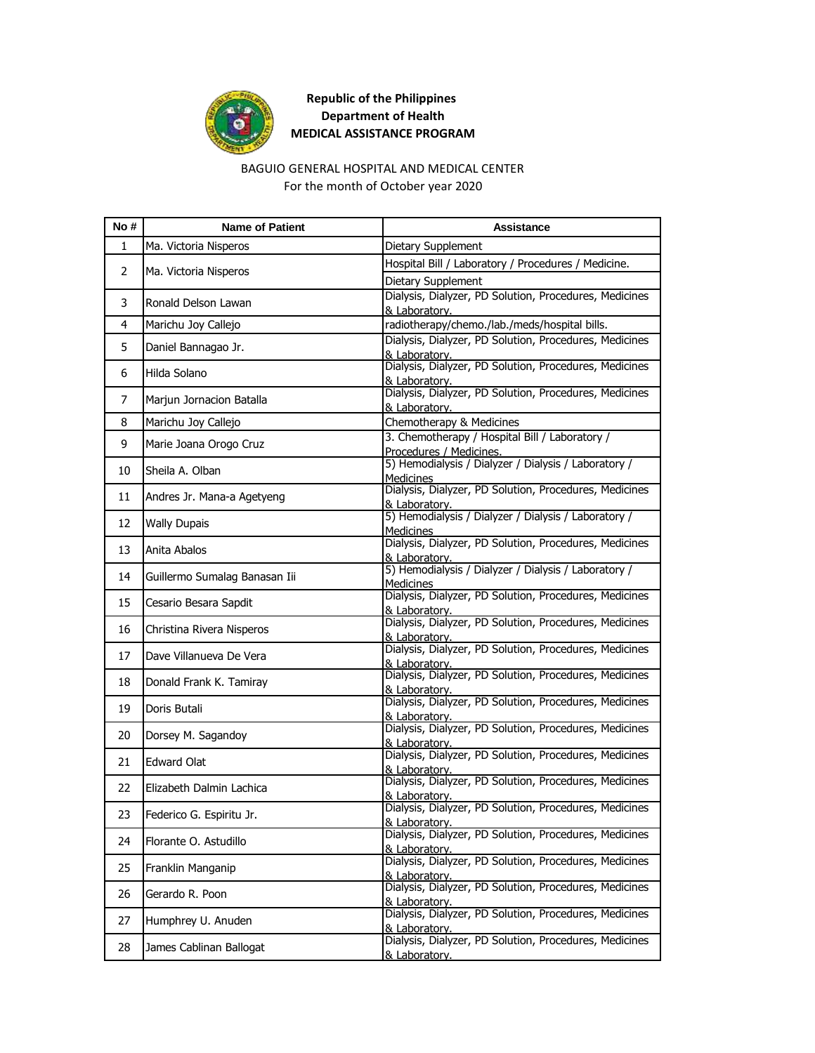**Republic of the Philippines**
**Department of Health**
**MEDICAL ASSISTANCE PROGRAM**

BAGUIO GENERAL HOSPITAL AND MEDICAL CENTER
For the month of October year 2020

| No # | Name of Patient | Assistance |
|---|---|---|
| 1 | Ma. Victoria Nisperos | Dietary Supplement |
| 2 | Ma. Victoria Nisperos | Hospital Bill / Laboratory / Procedures / Medicine. |
| | | Dietary Supplement |
| 3 | Ronald Delson Lawan | Dialysis, Dialyzer, PD Solution, Procedures, Medicines & Laboratory. |
| 4 | Marichu Joy Callejo | radiotherapy/chemo./lab./meds/hospital bills. |
| 5 | Daniel Bannagao Jr. | Dialysis, Dialyzer, PD Solution, Procedures, Medicines & Laboratory. |
| 6 | Hilda Solano | Dialysis, Dialyzer, PD Solution, Procedures, Medicines & Laboratory. |
| 7 | Marjun Jornacion Batalla | Dialysis, Dialyzer, PD Solution, Procedures, Medicines & Laboratory. |
| 8 | Marichu Joy Callejo | Chemotherapy & Medicines |
| 9 | Marie Joana Orogo Cruz | 3. Chemotherapy / Hospital Bill / Laboratory / Procedures / Medicines. |
| 10 | Sheila A. Olban | 5) Hemodialysis / Dialyzer / Dialysis / Laboratory / Medicines |
| 11 | Andres Jr. Mana-a Agetyeng | Dialysis, Dialyzer, PD Solution, Procedures, Medicines & Laboratory. |
| 12 | Wally Dupais | 5) Hemodialysis / Dialyzer / Dialysis / Laboratory / Medicines |
| 13 | Anita Abalos | Dialysis, Dialyzer, PD Solution, Procedures, Medicines & Laboratory. |
| 14 | Guillermo Sumalag Banasan Iii | 5) Hemodialysis / Dialyzer / Dialysis / Laboratory / Medicines |
| 15 | Cesario Besara Sapdit | Dialysis, Dialyzer, PD Solution, Procedures, Medicines & Laboratory. |
| 16 | Christina Rivera Nisperos | Dialysis, Dialyzer, PD Solution, Procedures, Medicines & Laboratory. |
| 17 | Dave Villanueva De Vera | Dialysis, Dialyzer, PD Solution, Procedures, Medicines & Laboratory. |
| 18 | Donald Frank K. Tamiray | Dialysis, Dialyzer, PD Solution, Procedures, Medicines & Laboratory. |
| 19 | Doris Butali | Dialysis, Dialyzer, PD Solution, Procedures, Medicines & Laboratory. |
| 20 | Dorsey M. Sagandoy | Dialysis, Dialyzer, PD Solution, Procedures, Medicines & Laboratory. |
| 21 | Edward Olat | Dialysis, Dialyzer, PD Solution, Procedures, Medicines & Laboratory. |
| 22 | Elizabeth Dalmin Lachica | Dialysis, Dialyzer, PD Solution, Procedures, Medicines & Laboratory. |
| 23 | Federico G. Espiritu Jr. | Dialysis, Dialyzer, PD Solution, Procedures, Medicines & Laboratory. |
| 24 | Florante O. Astudillo | Dialysis, Dialyzer, PD Solution, Procedures, Medicines & Laboratory. |
| 25 | Franklin Manganip | Dialysis, Dialyzer, PD Solution, Procedures, Medicines & Laboratory. |
| 26 | Gerardo R. Poon | Dialysis, Dialyzer, PD Solution, Procedures, Medicines & Laboratory. |
| 27 | Humphrey U. Anuden | Dialysis, Dialyzer, PD Solution, Procedures, Medicines & Laboratory. |
| 28 | James Cablinan Ballogat | Dialysis, Dialyzer, PD Solution, Procedures, Medicines & Laboratory. |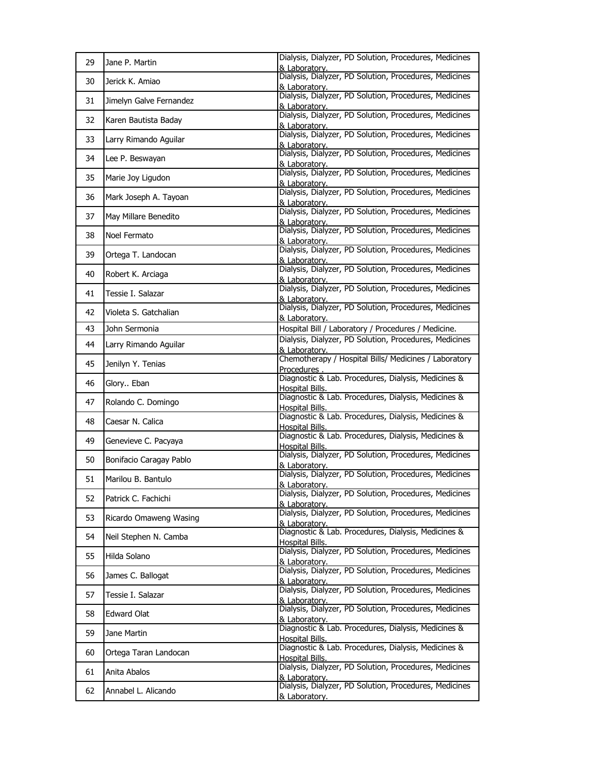| | | |
|---|---|---|
| 29 | Jane P. Martin | Dialysis, Dialyzer, PD Solution, Procedures, Medicines & Laboratory. |
| 30 | Jerick K. Amiao | Dialysis, Dialyzer, PD Solution, Procedures, Medicines & Laboratory. |
| 31 | Jimelyn Galve Fernandez | Dialysis, Dialyzer, PD Solution, Procedures, Medicines & Laboratory. |
| 32 | Karen Bautista Baday | Dialysis, Dialyzer, PD Solution, Procedures, Medicines & Laboratory. |
| 33 | Larry Rimando Aguilar | Dialysis, Dialyzer, PD Solution, Procedures, Medicines & Laboratory. |
| 34 | Lee P. Beswayan | Dialysis, Dialyzer, PD Solution, Procedures, Medicines & Laboratory. |
| 35 | Marie Joy Ligudon | Dialysis, Dialyzer, PD Solution, Procedures, Medicines & Laboratory. |
| 36 | Mark Joseph A. Tayoan | Dialysis, Dialyzer, PD Solution, Procedures, Medicines & Laboratory. |
| 37 | May Millare Benedito | Dialysis, Dialyzer, PD Solution, Procedures, Medicines & Laboratory. |
| 38 | Noel Fermato | Dialysis, Dialyzer, PD Solution, Procedures, Medicines & Laboratory. |
| 39 | Ortega T. Landocan | Dialysis, Dialyzer, PD Solution, Procedures, Medicines & Laboratory. |
| 40 | Robert K. Arciaga | Dialysis, Dialyzer, PD Solution, Procedures, Medicines & Laboratory. |
| 41 | Tessie I. Salazar | Dialysis, Dialyzer, PD Solution, Procedures, Medicines & Laboratory. |
| 42 | Violeta S. Gatchalian | Dialysis, Dialyzer, PD Solution, Procedures, Medicines & Laboratory. |
| 43 | John Sermonia | Hospital Bill / Laboratory / Procedures / Medicine. |
| 44 | Larry Rimando Aguilar | Dialysis, Dialyzer, PD Solution, Procedures, Medicines & Laboratory. |
| 45 | Jenilyn Y. Tenias | Chemotherapy / Hospital Bills/ Medicines / Laboratory Procedures . |
| 46 | Glory.. Eban | Diagnostic & Lab. Procedures, Dialysis, Medicines & Hospital Bills. |
| 47 | Rolando C. Domingo | Diagnostic & Lab. Procedures, Dialysis, Medicines & Hospital Bills. |
| 48 | Caesar N. Calica | Diagnostic & Lab. Procedures, Dialysis, Medicines & Hospital Bills. |
| 49 | Genevieve C. Pacyaya | Diagnostic & Lab. Procedures, Dialysis, Medicines & Hospital Bills. |
| 50 | Bonifacio Caragay Pablo | Dialysis, Dialyzer, PD Solution, Procedures, Medicines & Laboratory. |
| 51 | Marilou B. Bantulo | Dialysis, Dialyzer, PD Solution, Procedures, Medicines & Laboratory. |
| 52 | Patrick C. Fachichi | Dialysis, Dialyzer, PD Solution, Procedures, Medicines & Laboratory. |
| 53 | Ricardo Omaweng Wasing | Dialysis, Dialyzer, PD Solution, Procedures, Medicines & Laboratory. |
| 54 | Neil Stephen N. Camba | Diagnostic & Lab. Procedures, Dialysis, Medicines & Hospital Bills. |
| 55 | Hilda Solano | Dialysis, Dialyzer, PD Solution, Procedures, Medicines & Laboratory. |
| 56 | James C. Ballogat | Dialysis, Dialyzer, PD Solution, Procedures, Medicines & Laboratory. |
| 57 | Tessie I. Salazar | Dialysis, Dialyzer, PD Solution, Procedures, Medicines & Laboratory. |
| 58 | Edward Olat | Dialysis, Dialyzer, PD Solution, Procedures, Medicines & Laboratory. |
| 59 | Jane Martin | Diagnostic & Lab. Procedures, Dialysis, Medicines & Hospital Bills. |
| 60 | Ortega Taran Landocan | Diagnostic & Lab. Procedures, Dialysis, Medicines & Hospital Bills. |
| 61 | Anita Abalos | Dialysis, Dialyzer, PD Solution, Procedures, Medicines & Laboratory. |
| 62 | Annabel L. Alicando | Dialysis, Dialyzer, PD Solution, Procedures, Medicines & Laboratory. |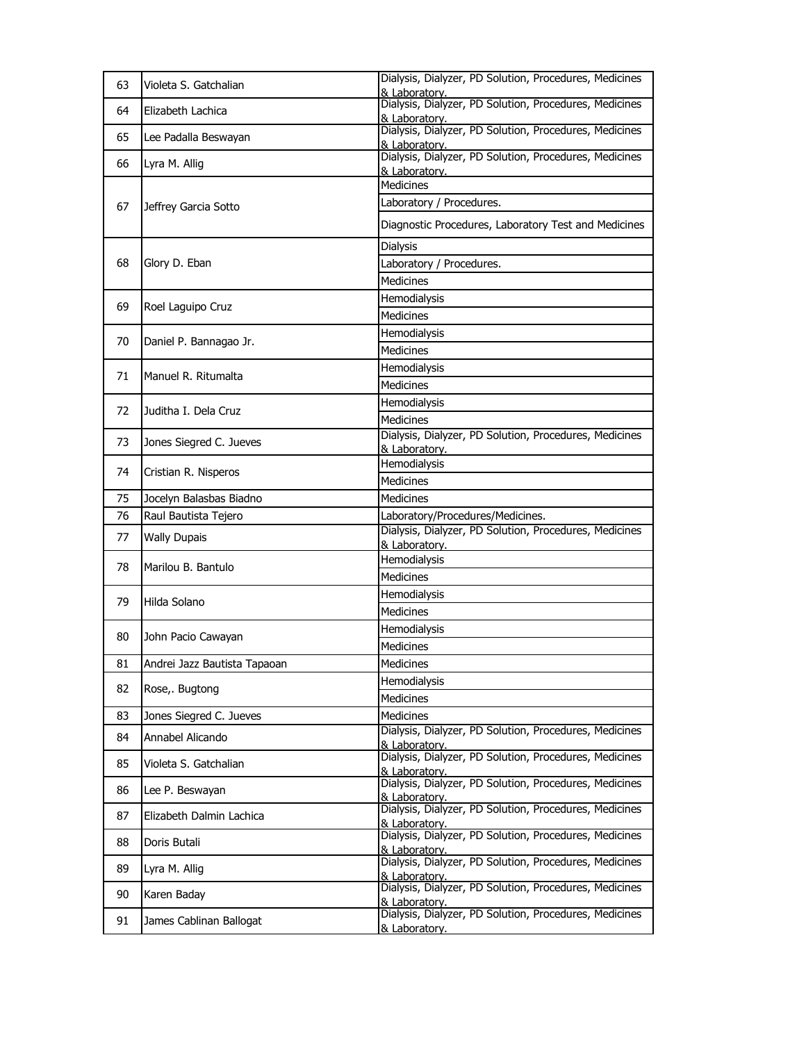| 63 | Violeta S. Gatchalian | Dialysis, Dialyzer, PD Solution, Procedures, Medicines & Laboratory. |
|---|---|---|
| 64 | Elizabeth Lachica | Dialysis, Dialyzer, PD Solution, Procedures, Medicines & Laboratory. |
| 65 | Lee Padalla Beswayan | Dialysis, Dialyzer, PD Solution, Procedures, Medicines & Laboratory. |
| 66 | Lyra M. Allig | Dialysis, Dialyzer, PD Solution, Procedures, Medicines & Laboratory. |
| 67 | Jeffrey Garcia Sotto | Medicines |
| | | Laboratory / Procedures. |
| | | Diagnostic Procedures, Laboratory Test and Medicines |
| 68 | Glory D. Eban | Dialysis |
| | | Laboratory / Procedures. |
| | | Medicines |
| 69 | Roel Laguipo Cruz | Hemodialysis |
| | | Medicines |
| 70 | Daniel P. Bannagao Jr. | Hemodialysis |
| | | Medicines |
| 71 | Manuel R. Ritumalta | Hemodialysis |
| | | Medicines |
| 72 | Juditha I. Dela Cruz | Hemodialysis |
| | | Medicines |
| 73 | Jones Siegred C. Jueves | Dialysis, Dialyzer, PD Solution, Procedures, Medicines & Laboratory. |
| 74 | Cristian R. Nisperos | Hemodialysis |
| | | Medicines |
| 75 | Jocelyn Balasbas Biadno | Medicines |
| 76 | Raul Bautista Tejero | Laboratory/Procedures/Medicines. |
| 77 | Wally Dupais | Dialysis, Dialyzer, PD Solution, Procedures, Medicines & Laboratory. |
| 78 | Marilou B. Bantulo | Hemodialysis |
| | | Medicines |
| 79 | Hilda Solano | Hemodialysis |
| | | Medicines |
| 80 | John Pacio Cawayan | Hemodialysis |
| | | Medicines |
| 81 | Andrei Jazz Bautista Tapaoan | Medicines |
| 82 | Rose,. Bugtong | Hemodialysis |
| | | Medicines |
| 83 | Jones Siegred C. Jueves | Medicines |
| 84 | Annabel Alicando | Dialysis, Dialyzer, PD Solution, Procedures, Medicines & Laboratory. |
| 85 | Violeta S. Gatchalian | Dialysis, Dialyzer, PD Solution, Procedures, Medicines & Laboratory. |
| 86 | Lee P. Beswayan | Dialysis, Dialyzer, PD Solution, Procedures, Medicines & Laboratory. |
| 87 | Elizabeth Dalmin Lachica | Dialysis, Dialyzer, PD Solution, Procedures, Medicines & Laboratory. |
| 88 | Doris Butali | Dialysis, Dialyzer, PD Solution, Procedures, Medicines & Laboratory. |
| 89 | Lyra M. Allig | Dialysis, Dialyzer, PD Solution, Procedures, Medicines & Laboratory. |
| 90 | Karen Baday | Dialysis, Dialyzer, PD Solution, Procedures, Medicines & Laboratory. |
| 91 | James Cablinan Ballogat | Dialysis, Dialyzer, PD Solution, Procedures, Medicines & Laboratory. |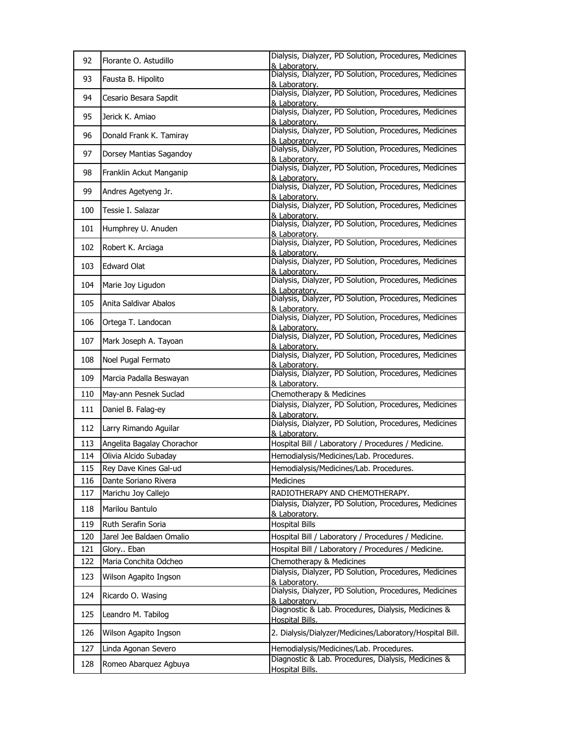| 92 | Florante O. Astudillo | Dialysis, Dialyzer, PD Solution, Procedures, Medicines & Laboratory. |
|---|---|---|
| 93 | Fausta B. Hipolito | Dialysis, Dialyzer, PD Solution, Procedures, Medicines & Laboratory. |
| 94 | Cesario Besara Sapdit | Dialysis, Dialyzer, PD Solution, Procedures, Medicines & Laboratory. |
| 95 | Jerick K. Amiao | Dialysis, Dialyzer, PD Solution, Procedures, Medicines & Laboratory. |
| 96 | Donald Frank K. Tamiray | Dialysis, Dialyzer, PD Solution, Procedures, Medicines & Laboratory. |
| 97 | Dorsey Mantias Sagandoy | Dialysis, Dialyzer, PD Solution, Procedures, Medicines & Laboratory. |
| 98 | Franklin Ackut Manganip | Dialysis, Dialyzer, PD Solution, Procedures, Medicines & Laboratory. |
| 99 | Andres Agetyeng Jr. | Dialysis, Dialyzer, PD Solution, Procedures, Medicines & Laboratory. |
| 100 | Tessie I. Salazar | Dialysis, Dialyzer, PD Solution, Procedures, Medicines & Laboratory. |
| 101 | Humphrey U. Anuden | Dialysis, Dialyzer, PD Solution, Procedures, Medicines & Laboratory. |
| 102 | Robert K. Arciaga | Dialysis, Dialyzer, PD Solution, Procedures, Medicines & Laboratory. |
| 103 | Edward Olat | Dialysis, Dialyzer, PD Solution, Procedures, Medicines & Laboratory. |
| 104 | Marie Joy Ligudon | Dialysis, Dialyzer, PD Solution, Procedures, Medicines & Laboratory. |
| 105 | Anita Saldivar Abalos | Dialysis, Dialyzer, PD Solution, Procedures, Medicines & Laboratory. |
| 106 | Ortega T. Landocan | Dialysis, Dialyzer, PD Solution, Procedures, Medicines & Laboratory. |
| 107 | Mark Joseph A. Tayoan | Dialysis, Dialyzer, PD Solution, Procedures, Medicines & Laboratory. |
| 108 | Noel Pugal Fermato | Dialysis, Dialyzer, PD Solution, Procedures, Medicines & Laboratory. |
| 109 | Marcia Padalla Beswayan | Dialysis, Dialyzer, PD Solution, Procedures, Medicines & Laboratory. |
| 110 | May-ann Pesnek Suclad | Chemotherapy & Medicines |
| 111 | Daniel B. Falag-ey | Dialysis, Dialyzer, PD Solution, Procedures, Medicines & Laboratory. |
| 112 | Larry Rimando Aguilar | Dialysis, Dialyzer, PD Solution, Procedures, Medicines & Laboratory. |
| 113 | Angelita Bagalay Chorachor | Hospital Bill / Laboratory / Procedures / Medicine. |
| 114 | Olivia Alcido Subaday | Hemodialysis/Medicines/Lab. Procedures. |
| 115 | Rey Dave Kines Gal-ud | Hemodialysis/Medicines/Lab. Procedures. |
| 116 | Dante Soriano Rivera | Medicines |
| 117 | Marichu Joy Callejo | RADIOTHERAPY AND CHEMOTHERAPY. |
| 118 | Marilou Bantulo | Dialysis, Dialyzer, PD Solution, Procedures, Medicines & Laboratory. |
| 119 | Ruth Serafin Soria | Hospital Bills |
| 120 | Jarel Jee Baldaen Omalio | Hospital Bill / Laboratory / Procedures / Medicine. |
| 121 | Glory.. Eban | Hospital Bill / Laboratory / Procedures / Medicine. |
| 122 | Maria Conchita Odcheo | Chemotherapy & Medicines |
| 123 | Wilson Agapito Ingson | Dialysis, Dialyzer, PD Solution, Procedures, Medicines & Laboratory. |
| 124 | Ricardo O. Wasing | Dialysis, Dialyzer, PD Solution, Procedures, Medicines & Laboratory. |
| 125 | Leandro M. Tabilog | Diagnostic & Lab. Procedures, Dialysis, Medicines & Hospital Bills. |
| 126 | Wilson Agapito Ingson | 2. Dialysis/Dialyzer/Medicines/Laboratory/Hospital Bill. |
| 127 | Linda Agonan Severo | Hemodialysis/Medicines/Lab. Procedures. |
| 128 | Romeo Abarquez Agbuya | Diagnostic & Lab. Procedures, Dialysis, Medicines & Hospital Bills. |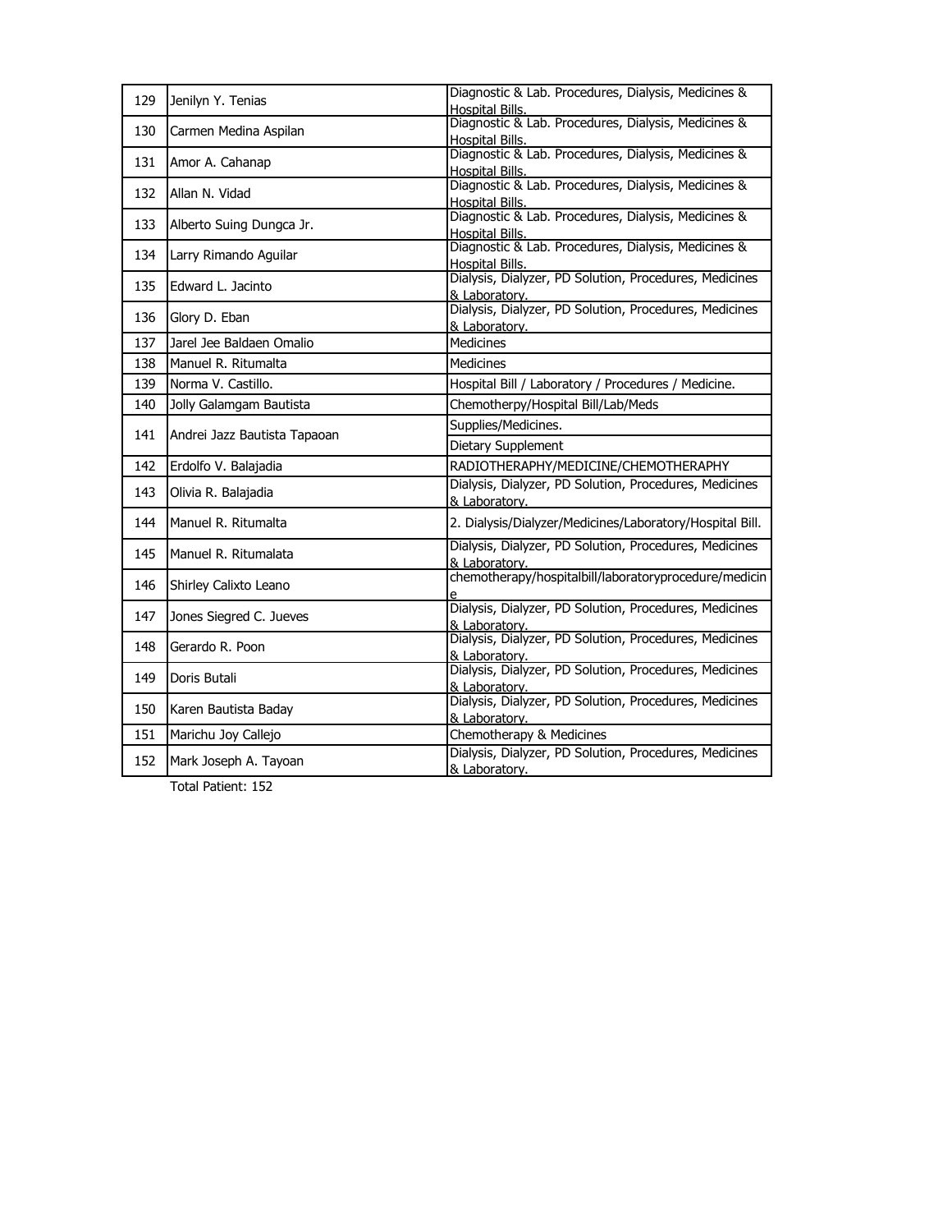| | | |
|---|---|---|
| 129 | Jenilyn Y. Tenias | Diagnostic & Lab. Procedures, Dialysis, Medicines & Hospital Bills. |
| 130 | Carmen Medina Aspilan | Diagnostic & Lab. Procedures, Dialysis, Medicines & Hospital Bills. |
| 131 | Amor A. Cahanap | Diagnostic & Lab. Procedures, Dialysis, Medicines & Hospital Bills. |
| 132 | Allan N. Vidad | Diagnostic & Lab. Procedures, Dialysis, Medicines & Hospital Bills. |
| 133 | Alberto Suing Dungca Jr. | Diagnostic & Lab. Procedures, Dialysis, Medicines & Hospital Bills. |
| 134 | Larry Rimando Aguilar | Diagnostic & Lab. Procedures, Dialysis, Medicines & Hospital Bills. |
| 135 | Edward L. Jacinto | Dialysis, Dialyzer, PD Solution, Procedures, Medicines & Laboratory. |
| 136 | Glory D. Eban | Dialysis, Dialyzer, PD Solution, Procedures, Medicines & Laboratory. |
| 137 | Jarel Jee Baldaen Omalio | Medicines |
| 138 | Manuel R. Ritumalta | Medicines |
| 139 | Norma V. Castillo. | Hospital Bill / Laboratory / Procedures / Medicine. |
| 140 | Jolly Galamgam Bautista | Chemotherpy/Hospital Bill/Lab/Meds |
| 141 | Andrei Jazz Bautista Tapaoan | Supplies/Medicines. |
| | | Dietary Supplement |
| 142 | Erdolfo V. Balajadia | RADIOTHERAPHY/MEDICINE/CHEMOTHERAPHY |
| 143 | Olivia R. Balajadia | Dialysis, Dialyzer, PD Solution, Procedures, Medicines & Laboratory. |
| 144 | Manuel R. Ritumalta | 2. Dialysis/Dialyzer/Medicines/Laboratory/Hospital Bill. |
| 145 | Manuel R. Ritumalata | Dialysis, Dialyzer, PD Solution, Procedures, Medicines & Laboratory. |
| 146 | Shirley Calixto Leano | chemotherapy/hospitalbill/laboratoryprocedure/medicine |
| 147 | Jones Siegred C. Jueves | Dialysis, Dialyzer, PD Solution, Procedures, Medicines & Laboratory. |
| 148 | Gerardo R. Poon | Dialysis, Dialyzer, PD Solution, Procedures, Medicines & Laboratory. |
| 149 | Doris Butali | Dialysis, Dialyzer, PD Solution, Procedures, Medicines & Laboratory. |
| 150 | Karen Bautista Baday | Dialysis, Dialyzer, PD Solution, Procedures, Medicines & Laboratory. |
| 151 | Marichu Joy Callejo | Chemotherapy & Medicines |
| 152 | Mark Joseph A. Tayoan | Dialysis, Dialyzer, PD Solution, Procedures, Medicines & Laboratory. |

Total Patient: 152